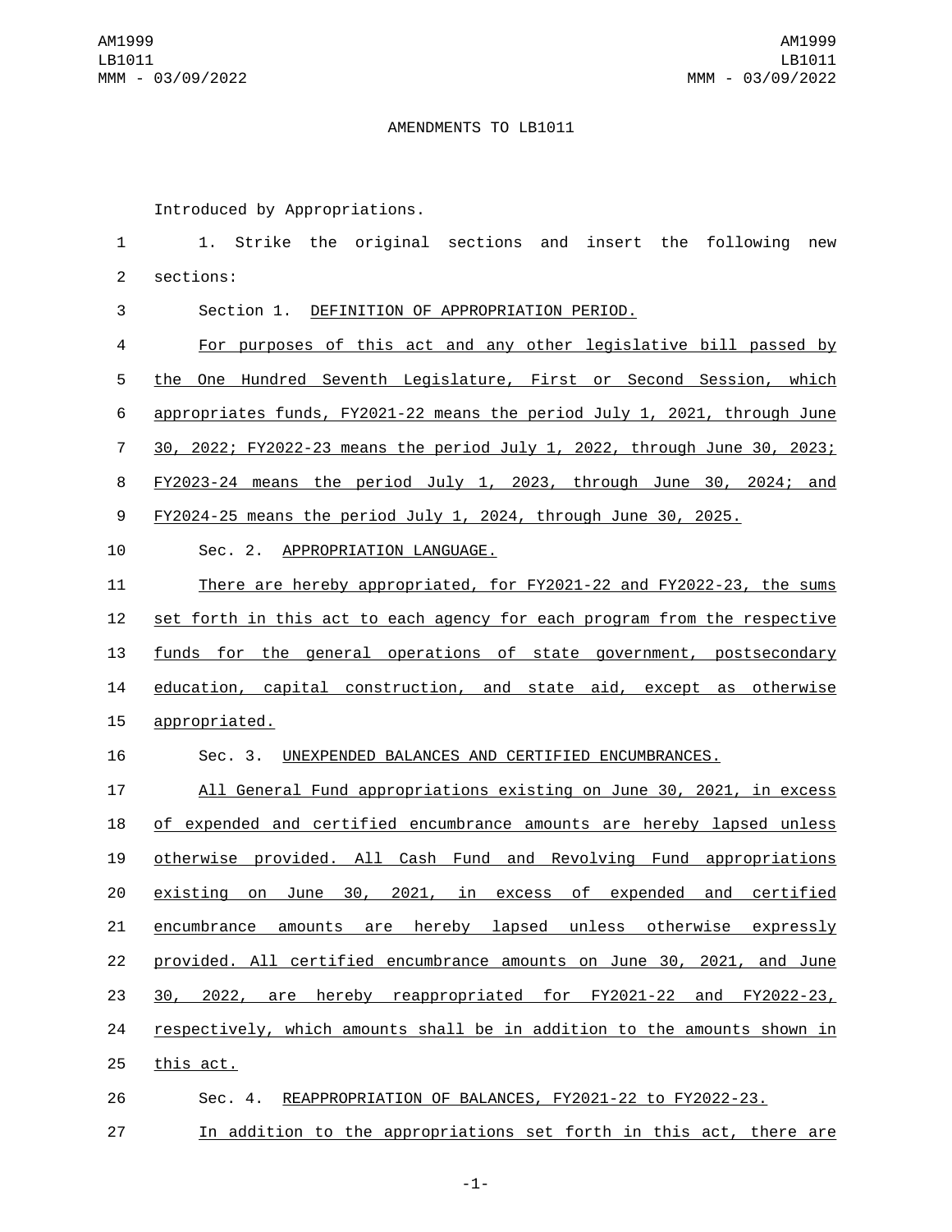AMENDMENTS TO LB1011

Introduced by Appropriations.

1. Strike the original sections and insert the following new sections:

Section 1. DEFINITION OF APPROPRIATION PERIOD.

For purposes of this act and any other legislative bill passed by the One Hundred Seventh Legislature, First or Second Session, which appropriates funds, FY2021-22 means the period July 1, 2021, through June 30, 2022; FY2022-23 means the period July 1, 2022, through June 30, 2023; FY2023-24 means the period July 1, 2023, through June 30, 2024; and FY2024-25 means the period July 1, 2024, through June 30, 2025.

Sec. 2. APPROPRIATION LANGUAGE.

There are hereby appropriated, for FY2021-22 and FY2022-23, the sums set forth in this act to each agency for each program from the respective funds for the general operations of state government, postsecondary education, capital construction, and state aid, except as otherwise appropriated.

Sec. 3. UNEXPENDED BALANCES AND CERTIFIED ENCUMBRANCES.

All General Fund appropriations existing on June 30, 2021, in excess of expended and certified encumbrance amounts are hereby lapsed unless otherwise provided. All Cash Fund and Revolving Fund appropriations existing on June 30, 2021, in excess of expended and certified encumbrance amounts are hereby lapsed unless otherwise expressly provided. All certified encumbrance amounts on June 30, 2021, and June 30, 2022, are hereby reappropriated for FY2021-22 and FY2022-23, respectively, which amounts shall be in addition to the amounts shown in this act.

Sec. 4. REAPPROPRIATION OF BALANCES, FY2021-22 to FY2022-23.

In addition to the appropriations set forth in this act, there are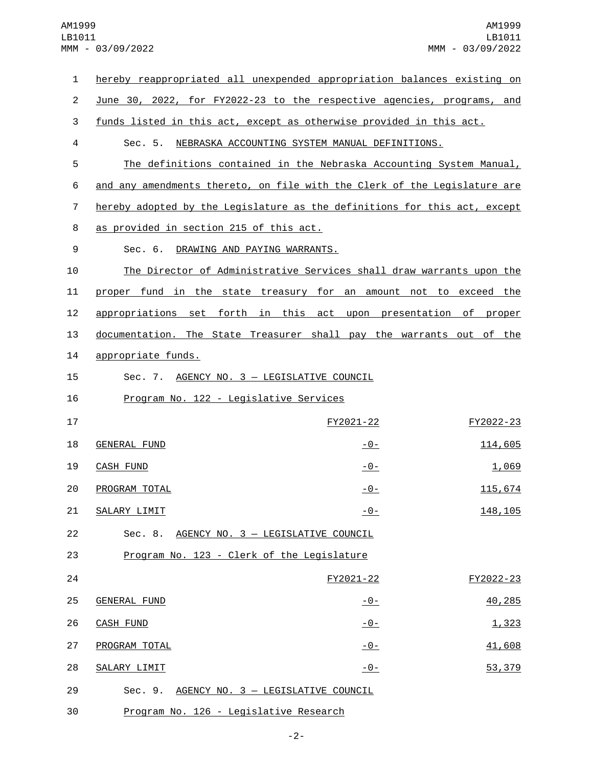hereby reappropriated all unexpended appropriation balances existing on June 30, 2022, for FY2022-23 to the respective agencies, programs, and funds listed in this act, except as otherwise provided in this act.

Sec. 5. NEBRASKA ACCOUNTING SYSTEM MANUAL DEFINITIONS.

The definitions contained in the Nebraska Accounting System Manual, and any amendments thereto, on file with the Clerk of the Legislature are hereby adopted by the Legislature as the definitions for this act, except as provided in section 215 of this act.

Sec. 6. DRAWING AND PAYING WARRANTS.

The Director of Administrative Services shall draw warrants upon the proper fund in the state treasury for an amount not to exceed the appropriations set forth in this act upon presentation of proper documentation. The State Treasurer shall pay the warrants out of the appropriate funds.

Sec. 7. AGENCY NO. 3 — LEGISLATIVE COUNCIL

Program No. 122 - Legislative Services

| | FY2021-22 | FY2022-23 |
|---|---|---|
| GENERAL FUND | -0- | 114,605 |
| CASH FUND | -0- | 1,069 |
| PROGRAM TOTAL | -0- | 115,674 |
| SALARY LIMIT | -0- | 148,105 |

Sec. 8. AGENCY NO. 3 — LEGISLATIVE COUNCIL

Program No. 123 - Clerk of the Legislature

| | FY2021-22 | FY2022-23 |
|---|---|---|
| GENERAL FUND | -0- | 40,285 |
| CASH FUND | -0- | 1,323 |
| PROGRAM TOTAL | -0- | 41,608 |
| SALARY LIMIT | -0- | 53,379 |

Sec. 9. AGENCY NO. 3 — LEGISLATIVE COUNCIL

Program No. 126 - Legislative Research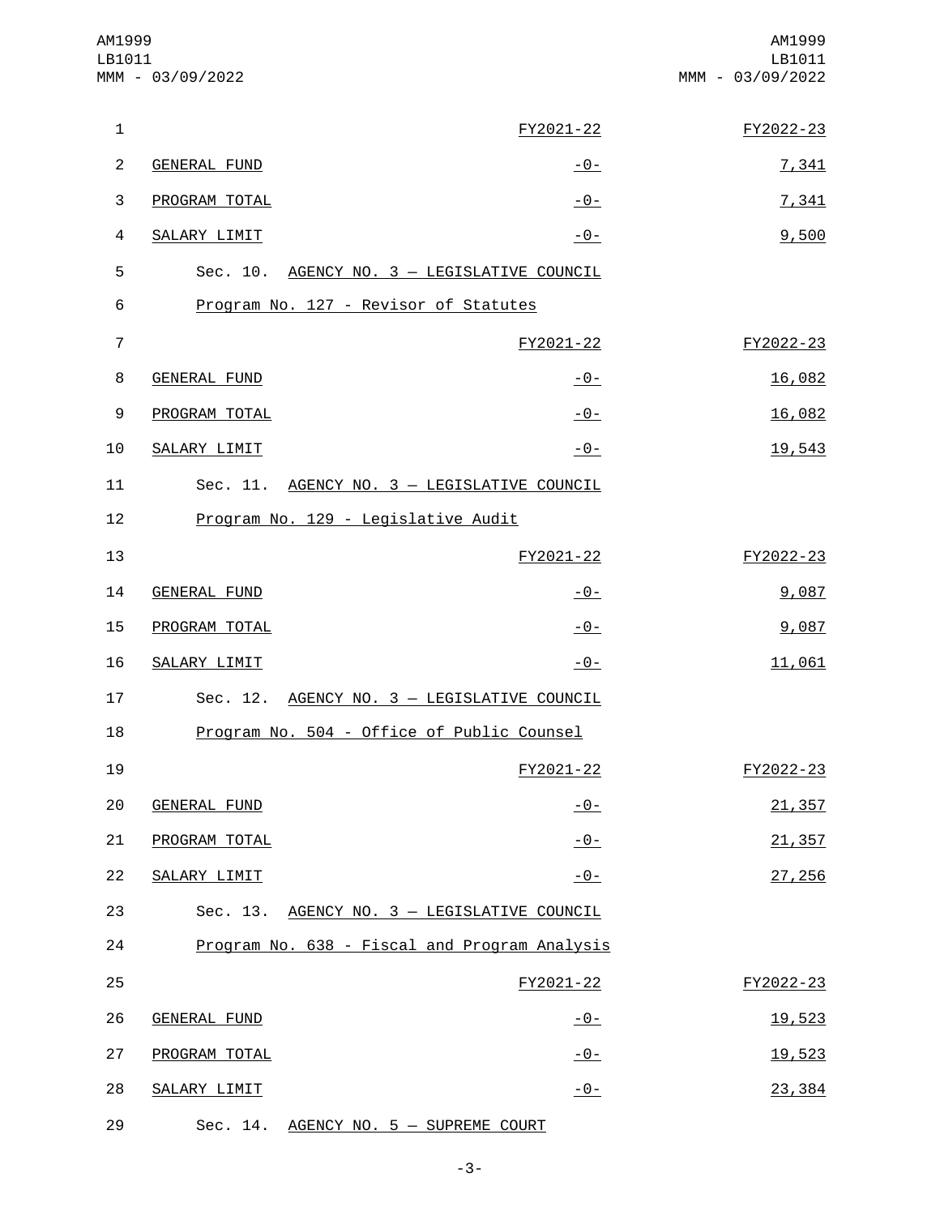| | FY2021-22 | FY2022-23 |
|---|---|---|
| GENERAL FUND | -0- | 7,341 |
| PROGRAM TOTAL | -0- | 7,341 |
| SALARY LIMIT | -0- | 9,500 |

Sec. 10. AGENCY NO. 3 — LEGISLATIVE COUNCIL

Program No. 127 - Revisor of Statutes

| | FY2021-22 | FY2022-23 |
|---|---|---|
| GENERAL FUND | -0- | 16,082 |
| PROGRAM TOTAL | -0- | 16,082 |
| SALARY LIMIT | -0- | 19,543 |

Sec. 11. AGENCY NO. 3 — LEGISLATIVE COUNCIL

Program No. 129 - Legislative Audit

| | FY2021-22 | FY2022-23 |
|---|---|---|
| GENERAL FUND | -0- | 9,087 |
| PROGRAM TOTAL | -0- | 9,087 |
| SALARY LIMIT | -0- | 11,061 |

Sec. 12. AGENCY NO. 3 — LEGISLATIVE COUNCIL

Program No. 504 - Office of Public Counsel

| | FY2021-22 | FY2022-23 |
|---|---|---|
| GENERAL FUND | -0- | 21,357 |
| PROGRAM TOTAL | -0- | 21,357 |
| SALARY LIMIT | -0- | 27,256 |

Sec. 13. AGENCY NO. 3 — LEGISLATIVE COUNCIL

Program No. 638 - Fiscal and Program Analysis

| | FY2021-22 | FY2022-23 |
|---|---|---|
| GENERAL FUND | -0- | 19,523 |
| PROGRAM TOTAL | -0- | 19,523 |
| SALARY LIMIT | -0- | 23,384 |

Sec. 14. AGENCY NO. 5 — SUPREME COURT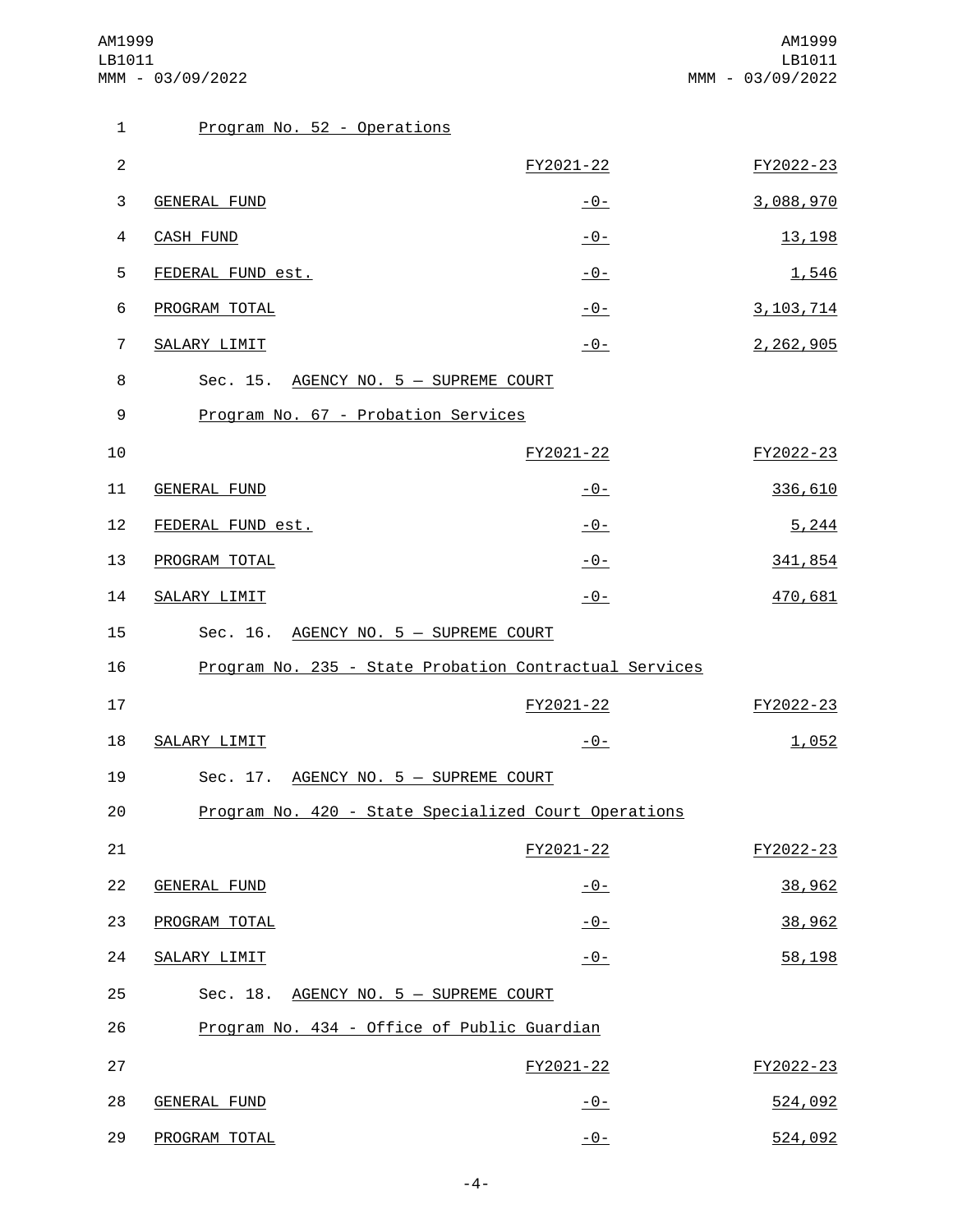Program No. 52 - Operations

| | FY2021-22 | FY2022-23 |
|---|---|---|
| GENERAL FUND | -0- | 3,088,970 |
| CASH FUND | -0- | 13,198 |
| FEDERAL FUND est. | -0- | 1,546 |
| PROGRAM TOTAL | -0- | 3,103,714 |
| SALARY LIMIT | -0- | 2,262,905 |

Sec. 15. AGENCY NO. 5 — SUPREME COURT

Program No. 67 - Probation Services

| | FY2021-22 | FY2022-23 |
|---|---|---|
| GENERAL FUND | -0- | 336,610 |
| FEDERAL FUND est. | -0- | 5,244 |
| PROGRAM TOTAL | -0- | 341,854 |
| SALARY LIMIT | -0- | 470,681 |

Sec. 16. AGENCY NO. 5 — SUPREME COURT

Program No. 235 - State Probation Contractual Services

| | FY2021-22 | FY2022-23 |
|---|---|---|
| SALARY LIMIT | -0- | 1,052 |

Sec. 17. AGENCY NO. 5 — SUPREME COURT

Program No. 420 - State Specialized Court Operations

| | FY2021-22 | FY2022-23 |
|---|---|---|
| GENERAL FUND | -0- | 38,962 |
| PROGRAM TOTAL | -0- | 38,962 |
| SALARY LIMIT | -0- | 58,198 |

Sec. 18. AGENCY NO. 5 — SUPREME COURT

Program No. 434 - Office of Public Guardian

| | FY2021-22 | FY2022-23 |
|---|---|---|
| GENERAL FUND | -0- | 524,092 |
| PROGRAM TOTAL | -0- | 524,092 |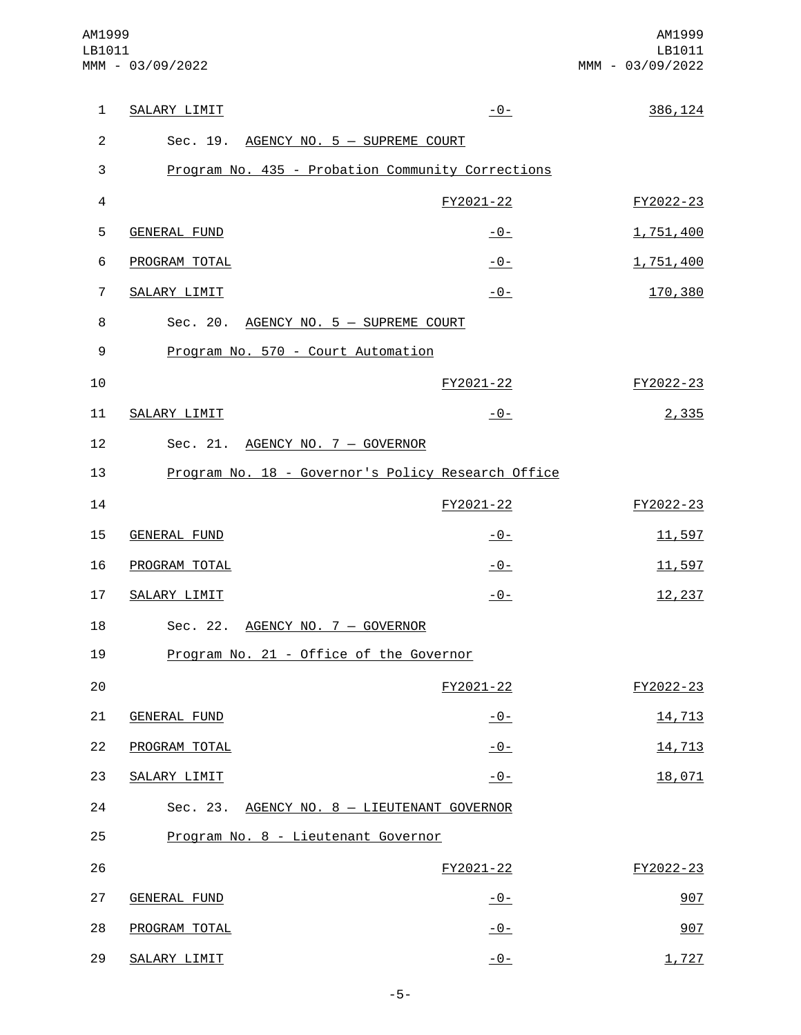| SALARY LIMIT | -0- | 386,124 |
|---|---|---|

Sec. 19. AGENCY NO. 5 — SUPREME COURT

Program No. 435 - Probation Community Corrections

| | FY2021-22 | FY2022-23 |
|---|---|---|
| GENERAL FUND | -0- | 1,751,400 |
| PROGRAM TOTAL | -0- | 1,751,400 |
| SALARY LIMIT | -0- | 170,380 |

Sec. 20. AGENCY NO. 5 — SUPREME COURT

Program No. 570 - Court Automation

| | FY2021-22 | FY2022-23 |
|---|---|---|
| SALARY LIMIT | -0- | 2,335 |

Sec. 21. AGENCY NO. 7 — GOVERNOR

Program No. 18 - Governor's Policy Research Office

| | FY2021-22 | FY2022-23 |
|---|---|---|
| GENERAL FUND | -0- | 11,597 |
| PROGRAM TOTAL | -0- | 11,597 |
| SALARY LIMIT | -0- | 12,237 |

Sec. 22. AGENCY NO. 7 — GOVERNOR

Program No. 21 - Office of the Governor

| | FY2021-22 | FY2022-23 |
|---|---|---|
| GENERAL FUND | -0- | 14,713 |
| PROGRAM TOTAL | -0- | 14,713 |
| SALARY LIMIT | -0- | 18,071 |

Sec. 23. AGENCY NO. 8 — LIEUTENANT GOVERNOR

Program No. 8 - Lieutenant Governor

| | FY2021-22 | FY2022-23 |
|---|---|---|
| GENERAL FUND | -0- | 907 |
| PROGRAM TOTAL | -0- | 907 |
| SALARY LIMIT | -0- | 1,727 |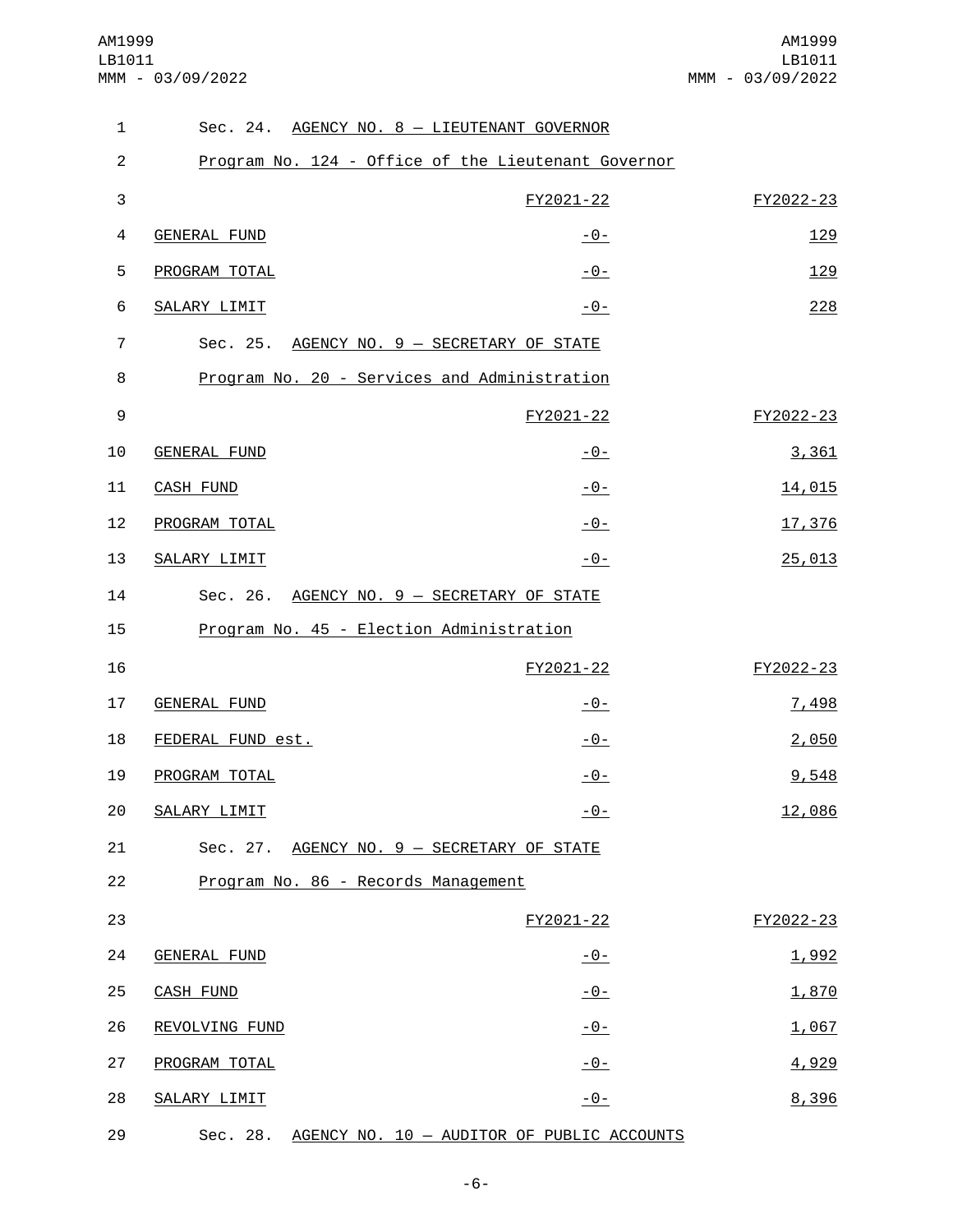Sec. 24. AGENCY NO. 8 — LIEUTENANT GOVERNOR

Program No. 124 - Office of the Lieutenant Governor

| | FY2021-22 | FY2022-23 |
|---|---|---|
| GENERAL FUND | -0- | 129 |
| PROGRAM TOTAL | -0- | 129 |
| SALARY LIMIT | -0- | 228 |

Sec. 25. AGENCY NO. 9 — SECRETARY OF STATE

Program No. 20 - Services and Administration

| | FY2021-22 | FY2022-23 |
|---|---|---|
| GENERAL FUND | -0- | 3,361 |
| CASH FUND | -0- | 14,015 |
| PROGRAM TOTAL | -0- | 17,376 |
| SALARY LIMIT | -0- | 25,013 |

Sec. 26. AGENCY NO. 9 — SECRETARY OF STATE

Program No. 45 - Election Administration

| | FY2021-22 | FY2022-23 |
|---|---|---|
| GENERAL FUND | -0- | 7,498 |
| FEDERAL FUND est. | -0- | 2,050 |
| PROGRAM TOTAL | -0- | 9,548 |
| SALARY LIMIT | -0- | 12,086 |

Sec. 27. AGENCY NO. 9 — SECRETARY OF STATE

Program No. 86 - Records Management

| | FY2021-22 | FY2022-23 |
|---|---|---|
| GENERAL FUND | -0- | 1,992 |
| CASH FUND | -0- | 1,870 |
| REVOLVING FUND | -0- | 1,067 |
| PROGRAM TOTAL | -0- | 4,929 |
| SALARY LIMIT | -0- | 8,396 |

Sec. 28. AGENCY NO. 10 — AUDITOR OF PUBLIC ACCOUNTS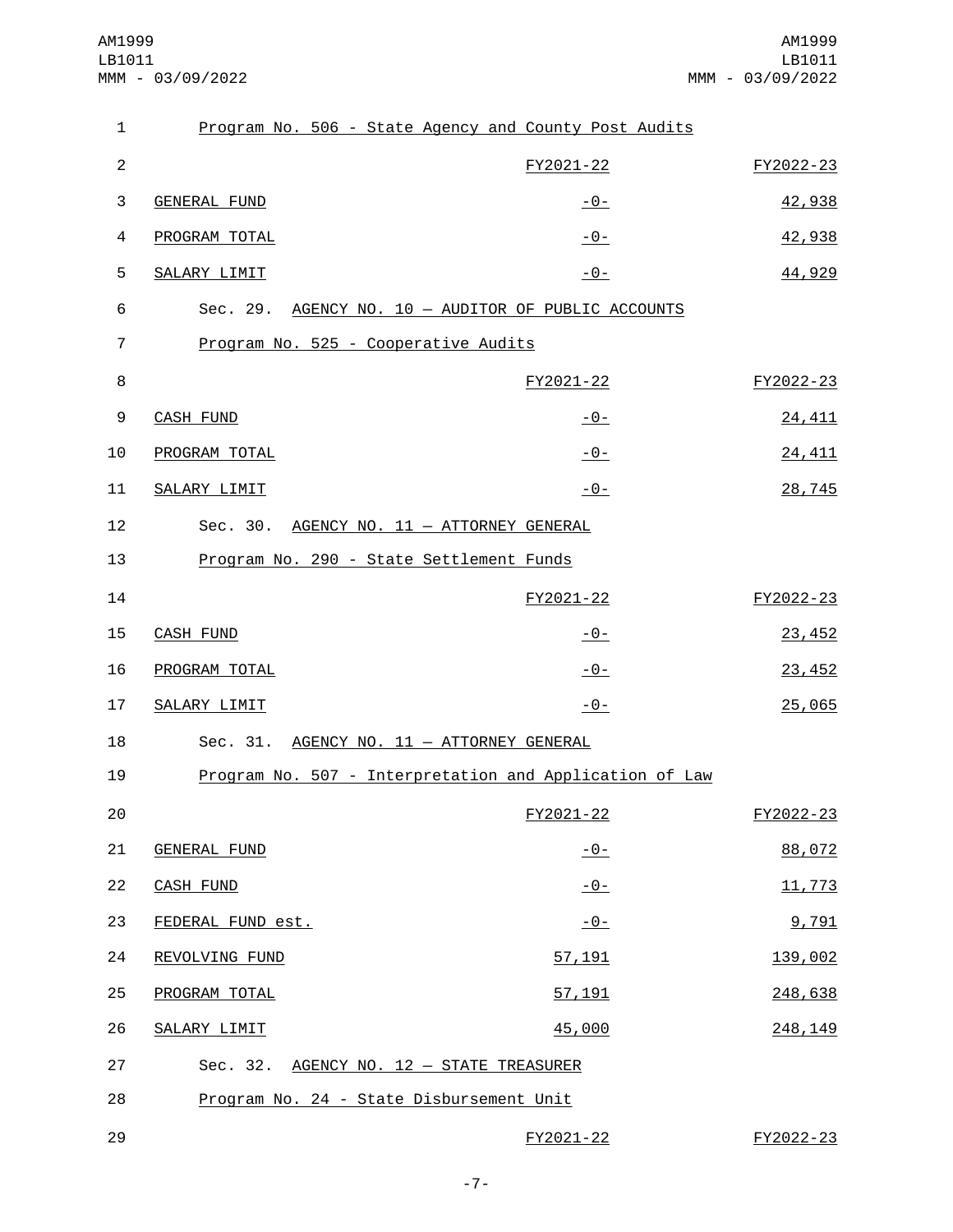Program No. 506 - State Agency and County Post Audits

| | FY2021-22 | FY2022-23 |
|---|---|---|
| GENERAL FUND | -0- | 42,938 |
| PROGRAM TOTAL | -0- | 42,938 |
| SALARY LIMIT | -0- | 44,929 |

Sec. 29. AGENCY NO. 10 — AUDITOR OF PUBLIC ACCOUNTS

Program No. 525 - Cooperative Audits

| | FY2021-22 | FY2022-23 |
|---|---|---|
| CASH FUND | -0- | 24,411 |
| PROGRAM TOTAL | -0- | 24,411 |
| SALARY LIMIT | -0- | 28,745 |

Sec. 30. AGENCY NO. 11 — ATTORNEY GENERAL

Program No. 290 - State Settlement Funds

| | FY2021-22 | FY2022-23 |
|---|---|---|
| CASH FUND | -0- | 23,452 |
| PROGRAM TOTAL | -0- | 23,452 |
| SALARY LIMIT | -0- | 25,065 |

Sec. 31. AGENCY NO. 11 — ATTORNEY GENERAL

Program No. 507 - Interpretation and Application of Law

| | FY2021-22 | FY2022-23 |
|---|---|---|
| GENERAL FUND | -0- | 88,072 |
| CASH FUND | -0- | 11,773 |
| FEDERAL FUND est. | -0- | 9,791 |
| REVOLVING FUND | 57,191 | 139,002 |
| PROGRAM TOTAL | 57,191 | 248,638 |
| SALARY LIMIT | 45,000 | 248,149 |

Sec. 32. AGENCY NO. 12 — STATE TREASURER

Program No. 24 - State Disbursement Unit

| | FY2021-22 | FY2022-23 |
|---|---|---|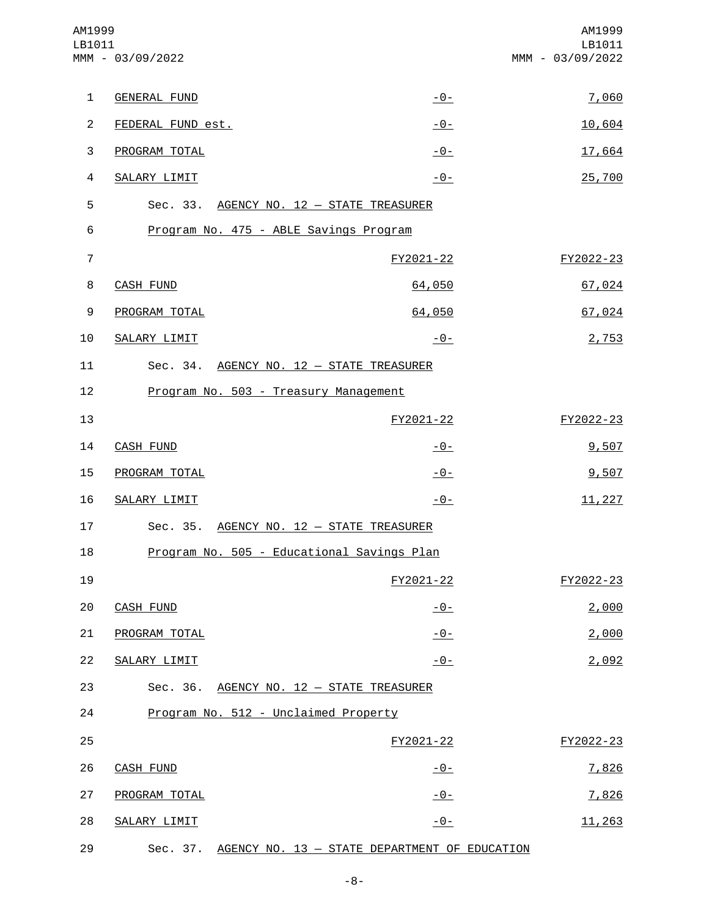| | | |
|---|---|---|
| GENERAL FUND | -0- | 7,060 |
| FEDERAL FUND est. | -0- | 10,604 |
| PROGRAM TOTAL | -0- | 17,664 |
| SALARY LIMIT | -0- | 25,700 |

Sec. 33. AGENCY NO. 12 — STATE TREASURER

Program No. 475 - ABLE Savings Program

| | FY2021-22 | FY2022-23 |
|---|---|---|
| CASH FUND | 64,050 | 67,024 |
| PROGRAM TOTAL | 64,050 | 67,024 |
| SALARY LIMIT | -0- | 2,753 |

Sec. 34. AGENCY NO. 12 — STATE TREASURER

Program No. 503 - Treasury Management

| | FY2021-22 | FY2022-23 |
|---|---|---|
| CASH FUND | -0- | 9,507 |
| PROGRAM TOTAL | -0- | 9,507 |
| SALARY LIMIT | -0- | 11,227 |

Sec. 35. AGENCY NO. 12 — STATE TREASURER

Program No. 505 - Educational Savings Plan

| | FY2021-22 | FY2022-23 |
|---|---|---|
| CASH FUND | -0- | 2,000 |
| PROGRAM TOTAL | -0- | 2,000 |
| SALARY LIMIT | -0- | 2,092 |

Sec. 36. AGENCY NO. 12 — STATE TREASURER

Program No. 512 - Unclaimed Property

| | FY2021-22 | FY2022-23 |
|---|---|---|
| CASH FUND | -0- | 7,826 |
| PROGRAM TOTAL | -0- | 7,826 |
| SALARY LIMIT | -0- | 11,263 |

Sec. 37. AGENCY NO. 13 — STATE DEPARTMENT OF EDUCATION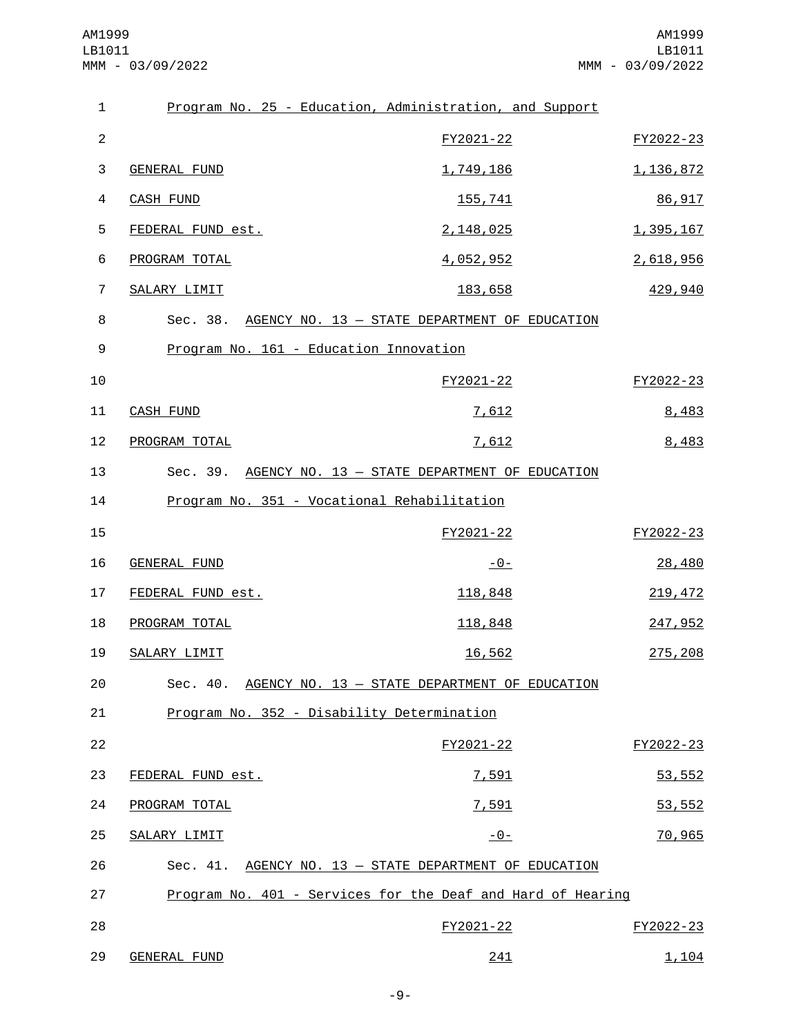Program No. 25 - Education, Administration, and Support

| | FY2021-22 | FY2022-23 |
|---|---|---|
| GENERAL FUND | 1,749,186 | 1,136,872 |
| CASH FUND | 155,741 | 86,917 |
| FEDERAL FUND est. | 2,148,025 | 1,395,167 |
| PROGRAM TOTAL | 4,052,952 | 2,618,956 |
| SALARY LIMIT | 183,658 | 429,940 |

Sec. 38. AGENCY NO. 13 — STATE DEPARTMENT OF EDUCATION

Program No. 161 - Education Innovation

| | FY2021-22 | FY2022-23 |
|---|---|---|
| CASH FUND | 7,612 | 8,483 |
| PROGRAM TOTAL | 7,612 | 8,483 |

Sec. 39. AGENCY NO. 13 — STATE DEPARTMENT OF EDUCATION

Program No. 351 - Vocational Rehabilitation

| | FY2021-22 | FY2022-23 |
|---|---|---|
| GENERAL FUND | -0- | 28,480 |
| FEDERAL FUND est. | 118,848 | 219,472 |
| PROGRAM TOTAL | 118,848 | 247,952 |
| SALARY LIMIT | 16,562 | 275,208 |

Sec. 40. AGENCY NO. 13 — STATE DEPARTMENT OF EDUCATION

Program No. 352 - Disability Determination

| | FY2021-22 | FY2022-23 |
|---|---|---|
| FEDERAL FUND est. | 7,591 | 53,552 |
| PROGRAM TOTAL | 7,591 | 53,552 |
| SALARY LIMIT | -0- | 70,965 |

Sec. 41. AGENCY NO. 13 — STATE DEPARTMENT OF EDUCATION

Program No. 401 - Services for the Deaf and Hard of Hearing

| | FY2021-22 | FY2022-23 |
|---|---|---|
| GENERAL FUND | 241 | 1,104 |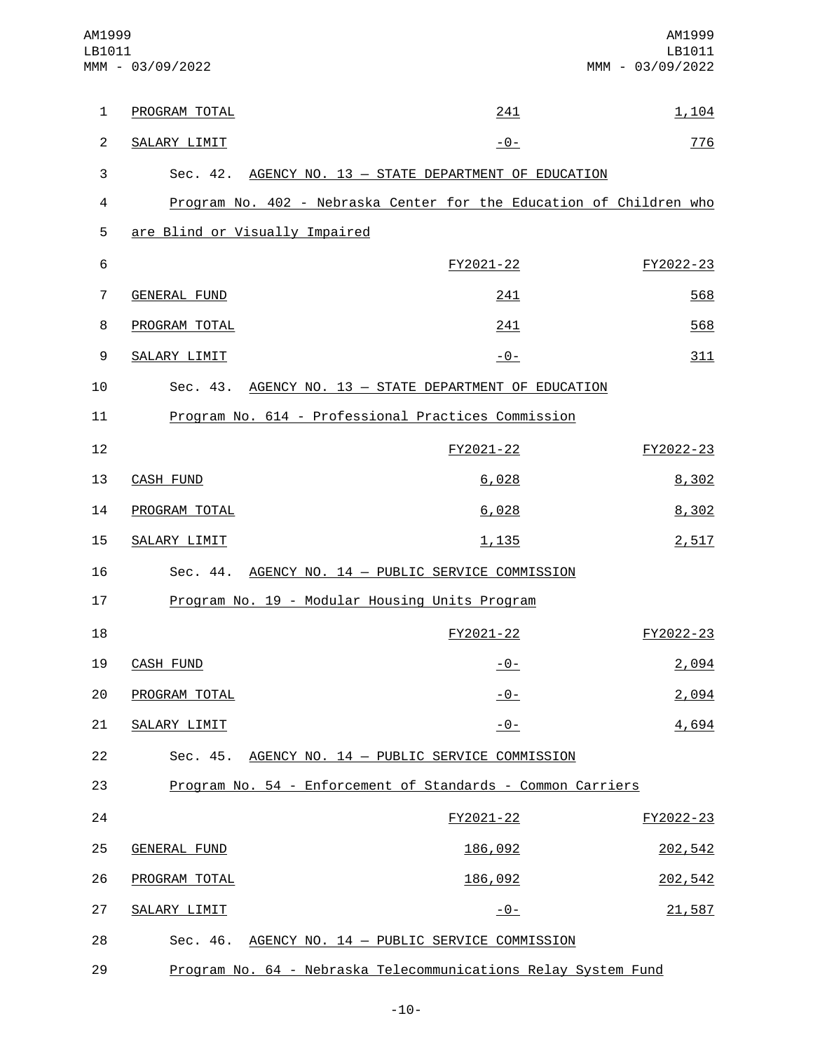| | FY2021-22 | FY2022-23 |
|---|---|---|
| PROGRAM TOTAL | 241 | 1,104 |
| SALARY LIMIT | -0- | 776 |

Sec. 42. AGENCY NO. 13 — STATE DEPARTMENT OF EDUCATION

Program No. 402 - Nebraska Center for the Education of Children who are Blind or Visually Impaired

| | FY2021-22 | FY2022-23 |
|---|---|---|
| GENERAL FUND | 241 | 568 |
| PROGRAM TOTAL | 241 | 568 |
| SALARY LIMIT | -0- | 311 |

Sec. 43. AGENCY NO. 13 — STATE DEPARTMENT OF EDUCATION

Program No. 614 - Professional Practices Commission

| | FY2021-22 | FY2022-23 |
|---|---|---|
| CASH FUND | 6,028 | 8,302 |
| PROGRAM TOTAL | 6,028 | 8,302 |
| SALARY LIMIT | 1,135 | 2,517 |

Sec. 44. AGENCY NO. 14 — PUBLIC SERVICE COMMISSION

Program No. 19 - Modular Housing Units Program

| | FY2021-22 | FY2022-23 |
|---|---|---|
| CASH FUND | -0- | 2,094 |
| PROGRAM TOTAL | -0- | 2,094 |
| SALARY LIMIT | -0- | 4,694 |

Sec. 45. AGENCY NO. 14 — PUBLIC SERVICE COMMISSION

Program No. 54 - Enforcement of Standards - Common Carriers

| | FY2021-22 | FY2022-23 |
|---|---|---|
| GENERAL FUND | 186,092 | 202,542 |
| PROGRAM TOTAL | 186,092 | 202,542 |
| SALARY LIMIT | -0- | 21,587 |

Sec. 46. AGENCY NO. 14 — PUBLIC SERVICE COMMISSION

Program No. 64 - Nebraska Telecommunications Relay System Fund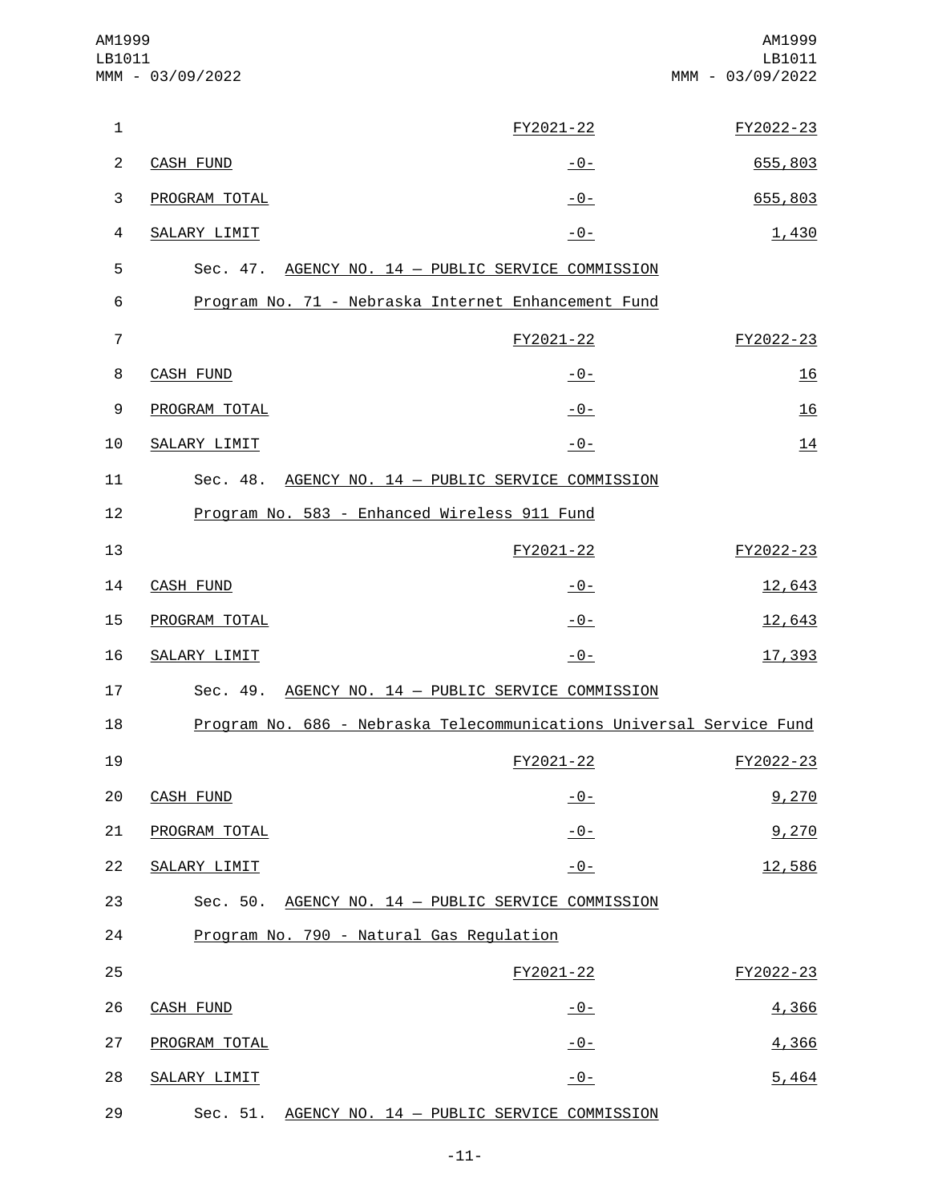| | FY2021-22 | FY2022-23 |
|---|---|---|
| CASH FUND | -0- | 655,803 |
| PROGRAM TOTAL | -0- | 655,803 |
| SALARY LIMIT | -0- | 1,430 |

Sec. 47. AGENCY NO. 14 — PUBLIC SERVICE COMMISSION

Program No. 71 - Nebraska Internet Enhancement Fund

| | FY2021-22 | FY2022-23 |
|---|---|---|
| CASH FUND | -0- | 16 |
| PROGRAM TOTAL | -0- | 16 |
| SALARY LIMIT | -0- | 14 |

Sec. 48. AGENCY NO. 14 — PUBLIC SERVICE COMMISSION

Program No. 583 - Enhanced Wireless 911 Fund

| | FY2021-22 | FY2022-23 |
|---|---|---|
| CASH FUND | -0- | 12,643 |
| PROGRAM TOTAL | -0- | 12,643 |
| SALARY LIMIT | -0- | 17,393 |

Sec. 49. AGENCY NO. 14 — PUBLIC SERVICE COMMISSION

Program No. 686 - Nebraska Telecommunications Universal Service Fund

| | FY2021-22 | FY2022-23 |
|---|---|---|
| CASH FUND | -0- | 9,270 |
| PROGRAM TOTAL | -0- | 9,270 |
| SALARY LIMIT | -0- | 12,586 |

Sec. 50. AGENCY NO. 14 — PUBLIC SERVICE COMMISSION

Program No. 790 - Natural Gas Regulation

| | FY2021-22 | FY2022-23 |
|---|---|---|
| CASH FUND | -0- | 4,366 |
| PROGRAM TOTAL | -0- | 4,366 |
| SALARY LIMIT | -0- | 5,464 |

Sec. 51. AGENCY NO. 14 — PUBLIC SERVICE COMMISSION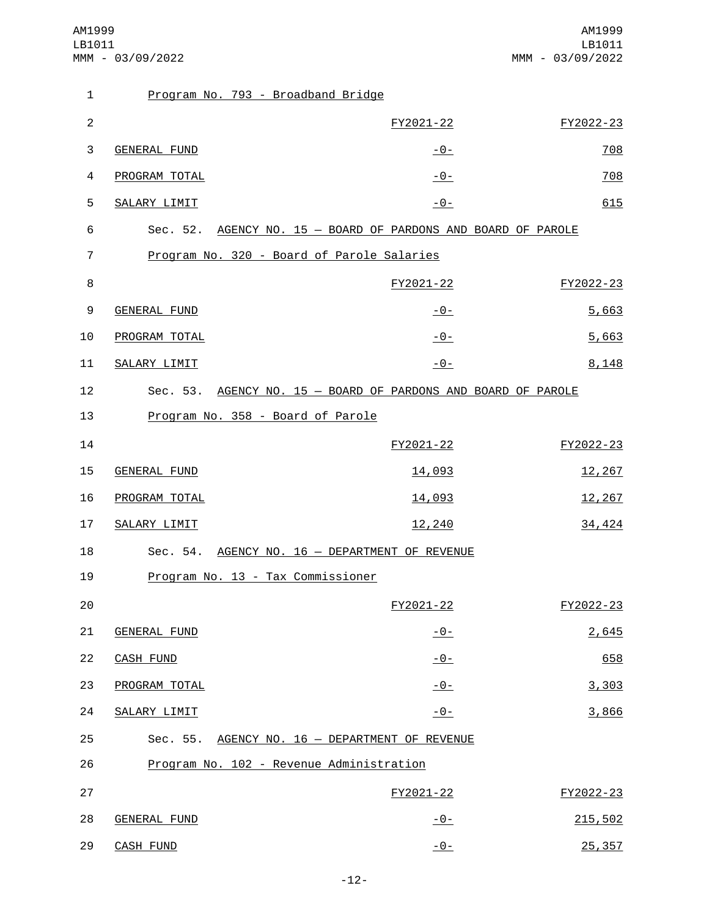Program No. 793 - Broadband Bridge

| | FY2021-22 | FY2022-23 |
|---|---|---|
| GENERAL FUND | -0- | 708 |
| PROGRAM TOTAL | -0- | 708 |
| SALARY LIMIT | -0- | 615 |

Sec. 52. AGENCY NO. 15 — BOARD OF PARDONS AND BOARD OF PAROLE

Program No. 320 - Board of Parole Salaries

| | FY2021-22 | FY2022-23 |
|---|---|---|
| GENERAL FUND | -0- | 5,663 |
| PROGRAM TOTAL | -0- | 5,663 |
| SALARY LIMIT | -0- | 8,148 |

Sec. 53. AGENCY NO. 15 — BOARD OF PARDONS AND BOARD OF PAROLE

Program No. 358 - Board of Parole

| | FY2021-22 | FY2022-23 |
|---|---|---|
| GENERAL FUND | 14,093 | 12,267 |
| PROGRAM TOTAL | 14,093 | 12,267 |
| SALARY LIMIT | 12,240 | 34,424 |

Sec. 54. AGENCY NO. 16 — DEPARTMENT OF REVENUE

Program No. 13 - Tax Commissioner

| | FY2021-22 | FY2022-23 |
|---|---|---|
| GENERAL FUND | -0- | 2,645 |
| CASH FUND | -0- | 658 |
| PROGRAM TOTAL | -0- | 3,303 |
| SALARY LIMIT | -0- | 3,866 |

Sec. 55. AGENCY NO. 16 — DEPARTMENT OF REVENUE

Program No. 102 - Revenue Administration

| | FY2021-22 | FY2022-23 |
|---|---|---|
| GENERAL FUND | -0- | 215,502 |
| CASH FUND | -0- | 25,357 |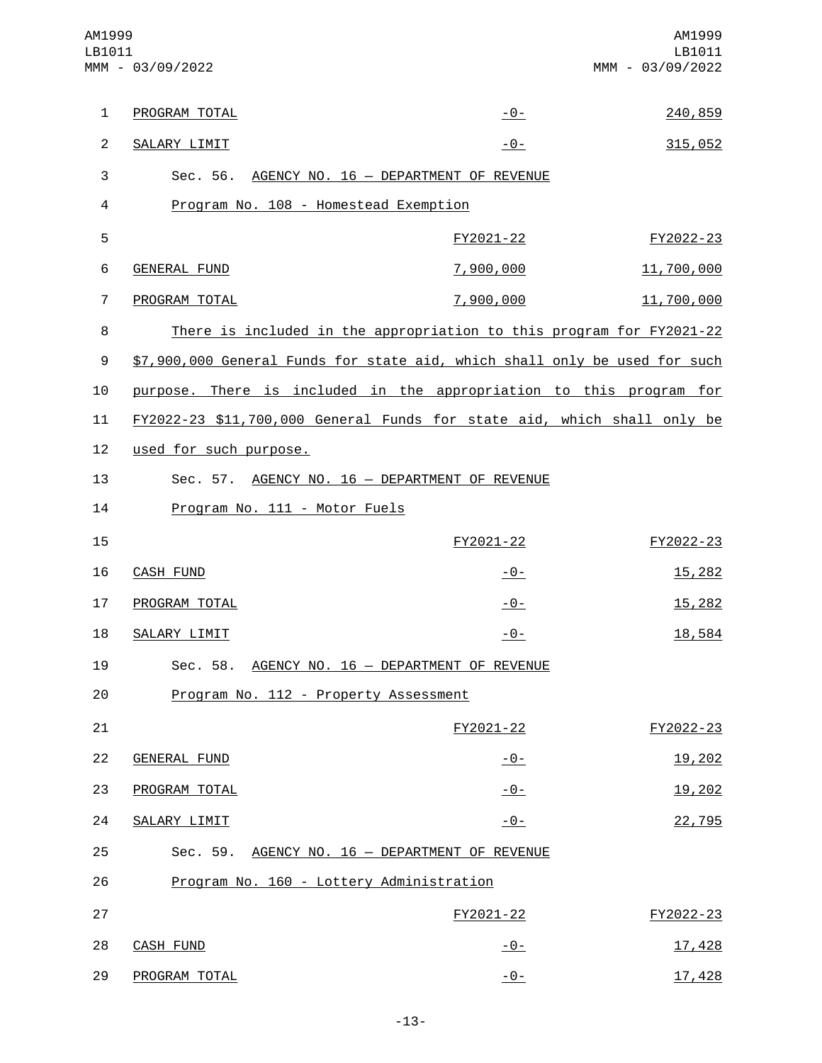| | FY2021-22 | FY2022-23 |
|---|---|---|
| PROGRAM TOTAL | -0- | 240,859 |
| SALARY LIMIT | -0- | 315,052 |

Sec. 56. AGENCY NO. 16 — DEPARTMENT OF REVENUE

Program No. 108 - Homestead Exemption

| | FY2021-22 | FY2022-23 |
|---|---|---|
| GENERAL FUND | 7,900,000 | 11,700,000 |
| PROGRAM TOTAL | 7,900,000 | 11,700,000 |

There is included in the appropriation to this program for FY2021-22 $7,900,000 General Funds for state aid, which shall only be used for such purpose. There is included in the appropriation to this program for FY2022-23 $11,700,000 General Funds for state aid, which shall only be used for such purpose.

Sec. 57. AGENCY NO. 16 — DEPARTMENT OF REVENUE

Program No. 111 - Motor Fuels

| | FY2021-22 | FY2022-23 |
|---|---|---|
| CASH FUND | -0- | 15,282 |
| PROGRAM TOTAL | -0- | 15,282 |
| SALARY LIMIT | -0- | 18,584 |

Sec. 58. AGENCY NO. 16 — DEPARTMENT OF REVENUE

Program No. 112 - Property Assessment

| | FY2021-22 | FY2022-23 |
|---|---|---|
| GENERAL FUND | -0- | 19,202 |
| PROGRAM TOTAL | -0- | 19,202 |
| SALARY LIMIT | -0- | 22,795 |

Sec. 59. AGENCY NO. 16 — DEPARTMENT OF REVENUE

Program No. 160 - Lottery Administration

| | FY2021-22 | FY2022-23 |
|---|---|---|
| CASH FUND | -0- | 17,428 |
| PROGRAM TOTAL | -0- | 17,428 |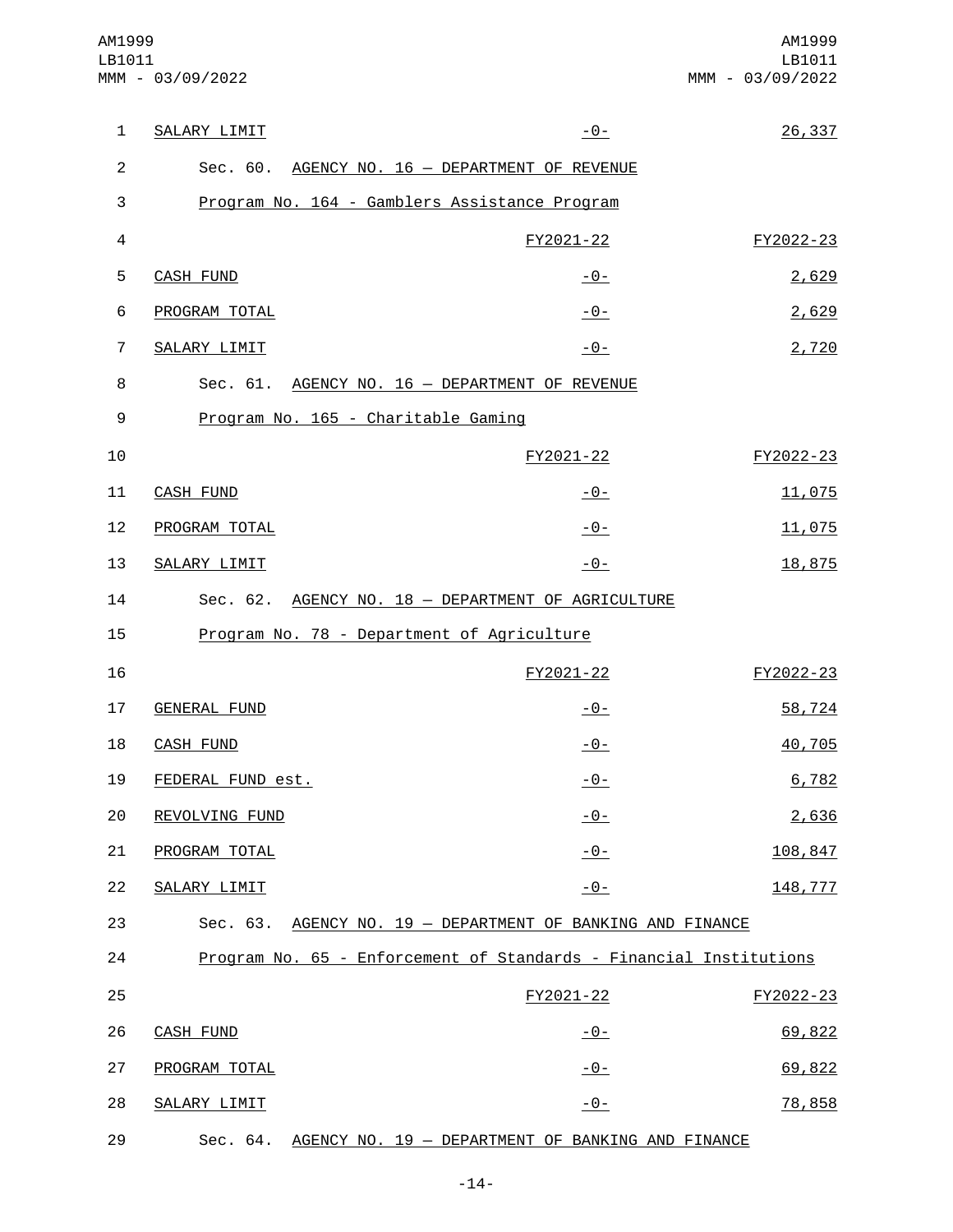| | FY2021-22 | FY2022-23 |
|---|---|---|
| SALARY LIMIT | -0- | 26,337 |

Sec. 60. AGENCY NO. 16 — DEPARTMENT OF REVENUE

Program No. 164 - Gamblers Assistance Program

| | FY2021-22 | FY2022-23 |
|---|---|---|
| CASH FUND | -0- | 2,629 |
| PROGRAM TOTAL | -0- | 2,629 |
| SALARY LIMIT | -0- | 2,720 |

Sec. 61. AGENCY NO. 16 — DEPARTMENT OF REVENUE

Program No. 165 - Charitable Gaming

| | FY2021-22 | FY2022-23 |
|---|---|---|
| CASH FUND | -0- | 11,075 |
| PROGRAM TOTAL | -0- | 11,075 |
| SALARY LIMIT | -0- | 18,875 |

Sec. 62. AGENCY NO. 18 — DEPARTMENT OF AGRICULTURE

Program No. 78 - Department of Agriculture

| | FY2021-22 | FY2022-23 |
|---|---|---|
| GENERAL FUND | -0- | 58,724 |
| CASH FUND | -0- | 40,705 |
| FEDERAL FUND est. | -0- | 6,782 |
| REVOLVING FUND | -0- | 2,636 |
| PROGRAM TOTAL | -0- | 108,847 |
| SALARY LIMIT | -0- | 148,777 |

Sec. 63. AGENCY NO. 19 — DEPARTMENT OF BANKING AND FINANCE

Program No. 65 - Enforcement of Standards - Financial Institutions

| | FY2021-22 | FY2022-23 |
|---|---|---|
| CASH FUND | -0- | 69,822 |
| PROGRAM TOTAL | -0- | 69,822 |
| SALARY LIMIT | -0- | 78,858 |

Sec. 64. AGENCY NO. 19 — DEPARTMENT OF BANKING AND FINANCE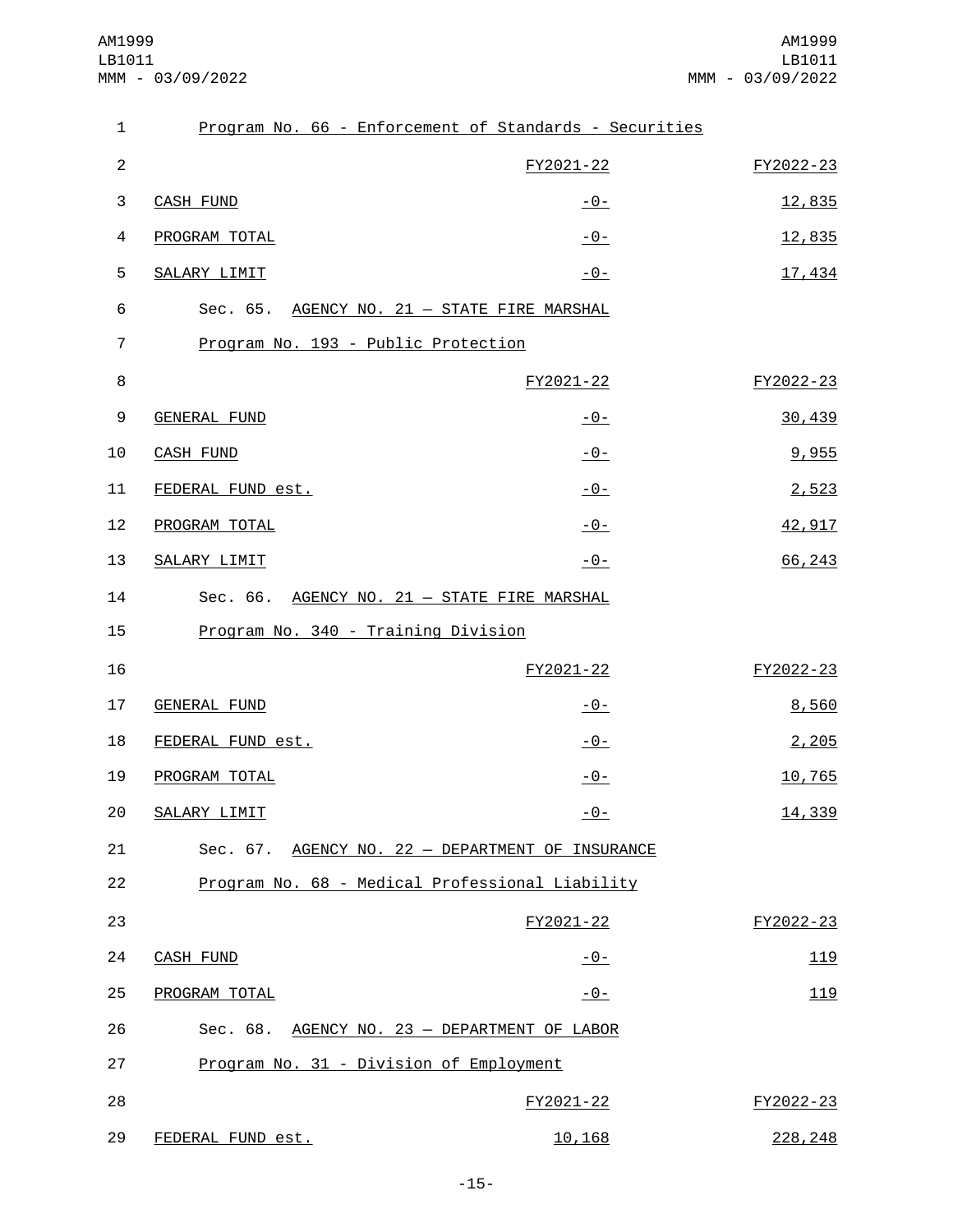Program No. 66 - Enforcement of Standards - Securities

| | FY2021-22 | FY2022-23 |
|---|---|---|
| CASH FUND | -0- | 12,835 |
| PROGRAM TOTAL | -0- | 12,835 |
| SALARY LIMIT | -0- | 17,434 |

Sec. 65. AGENCY NO. 21 — STATE FIRE MARSHAL

Program No. 193 - Public Protection

| | FY2021-22 | FY2022-23 |
|---|---|---|
| GENERAL FUND | -0- | 30,439 |
| CASH FUND | -0- | 9,955 |
| FEDERAL FUND est. | -0- | 2,523 |
| PROGRAM TOTAL | -0- | 42,917 |
| SALARY LIMIT | -0- | 66,243 |

Sec. 66. AGENCY NO. 21 — STATE FIRE MARSHAL

Program No. 340 - Training Division

| | FY2021-22 | FY2022-23 |
|---|---|---|
| GENERAL FUND | -0- | 8,560 |
| FEDERAL FUND est. | -0- | 2,205 |
| PROGRAM TOTAL | -0- | 10,765 |
| SALARY LIMIT | -0- | 14,339 |

Sec. 67. AGENCY NO. 22 — DEPARTMENT OF INSURANCE

Program No. 68 - Medical Professional Liability

| | FY2021-22 | FY2022-23 |
|---|---|---|
| CASH FUND | -0- | 119 |
| PROGRAM TOTAL | -0- | 119 |

Sec. 68. AGENCY NO. 23 — DEPARTMENT OF LABOR

Program No. 31 - Division of Employment

| | FY2021-22 | FY2022-23 |
|---|---|---|
| FEDERAL FUND est. | 10,168 | 228,248 |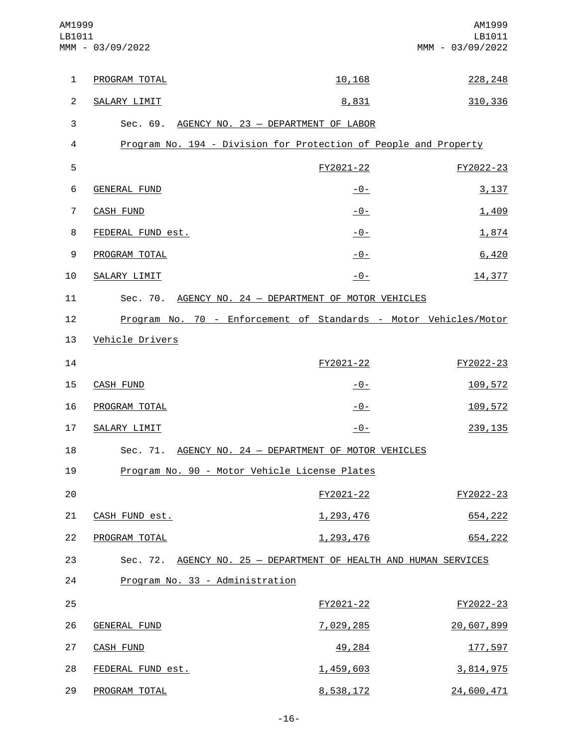| | | |
|---|---|---|
| PROGRAM TOTAL | 10,168 | 228,248 |
| SALARY LIMIT | 8,831 | 310,336 |

Sec. 69. AGENCY NO. 23 — DEPARTMENT OF LABOR

Program No. 194 - Division for Protection of People and Property

| | FY2021-22 | FY2022-23 |
|---|---|---|
| GENERAL FUND | -0- | 3,137 |
| CASH FUND | -0- | 1,409 |
| FEDERAL FUND est. | -0- | 1,874 |
| PROGRAM TOTAL | -0- | 6,420 |
| SALARY LIMIT | -0- | 14,377 |

Sec. 70. AGENCY NO. 24 — DEPARTMENT OF MOTOR VEHICLES

Program No. 70 - Enforcement of Standards - Motor Vehicles/Motor Vehicle Drivers

| | FY2021-22 | FY2022-23 |
|---|---|---|
| CASH FUND | -0- | 109,572 |
| PROGRAM TOTAL | -0- | 109,572 |
| SALARY LIMIT | -0- | 239,135 |

Sec. 71. AGENCY NO. 24 — DEPARTMENT OF MOTOR VEHICLES

Program No. 90 - Motor Vehicle License Plates

| | FY2021-22 | FY2022-23 |
|---|---|---|
| CASH FUND est. | 1,293,476 | 654,222 |
| PROGRAM TOTAL | 1,293,476 | 654,222 |

Sec. 72. AGENCY NO. 25 — DEPARTMENT OF HEALTH AND HUMAN SERVICES

Program No. 33 - Administration

| | FY2021-22 | FY2022-23 |
|---|---|---|
| GENERAL FUND | 7,029,285 | 20,607,899 |
| CASH FUND | 49,284 | 177,597 |
| FEDERAL FUND est. | 1,459,603 | 3,814,975 |
| PROGRAM TOTAL | 8,538,172 | 24,600,471 |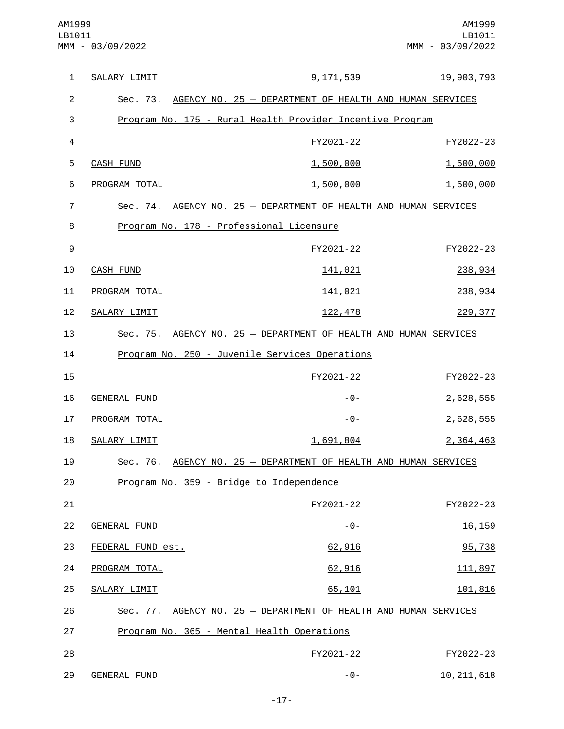| | | |
|---|---|---|
| SALARY LIMIT | 9,171,539 | 19,903,793 |

Sec. 73. AGENCY NO. 25 — DEPARTMENT OF HEALTH AND HUMAN SERVICES

Program No. 175 - Rural Health Provider Incentive Program

| | FY2021-22 | FY2022-23 |
|---|---|---|
| CASH FUND | 1,500,000 | 1,500,000 |
| PROGRAM TOTAL | 1,500,000 | 1,500,000 |

Sec. 74. AGENCY NO. 25 — DEPARTMENT OF HEALTH AND HUMAN SERVICES

Program No. 178 - Professional Licensure

| | FY2021-22 | FY2022-23 |
|---|---|---|
| CASH FUND | 141,021 | 238,934 |
| PROGRAM TOTAL | 141,021 | 238,934 |
| SALARY LIMIT | 122,478 | 229,377 |

Sec. 75. AGENCY NO. 25 — DEPARTMENT OF HEALTH AND HUMAN SERVICES

Program No. 250 - Juvenile Services Operations

| | FY2021-22 | FY2022-23 |
|---|---|---|
| GENERAL FUND | -0- | 2,628,555 |
| PROGRAM TOTAL | -0- | 2,628,555 |
| SALARY LIMIT | 1,691,804 | 2,364,463 |

Sec. 76. AGENCY NO. 25 — DEPARTMENT OF HEALTH AND HUMAN SERVICES

Program No. 359 - Bridge to Independence

| | FY2021-22 | FY2022-23 |
|---|---|---|
| GENERAL FUND | -0- | 16,159 |
| FEDERAL FUND est. | 62,916 | 95,738 |
| PROGRAM TOTAL | 62,916 | 111,897 |
| SALARY LIMIT | 65,101 | 101,816 |

Sec. 77. AGENCY NO. 25 — DEPARTMENT OF HEALTH AND HUMAN SERVICES

Program No. 365 - Mental Health Operations

| | FY2021-22 | FY2022-23 |
|---|---|---|
| GENERAL FUND | -0- | 10,211,618 |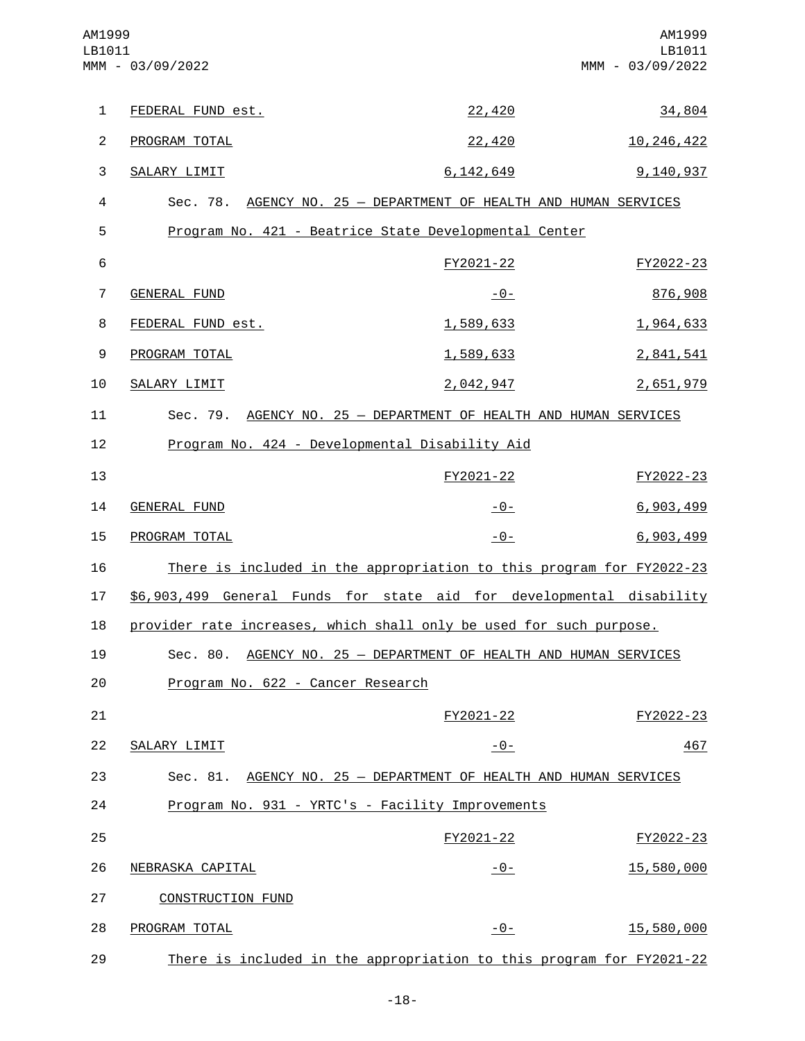| | | |
|---|---|---|
| FEDERAL FUND est. | 22,420 | 34,804 |
| PROGRAM TOTAL | 22,420 | 10,246,422 |
| SALARY LIMIT | 6,142,649 | 9,140,937 |

Sec. 78. AGENCY NO. 25 — DEPARTMENT OF HEALTH AND HUMAN SERVICES

Program No. 421 - Beatrice State Developmental Center

| | FY2021-22 | FY2022-23 |
|---|---|---|
| GENERAL FUND | -0- | 876,908 |
| FEDERAL FUND est. | 1,589,633 | 1,964,633 |
| PROGRAM TOTAL | 1,589,633 | 2,841,541 |
| SALARY LIMIT | 2,042,947 | 2,651,979 |

Sec. 79. AGENCY NO. 25 — DEPARTMENT OF HEALTH AND HUMAN SERVICES

Program No. 424 - Developmental Disability Aid

| | FY2021-22 | FY2022-23 |
|---|---|---|
| GENERAL FUND | -0- | 6,903,499 |
| PROGRAM TOTAL | -0- | 6,903,499 |

There is included in the appropriation to this program for FY2022-23 $6,903,499 General Funds for state aid for developmental disability provider rate increases, which shall only be used for such purpose.

Sec. 80. AGENCY NO. 25 — DEPARTMENT OF HEALTH AND HUMAN SERVICES

Program No. 622 - Cancer Research

| | FY2021-22 | FY2022-23 |
|---|---|---|
| SALARY LIMIT | -0- | 467 |

Sec. 81. AGENCY NO. 25 — DEPARTMENT OF HEALTH AND HUMAN SERVICES

Program No. 931 - YRTC's - Facility Improvements

| | FY2021-22 | FY2022-23 |
|---|---|---|
| NEBRASKA CAPITAL CONSTRUCTION FUND | -0- | 15,580,000 |
| PROGRAM TOTAL | -0- | 15,580,000 |

There is included in the appropriation to this program for FY2021-22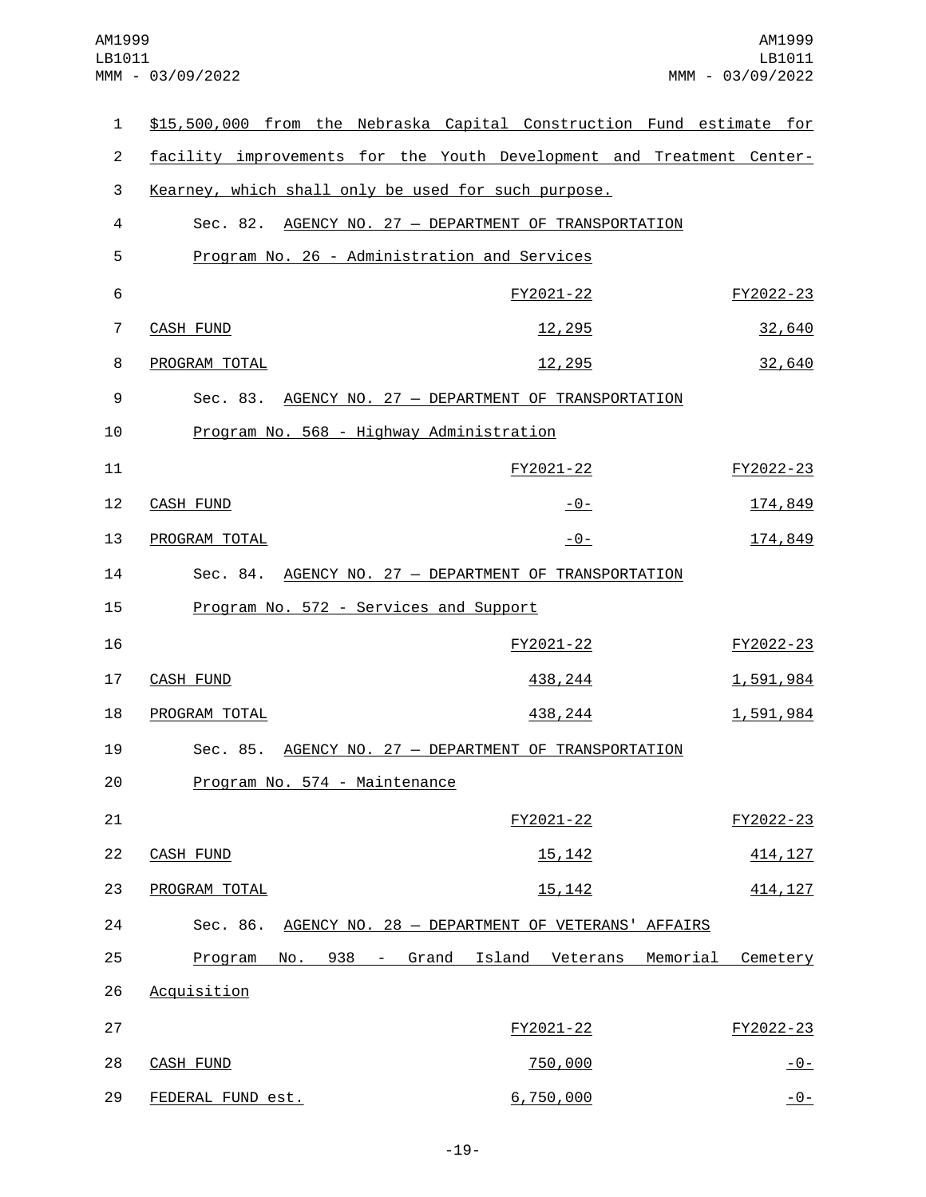$15,500,000 from the Nebraska Capital Construction Fund estimate for facility improvements for the Youth Development and Treatment Center-Kearney, which shall only be used for such purpose.

Sec. 82. AGENCY NO. 27 — DEPARTMENT OF TRANSPORTATION

Program No. 26 - Administration and Services

| | FY2021-22 | FY2022-23 |
|---|---|---|
| CASH FUND | 12,295 | 32,640 |
| PROGRAM TOTAL | 12,295 | 32,640 |

Sec. 83. AGENCY NO. 27 — DEPARTMENT OF TRANSPORTATION

Program No. 568 - Highway Administration

| | FY2021-22 | FY2022-23 |
|---|---|---|
| CASH FUND | -0- | 174,849 |
| PROGRAM TOTAL | -0- | 174,849 |

Sec. 84. AGENCY NO. 27 — DEPARTMENT OF TRANSPORTATION

Program No. 572 - Services and Support

| | FY2021-22 | FY2022-23 |
|---|---|---|
| CASH FUND | 438,244 | 1,591,984 |
| PROGRAM TOTAL | 438,244 | 1,591,984 |

Sec. 85. AGENCY NO. 27 — DEPARTMENT OF TRANSPORTATION

Program No. 574 - Maintenance

| | FY2021-22 | FY2022-23 |
|---|---|---|
| CASH FUND | 15,142 | 414,127 |
| PROGRAM TOTAL | 15,142 | 414,127 |

Sec. 86. AGENCY NO. 28 — DEPARTMENT OF VETERANS' AFFAIRS

Program No. 938 - Grand Island Veterans Memorial Cemetery Acquisition

| | FY2021-22 | FY2022-23 |
|---|---|---|
| CASH FUND | 750,000 | -0- |
| FEDERAL FUND est. | 6,750,000 | -0- |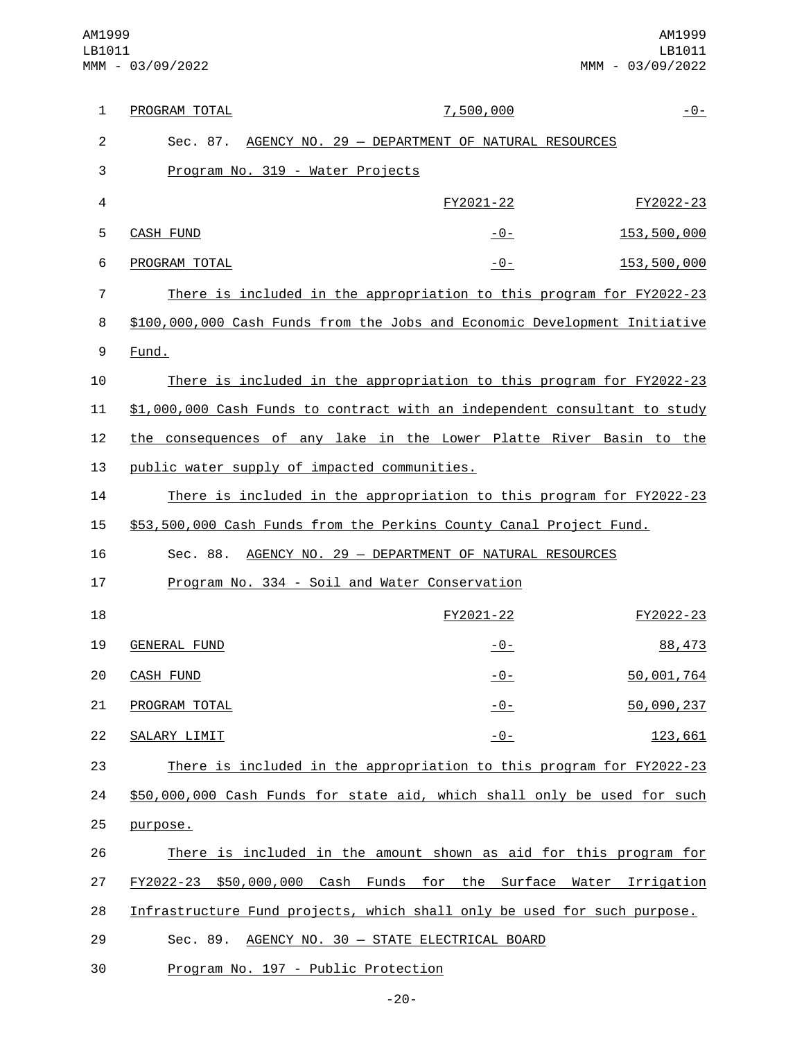| PROGRAM TOTAL | 7,500,000 | -0- |
|---|---|---|

Sec. 87. AGENCY NO. 29 — DEPARTMENT OF NATURAL RESOURCES

Program No. 319 - Water Projects

| | FY2021-22 | FY2022-23 |
|---|---|---|
| CASH FUND | -0- | 153,500,000 |
| PROGRAM TOTAL | -0- | 153,500,000 |

There is included in the appropriation to this program for FY2022-23 $100,000,000 Cash Funds from the Jobs and Economic Development Initiative Fund.

There is included in the appropriation to this program for FY2022-23 $1,000,000 Cash Funds to contract with an independent consultant to study the consequences of any lake in the Lower Platte River Basin to the public water supply of impacted communities.

There is included in the appropriation to this program for FY2022-23 $53,500,000 Cash Funds from the Perkins County Canal Project Fund.

Sec. 88. AGENCY NO. 29 — DEPARTMENT OF NATURAL RESOURCES

Program No. 334 - Soil and Water Conservation

| | FY2021-22 | FY2022-23 |
|---|---|---|
| GENERAL FUND | -0- | 88,473 |
| CASH FUND | -0- | 50,001,764 |
| PROGRAM TOTAL | -0- | 50,090,237 |
| SALARY LIMIT | -0- | 123,661 |

There is included in the appropriation to this program for FY2022-23 $50,000,000 Cash Funds for state aid, which shall only be used for such purpose.

There is included in the amount shown as aid for this program for FY2022-23 $50,000,000 Cash Funds for the Surface Water Irrigation Infrastructure Fund projects, which shall only be used for such purpose.

Sec. 89. AGENCY NO. 30 — STATE ELECTRICAL BOARD

Program No. 197 - Public Protection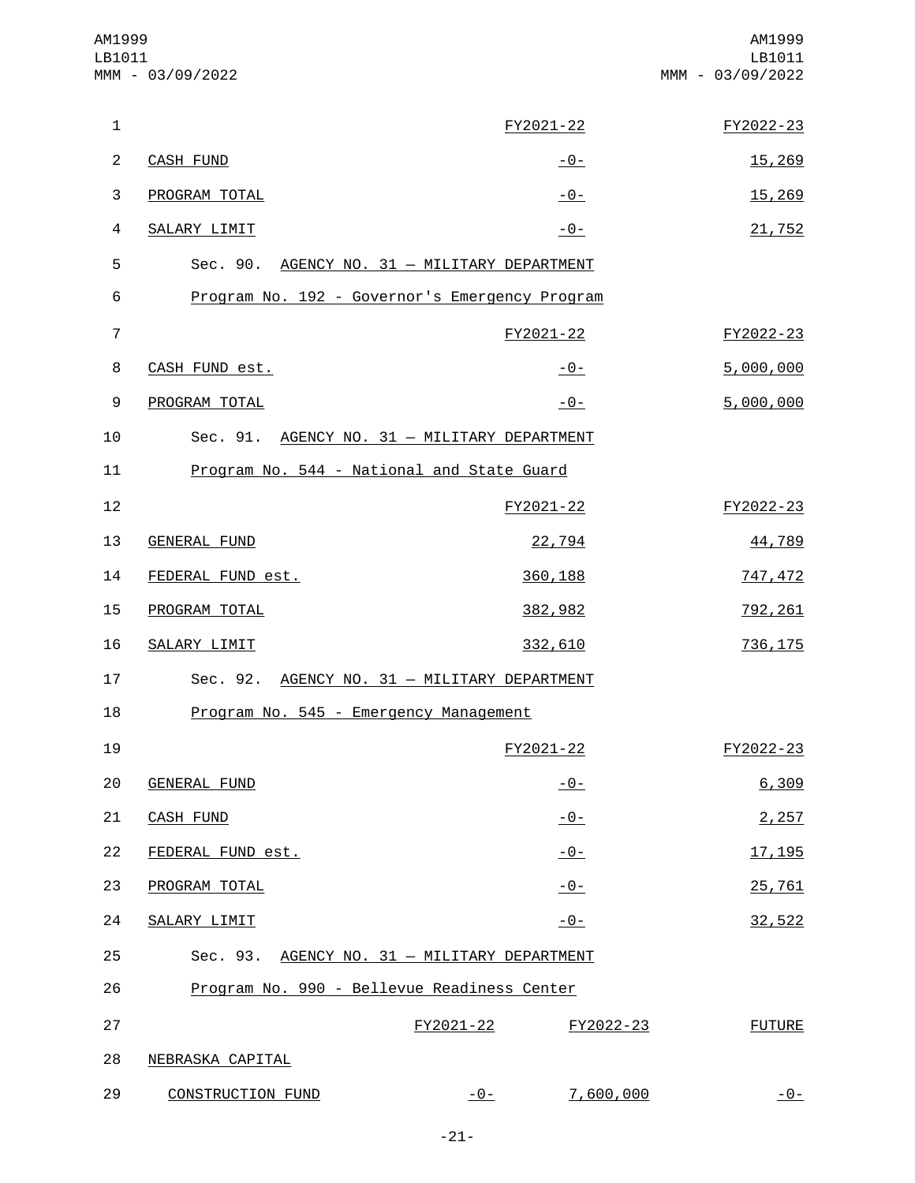| | FY2021-22 | FY2022-23 |
|---|---|---|
| CASH FUND | -0- | 15,269 |
| PROGRAM TOTAL | -0- | 15,269 |
| SALARY LIMIT | -0- | 21,752 |

Sec. 90. AGENCY NO. 31 — MILITARY DEPARTMENT

Program No. 192 - Governor's Emergency Program

| | FY2021-22 | FY2022-23 |
|---|---|---|
| CASH FUND est. | -0- | 5,000,000 |
| PROGRAM TOTAL | -0- | 5,000,000 |

Sec. 91. AGENCY NO. 31 — MILITARY DEPARTMENT

Program No. 544 - National and State Guard

| | FY2021-22 | FY2022-23 |
|---|---|---|
| GENERAL FUND | 22,794 | 44,789 |
| FEDERAL FUND est. | 360,188 | 747,472 |
| PROGRAM TOTAL | 382,982 | 792,261 |
| SALARY LIMIT | 332,610 | 736,175 |

Sec. 92. AGENCY NO. 31 — MILITARY DEPARTMENT

Program No. 545 - Emergency Management

| | FY2021-22 | FY2022-23 |
|---|---|---|
| GENERAL FUND | -0- | 6,309 |
| CASH FUND | -0- | 2,257 |
| FEDERAL FUND est. | -0- | 17,195 |
| PROGRAM TOTAL | -0- | 25,761 |
| SALARY LIMIT | -0- | 32,522 |

Sec. 93. AGENCY NO. 31 — MILITARY DEPARTMENT

Program No. 990 - Bellevue Readiness Center

| | FY2021-22 | FY2022-23 | FUTURE |
|---|---|---|---|
| NEBRASKA CAPITAL CONSTRUCTION FUND | -0- | 7,600,000 | -0- |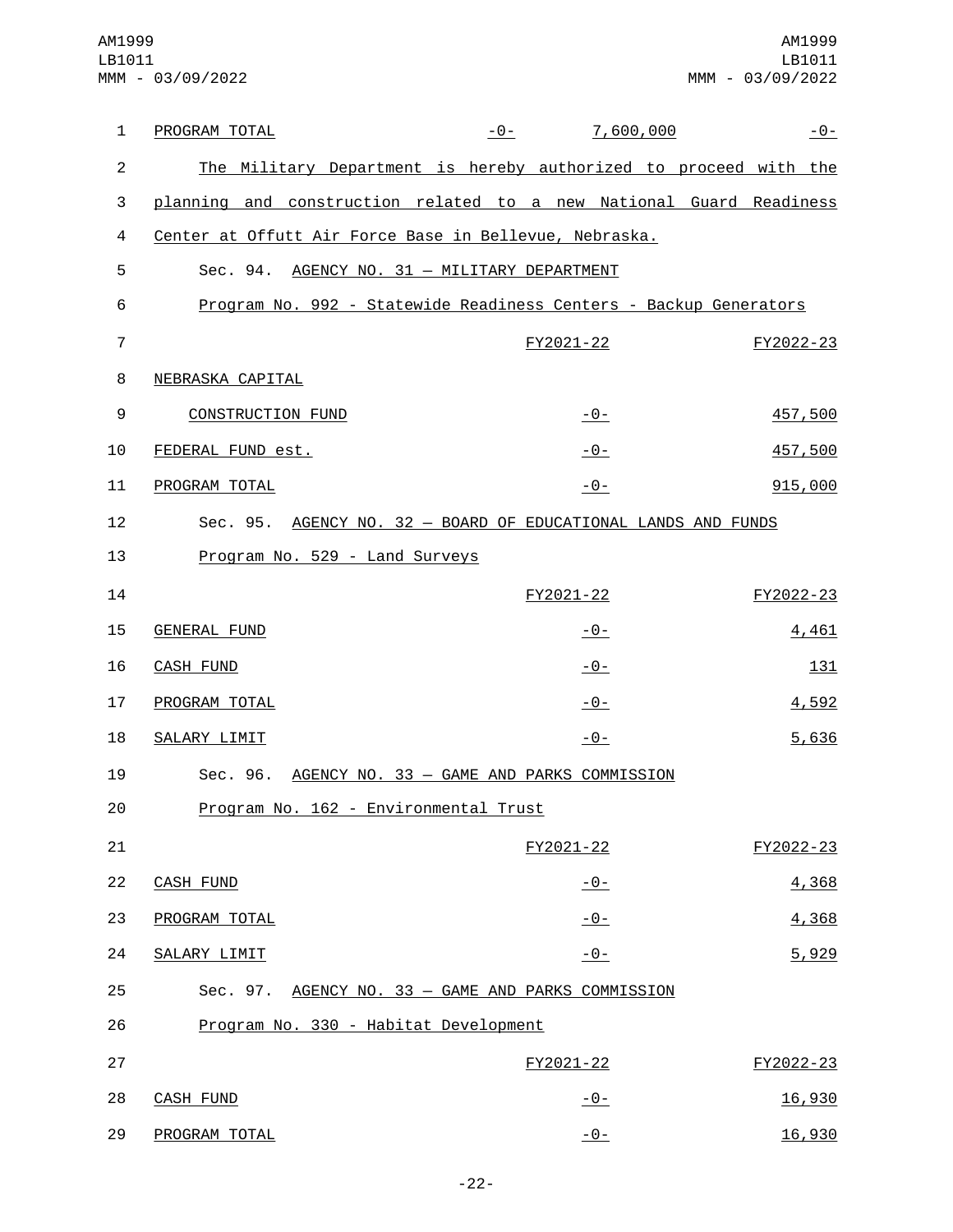| | | | |
|---|---|---|---|
| PROGRAM TOTAL | -0- | 7,600,000 | -0- |

The Military Department is hereby authorized to proceed with the planning and construction related to a new National Guard Readiness Center at Offutt Air Force Base in Bellevue, Nebraska.

Sec. 94. AGENCY NO. 31 — MILITARY DEPARTMENT

Program No. 992 - Statewide Readiness Centers - Backup Generators

| | FY2021-22 | FY2022-23 |
|---|---|---|
| NEBRASKA CAPITAL CONSTRUCTION FUND | -0- | 457,500 |
| FEDERAL FUND est. | -0- | 457,500 |
| PROGRAM TOTAL | -0- | 915,000 |

Sec. 95. AGENCY NO. 32 — BOARD OF EDUCATIONAL LANDS AND FUNDS

Program No. 529 - Land Surveys

| | FY2021-22 | FY2022-23 |
|---|---|---|
| GENERAL FUND | -0- | 4,461 |
| CASH FUND | -0- | 131 |
| PROGRAM TOTAL | -0- | 4,592 |
| SALARY LIMIT | -0- | 5,636 |

Sec. 96. AGENCY NO. 33 — GAME AND PARKS COMMISSION

Program No. 162 - Environmental Trust

| | FY2021-22 | FY2022-23 |
|---|---|---|
| CASH FUND | -0- | 4,368 |
| PROGRAM TOTAL | -0- | 4,368 |
| SALARY LIMIT | -0- | 5,929 |

Sec. 97. AGENCY NO. 33 — GAME AND PARKS COMMISSION

Program No. 330 - Habitat Development

| | FY2021-22 | FY2022-23 |
|---|---|---|
| CASH FUND | -0- | 16,930 |
| PROGRAM TOTAL | -0- | 16,930 |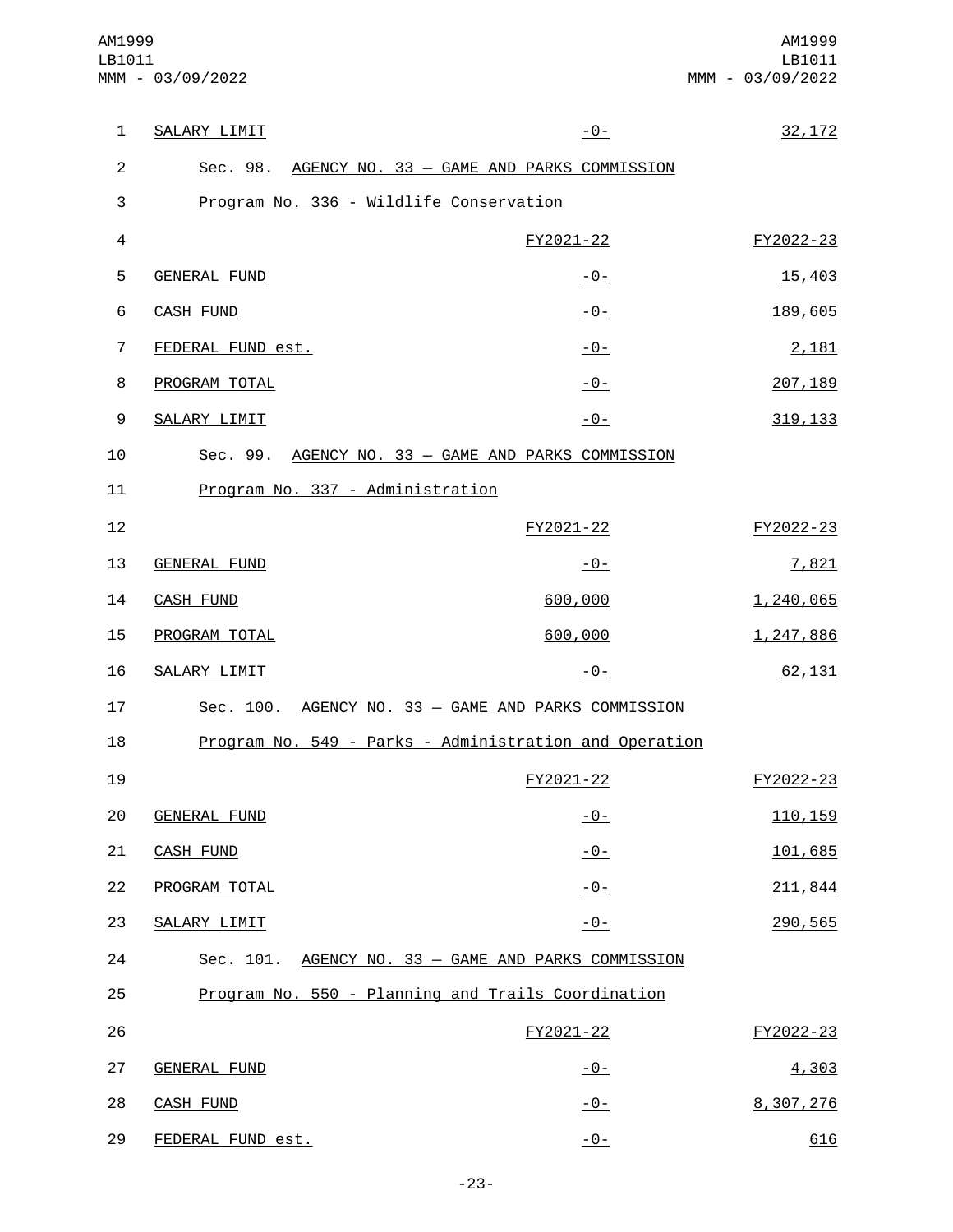| | | |
|---|---|---|
| SALARY LIMIT | -0- | 32,172 |

Sec. 98. AGENCY NO. 33 — GAME AND PARKS COMMISSION

Program No. 336 - Wildlife Conservation

| | FY2021-22 | FY2022-23 |
|---|---|---|
| GENERAL FUND | -0- | 15,403 |
| CASH FUND | -0- | 189,605 |
| FEDERAL FUND est. | -0- | 2,181 |
| PROGRAM TOTAL | -0- | 207,189 |
| SALARY LIMIT | -0- | 319,133 |

Sec. 99. AGENCY NO. 33 — GAME AND PARKS COMMISSION

Program No. 337 - Administration

| | FY2021-22 | FY2022-23 |
|---|---|---|
| GENERAL FUND | -0- | 7,821 |
| CASH FUND | 600,000 | 1,240,065 |
| PROGRAM TOTAL | 600,000 | 1,247,886 |
| SALARY LIMIT | -0- | 62,131 |

Sec. 100. AGENCY NO. 33 — GAME AND PARKS COMMISSION

Program No. 549 - Parks - Administration and Operation

| | FY2021-22 | FY2022-23 |
|---|---|---|
| GENERAL FUND | -0- | 110,159 |
| CASH FUND | -0- | 101,685 |
| PROGRAM TOTAL | -0- | 211,844 |
| SALARY LIMIT | -0- | 290,565 |

Sec. 101. AGENCY NO. 33 — GAME AND PARKS COMMISSION

Program No. 550 - Planning and Trails Coordination

| | FY2021-22 | FY2022-23 |
|---|---|---|
| GENERAL FUND | -0- | 4,303 |
| CASH FUND | -0- | 8,307,276 |
| FEDERAL FUND est. | -0- | 616 |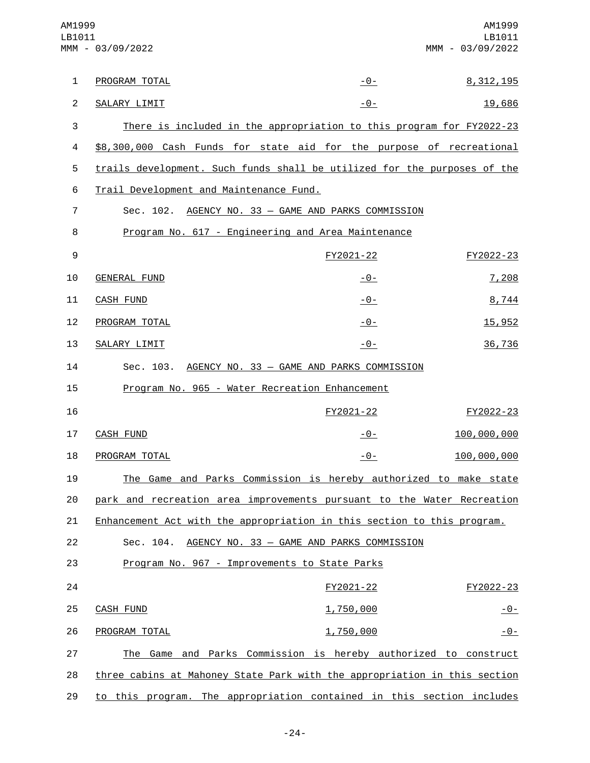| | FY2021-22 | FY2022-23 |
|---|---|---|
| PROGRAM TOTAL | -0- | 8,312,195 |
| SALARY LIMIT | -0- | 19,686 |

There is included in the appropriation to this program for FY2022-23 $8,300,000 Cash Funds for state aid for the purpose of recreational trails development. Such funds shall be utilized for the purposes of the Trail Development and Maintenance Fund.

Sec. 102. AGENCY NO. 33 — GAME AND PARKS COMMISSION

Program No. 617 - Engineering and Area Maintenance

| | FY2021-22 | FY2022-23 |
|---|---|---|
| GENERAL FUND | -0- | 7,208 |
| CASH FUND | -0- | 8,744 |
| PROGRAM TOTAL | -0- | 15,952 |
| SALARY LIMIT | -0- | 36,736 |

Sec. 103. AGENCY NO. 33 — GAME AND PARKS COMMISSION

Program No. 965 - Water Recreation Enhancement

| | FY2021-22 | FY2022-23 |
|---|---|---|
| CASH FUND | -0- | 100,000,000 |
| PROGRAM TOTAL | -0- | 100,000,000 |

The Game and Parks Commission is hereby authorized to make state park and recreation area improvements pursuant to the Water Recreation Enhancement Act with the appropriation in this section to this program.

Sec. 104. AGENCY NO. 33 — GAME AND PARKS COMMISSION

Program No. 967 - Improvements to State Parks

| | FY2021-22 | FY2022-23 |
|---|---|---|
| CASH FUND | 1,750,000 | -0- |
| PROGRAM TOTAL | 1,750,000 | -0- |

The Game and Parks Commission is hereby authorized to construct three cabins at Mahoney State Park with the appropriation in this section to this program. The appropriation contained in this section includes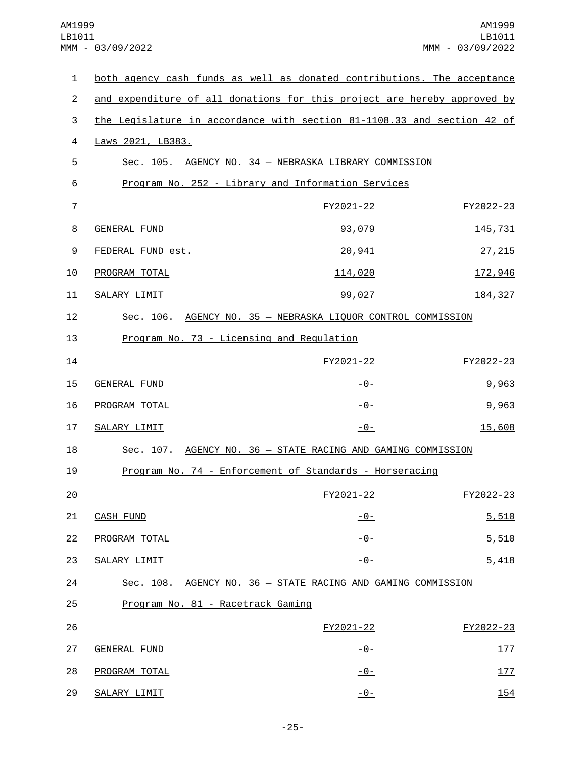both agency cash funds as well as donated contributions. The acceptance and expenditure of all donations for this project are hereby approved by the Legislature in accordance with section 81-1108.33 and section 42 of Laws 2021, LB383.

Sec. 105. AGENCY NO. 34 — NEBRASKA LIBRARY COMMISSION

Program No. 252 - Library and Information Services

| | FY2021-22 | FY2022-23 |
|---|---|---|
| GENERAL FUND | 93,079 | 145,731 |
| FEDERAL FUND est. | 20,941 | 27,215 |
| PROGRAM TOTAL | 114,020 | 172,946 |
| SALARY LIMIT | 99,027 | 184,327 |

Sec. 106. AGENCY NO. 35 — NEBRASKA LIQUOR CONTROL COMMISSION

Program No. 73 - Licensing and Regulation

| | FY2021-22 | FY2022-23 |
|---|---|---|
| GENERAL FUND | -0- | 9,963 |
| PROGRAM TOTAL | -0- | 9,963 |
| SALARY LIMIT | -0- | 15,608 |

Sec. 107. AGENCY NO. 36 — STATE RACING AND GAMING COMMISSION

Program No. 74 - Enforcement of Standards - Horseracing

| | FY2021-22 | FY2022-23 |
|---|---|---|
| CASH FUND | -0- | 5,510 |
| PROGRAM TOTAL | -0- | 5,510 |
| SALARY LIMIT | -0- | 5,418 |

Sec. 108. AGENCY NO. 36 — STATE RACING AND GAMING COMMISSION

Program No. 81 - Racetrack Gaming

| | FY2021-22 | FY2022-23 |
|---|---|---|
| GENERAL FUND | -0- | 177 |
| PROGRAM TOTAL | -0- | 177 |
| SALARY LIMIT | -0- | 154 |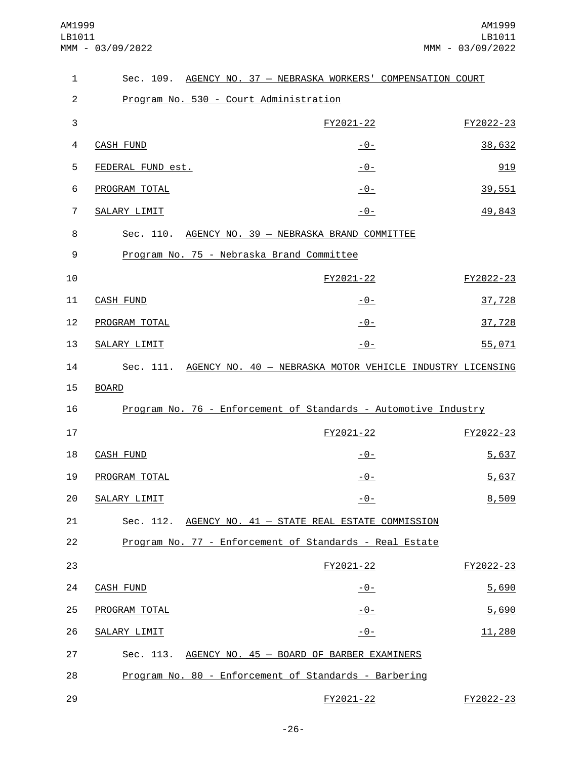Sec. 109. AGENCY NO. 37 — NEBRASKA WORKERS' COMPENSATION COURT

Program No. 530 - Court Administration

| | FY2021-22 | FY2022-23 |
|---|---|---|
| CASH FUND | -0- | 38,632 |
| FEDERAL FUND est. | -0- | 919 |
| PROGRAM TOTAL | -0- | 39,551 |
| SALARY LIMIT | -0- | 49,843 |

Sec. 110. AGENCY NO. 39 — NEBRASKA BRAND COMMITTEE

Program No. 75 - Nebraska Brand Committee

| | FY2021-22 | FY2022-23 |
|---|---|---|
| CASH FUND | -0- | 37,728 |
| PROGRAM TOTAL | -0- | 37,728 |
| SALARY LIMIT | -0- | 55,071 |

Sec. 111. AGENCY NO. 40 — NEBRASKA MOTOR VEHICLE INDUSTRY LICENSING BOARD

Program No. 76 - Enforcement of Standards - Automotive Industry

| | FY2021-22 | FY2022-23 |
|---|---|---|
| CASH FUND | -0- | 5,637 |
| PROGRAM TOTAL | -0- | 5,637 |
| SALARY LIMIT | -0- | 8,509 |

Sec. 112. AGENCY NO. 41 — STATE REAL ESTATE COMMISSION

Program No. 77 - Enforcement of Standards - Real Estate

| | FY2021-22 | FY2022-23 |
|---|---|---|
| CASH FUND | -0- | 5,690 |
| PROGRAM TOTAL | -0- | 5,690 |
| SALARY LIMIT | -0- | 11,280 |

Sec. 113. AGENCY NO. 45 — BOARD OF BARBER EXAMINERS

Program No. 80 - Enforcement of Standards - Barbering

| | FY2021-22 | FY2022-23 |
|---|---|---|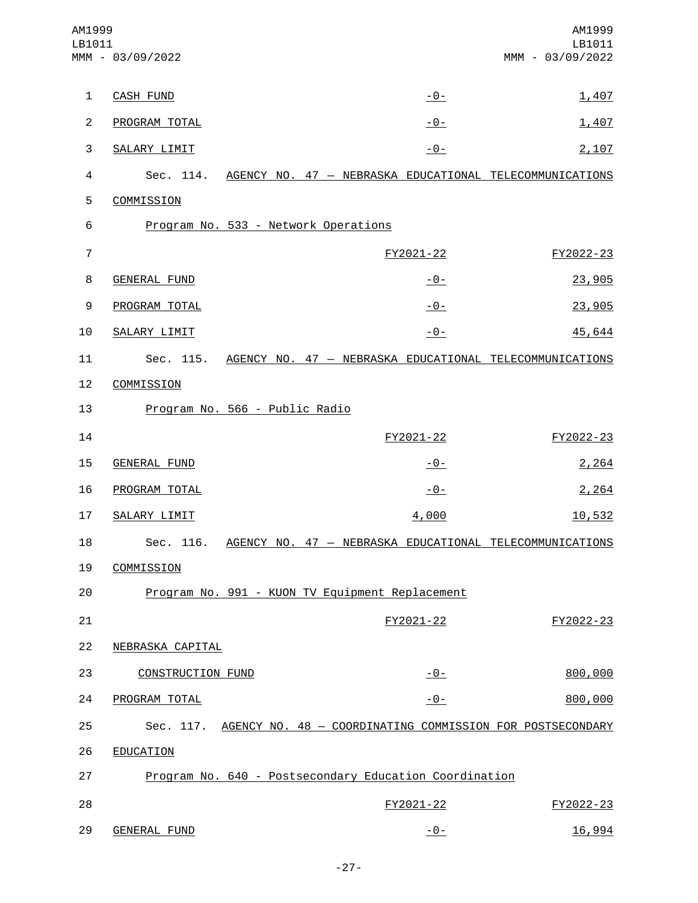| | FY2021-22 | FY2022-23 |
|---|---|---|
| CASH FUND | -0- | 1,407 |
| PROGRAM TOTAL | -0- | 1,407 |
| SALARY LIMIT | -0- | 2,107 |

Sec. 114. AGENCY NO. 47 — NEBRASKA EDUCATIONAL TELECOMMUNICATIONS COMMISSION

Program No. 533 - Network Operations

| | FY2021-22 | FY2022-23 |
|---|---|---|
| GENERAL FUND | -0- | 23,905 |
| PROGRAM TOTAL | -0- | 23,905 |
| SALARY LIMIT | -0- | 45,644 |

Sec. 115. AGENCY NO. 47 — NEBRASKA EDUCATIONAL TELECOMMUNICATIONS COMMISSION

Program No. 566 - Public Radio

| | FY2021-22 | FY2022-23 |
|---|---|---|
| GENERAL FUND | -0- | 2,264 |
| PROGRAM TOTAL | -0- | 2,264 |
| SALARY LIMIT | 4,000 | 10,532 |

Sec. 116. AGENCY NO. 47 — NEBRASKA EDUCATIONAL TELECOMMUNICATIONS COMMISSION

Program No. 991 - KUON TV Equipment Replacement

| | FY2021-22 | FY2022-23 |
|---|---|---|
| NEBRASKA CAPITAL CONSTRUCTION FUND | -0- | 800,000 |
| PROGRAM TOTAL | -0- | 800,000 |

Sec. 117. AGENCY NO. 48 — COORDINATING COMMISSION FOR POSTSECONDARY EDUCATION

Program No. 640 - Postsecondary Education Coordination

| | FY2021-22 | FY2022-23 |
|---|---|---|
| GENERAL FUND | -0- | 16,994 |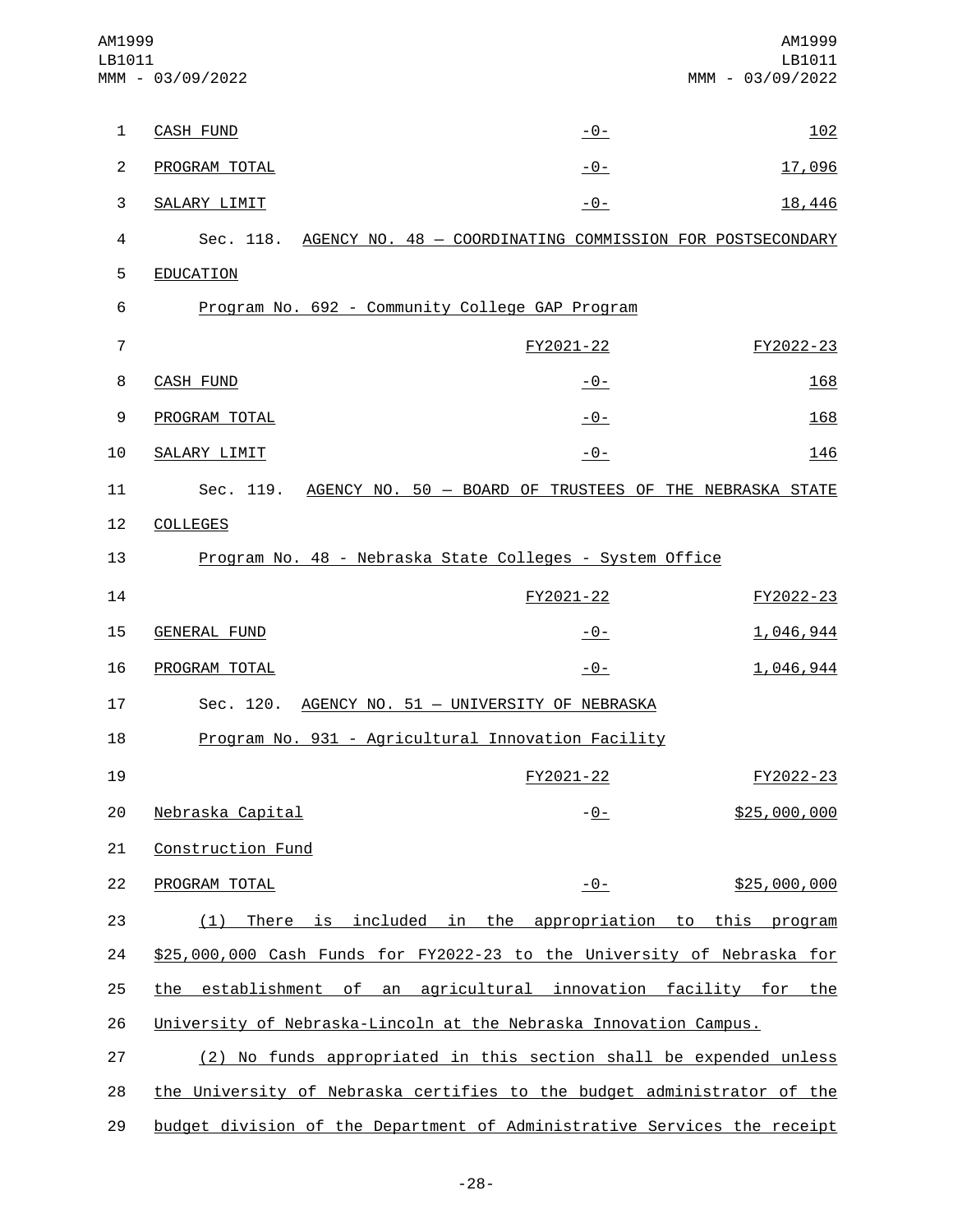| | | |
|---|---|---|
| CASH FUND | -0- | 102 |
| PROGRAM TOTAL | -0- | 17,096 |
| SALARY LIMIT | -0- | 18,446 |

Sec. 118. AGENCY NO. 48 — COORDINATING COMMISSION FOR POSTSECONDARY EDUCATION

Program No. 692 - Community College GAP Program

| | FY2021-22 | FY2022-23 |
|---|---|---|
| CASH FUND | -0- | 168 |
| PROGRAM TOTAL | -0- | 168 |
| SALARY LIMIT | -0- | 146 |

Sec. 119. AGENCY NO. 50 — BOARD OF TRUSTEES OF THE NEBRASKA STATE COLLEGES

Program No. 48 - Nebraska State Colleges - System Office

| | FY2021-22 | FY2022-23 |
|---|---|---|
| GENERAL FUND | -0- | 1,046,944 |
| PROGRAM TOTAL | -0- | 1,046,944 |

Sec. 120. AGENCY NO. 51 — UNIVERSITY OF NEBRASKA

Program No. 931 - Agricultural Innovation Facility

| | FY2021-22 | FY2022-23 |
|---|---|---|
| Nebraska Capital Construction Fund | -0- | $25,000,000 |
| PROGRAM TOTAL | -0- | $25,000,000 |

(1) There is included in the appropriation to this program $25,000,000 Cash Funds for FY2022-23 to the University of Nebraska for the establishment of an agricultural innovation facility for the University of Nebraska-Lincoln at the Nebraska Innovation Campus.

(2) No funds appropriated in this section shall be expended unless the University of Nebraska certifies to the budget administrator of the budget division of the Department of Administrative Services the receipt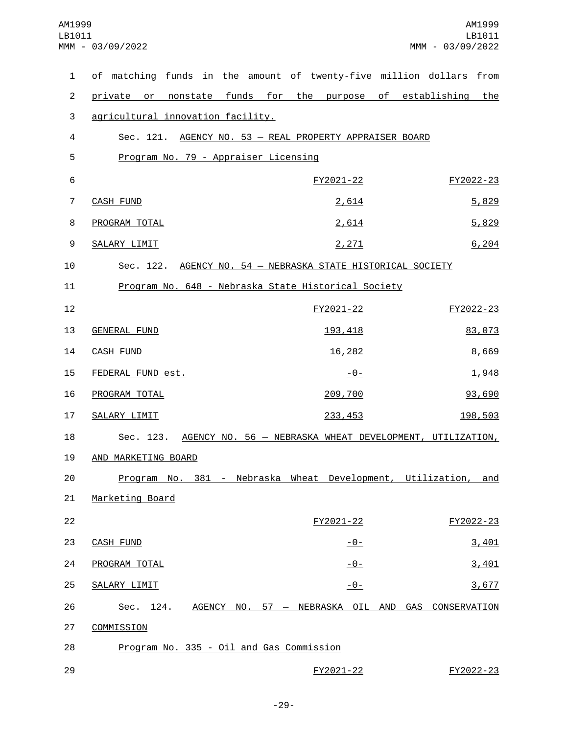of matching funds in the amount of twenty-five million dollars from private or nonstate funds for the purpose of establishing the agricultural innovation facility.

Sec. 121. AGENCY NO. 53 — REAL PROPERTY APPRAISER BOARD

Program No. 79 - Appraiser Licensing

| | FY2021-22 | FY2022-23 |
|---|---|---|
| CASH FUND | 2,614 | 5,829 |
| PROGRAM TOTAL | 2,614 | 5,829 |
| SALARY LIMIT | 2,271 | 6,204 |

Sec. 122. AGENCY NO. 54 — NEBRASKA STATE HISTORICAL SOCIETY

Program No. 648 - Nebraska State Historical Society

| | FY2021-22 | FY2022-23 |
|---|---|---|
| GENERAL FUND | 193,418 | 83,073 |
| CASH FUND | 16,282 | 8,669 |
| FEDERAL FUND est. | -0- | 1,948 |
| PROGRAM TOTAL | 209,700 | 93,690 |
| SALARY LIMIT | 233,453 | 198,503 |

Sec. 123. AGENCY NO. 56 — NEBRASKA WHEAT DEVELOPMENT, UTILIZATION, AND MARKETING BOARD

Program No. 381 - Nebraska Wheat Development, Utilization, and Marketing Board

| | FY2021-22 | FY2022-23 |
|---|---|---|
| CASH FUND | -0- | 3,401 |
| PROGRAM TOTAL | -0- | 3,401 |
| SALARY LIMIT | -0- | 3,677 |

Sec. 124. AGENCY NO. 57 — NEBRASKA OIL AND GAS CONSERVATION COMMISSION

Program No. 335 - Oil and Gas Commission

| | FY2021-22 | FY2022-23 |
|---|---|---|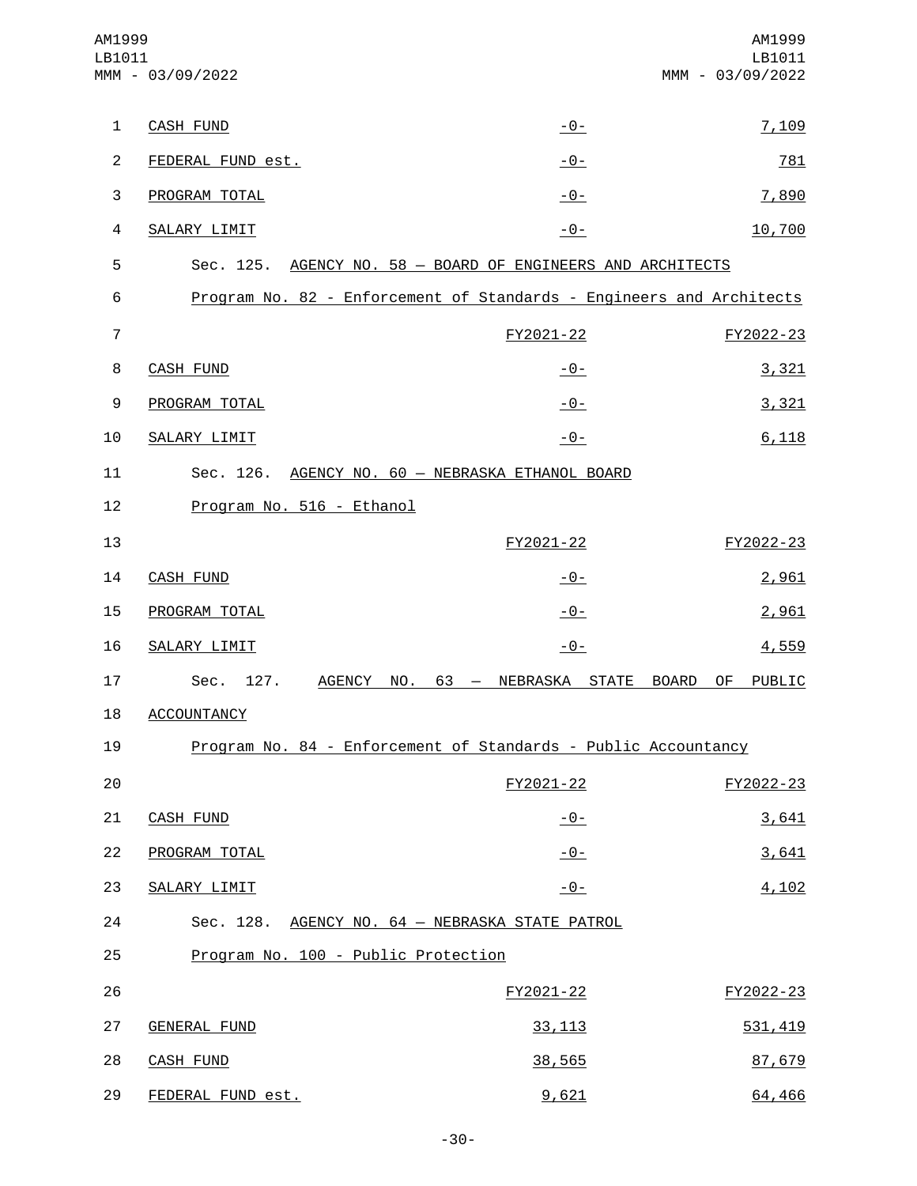| | FY2021-22 | FY2022-23 |
|---|---|---|
| CASH FUND | -0- | 7,109 |
| FEDERAL FUND est. | -0- | 781 |
| PROGRAM TOTAL | -0- | 7,890 |
| SALARY LIMIT | -0- | 10,700 |

Sec. 125. AGENCY NO. 58 — BOARD OF ENGINEERS AND ARCHITECTS

Program No. 82 - Enforcement of Standards - Engineers and Architects

| | FY2021-22 | FY2022-23 |
|---|---|---|
| CASH FUND | -0- | 3,321 |
| PROGRAM TOTAL | -0- | 3,321 |
| SALARY LIMIT | -0- | 6,118 |

Sec. 126. AGENCY NO. 60 — NEBRASKA ETHANOL BOARD

Program No. 516 - Ethanol

| | FY2021-22 | FY2022-23 |
|---|---|---|
| CASH FUND | -0- | 2,961 |
| PROGRAM TOTAL | -0- | 2,961 |
| SALARY LIMIT | -0- | 4,559 |

Sec. 127. AGENCY NO. 63 — NEBRASKA STATE BOARD OF PUBLIC ACCOUNTANCY

Program No. 84 - Enforcement of Standards - Public Accountancy

| | FY2021-22 | FY2022-23 |
|---|---|---|
| CASH FUND | -0- | 3,641 |
| PROGRAM TOTAL | -0- | 3,641 |
| SALARY LIMIT | -0- | 4,102 |

Sec. 128. AGENCY NO. 64 — NEBRASKA STATE PATROL

Program No. 100 - Public Protection

| | FY2021-22 | FY2022-23 |
|---|---|---|
| GENERAL FUND | 33,113 | 531,419 |
| CASH FUND | 38,565 | 87,679 |
| FEDERAL FUND est. | 9,621 | 64,466 |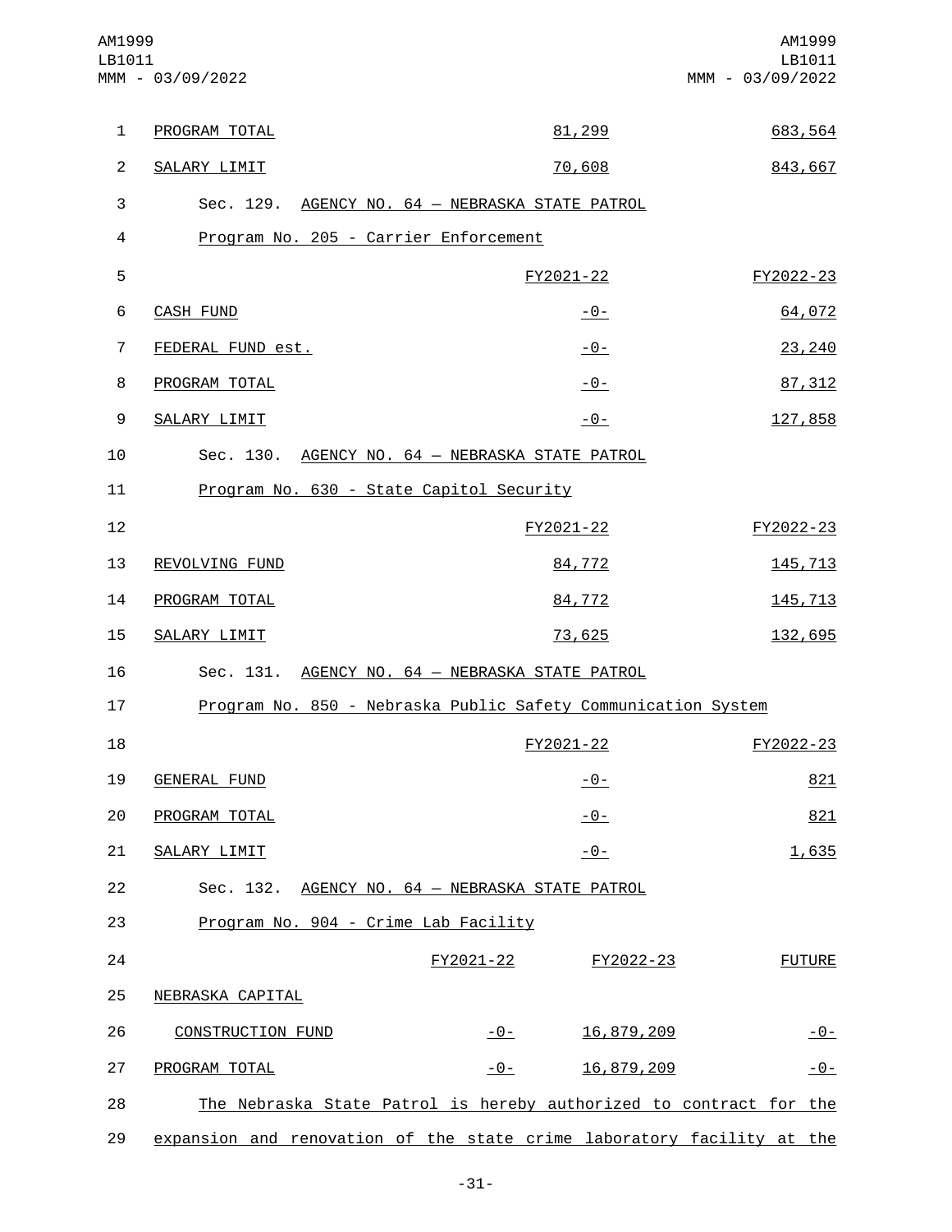| | FY2021-22 | FY2022-23 |
|---|---|---|
| PROGRAM TOTAL | 81,299 | 683,564 |
| SALARY LIMIT | 70,608 | 843,667 |

Sec. 129. AGENCY NO. 64 — NEBRASKA STATE PATROL

Program No. 205 - Carrier Enforcement

| | FY2021-22 | FY2022-23 |
|---|---|---|
| CASH FUND | -0- | 64,072 |
| FEDERAL FUND est. | -0- | 23,240 |
| PROGRAM TOTAL | -0- | 87,312 |
| SALARY LIMIT | -0- | 127,858 |

Sec. 130. AGENCY NO. 64 — NEBRASKA STATE PATROL

Program No. 630 - State Capitol Security

| | FY2021-22 | FY2022-23 |
|---|---|---|
| REVOLVING FUND | 84,772 | 145,713 |
| PROGRAM TOTAL | 84,772 | 145,713 |
| SALARY LIMIT | 73,625 | 132,695 |

Sec. 131. AGENCY NO. 64 — NEBRASKA STATE PATROL

Program No. 850 - Nebraska Public Safety Communication System

| | FY2021-22 | FY2022-23 |
|---|---|---|
| GENERAL FUND | -0- | 821 |
| PROGRAM TOTAL | -0- | 821 |
| SALARY LIMIT | -0- | 1,635 |

Sec. 132. AGENCY NO. 64 — NEBRASKA STATE PATROL

Program No. 904 - Crime Lab Facility

| | FY2021-22 | FY2022-23 | FUTURE |
|---|---|---|---|
| NEBRASKA CAPITAL CONSTRUCTION FUND | -0- | 16,879,209 | -0- |
| PROGRAM TOTAL | -0- | 16,879,209 | -0- |

The Nebraska State Patrol is hereby authorized to contract for the expansion and renovation of the state crime laboratory facility at the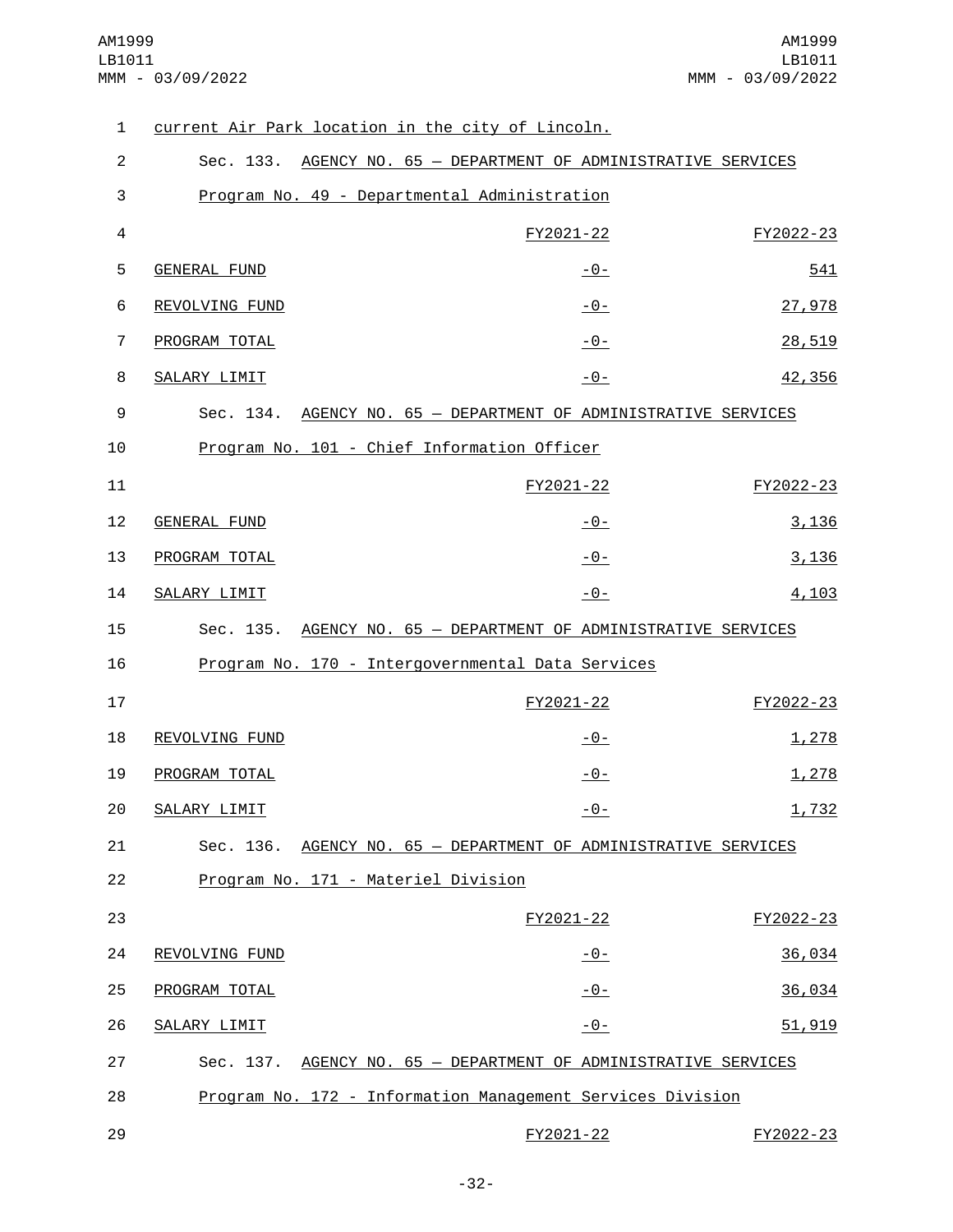current Air Park location in the city of Lincoln.

Sec. 133. AGENCY NO. 65 — DEPARTMENT OF ADMINISTRATIVE SERVICES

Program No. 49 - Departmental Administration

| | FY2021-22 | FY2022-23 |
|---|---|---|
| GENERAL FUND | -0- | 541 |
| REVOLVING FUND | -0- | 27,978 |
| PROGRAM TOTAL | -0- | 28,519 |
| SALARY LIMIT | -0- | 42,356 |

Sec. 134. AGENCY NO. 65 — DEPARTMENT OF ADMINISTRATIVE SERVICES

Program No. 101 - Chief Information Officer

| | FY2021-22 | FY2022-23 |
|---|---|---|
| GENERAL FUND | -0- | 3,136 |
| PROGRAM TOTAL | -0- | 3,136 |
| SALARY LIMIT | -0- | 4,103 |

Sec. 135. AGENCY NO. 65 — DEPARTMENT OF ADMINISTRATIVE SERVICES

Program No. 170 - Intergovernmental Data Services

| | FY2021-22 | FY2022-23 |
|---|---|---|
| REVOLVING FUND | -0- | 1,278 |
| PROGRAM TOTAL | -0- | 1,278 |
| SALARY LIMIT | -0- | 1,732 |

Sec. 136. AGENCY NO. 65 — DEPARTMENT OF ADMINISTRATIVE SERVICES

Program No. 171 - Materiel Division

| | FY2021-22 | FY2022-23 |
|---|---|---|
| REVOLVING FUND | -0- | 36,034 |
| PROGRAM TOTAL | -0- | 36,034 |
| SALARY LIMIT | -0- | 51,919 |

Sec. 137. AGENCY NO. 65 — DEPARTMENT OF ADMINISTRATIVE SERVICES

Program No. 172 - Information Management Services Division

| | FY2021-22 | FY2022-23 |
|---|---|---|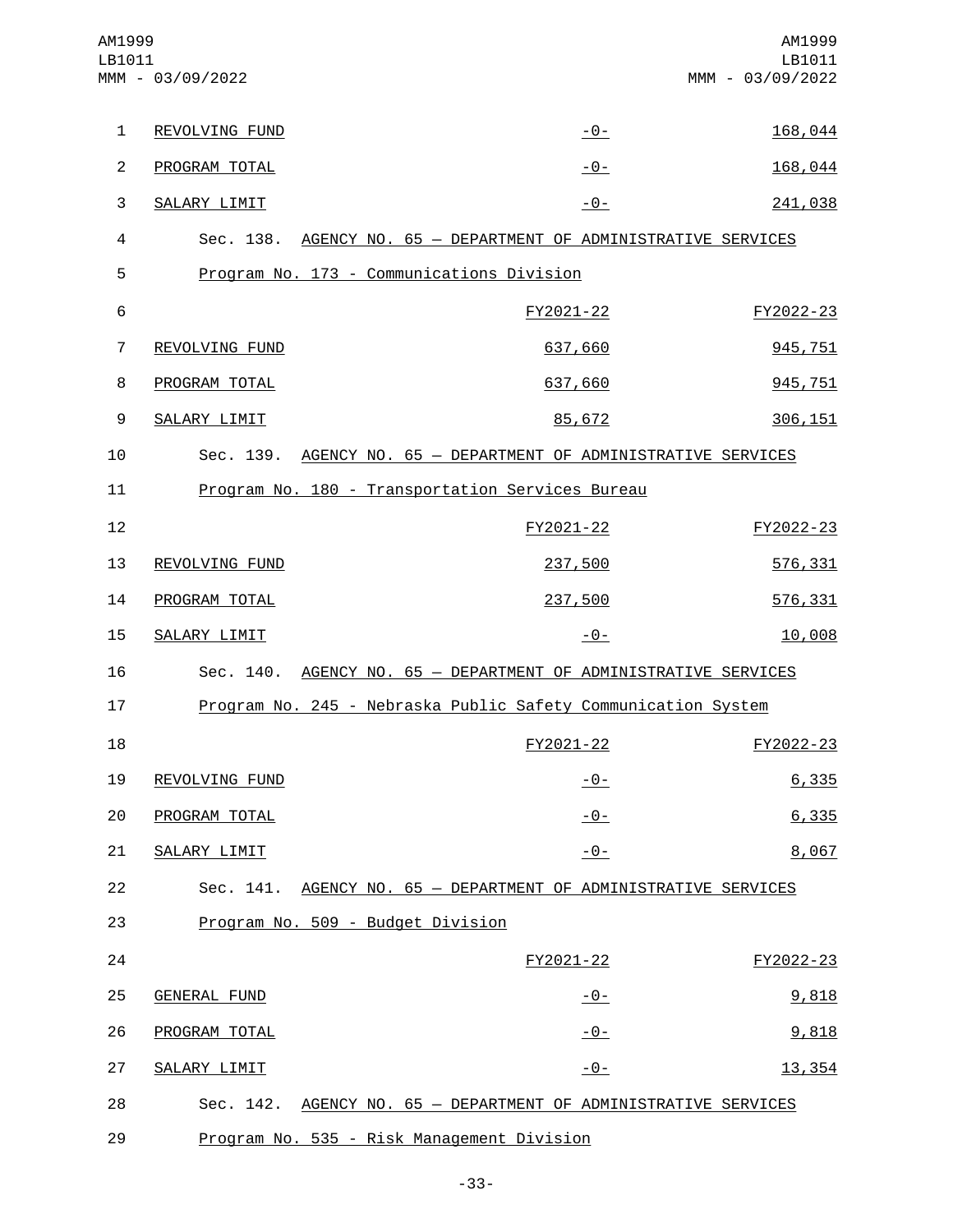| | | |
|---|---|---|
| REVOLVING FUND | -0- | 168,044 |
| PROGRAM TOTAL | -0- | 168,044 |
| SALARY LIMIT | -0- | 241,038 |

Sec. 138. AGENCY NO. 65 — DEPARTMENT OF ADMINISTRATIVE SERVICES

Program No. 173 - Communications Division

| | FY2021-22 | FY2022-23 |
|---|---|---|
| REVOLVING FUND | 637,660 | 945,751 |
| PROGRAM TOTAL | 637,660 | 945,751 |
| SALARY LIMIT | 85,672 | 306,151 |

Sec. 139. AGENCY NO. 65 — DEPARTMENT OF ADMINISTRATIVE SERVICES

Program No. 180 - Transportation Services Bureau

| | FY2021-22 | FY2022-23 |
|---|---|---|
| REVOLVING FUND | 237,500 | 576,331 |
| PROGRAM TOTAL | 237,500 | 576,331 |
| SALARY LIMIT | -0- | 10,008 |

Sec. 140. AGENCY NO. 65 — DEPARTMENT OF ADMINISTRATIVE SERVICES

Program No. 245 - Nebraska Public Safety Communication System

| | FY2021-22 | FY2022-23 |
|---|---|---|
| REVOLVING FUND | -0- | 6,335 |
| PROGRAM TOTAL | -0- | 6,335 |
| SALARY LIMIT | -0- | 8,067 |

Sec. 141. AGENCY NO. 65 — DEPARTMENT OF ADMINISTRATIVE SERVICES

Program No. 509 - Budget Division

| | FY2021-22 | FY2022-23 |
|---|---|---|
| GENERAL FUND | -0- | 9,818 |
| PROGRAM TOTAL | -0- | 9,818 |
| SALARY LIMIT | -0- | 13,354 |

Sec. 142. AGENCY NO. 65 — DEPARTMENT OF ADMINISTRATIVE SERVICES

Program No. 535 - Risk Management Division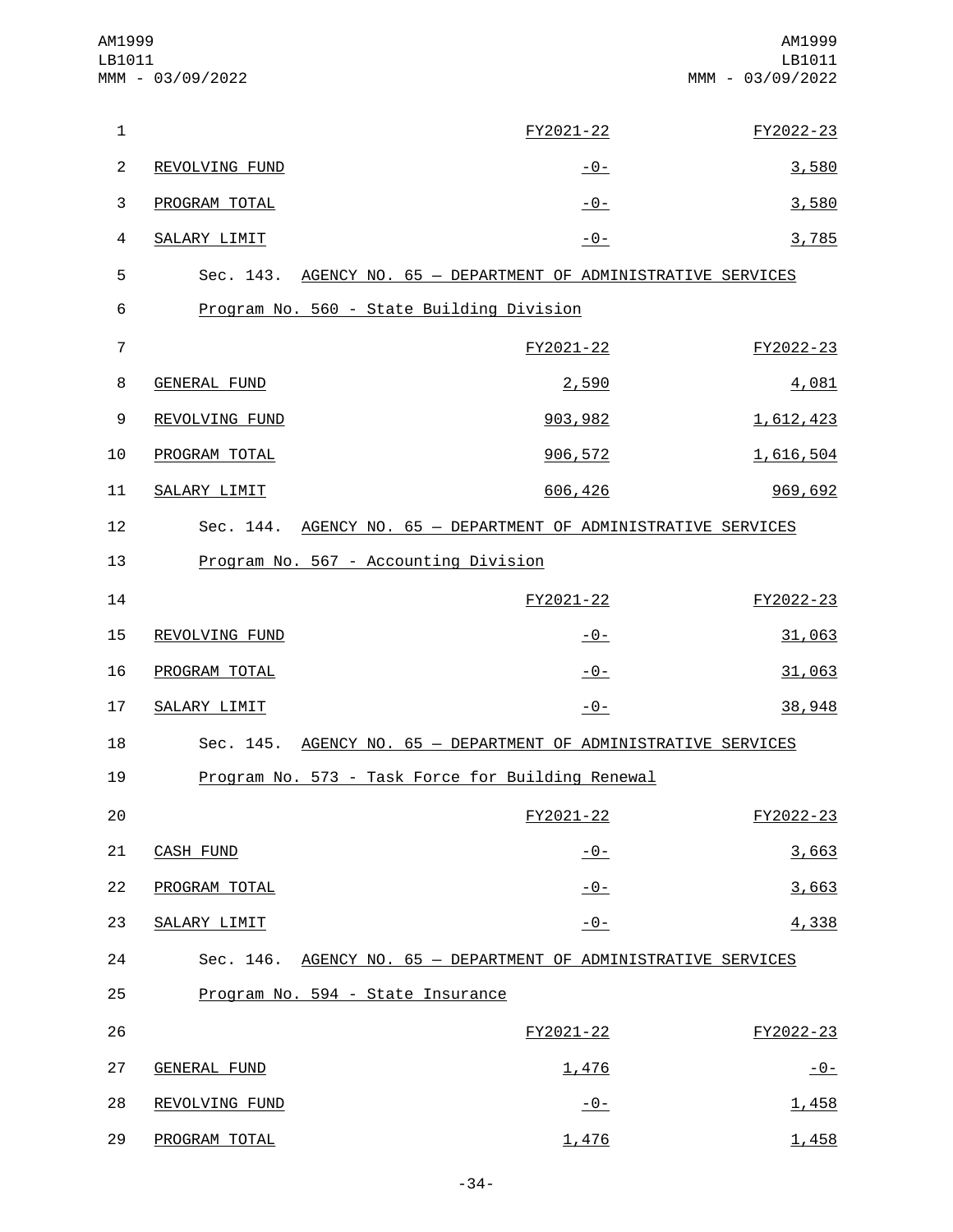| | FY2021-22 | FY2022-23 |
|---|---|---|
| REVOLVING FUND | -0- | 3,580 |
| PROGRAM TOTAL | -0- | 3,580 |
| SALARY LIMIT | -0- | 3,785 |

Sec. 143. AGENCY NO. 65 — DEPARTMENT OF ADMINISTRATIVE SERVICES

Program No. 560 - State Building Division

| | FY2021-22 | FY2022-23 |
|---|---|---|
| GENERAL FUND | 2,590 | 4,081 |
| REVOLVING FUND | 903,982 | 1,612,423 |
| PROGRAM TOTAL | 906,572 | 1,616,504 |
| SALARY LIMIT | 606,426 | 969,692 |

Sec. 144. AGENCY NO. 65 — DEPARTMENT OF ADMINISTRATIVE SERVICES

Program No. 567 - Accounting Division

| | FY2021-22 | FY2022-23 |
|---|---|---|
| REVOLVING FUND | -0- | 31,063 |
| PROGRAM TOTAL | -0- | 31,063 |
| SALARY LIMIT | -0- | 38,948 |

Sec. 145. AGENCY NO. 65 — DEPARTMENT OF ADMINISTRATIVE SERVICES

Program No. 573 - Task Force for Building Renewal

| | FY2021-22 | FY2022-23 |
|---|---|---|
| CASH FUND | -0- | 3,663 |
| PROGRAM TOTAL | -0- | 3,663 |
| SALARY LIMIT | -0- | 4,338 |

Sec. 146. AGENCY NO. 65 — DEPARTMENT OF ADMINISTRATIVE SERVICES

Program No. 594 - State Insurance

| | FY2021-22 | FY2022-23 |
|---|---|---|
| GENERAL FUND | 1,476 | -0- |
| REVOLVING FUND | -0- | 1,458 |
| PROGRAM TOTAL | 1,476 | 1,458 |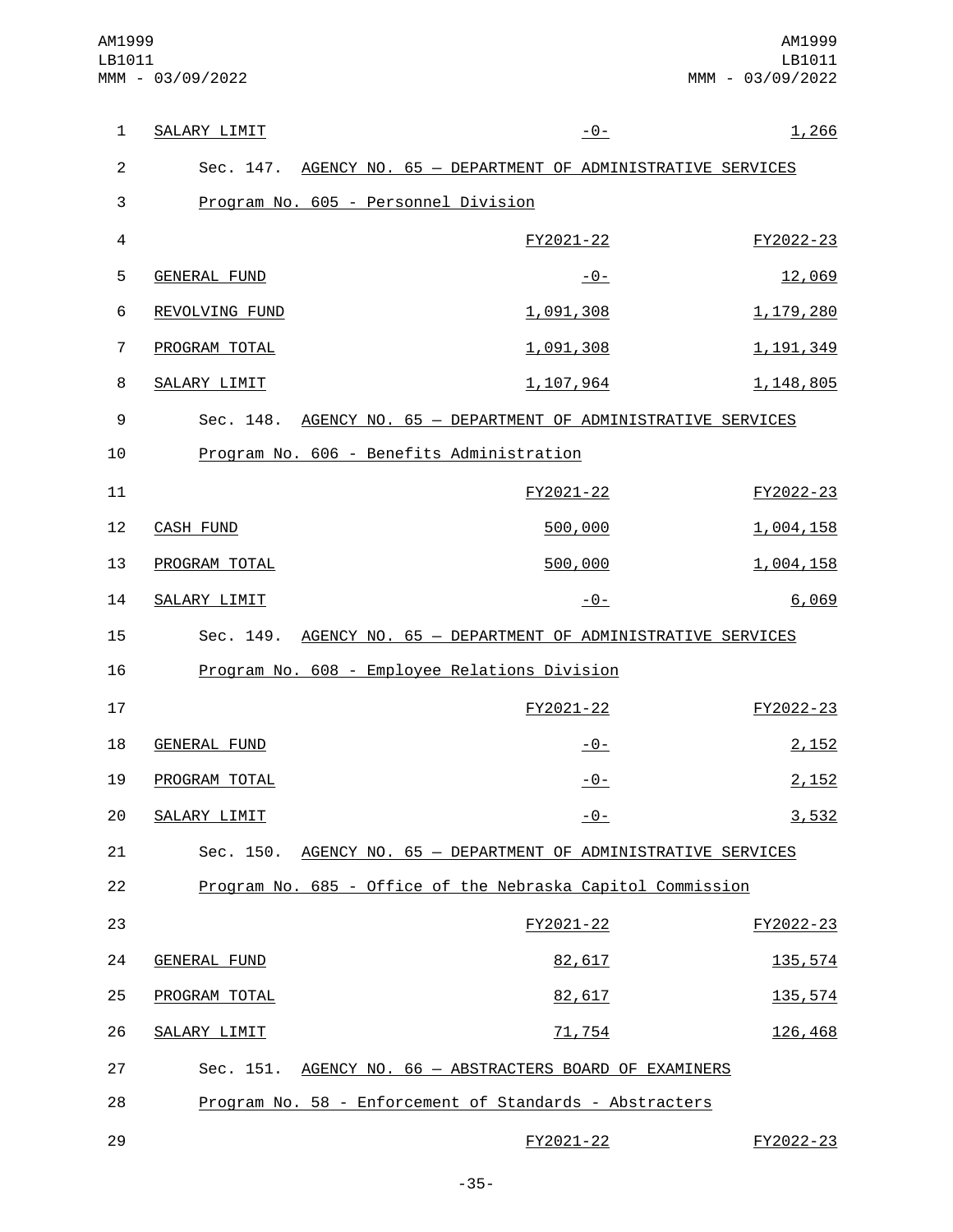| SALARY LIMIT | -0- | 1,266 |
|---|---|---|

Sec. 147. AGENCY NO. 65 — DEPARTMENT OF ADMINISTRATIVE SERVICES

Program No. 605 - Personnel Division

| | FY2021-22 | FY2022-23 |
|---|---|---|
| GENERAL FUND | -0- | 12,069 |
| REVOLVING FUND | 1,091,308 | 1,179,280 |
| PROGRAM TOTAL | 1,091,308 | 1,191,349 |
| SALARY LIMIT | 1,107,964 | 1,148,805 |

Sec. 148. AGENCY NO. 65 — DEPARTMENT OF ADMINISTRATIVE SERVICES

Program No. 606 - Benefits Administration

| | FY2021-22 | FY2022-23 |
|---|---|---|
| CASH FUND | 500,000 | 1,004,158 |
| PROGRAM TOTAL | 500,000 | 1,004,158 |
| SALARY LIMIT | -0- | 6,069 |

Sec. 149. AGENCY NO. 65 — DEPARTMENT OF ADMINISTRATIVE SERVICES

Program No. 608 - Employee Relations Division

| | FY2021-22 | FY2022-23 |
|---|---|---|
| GENERAL FUND | -0- | 2,152 |
| PROGRAM TOTAL | -0- | 2,152 |
| SALARY LIMIT | -0- | 3,532 |

Sec. 150. AGENCY NO. 65 — DEPARTMENT OF ADMINISTRATIVE SERVICES

Program No. 685 - Office of the Nebraska Capitol Commission

| | FY2021-22 | FY2022-23 |
|---|---|---|
| GENERAL FUND | 82,617 | 135,574 |
| PROGRAM TOTAL | 82,617 | 135,574 |
| SALARY LIMIT | 71,754 | 126,468 |

Sec. 151. AGENCY NO. 66 — ABSTRACTERS BOARD OF EXAMINERS

Program No. 58 - Enforcement of Standards - Abstracters

| | FY2021-22 | FY2022-23 |
|---|---|---|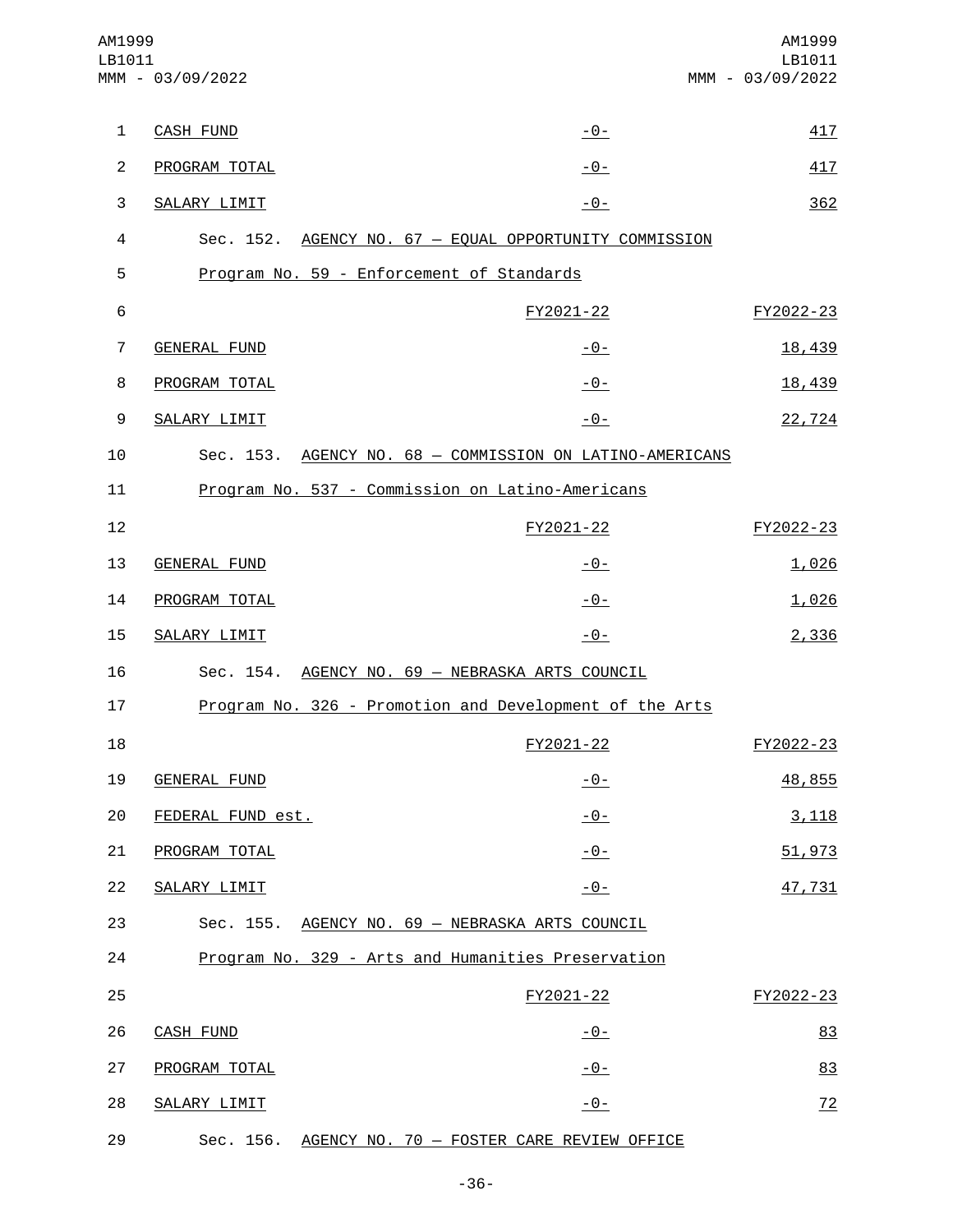| | | |
|---|---|---|
| CASH FUND | -0- | 417 |
| PROGRAM TOTAL | -0- | 417 |
| SALARY LIMIT | -0- | 362 |

Sec. 152. AGENCY NO. 67 — EQUAL OPPORTUNITY COMMISSION

Program No. 59 - Enforcement of Standards

| | FY2021-22 | FY2022-23 |
|---|---|---|
| GENERAL FUND | -0- | 18,439 |
| PROGRAM TOTAL | -0- | 18,439 |
| SALARY LIMIT | -0- | 22,724 |

Sec. 153. AGENCY NO. 68 — COMMISSION ON LATINO-AMERICANS

Program No. 537 - Commission on Latino-Americans

| | FY2021-22 | FY2022-23 |
|---|---|---|
| GENERAL FUND | -0- | 1,026 |
| PROGRAM TOTAL | -0- | 1,026 |
| SALARY LIMIT | -0- | 2,336 |

Sec. 154. AGENCY NO. 69 — NEBRASKA ARTS COUNCIL

Program No. 326 - Promotion and Development of the Arts

| | FY2021-22 | FY2022-23 |
|---|---|---|
| GENERAL FUND | -0- | 48,855 |
| FEDERAL FUND est. | -0- | 3,118 |
| PROGRAM TOTAL | -0- | 51,973 |
| SALARY LIMIT | -0- | 47,731 |

Sec. 155. AGENCY NO. 69 — NEBRASKA ARTS COUNCIL

Program No. 329 - Arts and Humanities Preservation

| | FY2021-22 | FY2022-23 |
|---|---|---|
| CASH FUND | -0- | 83 |
| PROGRAM TOTAL | -0- | 83 |
| SALARY LIMIT | -0- | 72 |

Sec. 156. AGENCY NO. 70 — FOSTER CARE REVIEW OFFICE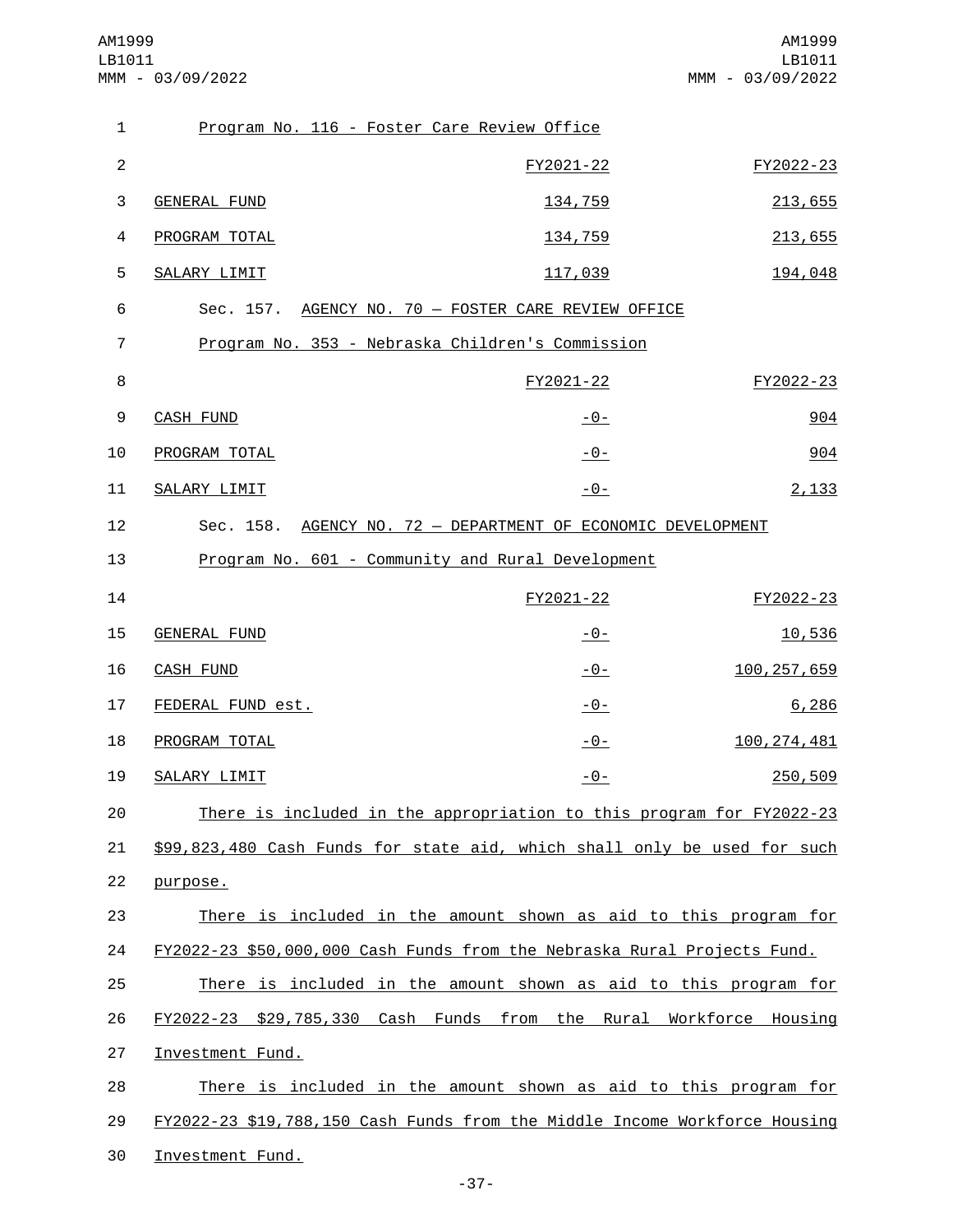Program No. 116 - Foster Care Review Office

| | FY2021-22 | FY2022-23 |
|---|---|---|
| GENERAL FUND | 134,759 | 213,655 |
| PROGRAM TOTAL | 134,759 | 213,655 |
| SALARY LIMIT | 117,039 | 194,048 |

Sec. 157. AGENCY NO. 70 — FOSTER CARE REVIEW OFFICE

Program No. 353 - Nebraska Children's Commission

| | FY2021-22 | FY2022-23 |
|---|---|---|
| CASH FUND | -0- | 904 |
| PROGRAM TOTAL | -0- | 904 |
| SALARY LIMIT | -0- | 2,133 |

Sec. 158. AGENCY NO. 72 — DEPARTMENT OF ECONOMIC DEVELOPMENT

Program No. 601 - Community and Rural Development

| | FY2021-22 | FY2022-23 |
|---|---|---|
| GENERAL FUND | -0- | 10,536 |
| CASH FUND | -0- | 100,257,659 |
| FEDERAL FUND est. | -0- | 6,286 |
| PROGRAM TOTAL | -0- | 100,274,481 |
| SALARY LIMIT | -0- | 250,509 |

There is included in the appropriation to this program for FY2022-23 $99,823,480 Cash Funds for state aid, which shall only be used for such purpose.

There is included in the amount shown as aid to this program for FY2022-23 $50,000,000 Cash Funds from the Nebraska Rural Projects Fund.

There is included in the amount shown as aid to this program for FY2022-23 $29,785,330 Cash Funds from the Rural Workforce Housing Investment Fund.

There is included in the amount shown as aid to this program for FY2022-23 $19,788,150 Cash Funds from the Middle Income Workforce Housing Investment Fund.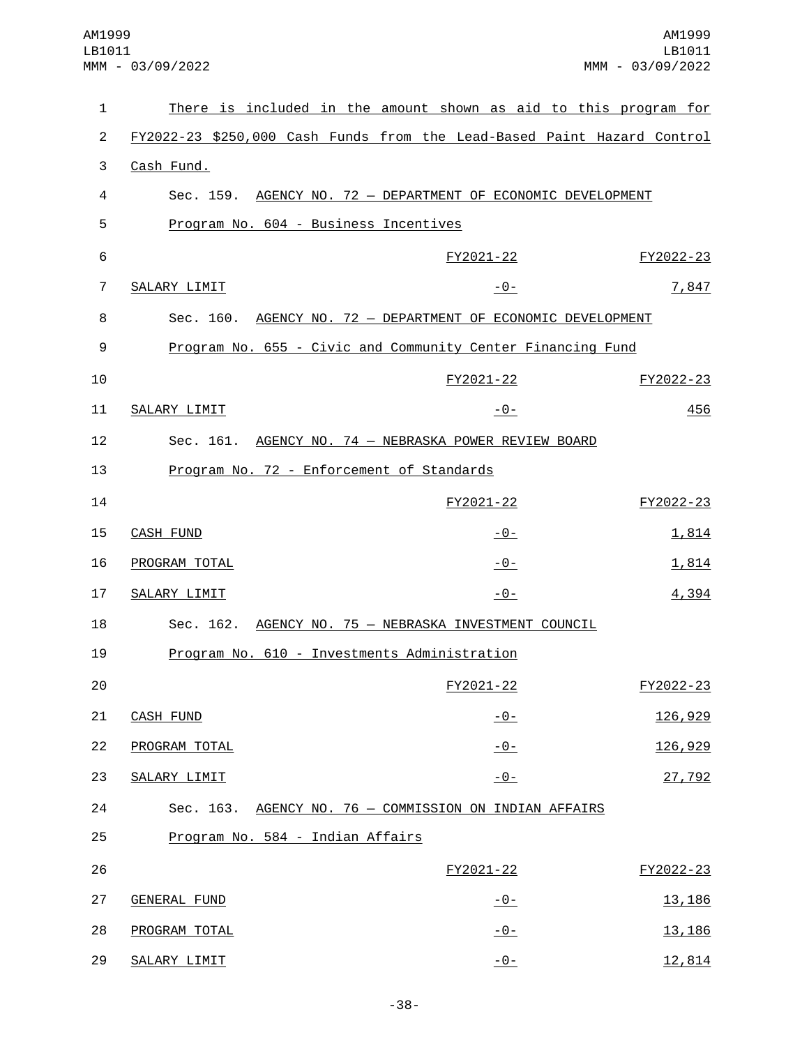There is included in the amount shown as aid to this program for FY2022-23 $250,000 Cash Funds from the Lead-Based Paint Hazard Control Cash Fund.

Sec. 159. AGENCY NO. 72 — DEPARTMENT OF ECONOMIC DEVELOPMENT

Program No. 604 - Business Incentives

| | FY2021-22 | FY2022-23 |
|---|---|---|
| SALARY LIMIT | -0- | 7,847 |

Sec. 160. AGENCY NO. 72 — DEPARTMENT OF ECONOMIC DEVELOPMENT

Program No. 655 - Civic and Community Center Financing Fund

| | FY2021-22 | FY2022-23 |
|---|---|---|
| SALARY LIMIT | -0- | 456 |

Sec. 161. AGENCY NO. 74 — NEBRASKA POWER REVIEW BOARD

Program No. 72 - Enforcement of Standards

| | FY2021-22 | FY2022-23 |
|---|---|---|
| CASH FUND | -0- | 1,814 |
| PROGRAM TOTAL | -0- | 1,814 |
| SALARY LIMIT | -0- | 4,394 |

Sec. 162. AGENCY NO. 75 — NEBRASKA INVESTMENT COUNCIL

Program No. 610 - Investments Administration

| | FY2021-22 | FY2022-23 |
|---|---|---|
| CASH FUND | -0- | 126,929 |
| PROGRAM TOTAL | -0- | 126,929 |
| SALARY LIMIT | -0- | 27,792 |

Sec. 163. AGENCY NO. 76 — COMMISSION ON INDIAN AFFAIRS

Program No. 584 - Indian Affairs

| | FY2021-22 | FY2022-23 |
|---|---|---|
| GENERAL FUND | -0- | 13,186 |
| PROGRAM TOTAL | -0- | 13,186 |
| SALARY LIMIT | -0- | 12,814 |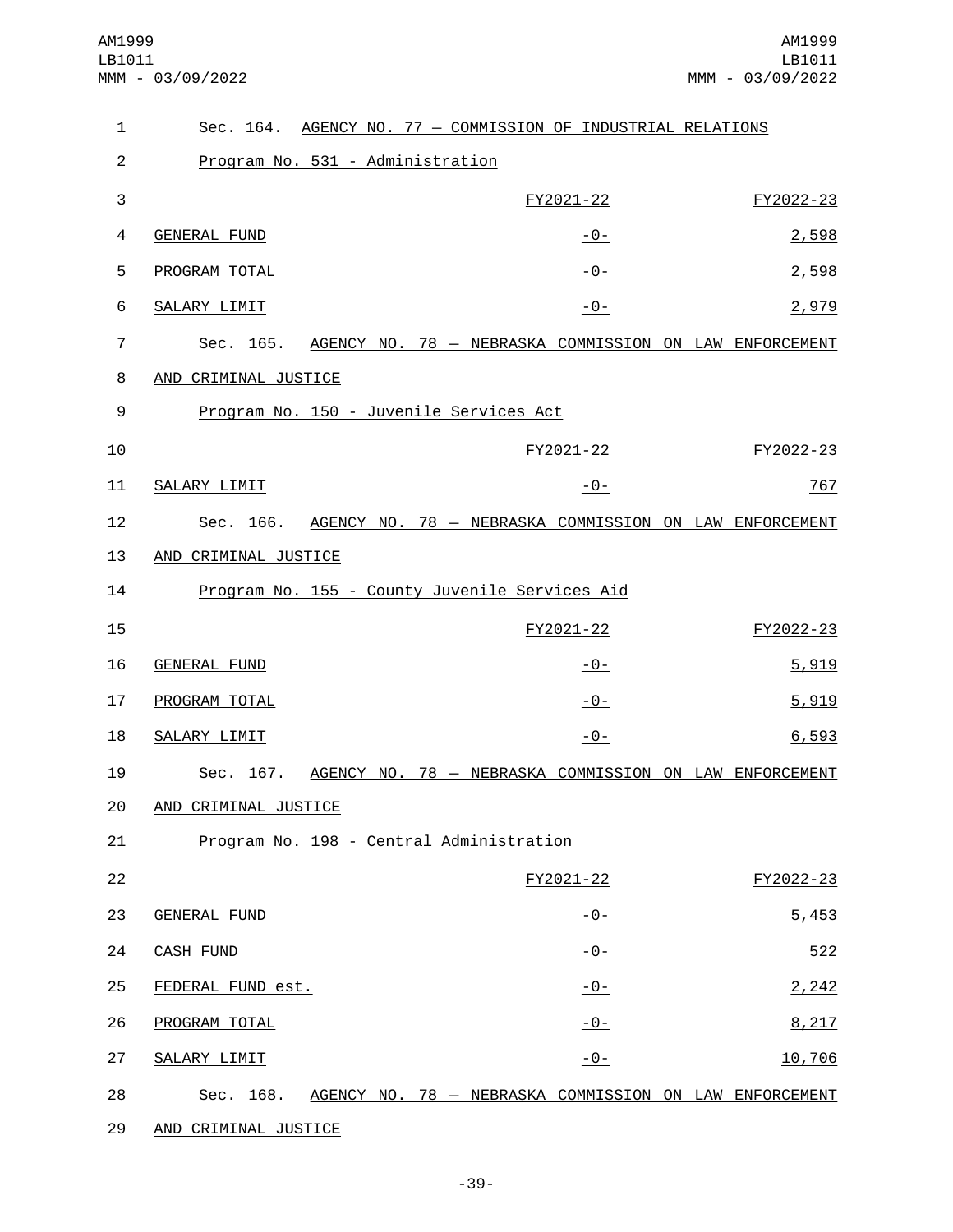Sec. 164. AGENCY NO. 77 — COMMISSION OF INDUSTRIAL RELATIONS

Program No. 531 - Administration

| | FY2021-22 | FY2022-23 |
|---|---|---|
| GENERAL FUND | -0- | 2,598 |
| PROGRAM TOTAL | -0- | 2,598 |
| SALARY LIMIT | -0- | 2,979 |

Sec. 165. AGENCY NO. 78 — NEBRASKA COMMISSION ON LAW ENFORCEMENT AND CRIMINAL JUSTICE

Program No. 150 - Juvenile Services Act

| | FY2021-22 | FY2022-23 |
|---|---|---|
| SALARY LIMIT | -0- | 767 |

Sec. 166. AGENCY NO. 78 — NEBRASKA COMMISSION ON LAW ENFORCEMENT AND CRIMINAL JUSTICE

Program No. 155 - County Juvenile Services Aid

| | FY2021-22 | FY2022-23 |
|---|---|---|
| GENERAL FUND | -0- | 5,919 |
| PROGRAM TOTAL | -0- | 5,919 |
| SALARY LIMIT | -0- | 6,593 |

Sec. 167. AGENCY NO. 78 — NEBRASKA COMMISSION ON LAW ENFORCEMENT AND CRIMINAL JUSTICE

Program No. 198 - Central Administration

| | FY2021-22 | FY2022-23 |
|---|---|---|
| GENERAL FUND | -0- | 5,453 |
| CASH FUND | -0- | 522 |
| FEDERAL FUND est. | -0- | 2,242 |
| PROGRAM TOTAL | -0- | 8,217 |
| SALARY LIMIT | -0- | 10,706 |

Sec. 168. AGENCY NO. 78 — NEBRASKA COMMISSION ON LAW ENFORCEMENT AND CRIMINAL JUSTICE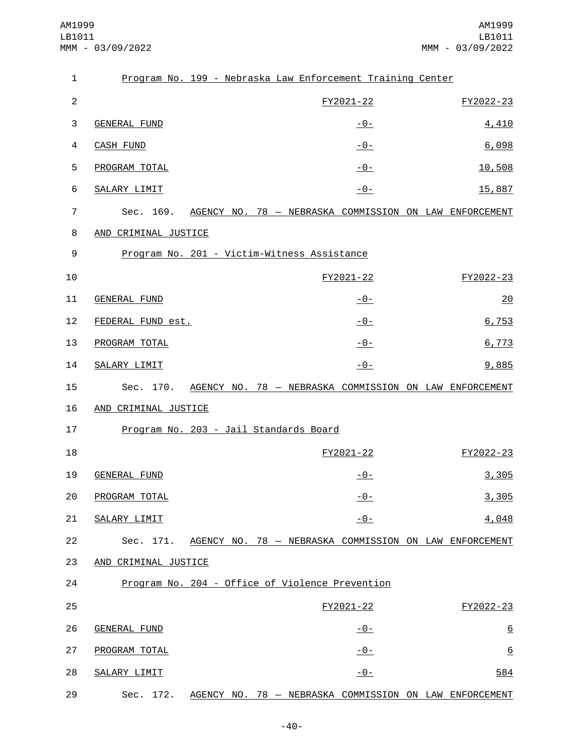Program No. 199 - Nebraska Law Enforcement Training Center

| | FY2021-22 | FY2022-23 |
|---|---|---|
| GENERAL FUND | -0- | 4,410 |
| CASH FUND | -0- | 6,098 |
| PROGRAM TOTAL | -0- | 10,508 |
| SALARY LIMIT | -0- | 15,887 |

Sec. 169. AGENCY NO. 78 — NEBRASKA COMMISSION ON LAW ENFORCEMENT AND CRIMINAL JUSTICE

Program No. 201 - Victim-Witness Assistance

| | FY2021-22 | FY2022-23 |
|---|---|---|
| GENERAL FUND | -0- | 20 |
| FEDERAL FUND est. | -0- | 6,753 |
| PROGRAM TOTAL | -0- | 6,773 |
| SALARY LIMIT | -0- | 9,885 |

Sec. 170. AGENCY NO. 78 — NEBRASKA COMMISSION ON LAW ENFORCEMENT AND CRIMINAL JUSTICE

Program No. 203 - Jail Standards Board

| | FY2021-22 | FY2022-23 |
|---|---|---|
| GENERAL FUND | -0- | 3,305 |
| PROGRAM TOTAL | -0- | 3,305 |
| SALARY LIMIT | -0- | 4,048 |

Sec. 171. AGENCY NO. 78 — NEBRASKA COMMISSION ON LAW ENFORCEMENT AND CRIMINAL JUSTICE

Program No. 204 - Office of Violence Prevention

| | FY2021-22 | FY2022-23 |
|---|---|---|
| GENERAL FUND | -0- | 6 |
| PROGRAM TOTAL | -0- | 6 |
| SALARY LIMIT | -0- | 584 |

Sec. 172. AGENCY NO. 78 — NEBRASKA COMMISSION ON LAW ENFORCEMENT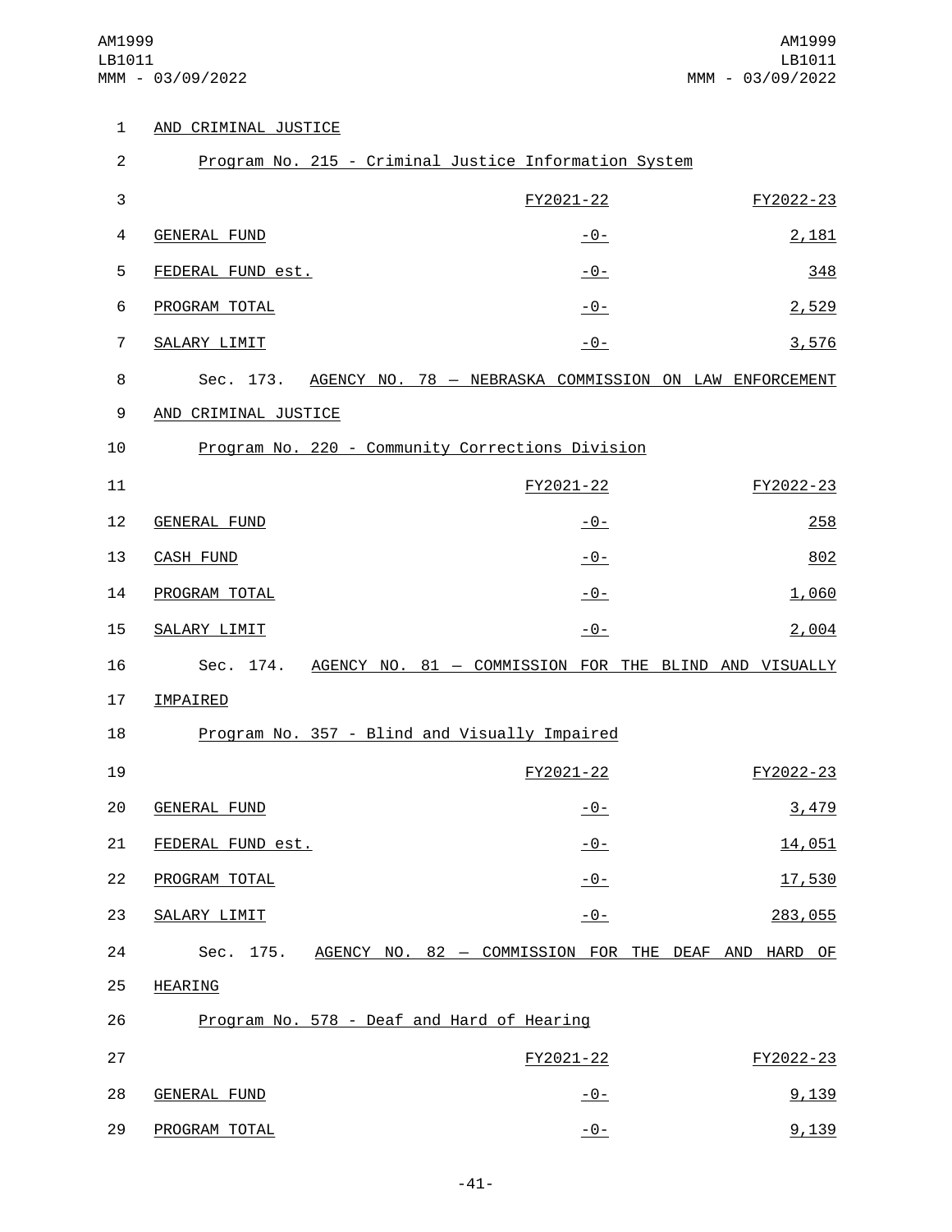AND CRIMINAL JUSTICE

Program No. 215 - Criminal Justice Information System

| | FY2021-22 | FY2022-23 |
|---|---|---|
| GENERAL FUND | -0- | 2,181 |
| FEDERAL FUND est. | -0- | 348 |
| PROGRAM TOTAL | -0- | 2,529 |
| SALARY LIMIT | -0- | 3,576 |

Sec. 173. AGENCY NO. 78 — NEBRASKA COMMISSION ON LAW ENFORCEMENT AND CRIMINAL JUSTICE

Program No. 220 - Community Corrections Division

| | FY2021-22 | FY2022-23 |
|---|---|---|
| GENERAL FUND | -0- | 258 |
| CASH FUND | -0- | 802 |
| PROGRAM TOTAL | -0- | 1,060 |
| SALARY LIMIT | -0- | 2,004 |

Sec. 174. AGENCY NO. 81 — COMMISSION FOR THE BLIND AND VISUALLY IMPAIRED

Program No. 357 - Blind and Visually Impaired

| | FY2021-22 | FY2022-23 |
|---|---|---|
| GENERAL FUND | -0- | 3,479 |
| FEDERAL FUND est. | -0- | 14,051 |
| PROGRAM TOTAL | -0- | 17,530 |
| SALARY LIMIT | -0- | 283,055 |

Sec. 175. AGENCY NO. 82 — COMMISSION FOR THE DEAF AND HARD OF HEARING

Program No. 578 - Deaf and Hard of Hearing

| | FY2021-22 | FY2022-23 |
|---|---|---|
| GENERAL FUND | -0- | 9,139 |
| PROGRAM TOTAL | -0- | 9,139 |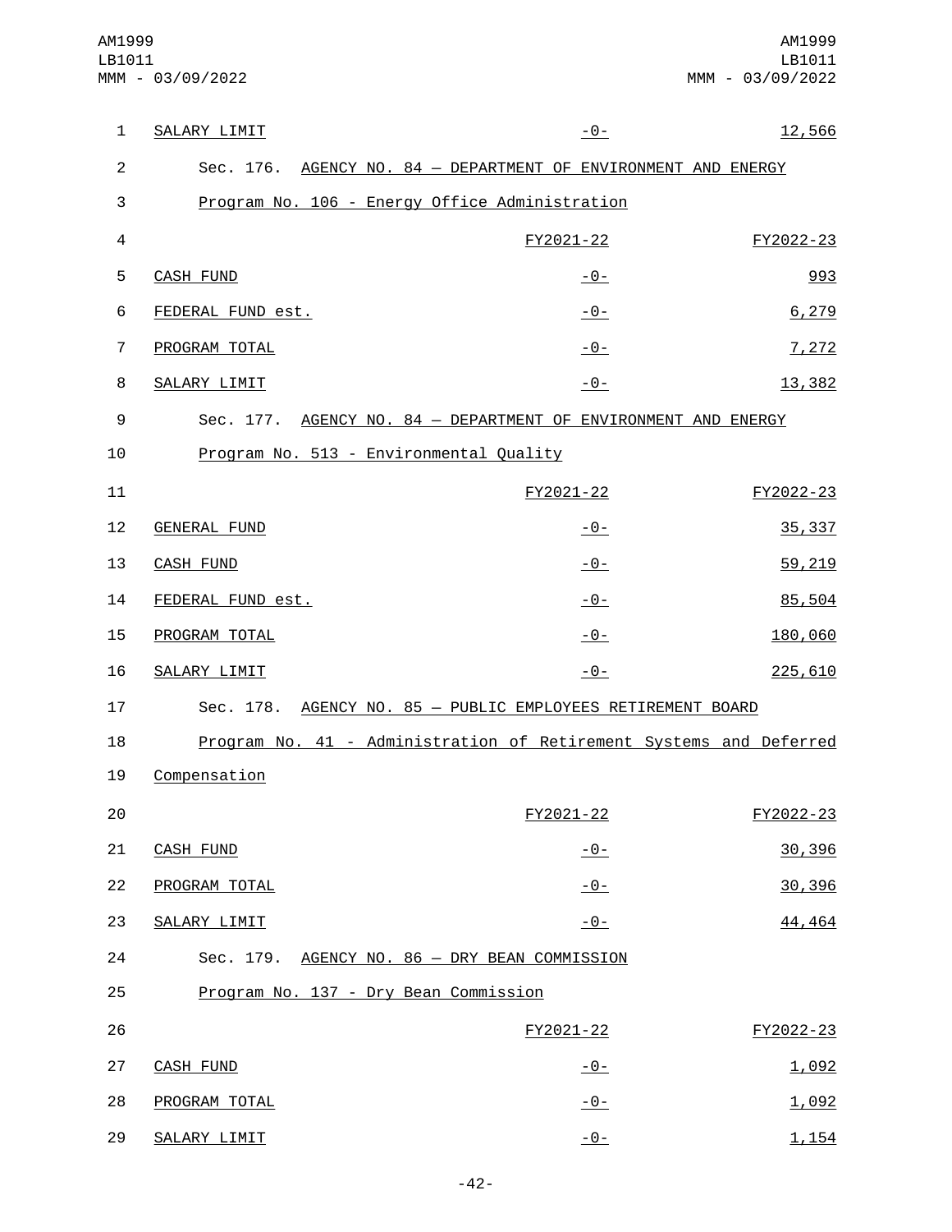| | FY2021-22 | FY2022-23 |
|---|---|---|
| SALARY LIMIT | -0- | 12,566 |

Sec. 176. AGENCY NO. 84 — DEPARTMENT OF ENVIRONMENT AND ENERGY

Program No. 106 - Energy Office Administration

| | FY2021-22 | FY2022-23 |
|---|---|---|
| CASH FUND | -0- | 993 |
| FEDERAL FUND est. | -0- | 6,279 |
| PROGRAM TOTAL | -0- | 7,272 |
| SALARY LIMIT | -0- | 13,382 |

Sec. 177. AGENCY NO. 84 — DEPARTMENT OF ENVIRONMENT AND ENERGY

Program No. 513 - Environmental Quality

| | FY2021-22 | FY2022-23 |
|---|---|---|
| GENERAL FUND | -0- | 35,337 |
| CASH FUND | -0- | 59,219 |
| FEDERAL FUND est. | -0- | 85,504 |
| PROGRAM TOTAL | -0- | 180,060 |
| SALARY LIMIT | -0- | 225,610 |

Sec. 178. AGENCY NO. 85 — PUBLIC EMPLOYEES RETIREMENT BOARD

Program No. 41 - Administration of Retirement Systems and Deferred Compensation

| | FY2021-22 | FY2022-23 |
|---|---|---|
| CASH FUND | -0- | 30,396 |
| PROGRAM TOTAL | -0- | 30,396 |
| SALARY LIMIT | -0- | 44,464 |

Sec. 179. AGENCY NO. 86 — DRY BEAN COMMISSION

Program No. 137 - Dry Bean Commission

| | FY2021-22 | FY2022-23 |
|---|---|---|
| CASH FUND | -0- | 1,092 |
| PROGRAM TOTAL | -0- | 1,092 |
| SALARY LIMIT | -0- | 1,154 |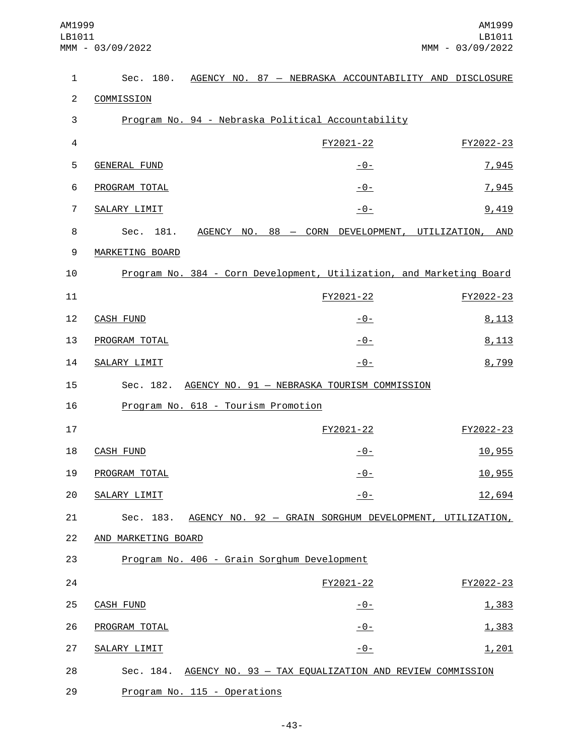Sec. 180. AGENCY NO. 87 — NEBRASKA ACCOUNTABILITY AND DISCLOSURE COMMISSION

Program No. 94 - Nebraska Political Accountability

| | FY2021-22 | FY2022-23 |
|---|---|---|
| GENERAL FUND | -0- | 7,945 |
| PROGRAM TOTAL | -0- | 7,945 |
| SALARY LIMIT | -0- | 9,419 |

Sec. 181. AGENCY NO. 88 — CORN DEVELOPMENT, UTILIZATION, AND MARKETING BOARD

Program No. 384 - Corn Development, Utilization, and Marketing Board

| | FY2021-22 | FY2022-23 |
|---|---|---|
| CASH FUND | -0- | 8,113 |
| PROGRAM TOTAL | -0- | 8,113 |
| SALARY LIMIT | -0- | 8,799 |

Sec. 182. AGENCY NO. 91 — NEBRASKA TOURISM COMMISSION

Program No. 618 - Tourism Promotion

| | FY2021-22 | FY2022-23 |
|---|---|---|
| CASH FUND | -0- | 10,955 |
| PROGRAM TOTAL | -0- | 10,955 |
| SALARY LIMIT | -0- | 12,694 |

Sec. 183. AGENCY NO. 92 — GRAIN SORGHUM DEVELOPMENT, UTILIZATION, AND MARKETING BOARD

Program No. 406 - Grain Sorghum Development

| | FY2021-22 | FY2022-23 |
|---|---|---|
| CASH FUND | -0- | 1,383 |
| PROGRAM TOTAL | -0- | 1,383 |
| SALARY LIMIT | -0- | 1,201 |

Sec. 184. AGENCY NO. 93 — TAX EQUALIZATION AND REVIEW COMMISSION

Program No. 115 - Operations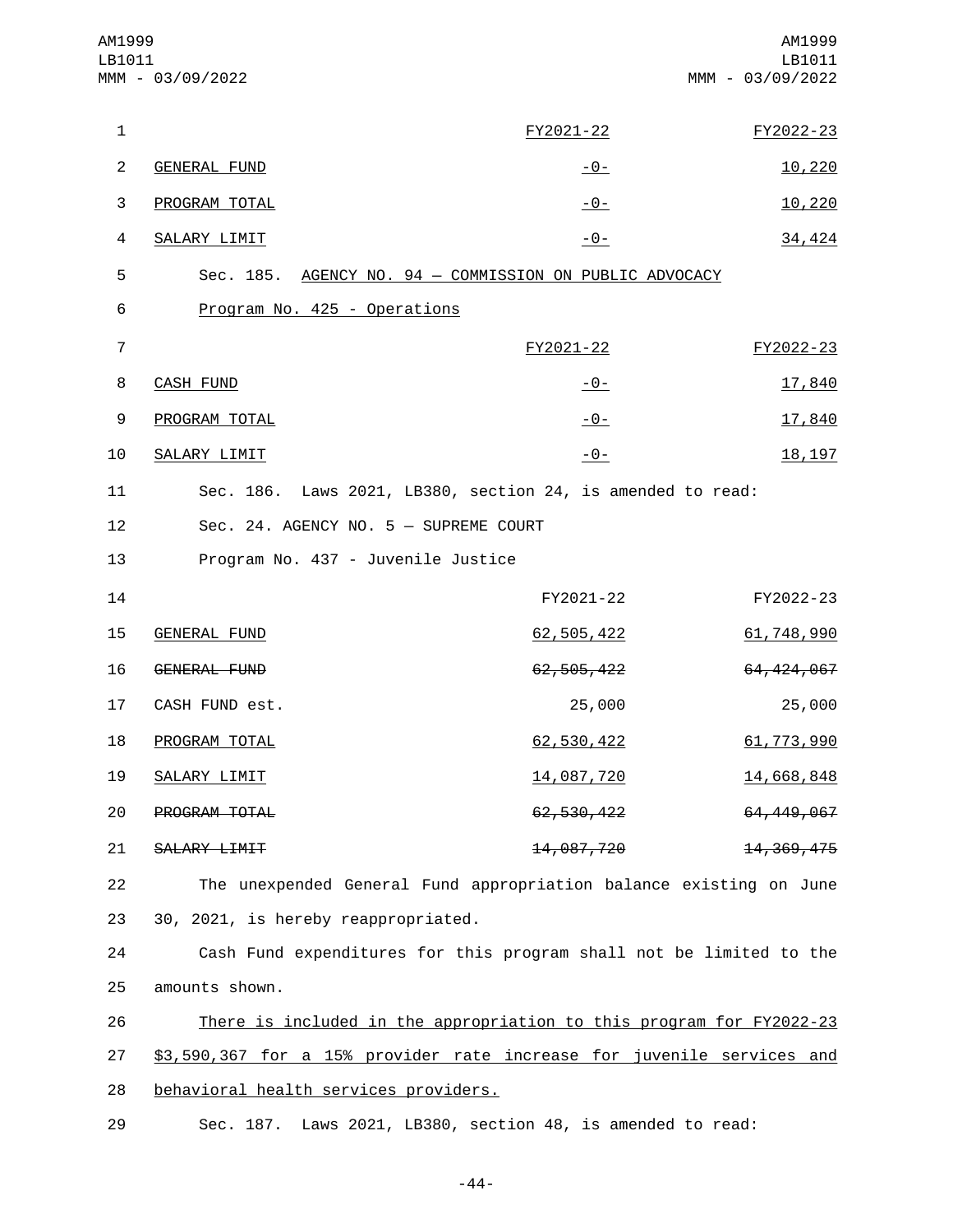| | FY2021-22 | FY2022-23 |
|---|---|---|
| GENERAL FUND | -0- | 10,220 |
| PROGRAM TOTAL | -0- | 10,220 |
| SALARY LIMIT | -0- | 34,424 |

Sec. 185. AGENCY NO. 94 — COMMISSION ON PUBLIC ADVOCACY

Program No. 425 - Operations

| | FY2021-22 | FY2022-23 |
|---|---|---|
| CASH FUND | -0- | 17,840 |
| PROGRAM TOTAL | -0- | 17,840 |
| SALARY LIMIT | -0- | 18,197 |

Sec. 186. Laws 2021, LB380, section 24, is amended to read:

Sec. 24. AGENCY NO. 5 — SUPREME COURT

Program No. 437 - Juvenile Justice

| | FY2021-22 | FY2022-23 |
|---|---|---|
| GENERAL FUND | 62,505,422 | 61,748,990 |
| ~~GENERAL FUND~~ | ~~62,505,422~~ | ~~64,424,067~~ |
| CASH FUND est. | 25,000 | 25,000 |
| PROGRAM TOTAL | 62,530,422 | 61,773,990 |
| SALARY LIMIT | 14,087,720 | 14,668,848 |
| ~~PROGRAM TOTAL~~ | ~~62,530,422~~ | ~~64,449,067~~ |
| ~~SALARY LIMIT~~ | ~~14,087,720~~ | ~~14,369,475~~ |

The unexpended General Fund appropriation balance existing on June 30, 2021, is hereby reappropriated.

Cash Fund expenditures for this program shall not be limited to the amounts shown.

There is included in the appropriation to this program for FY2022-23 $3,590,367 for a 15% provider rate increase for juvenile services and behavioral health services providers.

Sec. 187. Laws 2021, LB380, section 48, is amended to read: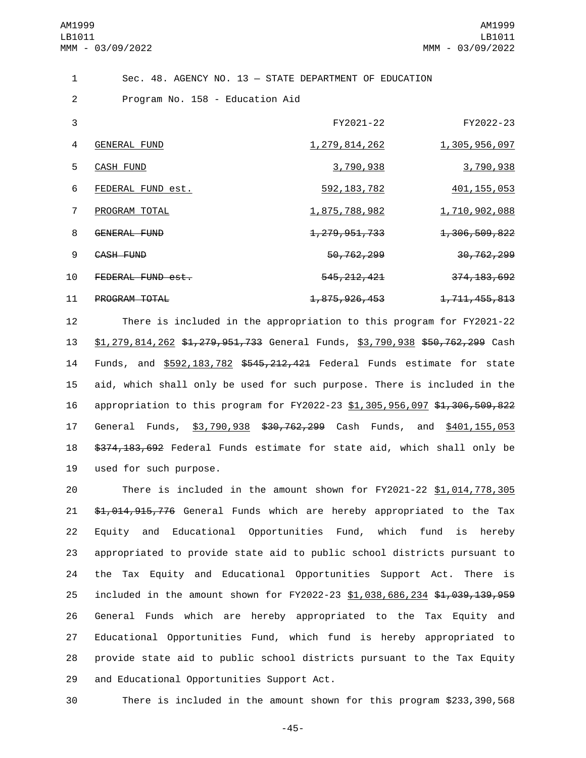Sec. 48. AGENCY NO. 13 — STATE DEPARTMENT OF EDUCATION

Program No. 158 - Education Aid

| | FY2021-22 | FY2022-23 |
|---|---|---|
| <u>GENERAL FUND</u> | <u>1,279,814,262</u> | <u>1,305,956,097</u> |
| <u>CASH FUND</u> | <u>3,790,938</u> | <u>3,790,938</u> |
| <u>FEDERAL FUND est.</u> | <u>592,183,782</u> | <u>401,155,053</u> |
| <u>PROGRAM TOTAL</u> | <u>1,875,788,982</u> | <u>1,710,902,088</u> |
| ~~GENERAL FUND~~ | ~~1,279,951,733~~ | ~~1,306,509,822~~ |
| ~~CASH FUND~~ | ~~50,762,299~~ | ~~30,762,299~~ |
| ~~FEDERAL FUND est.~~ | ~~545,212,421~~ | ~~374,183,692~~ |
| ~~PROGRAM TOTAL~~ | ~~1,875,926,453~~ | ~~1,711,455,813~~ |

There is included in the appropriation to this program for FY2021-22 <u>$1,279,814,262</u> ~~$1,279,951,733~~ General Funds, <u>$3,790,938</u> ~~$50,762,299~~ Cash Funds, and <u>$592,183,782</u> ~~$545,212,421~~ Federal Funds estimate for state aid, which shall only be used for such purpose. There is included in the appropriation to this program for FY2022-23 <u>$1,305,956,097</u> ~~$1,306,509,822~~ General Funds, <u>$3,790,938</u> ~~$30,762,299~~ Cash Funds, and <u>$401,155,053</u> ~~$374,183,692~~ Federal Funds estimate for state aid, which shall only be used for such purpose.

There is included in the amount shown for FY2021-22 <u>$1,014,778,305</u> ~~$1,014,915,776~~ General Funds which are hereby appropriated to the Tax Equity and Educational Opportunities Fund, which fund is hereby appropriated to provide state aid to public school districts pursuant to the Tax Equity and Educational Opportunities Support Act. There is included in the amount shown for FY2022-23 <u>$1,038,686,234</u> ~~$1,039,139,959~~ General Funds which are hereby appropriated to the Tax Equity and Educational Opportunities Fund, which fund is hereby appropriated to provide state aid to public school districts pursuant to the Tax Equity and Educational Opportunities Support Act.

There is included in the amount shown for this program $233,390,568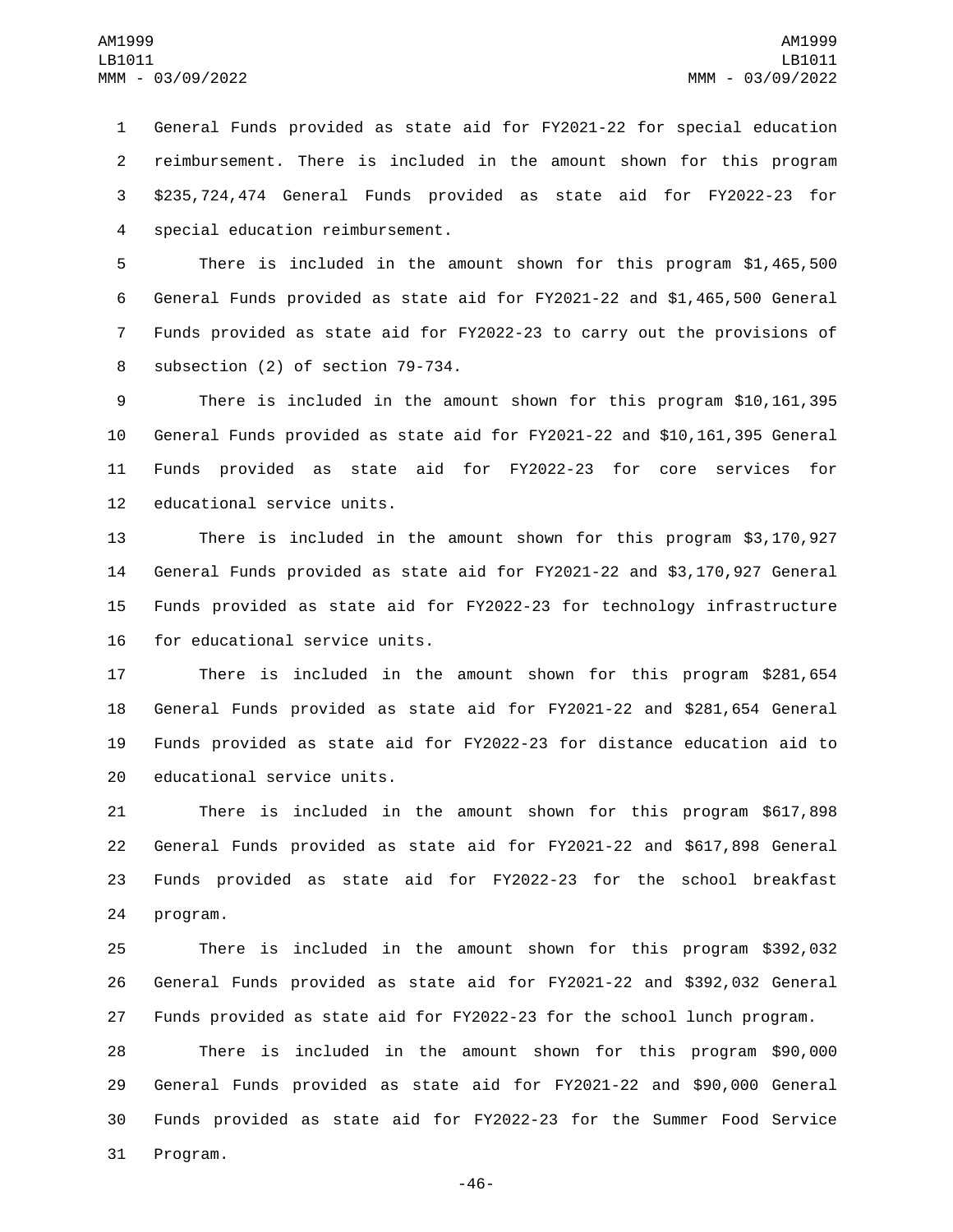General Funds provided as state aid for FY2021-22 for special education reimbursement. There is included in the amount shown for this program $235,724,474 General Funds provided as state aid for FY2022-23 for special education reimbursement.

There is included in the amount shown for this program $1,465,500 General Funds provided as state aid for FY2021-22 and $1,465,500 General Funds provided as state aid for FY2022-23 to carry out the provisions of subsection (2) of section 79-734.

There is included in the amount shown for this program $10,161,395 General Funds provided as state aid for FY2021-22 and $10,161,395 General Funds provided as state aid for FY2022-23 for core services for educational service units.

There is included in the amount shown for this program $3,170,927 General Funds provided as state aid for FY2021-22 and $3,170,927 General Funds provided as state aid for FY2022-23 for technology infrastructure for educational service units.

There is included in the amount shown for this program $281,654 General Funds provided as state aid for FY2021-22 and $281,654 General Funds provided as state aid for FY2022-23 for distance education aid to educational service units.

There is included in the amount shown for this program $617,898 General Funds provided as state aid for FY2021-22 and $617,898 General Funds provided as state aid for FY2022-23 for the school breakfast program.

There is included in the amount shown for this program $392,032 General Funds provided as state aid for FY2021-22 and $392,032 General Funds provided as state aid for FY2022-23 for the school lunch program.

There is included in the amount shown for this program $90,000 General Funds provided as state aid for FY2021-22 and $90,000 General Funds provided as state aid for FY2022-23 for the Summer Food Service Program.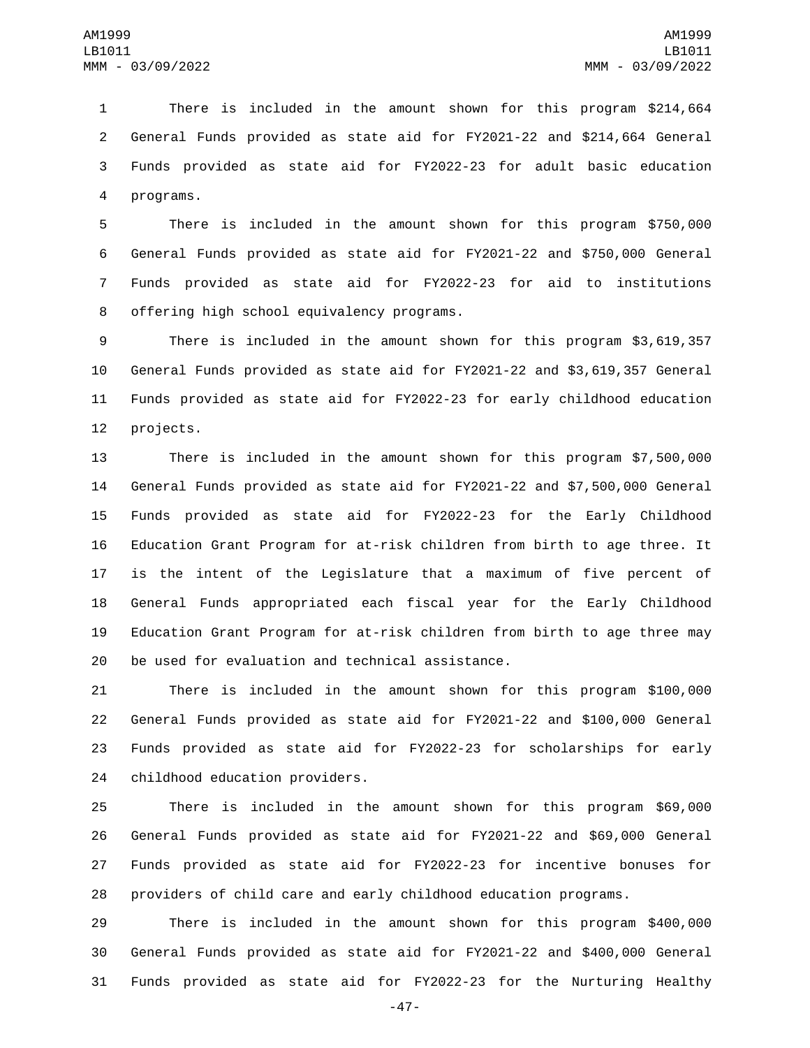There is included in the amount shown for this program $214,664 General Funds provided as state aid for FY2021-22 and $214,664 General Funds provided as state aid for FY2022-23 for adult basic education programs.

There is included in the amount shown for this program $750,000 General Funds provided as state aid for FY2021-22 and $750,000 General Funds provided as state aid for FY2022-23 for aid to institutions offering high school equivalency programs.

There is included in the amount shown for this program $3,619,357 General Funds provided as state aid for FY2021-22 and $3,619,357 General Funds provided as state aid for FY2022-23 for early childhood education projects.

There is included in the amount shown for this program $7,500,000 General Funds provided as state aid for FY2021-22 and $7,500,000 General Funds provided as state aid for FY2022-23 for the Early Childhood Education Grant Program for at-risk children from birth to age three. It is the intent of the Legislature that a maximum of five percent of General Funds appropriated each fiscal year for the Early Childhood Education Grant Program for at-risk children from birth to age three may be used for evaluation and technical assistance.

There is included in the amount shown for this program $100,000 General Funds provided as state aid for FY2021-22 and $100,000 General Funds provided as state aid for FY2022-23 for scholarships for early childhood education providers.

There is included in the amount shown for this program $69,000 General Funds provided as state aid for FY2021-22 and $69,000 General Funds provided as state aid for FY2022-23 for incentive bonuses for providers of child care and early childhood education programs.

There is included in the amount shown for this program $400,000 General Funds provided as state aid for FY2021-22 and $400,000 General Funds provided as state aid for FY2022-23 for the Nurturing Healthy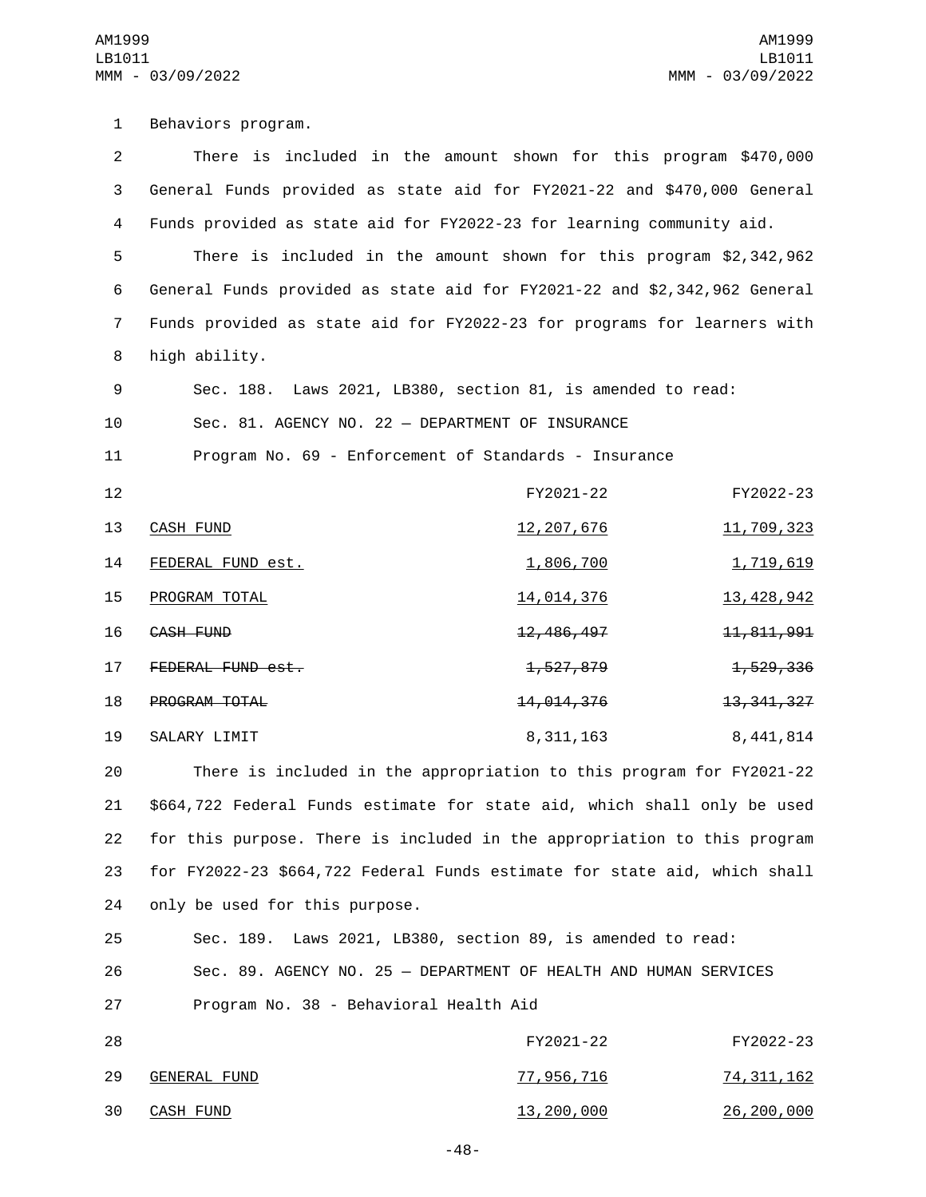Behaviors program.

There is included in the amount shown for this program $470,000 General Funds provided as state aid for FY2021-22 and $470,000 General Funds provided as state aid for FY2022-23 for learning community aid.

There is included in the amount shown for this program $2,342,962 General Funds provided as state aid for FY2021-22 and $2,342,962 General Funds provided as state aid for FY2022-23 for programs for learners with high ability.

Sec. 188. Laws 2021, LB380, section 81, is amended to read:

Sec. 81. AGENCY NO. 22 — DEPARTMENT OF INSURANCE

Program No. 69 - Enforcement of Standards - Insurance

| | FY2021-22 | FY2022-23 |
|---|---|---|
| <u>CASH FUND</u> | <u>12,207,676</u> | <u>11,709,323</u> |
| <u>FEDERAL FUND est.</u> | <u>1,806,700</u> | <u>1,719,619</u> |
| <u>PROGRAM TOTAL</u> | <u>14,014,376</u> | <u>13,428,942</u> |
| ~~CASH FUND~~ | ~~12,486,497~~ | ~~11,811,991~~ |
| ~~FEDERAL FUND est.~~ | ~~1,527,879~~ | ~~1,529,336~~ |
| ~~PROGRAM TOTAL~~ | ~~14,014,376~~ | ~~13,341,327~~ |
| SALARY LIMIT | 8,311,163 | 8,441,814 |

There is included in the appropriation to this program for FY2021-22 $664,722 Federal Funds estimate for state aid, which shall only be used for this purpose. There is included in the appropriation to this program for FY2022-23 $664,722 Federal Funds estimate for state aid, which shall only be used for this purpose.

Sec. 189. Laws 2021, LB380, section 89, is amended to read:

Sec. 89. AGENCY NO. 25 — DEPARTMENT OF HEALTH AND HUMAN SERVICES

Program No. 38 - Behavioral Health Aid

| | FY2021-22 | FY2022-23 |
|---|---|---|
| <u>GENERAL FUND</u> | <u>77,956,716</u> | <u>74,311,162</u> |
| <u>CASH FUND</u> | <u>13,200,000</u> | <u>26,200,000</u> |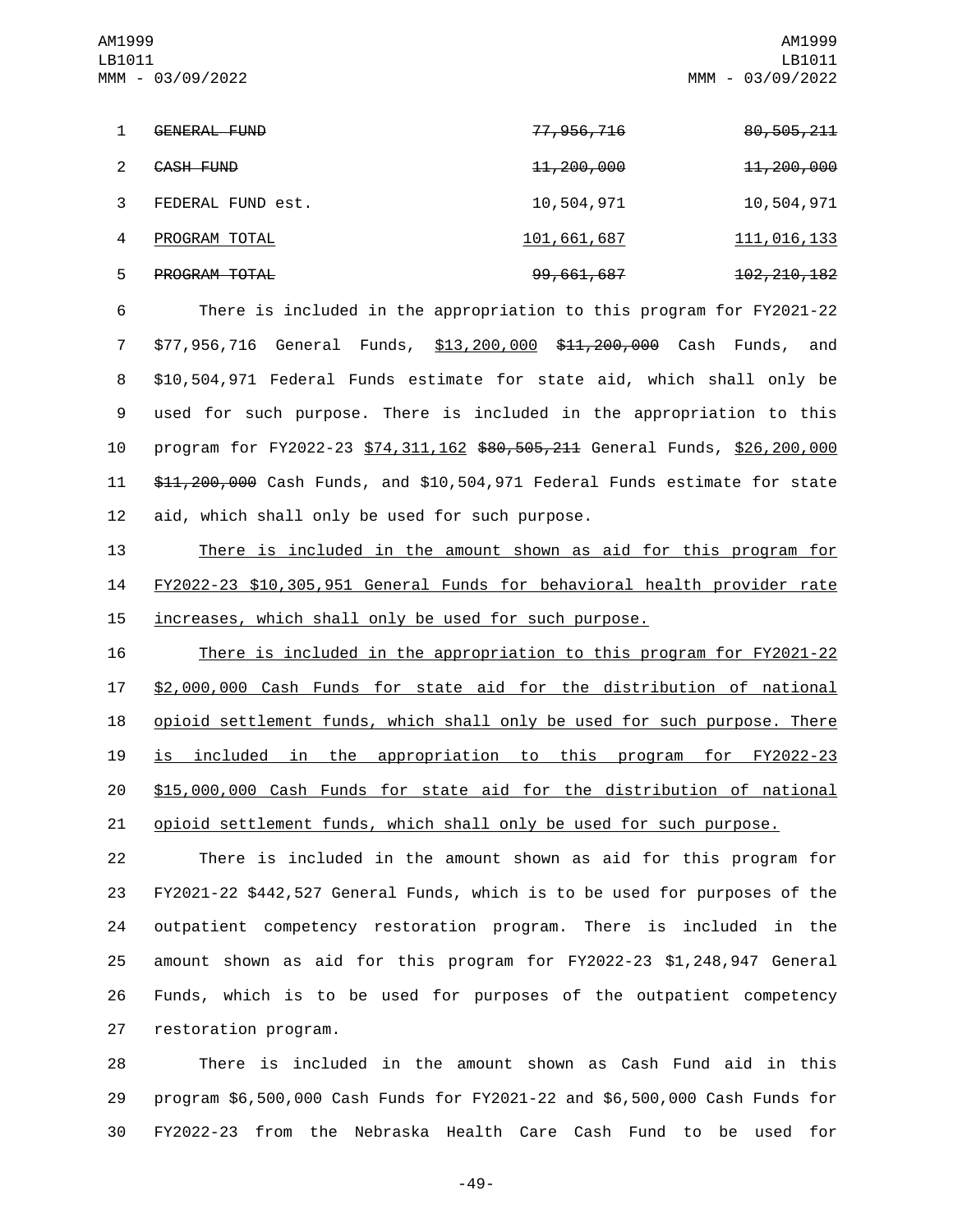| | | |
|---|---|---|
| ~~GENERAL FUND~~ | ~~77,956,716~~ | ~~80,505,211~~ |
| ~~CASH FUND~~ | ~~11,200,000~~ | ~~11,200,000~~ |
| FEDERAL FUND est. | 10,504,971 | 10,504,971 |
| <u>PROGRAM TOTAL</u> | <u>101,661,687</u> | <u>111,016,133</u> |
| ~~PROGRAM TOTAL~~ | ~~99,661,687~~ | ~~102,210,182~~ |

There is included in the appropriation to this program for FY2021-22 $77,956,716 General Funds, <u>$13,200,000</u> ~~$11,200,000~~ Cash Funds, and $10,504,971 Federal Funds estimate for state aid, which shall only be used for such purpose. There is included in the appropriation to this program for FY2022-23 <u>$74,311,162</u> ~~$80,505,211~~ General Funds, <u>$26,200,000</u> ~~$11,200,000~~ Cash Funds, and $10,504,971 Federal Funds estimate for state aid, which shall only be used for such purpose.

<u>There is included in the amount shown as aid for this program for FY2022-23 $10,305,951 General Funds for behavioral health provider rate increases, which shall only be used for such purpose.</u>

<u>There is included in the appropriation to this program for FY2021-22 $2,000,000 Cash Funds for state aid for the distribution of national opioid settlement funds, which shall only be used for such purpose. There is included in the appropriation to this program for FY2022-23 $15,000,000 Cash Funds for state aid for the distribution of national opioid settlement funds, which shall only be used for such purpose.</u>

There is included in the amount shown as aid for this program for FY2021-22 $442,527 General Funds, which is to be used for purposes of the outpatient competency restoration program. There is included in the amount shown as aid for this program for FY2022-23 $1,248,947 General Funds, which is to be used for purposes of the outpatient competency restoration program.

There is included in the amount shown as Cash Fund aid in this program $6,500,000 Cash Funds for FY2021-22 and $6,500,000 Cash Funds for FY2022-23 from the Nebraska Health Care Cash Fund to be used for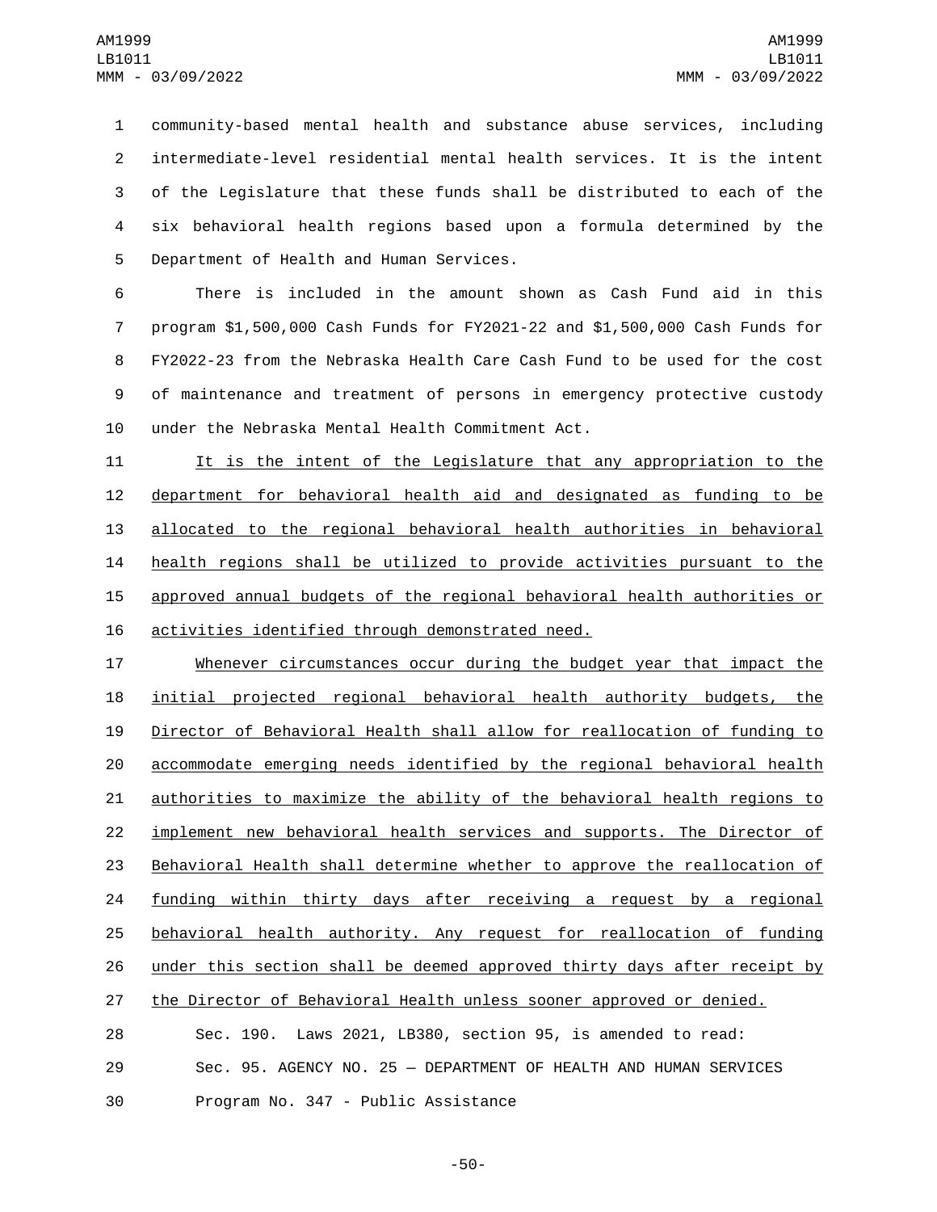community-based mental health and substance abuse services, including intermediate-level residential mental health services. It is the intent of the Legislature that these funds shall be distributed to each of the six behavioral health regions based upon a formula determined by the Department of Health and Human Services.

There is included in the amount shown as Cash Fund aid in this program $1,500,000 Cash Funds for FY2021-22 and $1,500,000 Cash Funds for FY2022-23 from the Nebraska Health Care Cash Fund to be used for the cost of maintenance and treatment of persons in emergency protective custody under the Nebraska Mental Health Commitment Act.

<u>It is the intent of the Legislature that any appropriation to the department for behavioral health aid and designated as funding to be allocated to the regional behavioral health authorities in behavioral health regions shall be utilized to provide activities pursuant to the approved annual budgets of the regional behavioral health authorities or activities identified through demonstrated need.</u>

<u>Whenever circumstances occur during the budget year that impact the initial projected regional behavioral health authority budgets, the Director of Behavioral Health shall allow for reallocation of funding to accommodate emerging needs identified by the regional behavioral health authorities to maximize the ability of the behavioral health regions to implement new behavioral health services and supports. The Director of Behavioral Health shall determine whether to approve the reallocation of funding within thirty days after receiving a request by a regional behavioral health authority. Any request for reallocation of funding under this section shall be deemed approved thirty days after receipt by the Director of Behavioral Health unless sooner approved or denied.</u>

Sec. 190. Laws 2021, LB380, section 95, is amended to read:

Sec. 95. AGENCY NO. 25 — DEPARTMENT OF HEALTH AND HUMAN SERVICES

Program No. 347 - Public Assistance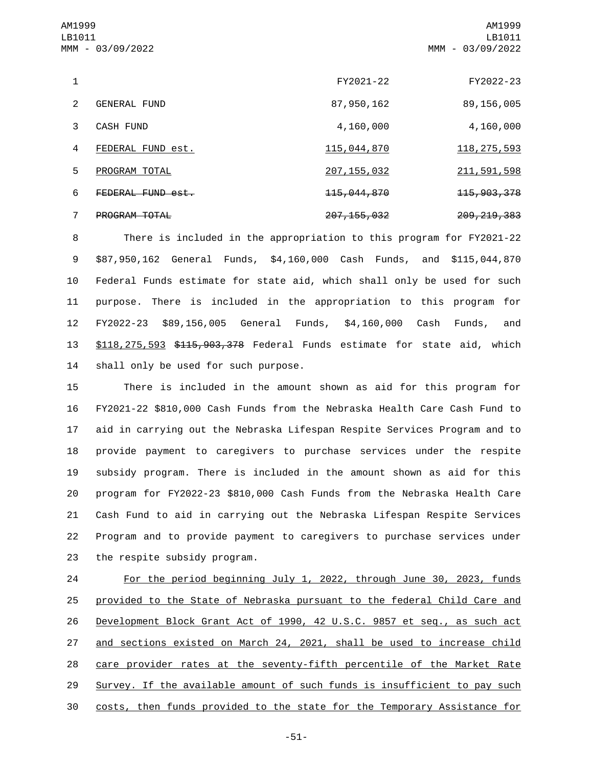| | FY2021-22 | FY2022-23 |
|---|---|---|
| GENERAL FUND | 87,950,162 | 89,156,005 |
| CASH FUND | 4,160,000 | 4,160,000 |
| <u>FEDERAL FUND est.</u> | <u>115,044,870</u> | <u>118,275,593</u> |
| <u>PROGRAM TOTAL</u> | <u>207,155,032</u> | <u>211,591,598</u> |
| ~~FEDERAL FUND est.~~ | ~~115,044,870~~ | ~~115,903,378~~ |
| ~~PROGRAM TOTAL~~ | ~~207,155,032~~ | ~~209,219,383~~ |

There is included in the appropriation to this program for FY2021-22 $87,950,162 General Funds, $4,160,000 Cash Funds, and $115,044,870 Federal Funds estimate for state aid, which shall only be used for such purpose. There is included in the appropriation to this program for FY2022-23 $89,156,005 General Funds, $4,160,000 Cash Funds, and <u>$118,275,593</u> ~~$115,903,378~~ Federal Funds estimate for state aid, which shall only be used for such purpose.

There is included in the amount shown as aid for this program for FY2021-22 $810,000 Cash Funds from the Nebraska Health Care Cash Fund to aid in carrying out the Nebraska Lifespan Respite Services Program and to provide payment to caregivers to purchase services under the respite subsidy program. There is included in the amount shown as aid for this program for FY2022-23 $810,000 Cash Funds from the Nebraska Health Care Cash Fund to aid in carrying out the Nebraska Lifespan Respite Services Program and to provide payment to caregivers to purchase services under the respite subsidy program.

<u>For the period beginning July 1, 2022, through June 30, 2023, funds provided to the State of Nebraska pursuant to the federal Child Care and Development Block Grant Act of 1990, 42 U.S.C. 9857 et seq., as such act and sections existed on March 24, 2021, shall be used to increase child care provider rates at the seventy-fifth percentile of the Market Rate Survey. If the available amount of such funds is insufficient to pay such costs, then funds provided to the state for the Temporary Assistance for</u>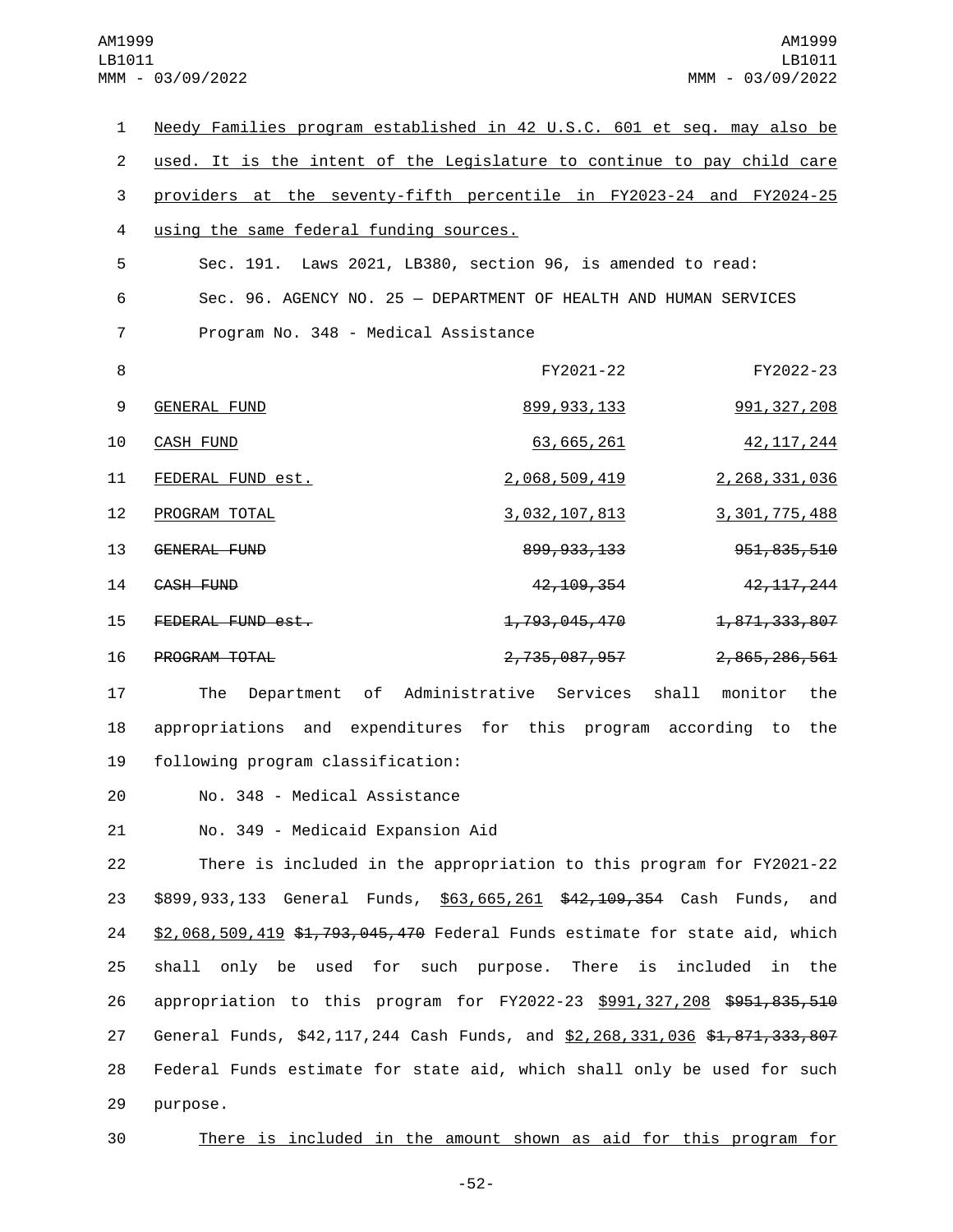Needy Families program established in 42 U.S.C. 601 et seq. may also be used. It is the intent of the Legislature to continue to pay child care providers at the seventy-fifth percentile in FY2023-24 and FY2024-25 using the same federal funding sources.

Sec. 191. Laws 2021, LB380, section 96, is amended to read:

Sec. 96. AGENCY NO. 25 — DEPARTMENT OF HEALTH AND HUMAN SERVICES

Program No. 348 - Medical Assistance

| | FY2021-22 | FY2022-23 |
|---|---|---|
| GENERAL FUND | 899,933,133 | 991,327,208 |
| CASH FUND | 63,665,261 | 42,117,244 |
| FEDERAL FUND est. | 2,068,509,419 | 2,268,331,036 |
| PROGRAM TOTAL | 3,032,107,813 | 3,301,775,488 |
| ~~GENERAL FUND~~ | ~~899,933,133~~ | ~~951,835,510~~ |
| ~~CASH FUND~~ | ~~42,109,354~~ | ~~42,117,244~~ |
| ~~FEDERAL FUND est.~~ | ~~1,793,045,470~~ | ~~1,871,333,807~~ |
| ~~PROGRAM TOTAL~~ | ~~2,735,087,957~~ | ~~2,865,286,561~~ |

The Department of Administrative Services shall monitor the appropriations and expenditures for this program according to the following program classification:

No. 348 - Medical Assistance

No. 349 - Medicaid Expansion Aid

There is included in the appropriation to this program for FY2021-22 $899,933,133 General Funds, $63,665,261 ~~$42,109,354~~ Cash Funds, and $2,068,509,419 ~~$1,793,045,470~~ Federal Funds estimate for state aid, which shall only be used for such purpose. There is included in the appropriation to this program for FY2022-23 $991,327,208 ~~$951,835,510~~ General Funds, $42,117,244 Cash Funds, and $2,268,331,036 ~~$1,871,333,807~~ Federal Funds estimate for state aid, which shall only be used for such purpose.

There is included in the amount shown as aid for this program for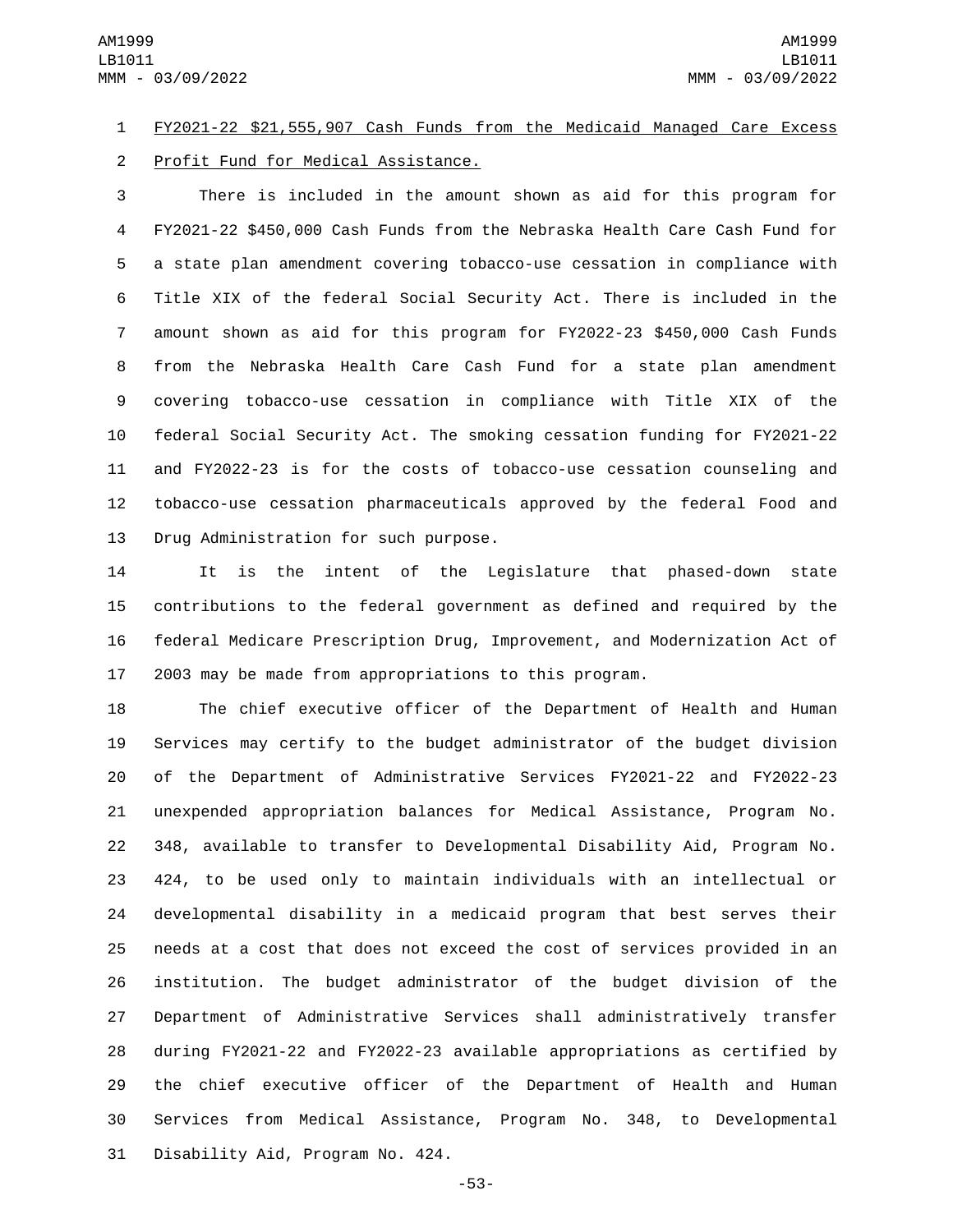FY2021-22 $21,555,907 Cash Funds from the Medicaid Managed Care Excess Profit Fund for Medical Assistance.

There is included in the amount shown as aid for this program for FY2021-22 $450,000 Cash Funds from the Nebraska Health Care Cash Fund for a state plan amendment covering tobacco-use cessation in compliance with Title XIX of the federal Social Security Act. There is included in the amount shown as aid for this program for FY2022-23 $450,000 Cash Funds from the Nebraska Health Care Cash Fund for a state plan amendment covering tobacco-use cessation in compliance with Title XIX of the federal Social Security Act. The smoking cessation funding for FY2021-22 and FY2022-23 is for the costs of tobacco-use cessation counseling and tobacco-use cessation pharmaceuticals approved by the federal Food and Drug Administration for such purpose.

It is the intent of the Legislature that phased-down state contributions to the federal government as defined and required by the federal Medicare Prescription Drug, Improvement, and Modernization Act of 2003 may be made from appropriations to this program.

The chief executive officer of the Department of Health and Human Services may certify to the budget administrator of the budget division of the Department of Administrative Services FY2021-22 and FY2022-23 unexpended appropriation balances for Medical Assistance, Program No. 348, available to transfer to Developmental Disability Aid, Program No. 424, to be used only to maintain individuals with an intellectual or developmental disability in a medicaid program that best serves their needs at a cost that does not exceed the cost of services provided in an institution. The budget administrator of the budget division of the Department of Administrative Services shall administratively transfer during FY2021-22 and FY2022-23 available appropriations as certified by the chief executive officer of the Department of Health and Human Services from Medical Assistance, Program No. 348, to Developmental Disability Aid, Program No. 424.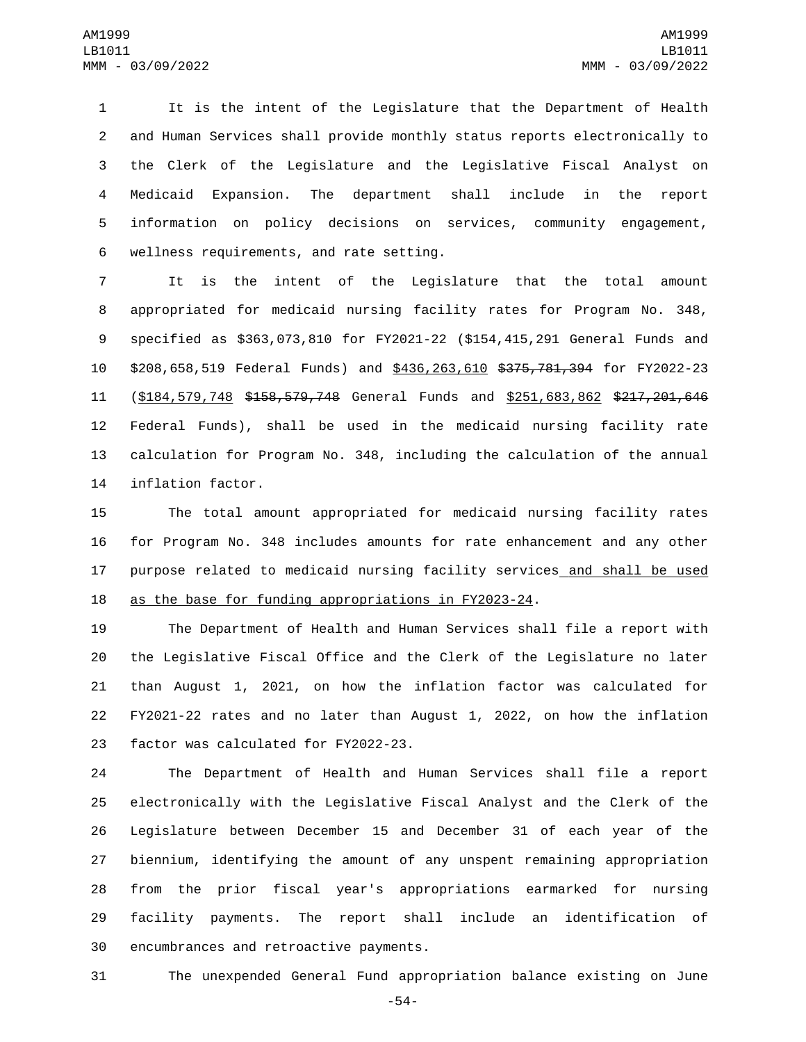It is the intent of the Legislature that the Department of Health and Human Services shall provide monthly status reports electronically to the Clerk of the Legislature and the Legislative Fiscal Analyst on Medicaid Expansion. The department shall include in the report information on policy decisions on services, community engagement, wellness requirements, and rate setting.

It is the intent of the Legislature that the total amount appropriated for medicaid nursing facility rates for Program No. 348, specified as $363,073,810 for FY2021-22 ($154,415,291 General Funds and $208,658,519 Federal Funds) and <u>$436,263,610</u> ~~$375,781,394~~ for FY2022-23 (<u>$184,579,748</u> ~~$158,579,748~~ General Funds and <u>$251,683,862</u> ~~$217,201,646~~ Federal Funds), shall be used in the medicaid nursing facility rate calculation for Program No. 348, including the calculation of the annual inflation factor.

The total amount appropriated for medicaid nursing facility rates for Program No. 348 includes amounts for rate enhancement and any other purpose related to medicaid nursing facility services<u> and shall be used as the base for funding appropriations in FY2023-24</u>.

The Department of Health and Human Services shall file a report with the Legislative Fiscal Office and the Clerk of the Legislature no later than August 1, 2021, on how the inflation factor was calculated for FY2021-22 rates and no later than August 1, 2022, on how the inflation factor was calculated for FY2022-23.

The Department of Health and Human Services shall file a report electronically with the Legislative Fiscal Analyst and the Clerk of the Legislature between December 15 and December 31 of each year of the biennium, identifying the amount of any unspent remaining appropriation from the prior fiscal year's appropriations earmarked for nursing facility payments. The report shall include an identification of encumbrances and retroactive payments.

The unexpended General Fund appropriation balance existing on June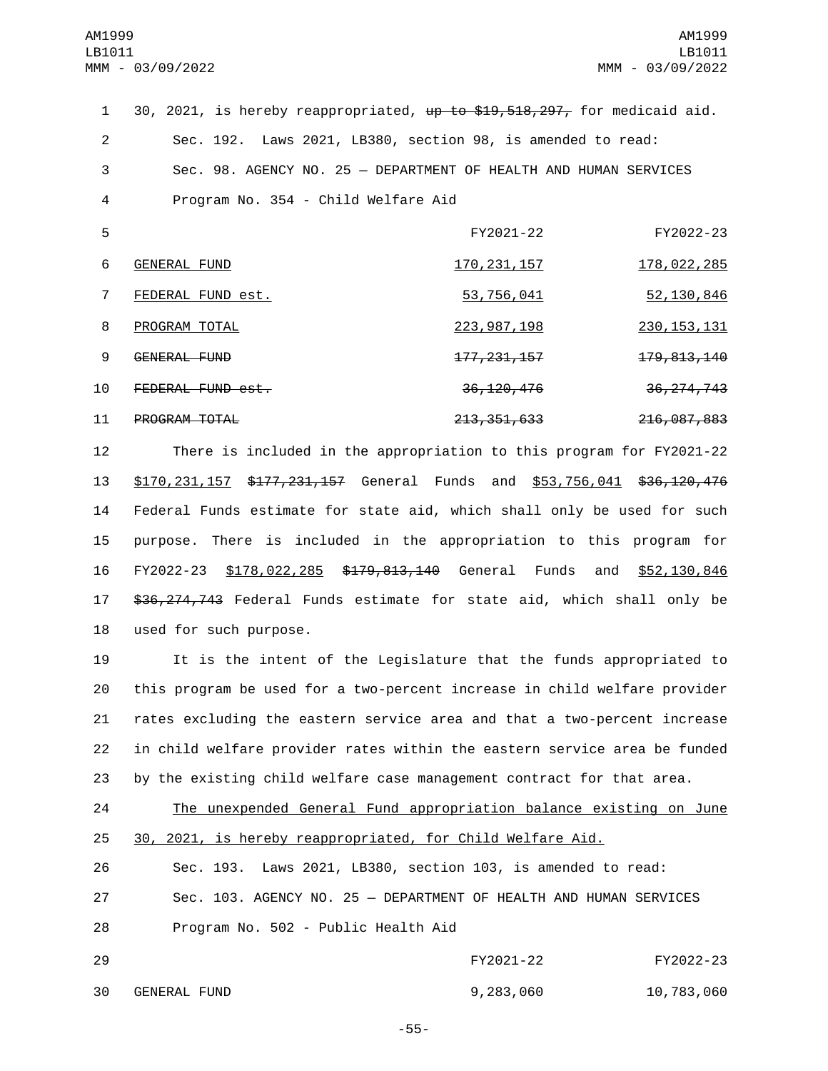30, 2021, is hereby reappropriated, ~~up to $19,518,297,~~ for medicaid aid.

Sec. 192. Laws 2021, LB380, section 98, is amended to read:

Sec. 98. AGENCY NO. 25 — DEPARTMENT OF HEALTH AND HUMAN SERVICES

Program No. 354 - Child Welfare Aid

| | FY2021-22 | FY2022-23 |
|---|---|---|
| GENERAL FUND | 170,231,157 | 178,022,285 |
| FEDERAL FUND est. | 53,756,041 | 52,130,846 |
| PROGRAM TOTAL | 223,987,198 | 230,153,131 |
| ~~GENERAL FUND~~ | ~~177,231,157~~ | ~~179,813,140~~ |
| ~~FEDERAL FUND est.~~ | ~~36,120,476~~ | ~~36,274,743~~ |
| ~~PROGRAM TOTAL~~ | ~~213,351,633~~ | ~~216,087,883~~ |

There is included in the appropriation to this program for FY2021-22 $170,231,157 ~~$177,231,157~~ General Funds and $53,756,041 ~~$36,120,476~~ Federal Funds estimate for state aid, which shall only be used for such purpose. There is included in the appropriation to this program for FY2022-23 $178,022,285 ~~$179,813,140~~ General Funds and $52,130,846 ~~$36,274,743~~ Federal Funds estimate for state aid, which shall only be used for such purpose.

It is the intent of the Legislature that the funds appropriated to this program be used for a two-percent increase in child welfare provider rates excluding the eastern service area and that a two-percent increase in child welfare provider rates within the eastern service area be funded by the existing child welfare case management contract for that area.

The unexpended General Fund appropriation balance existing on June 30, 2021, is hereby reappropriated, for Child Welfare Aid.

Sec. 193. Laws 2021, LB380, section 103, is amended to read:

Sec. 103. AGENCY NO. 25 — DEPARTMENT OF HEALTH AND HUMAN SERVICES

Program No. 502 - Public Health Aid

| | FY2021-22 | FY2022-23 |
|---|---|---|
| GENERAL FUND | 9,283,060 | 10,783,060 |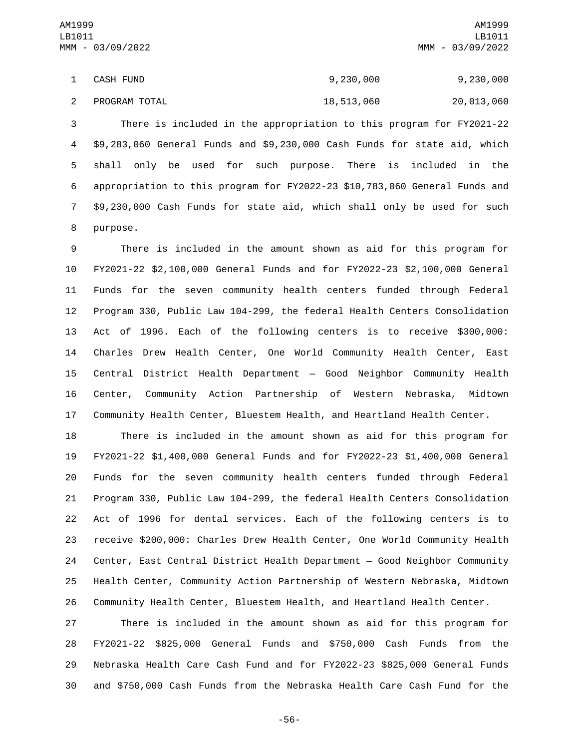| | | |
|---|---|---|
| CASH FUND | 9,230,000 | 9,230,000 |
| PROGRAM TOTAL | 18,513,060 | 20,013,060 |

There is included in the appropriation to this program for FY2021-22 $9,283,060 General Funds and $9,230,000 Cash Funds for state aid, which shall only be used for such purpose. There is included in the appropriation to this program for FY2022-23 $10,783,060 General Funds and $9,230,000 Cash Funds for state aid, which shall only be used for such purpose.

There is included in the amount shown as aid for this program for FY2021-22 $2,100,000 General Funds and for FY2022-23 $2,100,000 General Funds for the seven community health centers funded through Federal Program 330, Public Law 104-299, the federal Health Centers Consolidation Act of 1996. Each of the following centers is to receive $300,000: Charles Drew Health Center, One World Community Health Center, East Central District Health Department — Good Neighbor Community Health Center, Community Action Partnership of Western Nebraska, Midtown Community Health Center, Bluestem Health, and Heartland Health Center.

There is included in the amount shown as aid for this program for FY2021-22 $1,400,000 General Funds and for FY2022-23 $1,400,000 General Funds for the seven community health centers funded through Federal Program 330, Public Law 104-299, the federal Health Centers Consolidation Act of 1996 for dental services. Each of the following centers is to receive $200,000: Charles Drew Health Center, One World Community Health Center, East Central District Health Department — Good Neighbor Community Health Center, Community Action Partnership of Western Nebraska, Midtown Community Health Center, Bluestem Health, and Heartland Health Center.

There is included in the amount shown as aid for this program for FY2021-22 $825,000 General Funds and $750,000 Cash Funds from the Nebraska Health Care Cash Fund and for FY2022-23 $825,000 General Funds and $750,000 Cash Funds from the Nebraska Health Care Cash Fund for the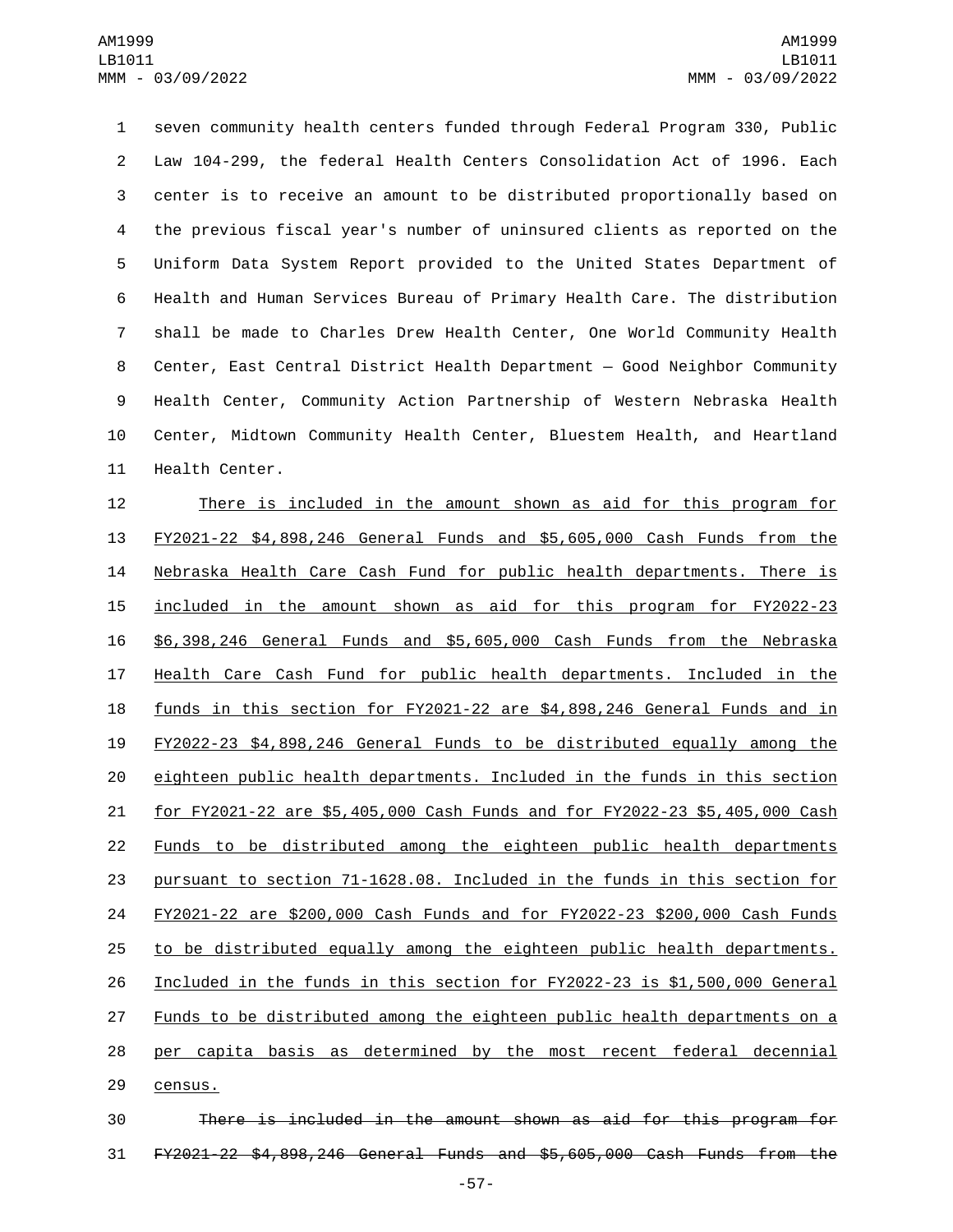seven community health centers funded through Federal Program 330, Public Law 104-299, the federal Health Centers Consolidation Act of 1996. Each center is to receive an amount to be distributed proportionally based on the previous fiscal year's number of uninsured clients as reported on the Uniform Data System Report provided to the United States Department of Health and Human Services Bureau of Primary Health Care. The distribution shall be made to Charles Drew Health Center, One World Community Health Center, East Central District Health Department — Good Neighbor Community Health Center, Community Action Partnership of Western Nebraska Health Center, Midtown Community Health Center, Bluestem Health, and Heartland Health Center.

There is included in the amount shown as aid for this program for FY2021-22 $4,898,246 General Funds and $5,605,000 Cash Funds from the Nebraska Health Care Cash Fund for public health departments. There is included in the amount shown as aid for this program for FY2022-23 $6,398,246 General Funds and $5,605,000 Cash Funds from the Nebraska Health Care Cash Fund for public health departments. Included in the funds in this section for FY2021-22 are $4,898,246 General Funds and in FY2022-23 $4,898,246 General Funds to be distributed equally among the eighteen public health departments. Included in the funds in this section for FY2021-22 are $5,405,000 Cash Funds and for FY2022-23 $5,405,000 Cash Funds to be distributed among the eighteen public health departments pursuant to section 71-1628.08. Included in the funds in this section for FY2021-22 are $200,000 Cash Funds and for FY2022-23 $200,000 Cash Funds to be distributed equally among the eighteen public health departments. Included in the funds in this section for FY2022-23 is $1,500,000 General Funds to be distributed among the eighteen public health departments on a per capita basis as determined by the most recent federal decennial census.

~~There is included in the amount shown as aid for this program for FY2021-22 $4,898,246 General Funds and $5,605,000 Cash Funds from the~~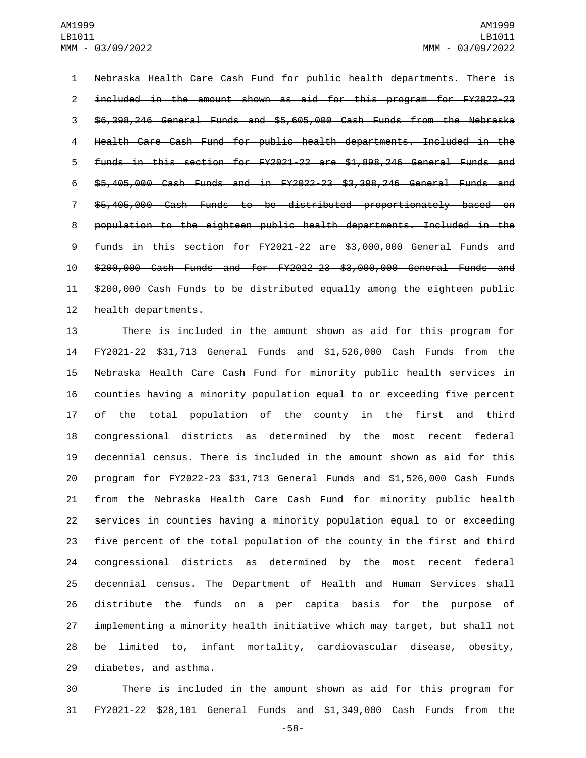~~Nebraska Health Care Cash Fund for public health departments. There is included in the amount shown as aid for this program for FY2022-23 $6,398,246 General Funds and $5,605,000 Cash Funds from the Nebraska Health Care Cash Fund for public health departments. Included in the funds in this section for FY2021-22 are $1,898,246 General Funds and $5,405,000 Cash Funds and in FY2022-23 $3,398,246 General Funds and $5,405,000 Cash Funds to be distributed proportionately based on population to the eighteen public health departments. Included in the funds in this section for FY2021-22 are $3,000,000 General Funds and $200,000 Cash Funds and for FY2022-23 $3,000,000 General Funds and $200,000 Cash Funds to be distributed equally among the eighteen public health departments.~~

There is included in the amount shown as aid for this program for FY2021-22 $31,713 General Funds and $1,526,000 Cash Funds from the Nebraska Health Care Cash Fund for minority public health services in counties having a minority population equal to or exceeding five percent of the total population of the county in the first and third congressional districts as determined by the most recent federal decennial census. There is included in the amount shown as aid for this program for FY2022-23 $31,713 General Funds and $1,526,000 Cash Funds from the Nebraska Health Care Cash Fund for minority public health services in counties having a minority population equal to or exceeding five percent of the total population of the county in the first and third congressional districts as determined by the most recent federal decennial census. The Department of Health and Human Services shall distribute the funds on a per capita basis for the purpose of implementing a minority health initiative which may target, but shall not be limited to, infant mortality, cardiovascular disease, obesity, diabetes, and asthma.

There is included in the amount shown as aid for this program for FY2021-22 $28,101 General Funds and $1,349,000 Cash Funds from the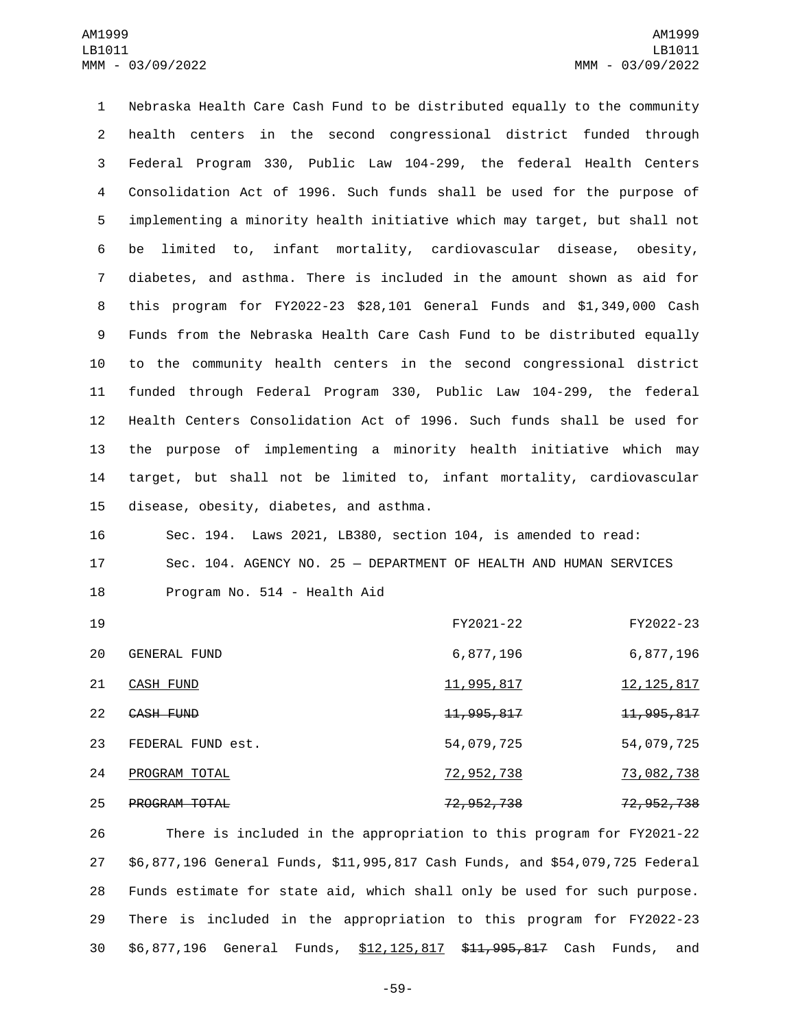Nebraska Health Care Cash Fund to be distributed equally to the community health centers in the second congressional district funded through Federal Program 330, Public Law 104-299, the federal Health Centers Consolidation Act of 1996. Such funds shall be used for the purpose of implementing a minority health initiative which may target, but shall not be limited to, infant mortality, cardiovascular disease, obesity, diabetes, and asthma. There is included in the amount shown as aid for this program for FY2022-23 $28,101 General Funds and $1,349,000 Cash Funds from the Nebraska Health Care Cash Fund to be distributed equally to the community health centers in the second congressional district funded through Federal Program 330, Public Law 104-299, the federal Health Centers Consolidation Act of 1996. Such funds shall be used for the purpose of implementing a minority health initiative which may target, but shall not be limited to, infant mortality, cardiovascular disease, obesity, diabetes, and asthma.

Sec. 194. Laws 2021, LB380, section 104, is amended to read:

Sec. 104. AGENCY NO. 25 — DEPARTMENT OF HEALTH AND HUMAN SERVICES

Program No. 514 - Health Aid

| | FY2021-22 | FY2022-23 |
|---|---|---|
| GENERAL FUND | 6,877,196 | 6,877,196 |
| CASH FUND | 11,995,817 | 12,125,817 |
| ~~CASH FUND~~ | ~~11,995,817~~ | ~~11,995,817~~ |
| FEDERAL FUND est. | 54,079,725 | 54,079,725 |
| PROGRAM TOTAL | 72,952,738 | 73,082,738 |
| ~~PROGRAM TOTAL~~ | ~~72,952,738~~ | ~~72,952,738~~ |

There is included in the appropriation to this program for FY2021-22 $6,877,196 General Funds, $11,995,817 Cash Funds, and $54,079,725 Federal Funds estimate for state aid, which shall only be used for such purpose. There is included in the appropriation to this program for FY2022-23 $6,877,196 General Funds, $12,125,817 ~~$11,995,817~~ Cash Funds, and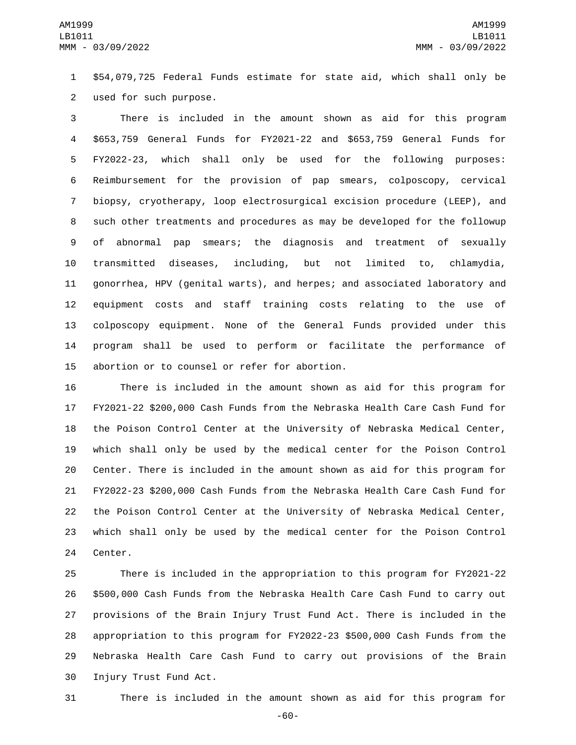$54,079,725 Federal Funds estimate for state aid, which shall only be used for such purpose.

There is included in the amount shown as aid for this program $653,759 General Funds for FY2021-22 and $653,759 General Funds for FY2022-23, which shall only be used for the following purposes: Reimbursement for the provision of pap smears, colposcopy, cervical biopsy, cryotherapy, loop electrosurgical excision procedure (LEEP), and such other treatments and procedures as may be developed for the followup of abnormal pap smears; the diagnosis and treatment of sexually transmitted diseases, including, but not limited to, chlamydia, gonorrhea, HPV (genital warts), and herpes; and associated laboratory and equipment costs and staff training costs relating to the use of colposcopy equipment. None of the General Funds provided under this program shall be used to perform or facilitate the performance of abortion or to counsel or refer for abortion.

There is included in the amount shown as aid for this program for FY2021-22 $200,000 Cash Funds from the Nebraska Health Care Cash Fund for the Poison Control Center at the University of Nebraska Medical Center, which shall only be used by the medical center for the Poison Control Center. There is included in the amount shown as aid for this program for FY2022-23 $200,000 Cash Funds from the Nebraska Health Care Cash Fund for the Poison Control Center at the University of Nebraska Medical Center, which shall only be used by the medical center for the Poison Control Center.

There is included in the appropriation to this program for FY2021-22 $500,000 Cash Funds from the Nebraska Health Care Cash Fund to carry out provisions of the Brain Injury Trust Fund Act. There is included in the appropriation to this program for FY2022-23 $500,000 Cash Funds from the Nebraska Health Care Cash Fund to carry out provisions of the Brain Injury Trust Fund Act.

There is included in the amount shown as aid for this program for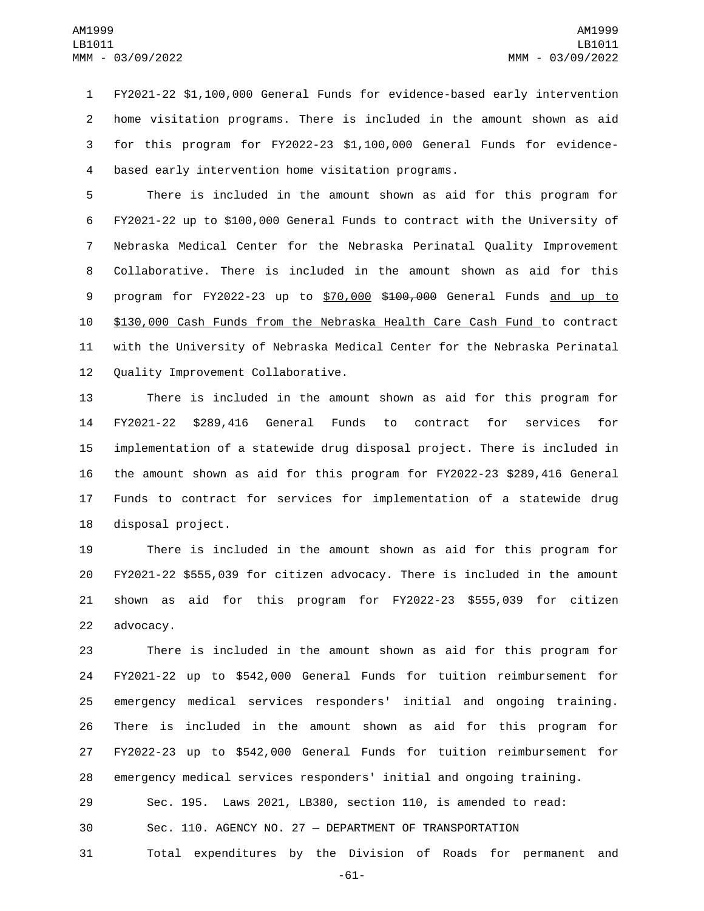FY2021-22 $1,100,000 General Funds for evidence-based early intervention home visitation programs. There is included in the amount shown as aid for this program for FY2022-23 $1,100,000 General Funds for evidence-based early intervention home visitation programs.

There is included in the amount shown as aid for this program for FY2021-22 up to $100,000 General Funds to contract with the University of Nebraska Medical Center for the Nebraska Perinatal Quality Improvement Collaborative. There is included in the amount shown as aid for this program for FY2022-23 up to <u>$70,000</u> ~~$100,000~~ General Funds <u>and up to $130,000 Cash Funds from the Nebraska Health Care Cash Fund</u> to contract with the University of Nebraska Medical Center for the Nebraska Perinatal Quality Improvement Collaborative.

There is included in the amount shown as aid for this program for FY2021-22 $289,416 General Funds to contract for services for implementation of a statewide drug disposal project. There is included in the amount shown as aid for this program for FY2022-23 $289,416 General Funds to contract for services for implementation of a statewide drug disposal project.

There is included in the amount shown as aid for this program for FY2021-22 $555,039 for citizen advocacy. There is included in the amount shown as aid for this program for FY2022-23 $555,039 for citizen advocacy.

There is included in the amount shown as aid for this program for FY2021-22 up to $542,000 General Funds for tuition reimbursement for emergency medical services responders' initial and ongoing training. There is included in the amount shown as aid for this program for FY2022-23 up to $542,000 General Funds for tuition reimbursement for emergency medical services responders' initial and ongoing training.

Sec. 195. Laws 2021, LB380, section 110, is amended to read:

Sec. 110. AGENCY NO. 27 — DEPARTMENT OF TRANSPORTATION

Total expenditures by the Division of Roads for permanent and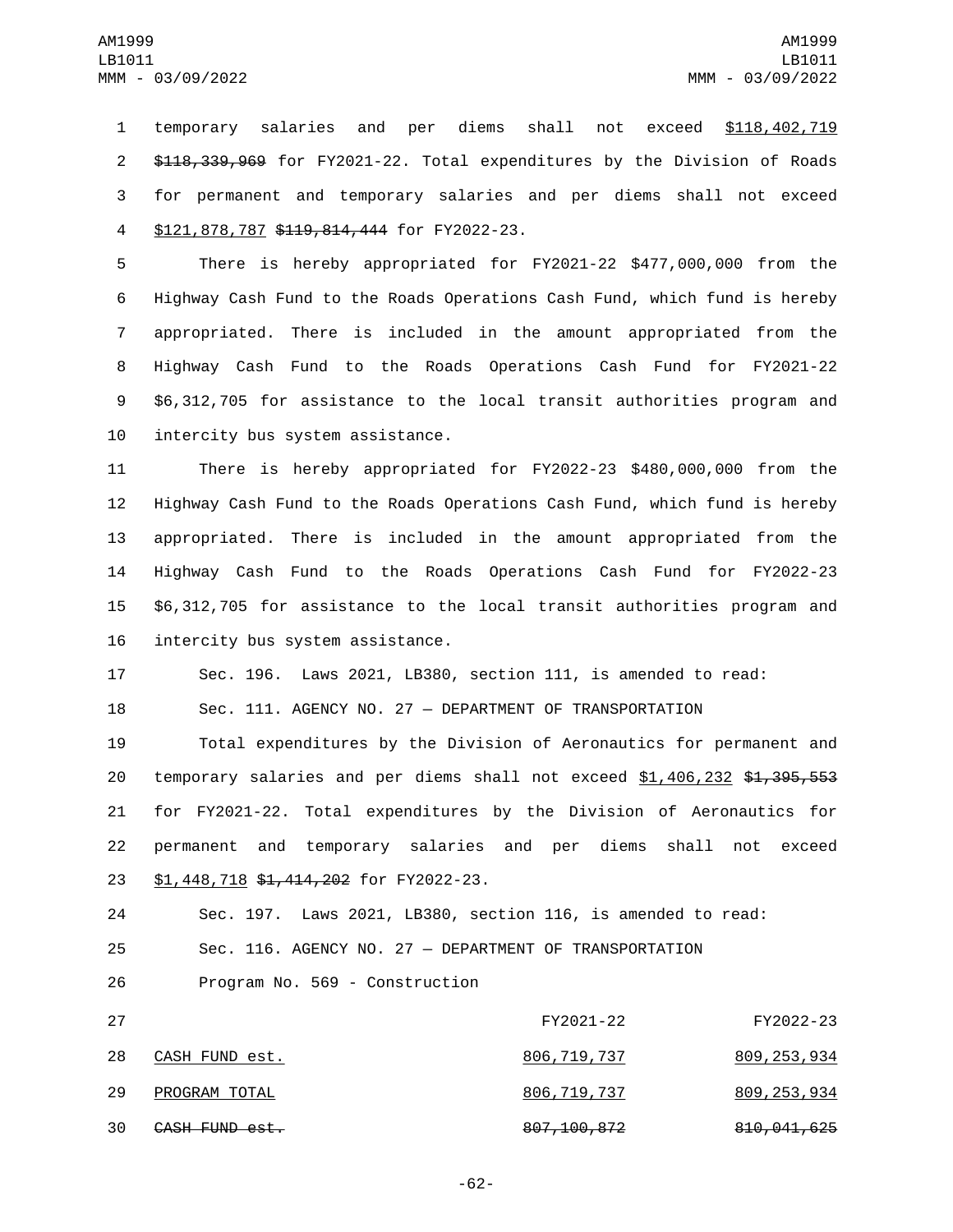temporary salaries and per diems shall not exceed <u>$118,402,719</u> ~~$118,339,969~~ for FY2021-22. Total expenditures by the Division of Roads for permanent and temporary salaries and per diems shall not exceed <u>$121,878,787</u> ~~$119,814,444~~ for FY2022-23.

There is hereby appropriated for FY2021-22 $477,000,000 from the Highway Cash Fund to the Roads Operations Cash Fund, which fund is hereby appropriated. There is included in the amount appropriated from the Highway Cash Fund to the Roads Operations Cash Fund for FY2021-22 $6,312,705 for assistance to the local transit authorities program and intercity bus system assistance.

There is hereby appropriated for FY2022-23 $480,000,000 from the Highway Cash Fund to the Roads Operations Cash Fund, which fund is hereby appropriated. There is included in the amount appropriated from the Highway Cash Fund to the Roads Operations Cash Fund for FY2022-23 $6,312,705 for assistance to the local transit authorities program and intercity bus system assistance.

Sec. 196. Laws 2021, LB380, section 111, is amended to read:

Sec. 111. AGENCY NO. 27 — DEPARTMENT OF TRANSPORTATION

Total expenditures by the Division of Aeronautics for permanent and temporary salaries and per diems shall not exceed <u>$1,406,232</u> ~~$1,395,553~~ for FY2021-22. Total expenditures by the Division of Aeronautics for permanent and temporary salaries and per diems shall not exceed <u>$1,448,718</u> ~~$1,414,202~~ for FY2022-23.

Sec. 197. Laws 2021, LB380, section 116, is amended to read:

Sec. 116. AGENCY NO. 27 — DEPARTMENT OF TRANSPORTATION

Program No. 569 - Construction

| | FY2021-22 | FY2022-23 |
|---|---|---|
| <u>CASH FUND est.</u> | <u>806,719,737</u> | <u>809,253,934</u> |
| <u>PROGRAM TOTAL</u> | <u>806,719,737</u> | <u>809,253,934</u> |
| ~~CASH FUND est.~~ | ~~807,100,872~~ | ~~810,041,625~~ |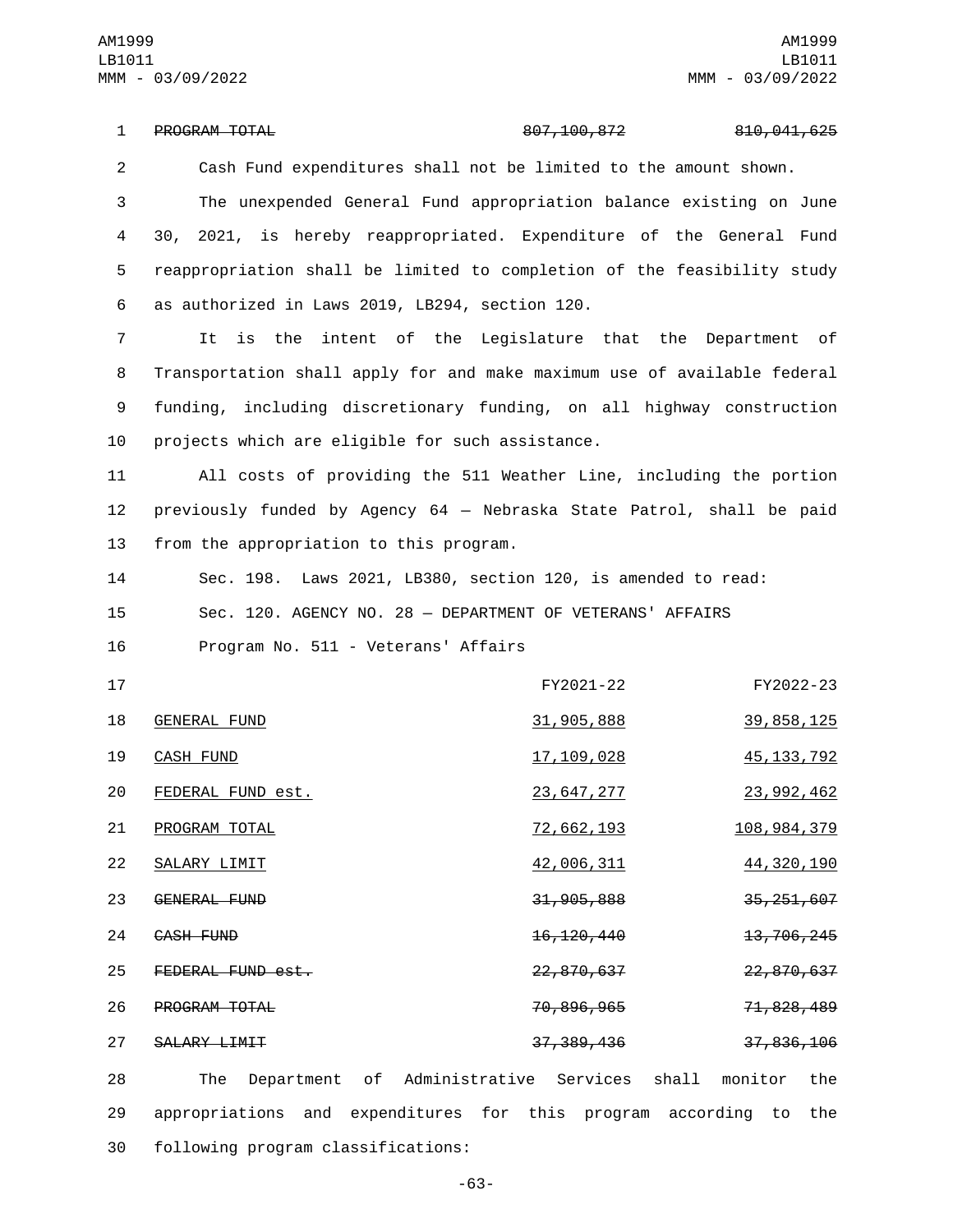| | | |
|---|---|---|
| ~~PROGRAM TOTAL~~ | ~~807,100,872~~ | ~~810,041,625~~ |

Cash Fund expenditures shall not be limited to the amount shown.

The unexpended General Fund appropriation balance existing on June 30, 2021, is hereby reappropriated. Expenditure of the General Fund reappropriation shall be limited to completion of the feasibility study as authorized in Laws 2019, LB294, section 120.

It is the intent of the Legislature that the Department of Transportation shall apply for and make maximum use of available federal funding, including discretionary funding, on all highway construction projects which are eligible for such assistance.

All costs of providing the 511 Weather Line, including the portion previously funded by Agency 64 — Nebraska State Patrol, shall be paid from the appropriation to this program.

Sec. 198. Laws 2021, LB380, section 120, is amended to read:

Sec. 120. AGENCY NO. 28 — DEPARTMENT OF VETERANS' AFFAIRS

Program No. 511 - Veterans' Affairs

| | FY2021-22 | FY2022-23 |
|---|---|---|
| GENERAL FUND | 31,905,888 | 39,858,125 |
| CASH FUND | 17,109,028 | 45,133,792 |
| FEDERAL FUND est. | 23,647,277 | 23,992,462 |
| PROGRAM TOTAL | 72,662,193 | 108,984,379 |
| SALARY LIMIT | 42,006,311 | 44,320,190 |
| ~~GENERAL FUND~~ | ~~31,905,888~~ | ~~35,251,607~~ |
| ~~CASH FUND~~ | ~~16,120,440~~ | ~~13,706,245~~ |
| ~~FEDERAL FUND est.~~ | ~~22,870,637~~ | ~~22,870,637~~ |
| ~~PROGRAM TOTAL~~ | ~~70,896,965~~ | ~~71,828,489~~ |
| ~~SALARY LIMIT~~ | ~~37,389,436~~ | ~~37,836,106~~ |

The Department of Administrative Services shall monitor the appropriations and expenditures for this program according to the following program classifications: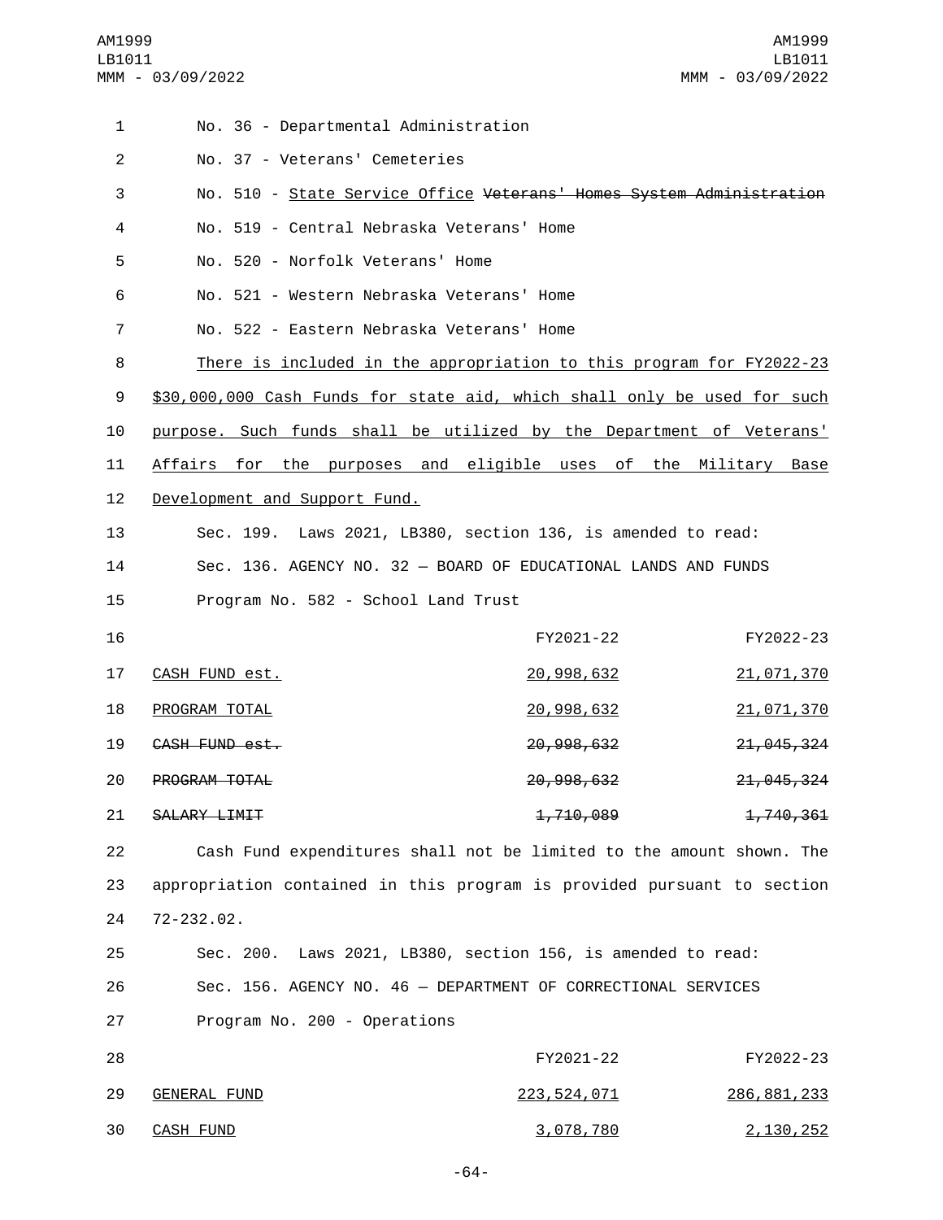No. 36 - Departmental Administration

No. 37 - Veterans' Cemeteries

No. 510 - State Service Office ~~Veterans' Homes System Administration~~

No. 519 - Central Nebraska Veterans' Home

No. 520 - Norfolk Veterans' Home

No. 521 - Western Nebraska Veterans' Home

No. 522 - Eastern Nebraska Veterans' Home

There is included in the appropriation to this program for FY2022-23 $30,000,000 Cash Funds for state aid, which shall only be used for such purpose. Such funds shall be utilized by the Department of Veterans' Affairs for the purposes and eligible uses of the Military Base Development and Support Fund.

Sec. 199. Laws 2021, LB380, section 136, is amended to read:

Sec. 136. AGENCY NO. 32 — BOARD OF EDUCATIONAL LANDS AND FUNDS

Program No. 582 - School Land Trust

| | FY2021-22 | FY2022-23 |
|---|---|---|
| CASH FUND est. | 20,998,632 | 21,071,370 |
| PROGRAM TOTAL | 20,998,632 | 21,071,370 |
| ~~CASH FUND est.~~ | ~~20,998,632~~ | ~~21,045,324~~ |
| ~~PROGRAM TOTAL~~ | ~~20,998,632~~ | ~~21,045,324~~ |
| ~~SALARY LIMIT~~ | ~~1,710,089~~ | ~~1,740,361~~ |

Cash Fund expenditures shall not be limited to the amount shown. The appropriation contained in this program is provided pursuant to section 72-232.02.

Sec. 200. Laws 2021, LB380, section 156, is amended to read:

Sec. 156. AGENCY NO. 46 — DEPARTMENT OF CORRECTIONAL SERVICES

Program No. 200 - Operations

| | FY2021-22 | FY2022-23 |
|---|---|---|
| GENERAL FUND | 223,524,071 | 286,881,233 |
| CASH FUND | 3,078,780 | 2,130,252 |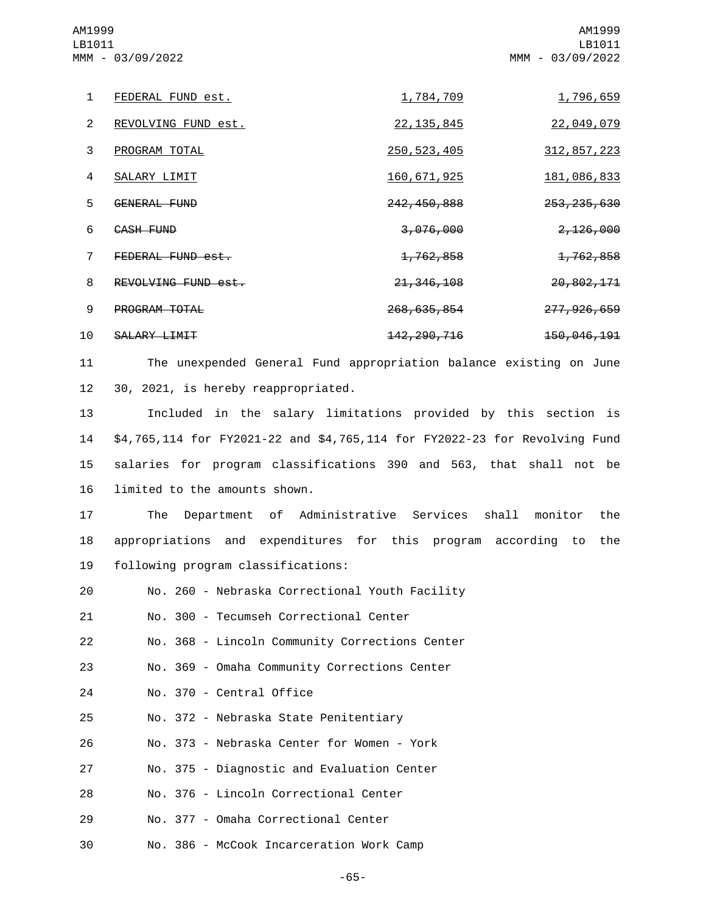| | | |
|---|---|---|
| FEDERAL FUND est. | 1,784,709 | 1,796,659 |
| REVOLVING FUND est. | 22,135,845 | 22,049,079 |
| PROGRAM TOTAL | 250,523,405 | 312,857,223 |
| SALARY LIMIT | 160,671,925 | 181,086,833 |
| ~~GENERAL FUND~~ | ~~242,450,888~~ | ~~253,235,630~~ |
| ~~CASH FUND~~ | ~~3,076,000~~ | ~~2,126,000~~ |
| ~~FEDERAL FUND est.~~ | ~~1,762,858~~ | ~~1,762,858~~ |
| ~~REVOLVING FUND est.~~ | ~~21,346,108~~ | ~~20,802,171~~ |
| ~~PROGRAM TOTAL~~ | ~~268,635,854~~ | ~~277,926,659~~ |
| ~~SALARY LIMIT~~ | ~~142,290,716~~ | ~~150,046,191~~ |

The unexpended General Fund appropriation balance existing on June 30, 2021, is hereby reappropriated.

Included in the salary limitations provided by this section is $4,765,114 for FY2021-22 and $4,765,114 for FY2022-23 for Revolving Fund salaries for program classifications 390 and 563, that shall not be limited to the amounts shown.

The Department of Administrative Services shall monitor the appropriations and expenditures for this program according to the following program classifications:

No. 260 - Nebraska Correctional Youth Facility

No. 300 - Tecumseh Correctional Center

No. 368 - Lincoln Community Corrections Center

No. 369 - Omaha Community Corrections Center

No. 370 - Central Office

No. 372 - Nebraska State Penitentiary

No. 373 - Nebraska Center for Women - York

No. 375 - Diagnostic and Evaluation Center

No. 376 - Lincoln Correctional Center

No. 377 - Omaha Correctional Center

No. 386 - McCook Incarceration Work Camp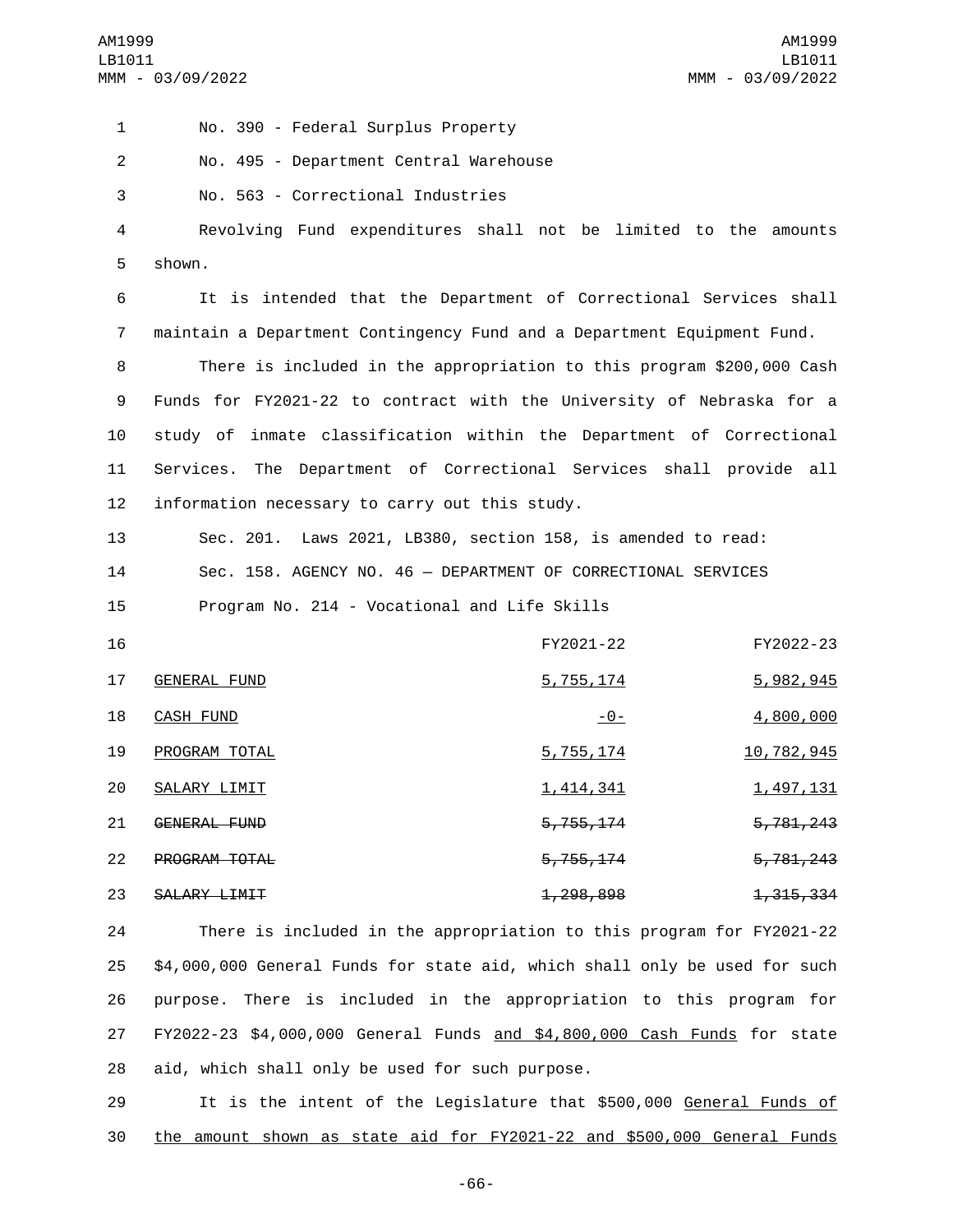No. 390 - Federal Surplus Property

No. 495 - Department Central Warehouse

No. 563 - Correctional Industries

Revolving Fund expenditures shall not be limited to the amounts shown.

It is intended that the Department of Correctional Services shall maintain a Department Contingency Fund and a Department Equipment Fund.

There is included in the appropriation to this program $200,000 Cash Funds for FY2021-22 to contract with the University of Nebraska for a study of inmate classification within the Department of Correctional Services. The Department of Correctional Services shall provide all information necessary to carry out this study.

Sec. 201. Laws 2021, LB380, section 158, is amended to read:

Sec. 158. AGENCY NO. 46 — DEPARTMENT OF CORRECTIONAL SERVICES

Program No. 214 - Vocational and Life Skills

| | FY2021-22 | FY2022-23 |
|---|---|---|
| GENERAL FUND | 5,755,174 | 5,982,945 |
| CASH FUND | -0- | 4,800,000 |
| PROGRAM TOTAL | 5,755,174 | 10,782,945 |
| SALARY LIMIT | 1,414,341 | 1,497,131 |
| ~~GENERAL FUND~~ | ~~5,755,174~~ | ~~5,781,243~~ |
| ~~PROGRAM TOTAL~~ | ~~5,755,174~~ | ~~5,781,243~~ |
| ~~SALARY LIMIT~~ | ~~1,298,898~~ | ~~1,315,334~~ |

There is included in the appropriation to this program for FY2021-22 $4,000,000 General Funds for state aid, which shall only be used for such purpose. There is included in the appropriation to this program for FY2022-23 $4,000,000 General Funds and $4,800,000 Cash Funds for state aid, which shall only be used for such purpose.

It is the intent of the Legislature that $500,000 General Funds of the amount shown as state aid for FY2021-22 and $500,000 General Funds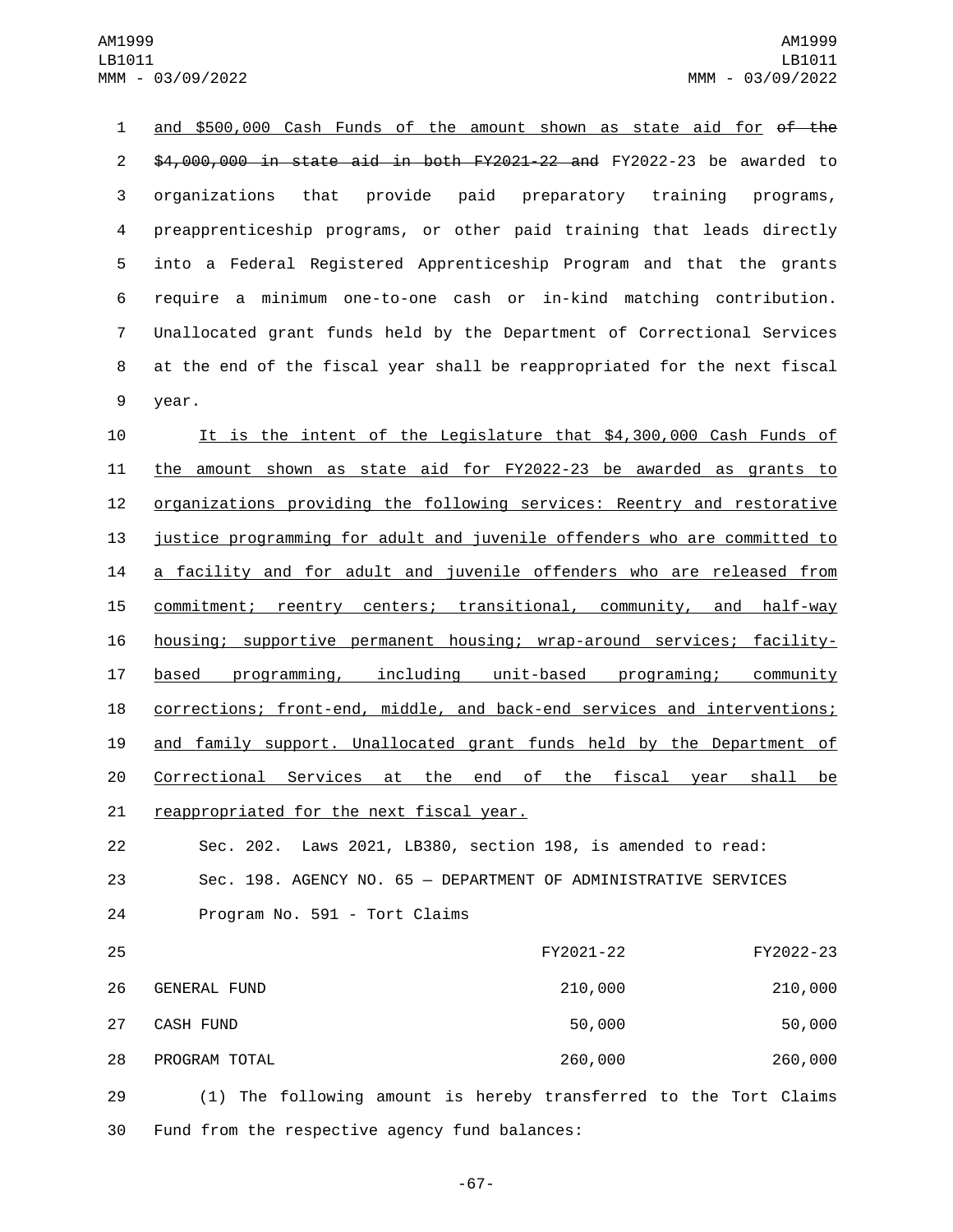and $500,000 Cash Funds of the amount shown as state aid for ~~of the $4,000,000 in state aid in both FY2021-22 and~~ FY2022-23 be awarded to organizations that provide paid preparatory training programs, preapprenticeship programs, or other paid training that leads directly into a Federal Registered Apprenticeship Program and that the grants require a minimum one-to-one cash or in-kind matching contribution. Unallocated grant funds held by the Department of Correctional Services at the end of the fiscal year shall be reappropriated for the next fiscal year.

It is the intent of the Legislature that $4,300,000 Cash Funds of the amount shown as state aid for FY2022-23 be awarded as grants to organizations providing the following services: Reentry and restorative justice programming for adult and juvenile offenders who are committed to a facility and for adult and juvenile offenders who are released from commitment; reentry centers; transitional, community, and half-way housing; supportive permanent housing; wrap-around services; facility-based programming, including unit-based programing; community corrections; front-end, middle, and back-end services and interventions; and family support. Unallocated grant funds held by the Department of Correctional Services at the end of the fiscal year shall be reappropriated for the next fiscal year.

Sec. 202. Laws 2021, LB380, section 198, is amended to read:

Sec. 198. AGENCY NO. 65 — DEPARTMENT OF ADMINISTRATIVE SERVICES

Program No. 591 - Tort Claims

| | FY2021-22 | FY2022-23 |
|---|---|---|
| GENERAL FUND | 210,000 | 210,000 |
| CASH FUND | 50,000 | 50,000 |
| PROGRAM TOTAL | 260,000 | 260,000 |

(1) The following amount is hereby transferred to the Tort Claims Fund from the respective agency fund balances: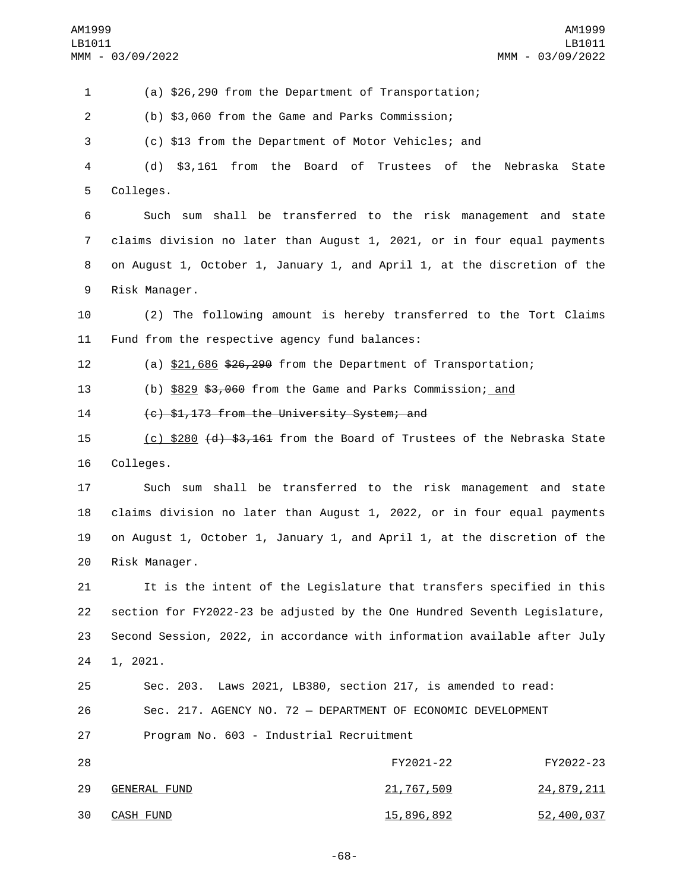(a) $26,290 from the Department of Transportation;

(b) $3,060 from the Game and Parks Commission;

(c) $13 from the Department of Motor Vehicles; and

(d) $3,161 from the Board of Trustees of the Nebraska State Colleges.

Such sum shall be transferred to the risk management and state claims division no later than August 1, 2021, or in four equal payments on August 1, October 1, January 1, and April 1, at the discretion of the Risk Manager.

(2) The following amount is hereby transferred to the Tort Claims Fund from the respective agency fund balances:

(a) <u>$21,686</u> ~~$26,290~~ from the Department of Transportation;

(b) <u>$829</u> ~~$3,060~~ from the Game and Parks Commission;<u> and</u>

~~(c) $1,173 from the University System; and~~

<u>(c) $280</u> ~~(d) $3,161~~ from the Board of Trustees of the Nebraska State Colleges.

Such sum shall be transferred to the risk management and state claims division no later than August 1, 2022, or in four equal payments on August 1, October 1, January 1, and April 1, at the discretion of the Risk Manager.

It is the intent of the Legislature that transfers specified in this section for FY2022-23 be adjusted by the One Hundred Seventh Legislature, Second Session, 2022, in accordance with information available after July 1, 2021.

Sec. 203. Laws 2021, LB380, section 217, is amended to read:

Sec. 217. AGENCY NO. 72 — DEPARTMENT OF ECONOMIC DEVELOPMENT

Program No. 603 - Industrial Recruitment

| | FY2021-22 | FY2022-23 |
|---|---|---|
| <u>GENERAL FUND</u> | <u>21,767,509</u> | <u>24,879,211</u> |
| <u>CASH FUND</u> | <u>15,896,892</u> | <u>52,400,037</u> |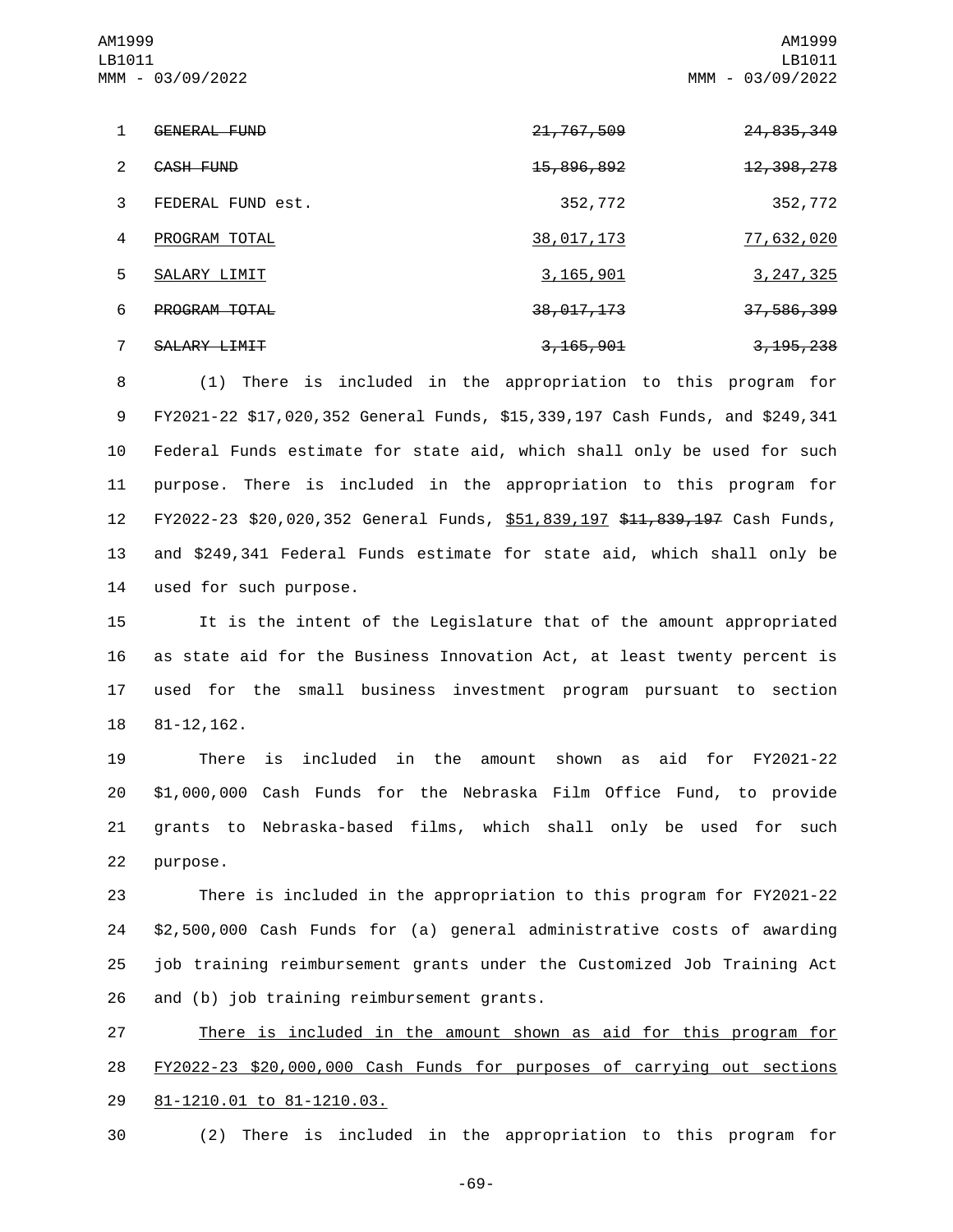| | | |
|---|---|---|
| ~~GENERAL FUND~~ | ~~21,767,509~~ | ~~24,835,349~~ |
| ~~CASH FUND~~ | ~~15,896,892~~ | ~~12,398,278~~ |
| FEDERAL FUND est. | 352,772 | 352,772 |
| <u>PROGRAM TOTAL</u> | <u>38,017,173</u> | <u>77,632,020</u> |
| <u>SALARY LIMIT</u> | <u>3,165,901</u> | <u>3,247,325</u> |
| ~~PROGRAM TOTAL~~ | ~~38,017,173~~ | ~~37,586,399~~ |
| ~~SALARY LIMIT~~ | ~~3,165,901~~ | ~~3,195,238~~ |

(1) There is included in the appropriation to this program for FY2021-22 $17,020,352 General Funds, $15,339,197 Cash Funds, and $249,341 Federal Funds estimate for state aid, which shall only be used for such purpose. There is included in the appropriation to this program for FY2022-23 $20,020,352 General Funds, <u>$51,839,197</u> ~~$11,839,197~~ Cash Funds, and $249,341 Federal Funds estimate for state aid, which shall only be used for such purpose.

It is the intent of the Legislature that of the amount appropriated as state aid for the Business Innovation Act, at least twenty percent is used for the small business investment program pursuant to section 81-12,162.

There is included in the amount shown as aid for FY2021-22 $1,000,000 Cash Funds for the Nebraska Film Office Fund, to provide grants to Nebraska-based films, which shall only be used for such purpose.

There is included in the appropriation to this program for FY2021-22 $2,500,000 Cash Funds for (a) general administrative costs of awarding job training reimbursement grants under the Customized Job Training Act and (b) job training reimbursement grants.

<u>There is included in the amount shown as aid for this program for FY2022-23 $20,000,000 Cash Funds for purposes of carrying out sections 81-1210.01 to 81-1210.03.</u>

(2) There is included in the appropriation to this program for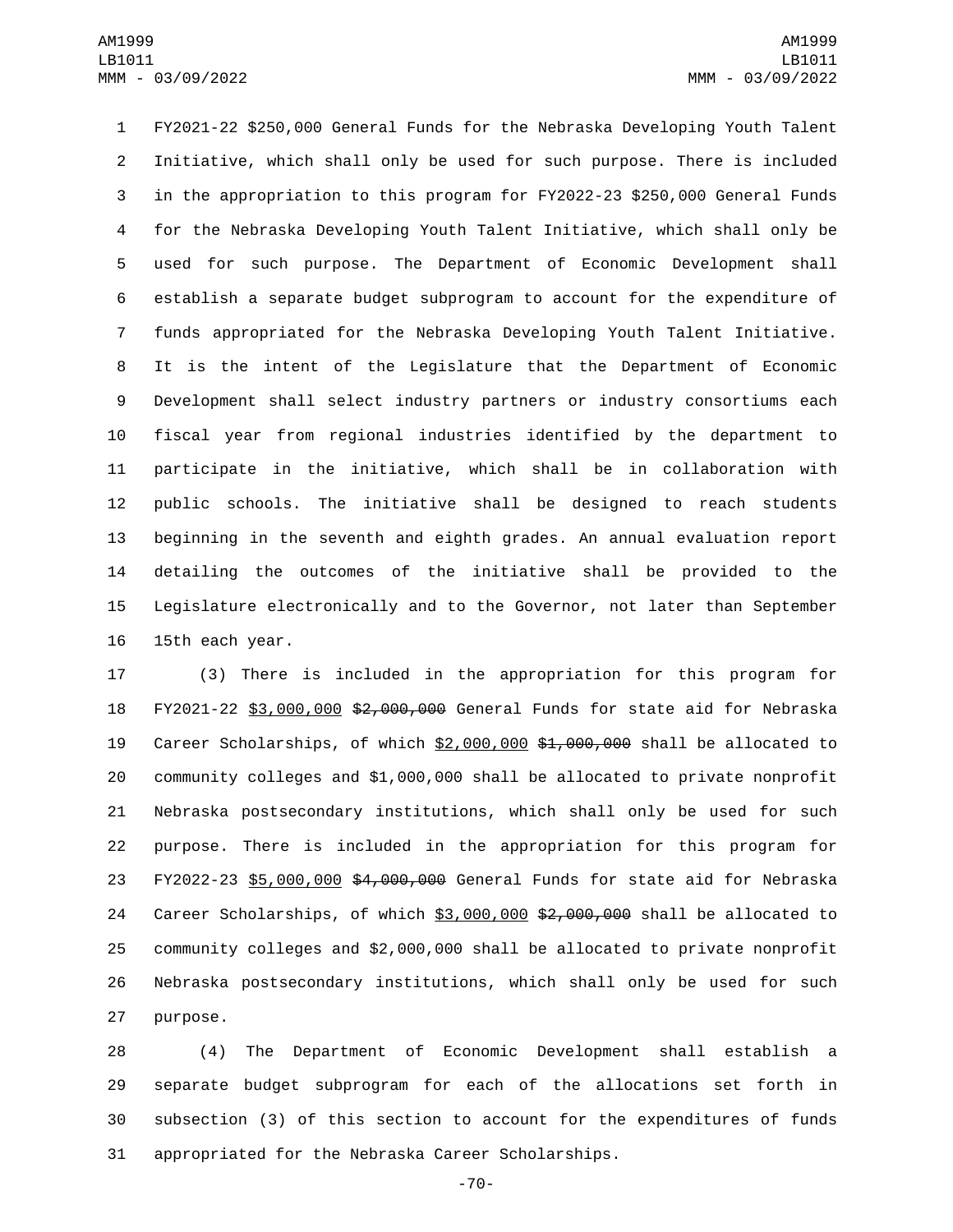FY2021-22 $250,000 General Funds for the Nebraska Developing Youth Talent Initiative, which shall only be used for such purpose. There is included in the appropriation to this program for FY2022-23 $250,000 General Funds for the Nebraska Developing Youth Talent Initiative, which shall only be used for such purpose. The Department of Economic Development shall establish a separate budget subprogram to account for the expenditure of funds appropriated for the Nebraska Developing Youth Talent Initiative. It is the intent of the Legislature that the Department of Economic Development shall select industry partners or industry consortiums each fiscal year from regional industries identified by the department to participate in the initiative, which shall be in collaboration with public schools. The initiative shall be designed to reach students beginning in the seventh and eighth grades. An annual evaluation report detailing the outcomes of the initiative shall be provided to the Legislature electronically and to the Governor, not later than September 15th each year.

(3) There is included in the appropriation for this program for FY2021-22 <u>$3,000,000</u> ~~$2,000,000~~ General Funds for state aid for Nebraska Career Scholarships, of which <u>$2,000,000</u> ~~$1,000,000~~ shall be allocated to community colleges and $1,000,000 shall be allocated to private nonprofit Nebraska postsecondary institutions, which shall only be used for such purpose. There is included in the appropriation for this program for FY2022-23 <u>$5,000,000</u> ~~$4,000,000~~ General Funds for state aid for Nebraska Career Scholarships, of which <u>$3,000,000</u> ~~$2,000,000~~ shall be allocated to community colleges and $2,000,000 shall be allocated to private nonprofit Nebraska postsecondary institutions, which shall only be used for such purpose.

(4) The Department of Economic Development shall establish a separate budget subprogram for each of the allocations set forth in subsection (3) of this section to account for the expenditures of funds appropriated for the Nebraska Career Scholarships.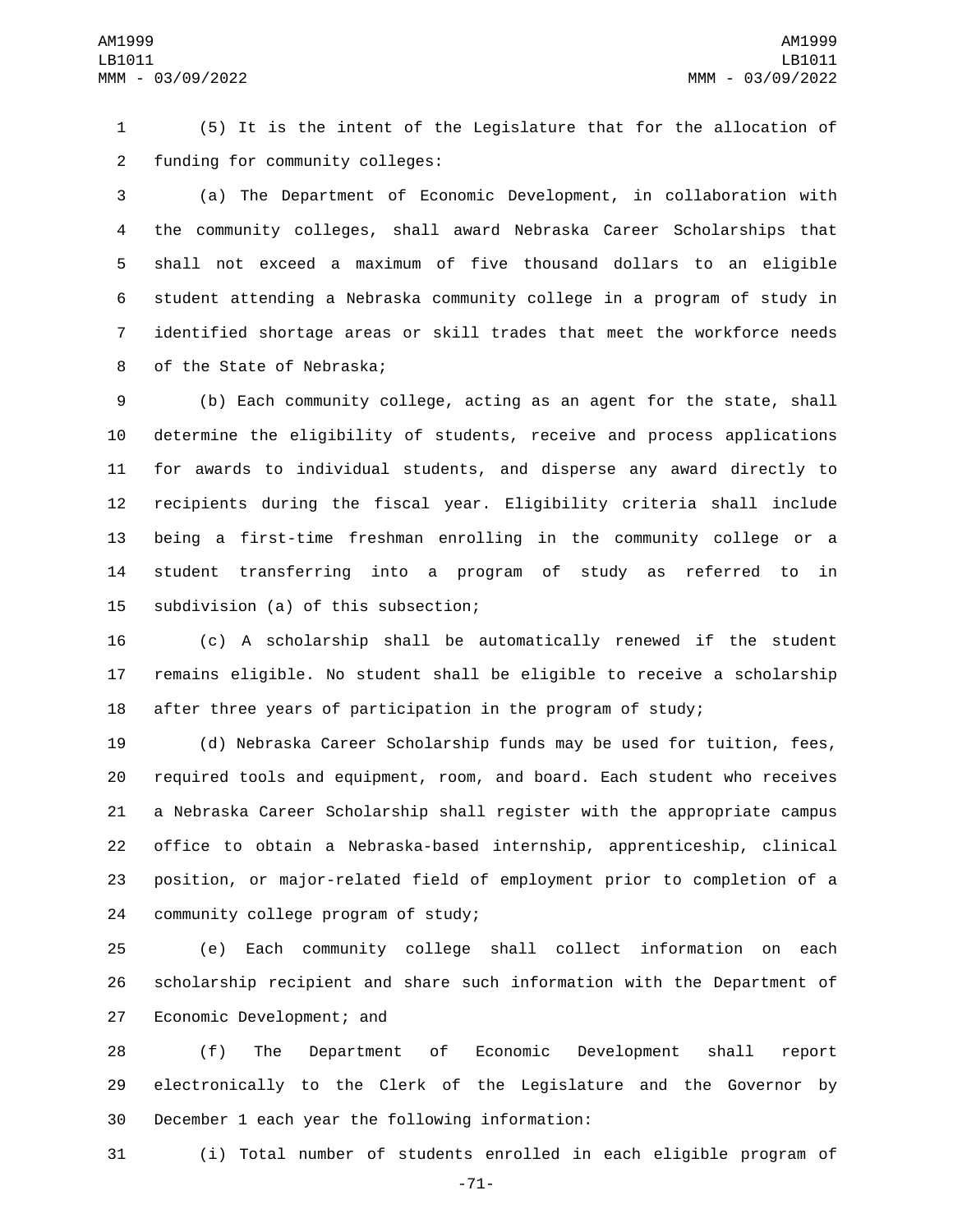(5) It is the intent of the Legislature that for the allocation of funding for community colleges:

(a) The Department of Economic Development, in collaboration with the community colleges, shall award Nebraska Career Scholarships that shall not exceed a maximum of five thousand dollars to an eligible student attending a Nebraska community college in a program of study in identified shortage areas or skill trades that meet the workforce needs of the State of Nebraska;

(b) Each community college, acting as an agent for the state, shall determine the eligibility of students, receive and process applications for awards to individual students, and disperse any award directly to recipients during the fiscal year. Eligibility criteria shall include being a first-time freshman enrolling in the community college or a student transferring into a program of study as referred to in subdivision (a) of this subsection;

(c) A scholarship shall be automatically renewed if the student remains eligible. No student shall be eligible to receive a scholarship after three years of participation in the program of study;

(d) Nebraska Career Scholarship funds may be used for tuition, fees, required tools and equipment, room, and board. Each student who receives a Nebraska Career Scholarship shall register with the appropriate campus office to obtain a Nebraska-based internship, apprenticeship, clinical position, or major-related field of employment prior to completion of a community college program of study;

(e) Each community college shall collect information on each scholarship recipient and share such information with the Department of Economic Development; and

(f) The Department of Economic Development shall report electronically to the Clerk of the Legislature and the Governor by December 1 each year the following information:

(i) Total number of students enrolled in each eligible program of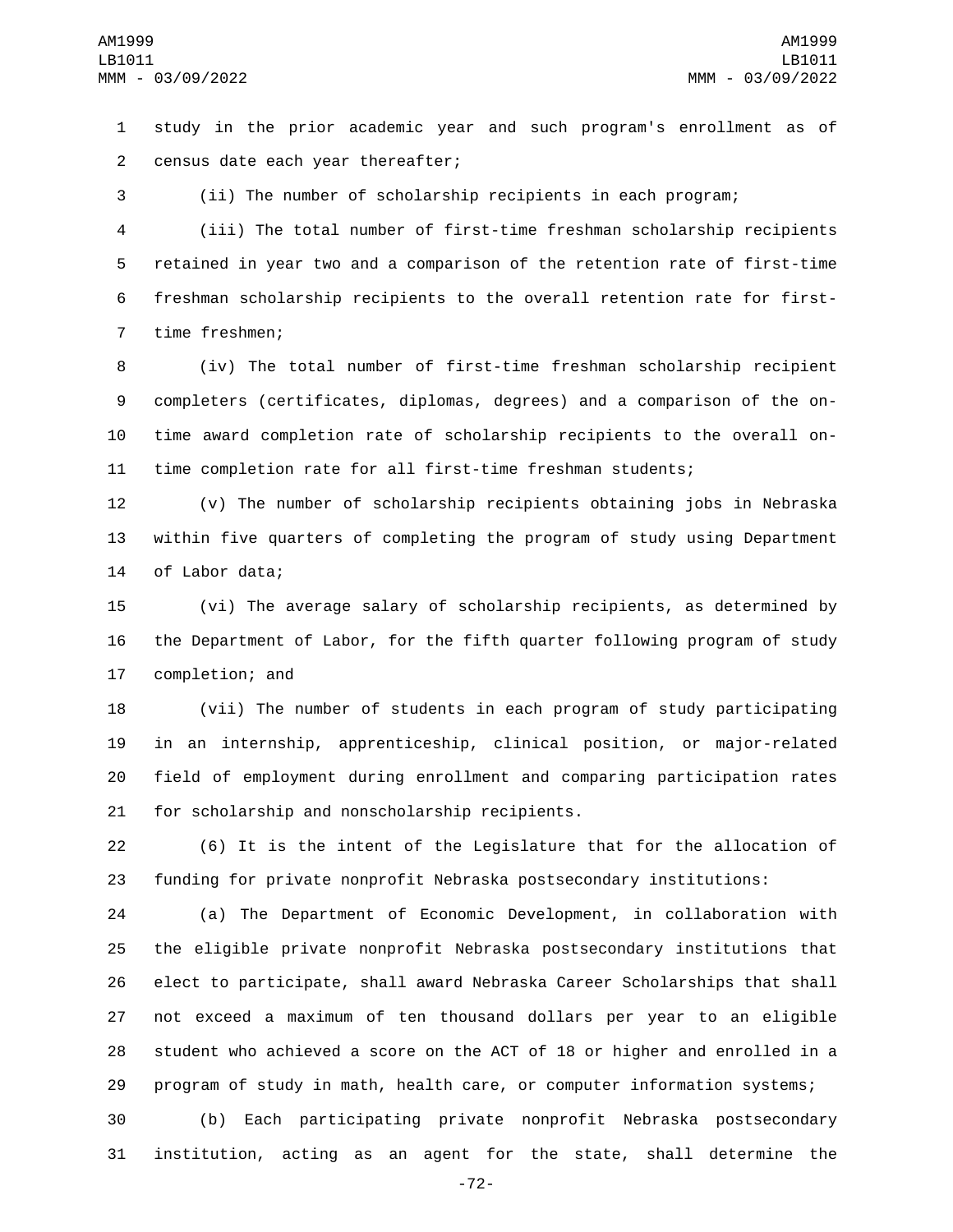study in the prior academic year and such program's enrollment as of census date each year thereafter;

(ii) The number of scholarship recipients in each program;

(iii) The total number of first-time freshman scholarship recipients retained in year two and a comparison of the retention rate of first-time freshman scholarship recipients to the overall retention rate for first-time freshmen;

(iv) The total number of first-time freshman scholarship recipient completers (certificates, diplomas, degrees) and a comparison of the on-time award completion rate of scholarship recipients to the overall on-time completion rate for all first-time freshman students;

(v) The number of scholarship recipients obtaining jobs in Nebraska within five quarters of completing the program of study using Department of Labor data;

(vi) The average salary of scholarship recipients, as determined by the Department of Labor, for the fifth quarter following program of study completion; and

(vii) The number of students in each program of study participating in an internship, apprenticeship, clinical position, or major-related field of employment during enrollment and comparing participation rates for scholarship and nonscholarship recipients.

(6) It is the intent of the Legislature that for the allocation of funding for private nonprofit Nebraska postsecondary institutions:

(a) The Department of Economic Development, in collaboration with the eligible private nonprofit Nebraska postsecondary institutions that elect to participate, shall award Nebraska Career Scholarships that shall not exceed a maximum of ten thousand dollars per year to an eligible student who achieved a score on the ACT of 18 or higher and enrolled in a program of study in math, health care, or computer information systems;

(b) Each participating private nonprofit Nebraska postsecondary institution, acting as an agent for the state, shall determine the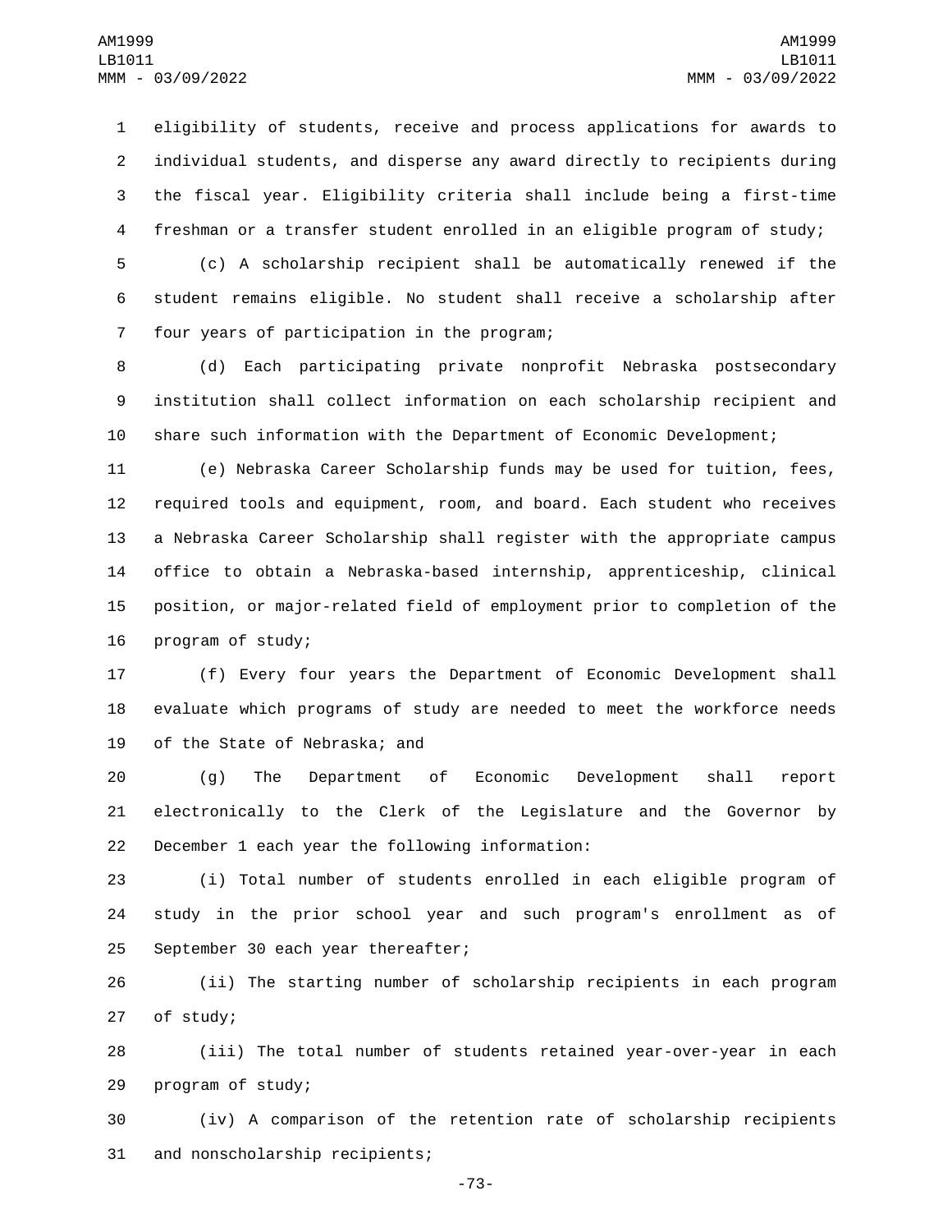eligibility of students, receive and process applications for awards to individual students, and disperse any award directly to recipients during the fiscal year. Eligibility criteria shall include being a first-time freshman or a transfer student enrolled in an eligible program of study;

(c) A scholarship recipient shall be automatically renewed if the student remains eligible. No student shall receive a scholarship after four years of participation in the program;

(d) Each participating private nonprofit Nebraska postsecondary institution shall collect information on each scholarship recipient and share such information with the Department of Economic Development;

(e) Nebraska Career Scholarship funds may be used for tuition, fees, required tools and equipment, room, and board. Each student who receives a Nebraska Career Scholarship shall register with the appropriate campus office to obtain a Nebraska-based internship, apprenticeship, clinical position, or major-related field of employment prior to completion of the program of study;

(f) Every four years the Department of Economic Development shall evaluate which programs of study are needed to meet the workforce needs of the State of Nebraska; and

(g) The Department of Economic Development shall report electronically to the Clerk of the Legislature and the Governor by December 1 each year the following information:

(i) Total number of students enrolled in each eligible program of study in the prior school year and such program's enrollment as of September 30 each year thereafter;

(ii) The starting number of scholarship recipients in each program of study;

(iii) The total number of students retained year-over-year in each program of study;

(iv) A comparison of the retention rate of scholarship recipients and nonscholarship recipients;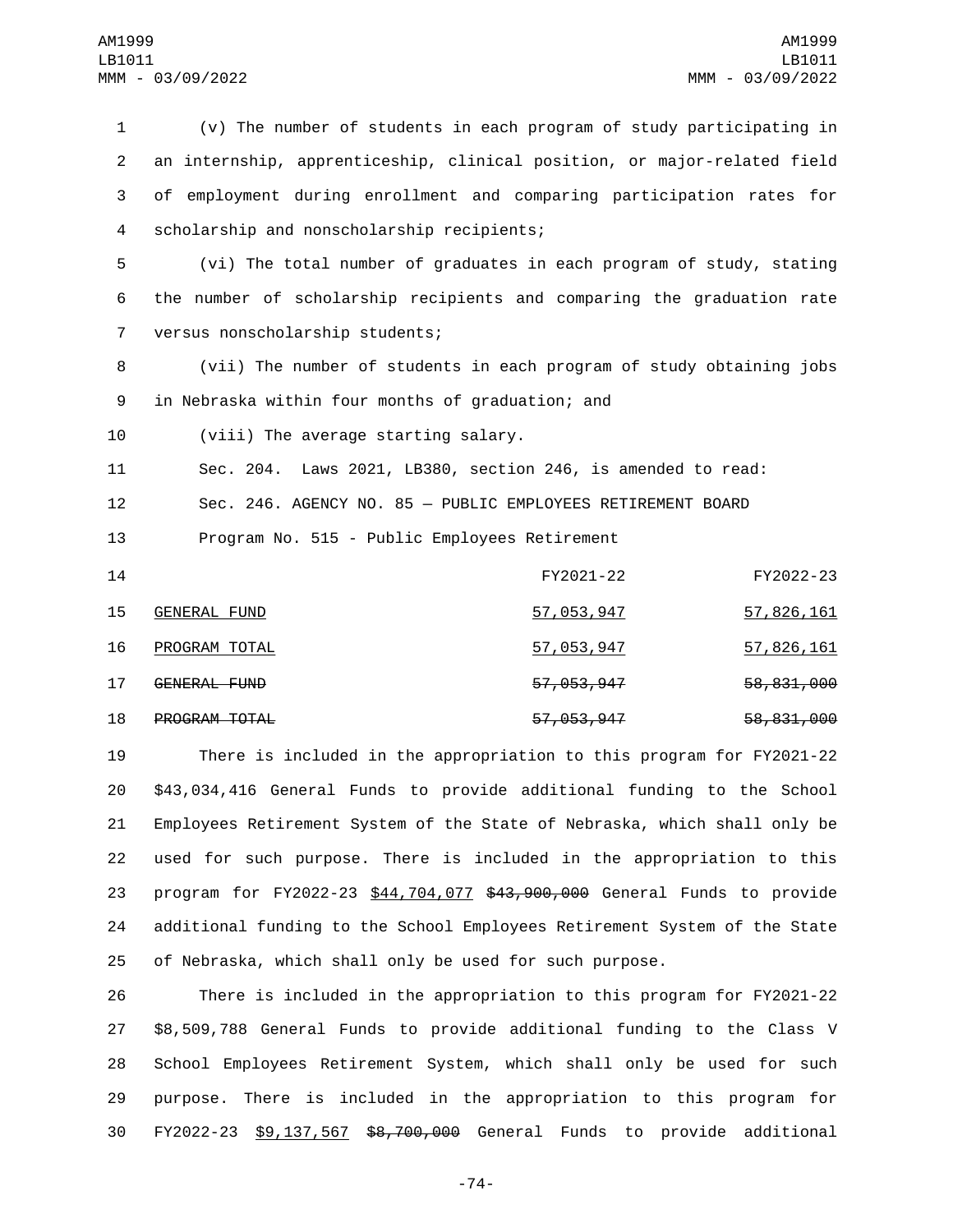(v) The number of students in each program of study participating in an internship, apprenticeship, clinical position, or major-related field of employment during enrollment and comparing participation rates for scholarship and nonscholarship recipients;

(vi) The total number of graduates in each program of study, stating the number of scholarship recipients and comparing the graduation rate versus nonscholarship students;

(vii) The number of students in each program of study obtaining jobs in Nebraska within four months of graduation; and

(viii) The average starting salary.

Sec. 204. Laws 2021, LB380, section 246, is amended to read:

Sec. 246. AGENCY NO. 85 — PUBLIC EMPLOYEES RETIREMENT BOARD

Program No. 515 - Public Employees Retirement

| | FY2021-22 | FY2022-23 |
|---|---|---|
| <u>GENERAL FUND</u> | <u>57,053,947</u> | <u>57,826,161</u> |
| <u>PROGRAM TOTAL</u> | <u>57,053,947</u> | <u>57,826,161</u> |
| ~~GENERAL FUND~~ | ~~57,053,947~~ | ~~58,831,000~~ |
| ~~PROGRAM TOTAL~~ | ~~57,053,947~~ | ~~58,831,000~~ |

There is included in the appropriation to this program for FY2021-22 $43,034,416 General Funds to provide additional funding to the School Employees Retirement System of the State of Nebraska, which shall only be used for such purpose. There is included in the appropriation to this program for FY2022-23 <u>$44,704,077</u> ~~$43,900,000~~ General Funds to provide additional funding to the School Employees Retirement System of the State of Nebraska, which shall only be used for such purpose.

There is included in the appropriation to this program for FY2021-22 $8,509,788 General Funds to provide additional funding to the Class V School Employees Retirement System, which shall only be used for such purpose. There is included in the appropriation to this program for FY2022-23 <u>$9,137,567</u> ~~$8,700,000~~ General Funds to provide additional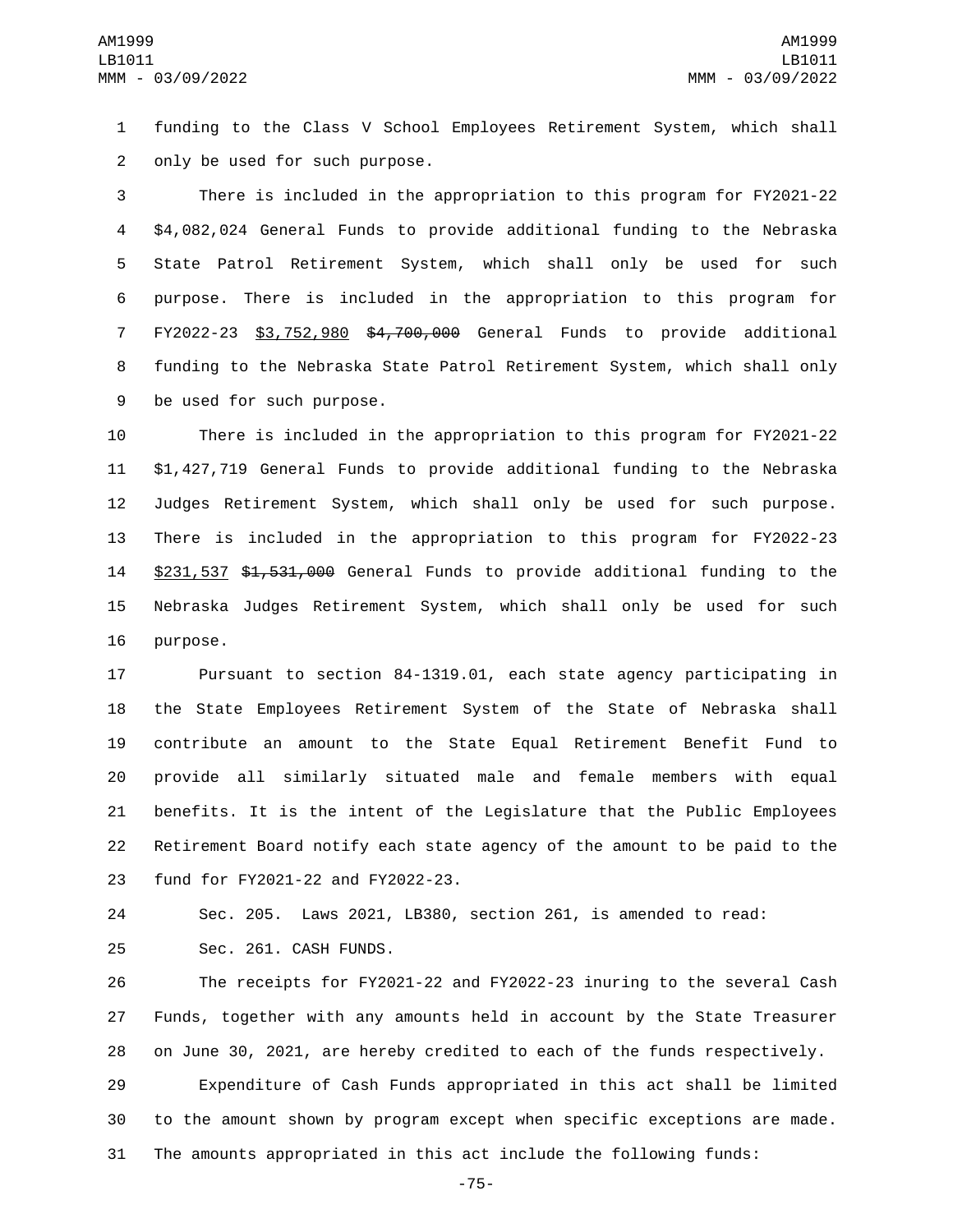funding to the Class V School Employees Retirement System, which shall only be used for such purpose.

There is included in the appropriation to this program for FY2021-22 $4,082,024 General Funds to provide additional funding to the Nebraska State Patrol Retirement System, which shall only be used for such purpose. There is included in the appropriation to this program for FY2022-23 <u>$3,752,980</u> ~~$4,700,000~~ General Funds to provide additional funding to the Nebraska State Patrol Retirement System, which shall only be used for such purpose.

There is included in the appropriation to this program for FY2021-22 $1,427,719 General Funds to provide additional funding to the Nebraska Judges Retirement System, which shall only be used for such purpose. There is included in the appropriation to this program for FY2022-23 <u>$231,537</u> ~~$1,531,000~~ General Funds to provide additional funding to the Nebraska Judges Retirement System, which shall only be used for such purpose.

Pursuant to section 84-1319.01, each state agency participating in the State Employees Retirement System of the State of Nebraska shall contribute an amount to the State Equal Retirement Benefit Fund to provide all similarly situated male and female members with equal benefits. It is the intent of the Legislature that the Public Employees Retirement Board notify each state agency of the amount to be paid to the fund for FY2021-22 and FY2022-23.

Sec. 205. Laws 2021, LB380, section 261, is amended to read:

Sec. 261. CASH FUNDS.

The receipts for FY2021-22 and FY2022-23 inuring to the several Cash Funds, together with any amounts held in account by the State Treasurer on June 30, 2021, are hereby credited to each of the funds respectively.

Expenditure of Cash Funds appropriated in this act shall be limited to the amount shown by program except when specific exceptions are made. The amounts appropriated in this act include the following funds: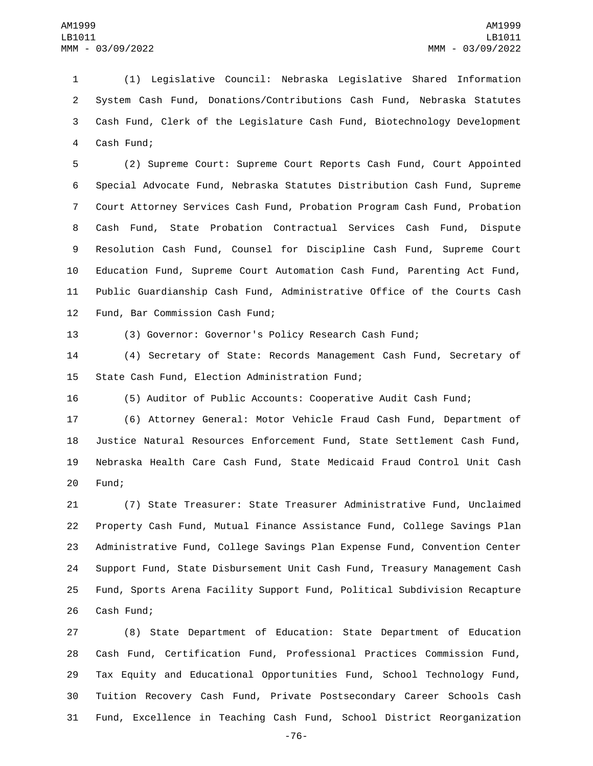(1) Legislative Council: Nebraska Legislative Shared Information System Cash Fund, Donations/Contributions Cash Fund, Nebraska Statutes Cash Fund, Clerk of the Legislature Cash Fund, Biotechnology Development Cash Fund;

(2) Supreme Court: Supreme Court Reports Cash Fund, Court Appointed Special Advocate Fund, Nebraska Statutes Distribution Cash Fund, Supreme Court Attorney Services Cash Fund, Probation Program Cash Fund, Probation Cash Fund, State Probation Contractual Services Cash Fund, Dispute Resolution Cash Fund, Counsel for Discipline Cash Fund, Supreme Court Education Fund, Supreme Court Automation Cash Fund, Parenting Act Fund, Public Guardianship Cash Fund, Administrative Office of the Courts Cash Fund, Bar Commission Cash Fund;

(3) Governor: Governor's Policy Research Cash Fund;

(4) Secretary of State: Records Management Cash Fund, Secretary of State Cash Fund, Election Administration Fund;

(5) Auditor of Public Accounts: Cooperative Audit Cash Fund;

(6) Attorney General: Motor Vehicle Fraud Cash Fund, Department of Justice Natural Resources Enforcement Fund, State Settlement Cash Fund, Nebraska Health Care Cash Fund, State Medicaid Fraud Control Unit Cash Fund;

(7) State Treasurer: State Treasurer Administrative Fund, Unclaimed Property Cash Fund, Mutual Finance Assistance Fund, College Savings Plan Administrative Fund, College Savings Plan Expense Fund, Convention Center Support Fund, State Disbursement Unit Cash Fund, Treasury Management Cash Fund, Sports Arena Facility Support Fund, Political Subdivision Recapture Cash Fund;

(8) State Department of Education: State Department of Education Cash Fund, Certification Fund, Professional Practices Commission Fund, Tax Equity and Educational Opportunities Fund, School Technology Fund, Tuition Recovery Cash Fund, Private Postsecondary Career Schools Cash Fund, Excellence in Teaching Cash Fund, School District Reorganization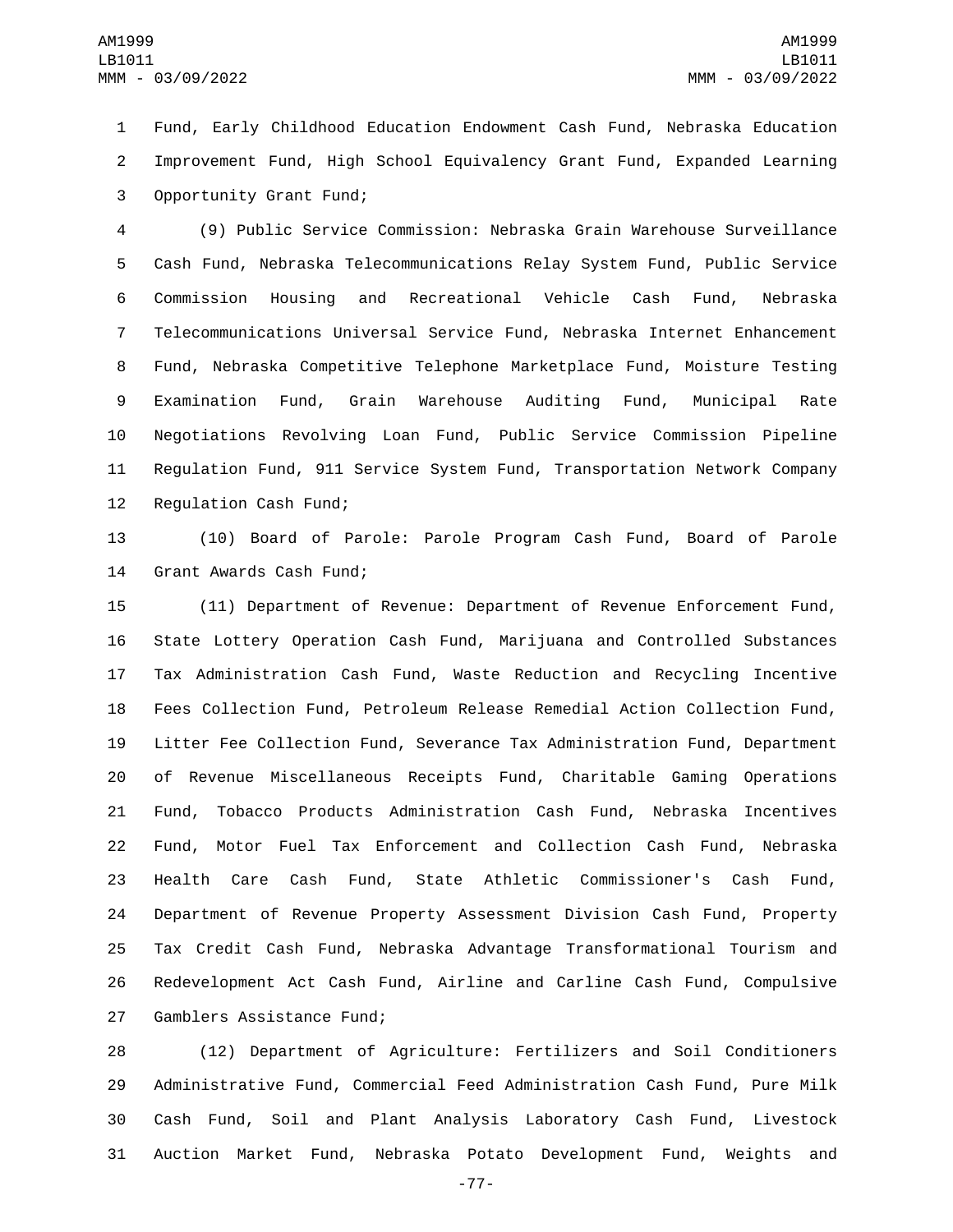Fund, Early Childhood Education Endowment Cash Fund, Nebraska Education Improvement Fund, High School Equivalency Grant Fund, Expanded Learning Opportunity Grant Fund;

(9) Public Service Commission: Nebraska Grain Warehouse Surveillance Cash Fund, Nebraska Telecommunications Relay System Fund, Public Service Commission Housing and Recreational Vehicle Cash Fund, Nebraska Telecommunications Universal Service Fund, Nebraska Internet Enhancement Fund, Nebraska Competitive Telephone Marketplace Fund, Moisture Testing Examination Fund, Grain Warehouse Auditing Fund, Municipal Rate Negotiations Revolving Loan Fund, Public Service Commission Pipeline Regulation Fund, 911 Service System Fund, Transportation Network Company Regulation Cash Fund;

(10) Board of Parole: Parole Program Cash Fund, Board of Parole Grant Awards Cash Fund;

(11) Department of Revenue: Department of Revenue Enforcement Fund, State Lottery Operation Cash Fund, Marijuana and Controlled Substances Tax Administration Cash Fund, Waste Reduction and Recycling Incentive Fees Collection Fund, Petroleum Release Remedial Action Collection Fund, Litter Fee Collection Fund, Severance Tax Administration Fund, Department of Revenue Miscellaneous Receipts Fund, Charitable Gaming Operations Fund, Tobacco Products Administration Cash Fund, Nebraska Incentives Fund, Motor Fuel Tax Enforcement and Collection Cash Fund, Nebraska Health Care Cash Fund, State Athletic Commissioner's Cash Fund, Department of Revenue Property Assessment Division Cash Fund, Property Tax Credit Cash Fund, Nebraska Advantage Transformational Tourism and Redevelopment Act Cash Fund, Airline and Carline Cash Fund, Compulsive Gamblers Assistance Fund;

(12) Department of Agriculture: Fertilizers and Soil Conditioners Administrative Fund, Commercial Feed Administration Cash Fund, Pure Milk Cash Fund, Soil and Plant Analysis Laboratory Cash Fund, Livestock Auction Market Fund, Nebraska Potato Development Fund, Weights and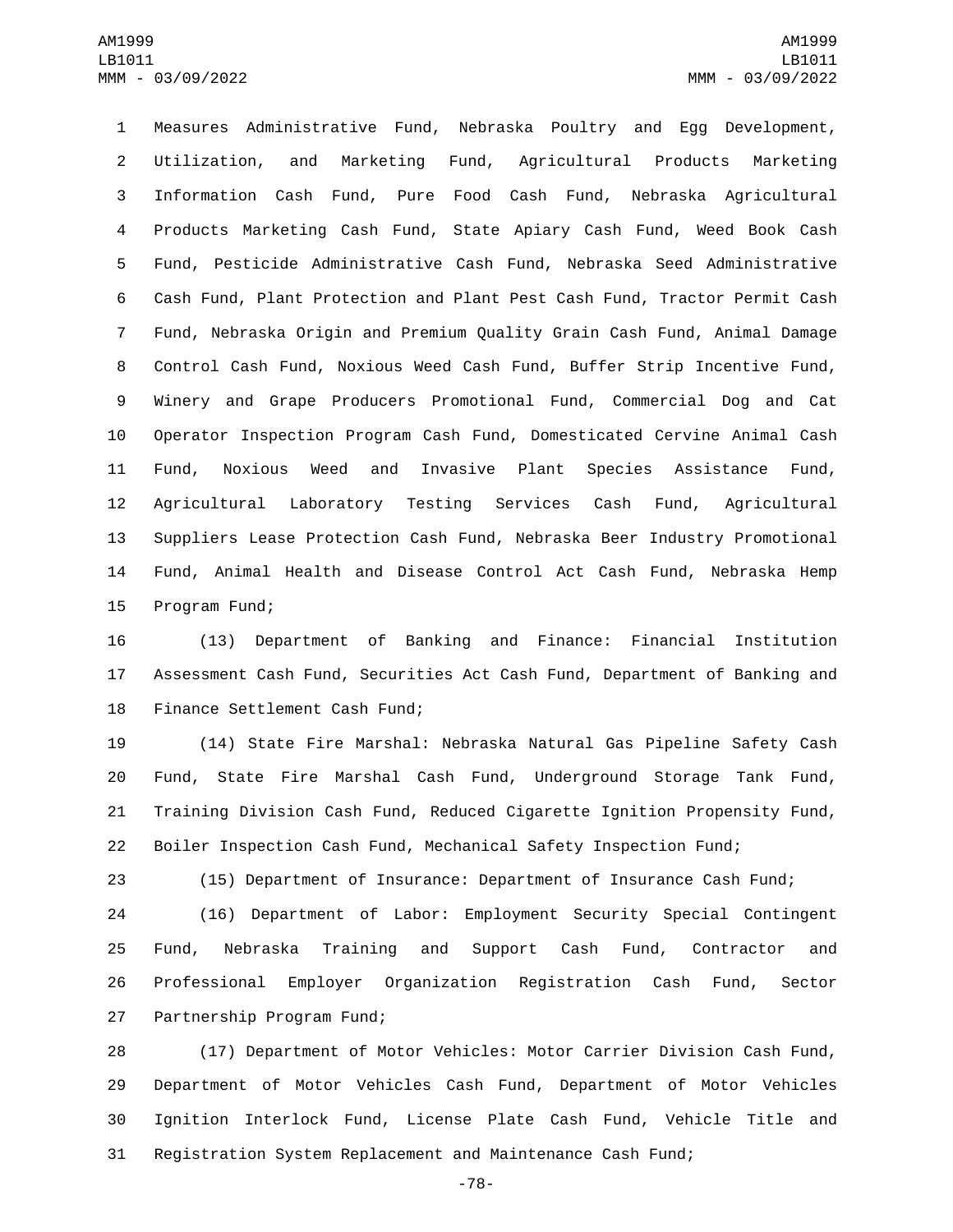Measures Administrative Fund, Nebraska Poultry and Egg Development, Utilization, and Marketing Fund, Agricultural Products Marketing Information Cash Fund, Pure Food Cash Fund, Nebraska Agricultural Products Marketing Cash Fund, State Apiary Cash Fund, Weed Book Cash Fund, Pesticide Administrative Cash Fund, Nebraska Seed Administrative Cash Fund, Plant Protection and Plant Pest Cash Fund, Tractor Permit Cash Fund, Nebraska Origin and Premium Quality Grain Cash Fund, Animal Damage Control Cash Fund, Noxious Weed Cash Fund, Buffer Strip Incentive Fund, Winery and Grape Producers Promotional Fund, Commercial Dog and Cat Operator Inspection Program Cash Fund, Domesticated Cervine Animal Cash Fund, Noxious Weed and Invasive Plant Species Assistance Fund, Agricultural Laboratory Testing Services Cash Fund, Agricultural Suppliers Lease Protection Cash Fund, Nebraska Beer Industry Promotional Fund, Animal Health and Disease Control Act Cash Fund, Nebraska Hemp Program Fund;

(13) Department of Banking and Finance: Financial Institution Assessment Cash Fund, Securities Act Cash Fund, Department of Banking and Finance Settlement Cash Fund;

(14) State Fire Marshal: Nebraska Natural Gas Pipeline Safety Cash Fund, State Fire Marshal Cash Fund, Underground Storage Tank Fund, Training Division Cash Fund, Reduced Cigarette Ignition Propensity Fund, Boiler Inspection Cash Fund, Mechanical Safety Inspection Fund;

(15) Department of Insurance: Department of Insurance Cash Fund;

(16) Department of Labor: Employment Security Special Contingent Fund, Nebraska Training and Support Cash Fund, Contractor and Professional Employer Organization Registration Cash Fund, Sector Partnership Program Fund;

(17) Department of Motor Vehicles: Motor Carrier Division Cash Fund, Department of Motor Vehicles Cash Fund, Department of Motor Vehicles Ignition Interlock Fund, License Plate Cash Fund, Vehicle Title and Registration System Replacement and Maintenance Cash Fund;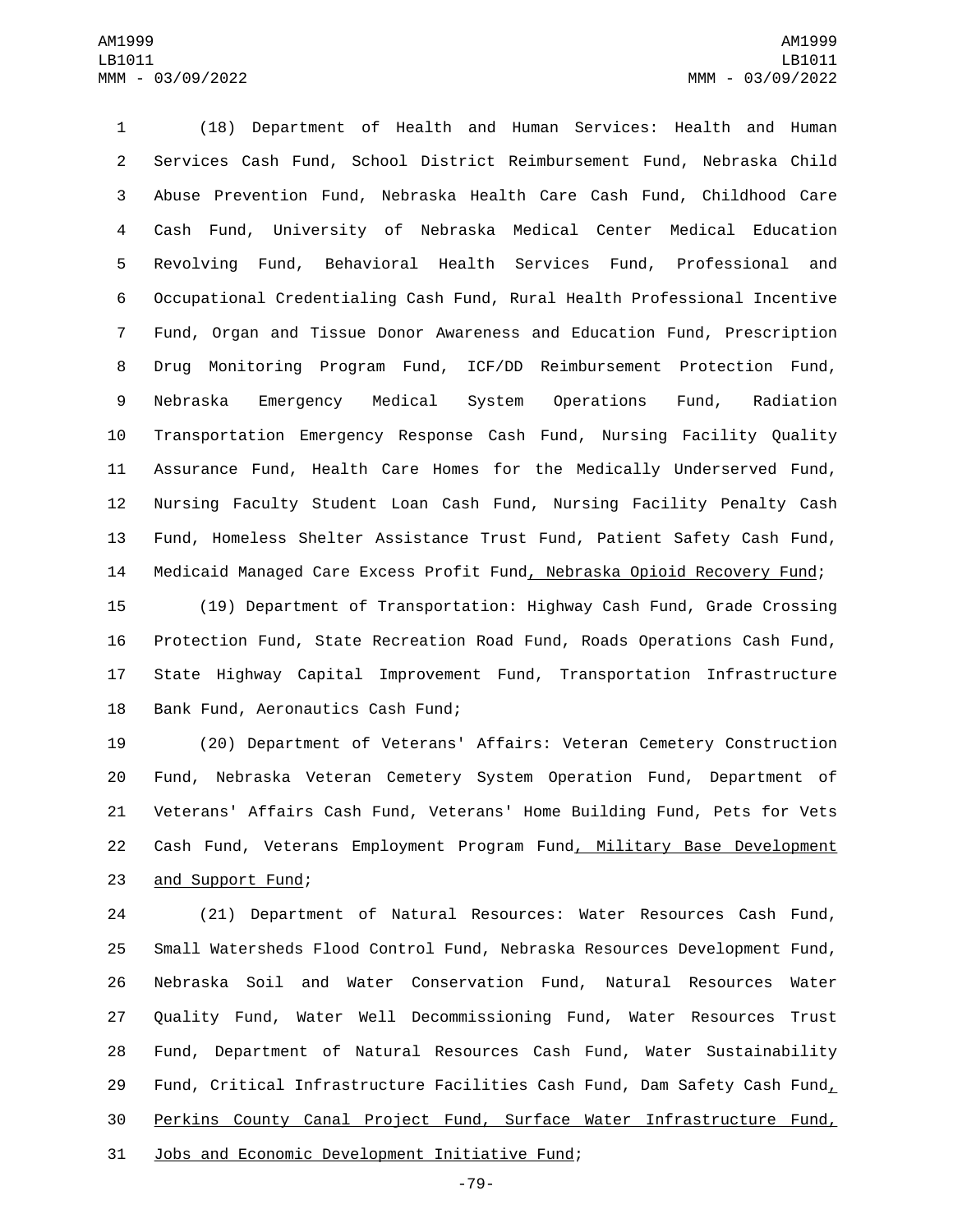(18) Department of Health and Human Services: Health and Human Services Cash Fund, School District Reimbursement Fund, Nebraska Child Abuse Prevention Fund, Nebraska Health Care Cash Fund, Childhood Care Cash Fund, University of Nebraska Medical Center Medical Education Revolving Fund, Behavioral Health Services Fund, Professional and Occupational Credentialing Cash Fund, Rural Health Professional Incentive Fund, Organ and Tissue Donor Awareness and Education Fund, Prescription Drug Monitoring Program Fund, ICF/DD Reimbursement Protection Fund, Nebraska Emergency Medical System Operations Fund, Radiation Transportation Emergency Response Cash Fund, Nursing Facility Quality Assurance Fund, Health Care Homes for the Medically Underserved Fund, Nursing Faculty Student Loan Cash Fund, Nursing Facility Penalty Cash Fund, Homeless Shelter Assistance Trust Fund, Patient Safety Cash Fund, Medicaid Managed Care Excess Profit Fund, Nebraska Opioid Recovery Fund;

(19) Department of Transportation: Highway Cash Fund, Grade Crossing Protection Fund, State Recreation Road Fund, Roads Operations Cash Fund, State Highway Capital Improvement Fund, Transportation Infrastructure Bank Fund, Aeronautics Cash Fund;

(20) Department of Veterans' Affairs: Veteran Cemetery Construction Fund, Nebraska Veteran Cemetery System Operation Fund, Department of Veterans' Affairs Cash Fund, Veterans' Home Building Fund, Pets for Vets Cash Fund, Veterans Employment Program Fund, Military Base Development and Support Fund;

(21) Department of Natural Resources: Water Resources Cash Fund, Small Watersheds Flood Control Fund, Nebraska Resources Development Fund, Nebraska Soil and Water Conservation Fund, Natural Resources Water Quality Fund, Water Well Decommissioning Fund, Water Resources Trust Fund, Department of Natural Resources Cash Fund, Water Sustainability Fund, Critical Infrastructure Facilities Cash Fund, Dam Safety Cash Fund, Perkins County Canal Project Fund, Surface Water Infrastructure Fund, Jobs and Economic Development Initiative Fund;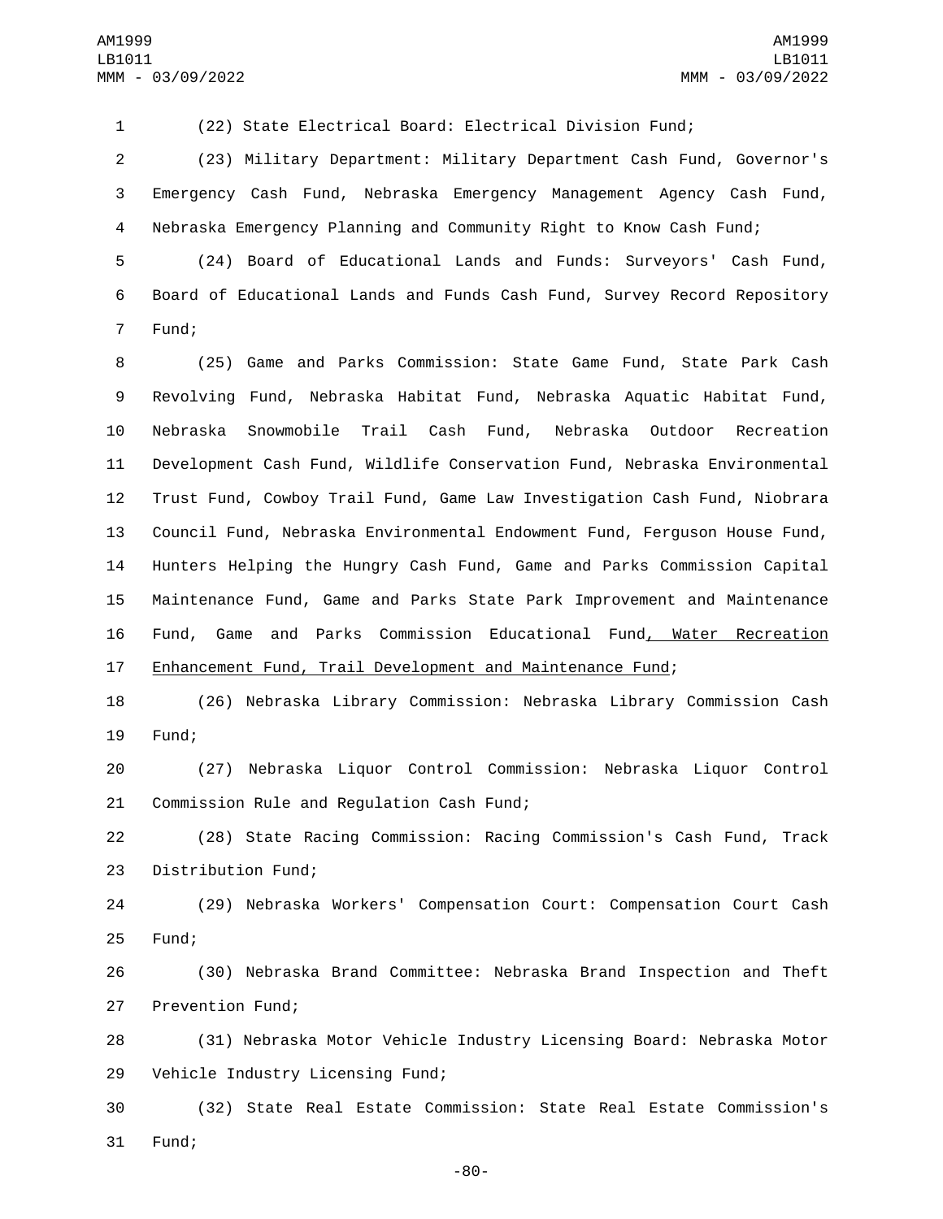(22) State Electrical Board: Electrical Division Fund;

(23) Military Department: Military Department Cash Fund, Governor's Emergency Cash Fund, Nebraska Emergency Management Agency Cash Fund, Nebraska Emergency Planning and Community Right to Know Cash Fund;

(24) Board of Educational Lands and Funds: Surveyors' Cash Fund, Board of Educational Lands and Funds Cash Fund, Survey Record Repository Fund;

(25) Game and Parks Commission: State Game Fund, State Park Cash Revolving Fund, Nebraska Habitat Fund, Nebraska Aquatic Habitat Fund, Nebraska Snowmobile Trail Cash Fund, Nebraska Outdoor Recreation Development Cash Fund, Wildlife Conservation Fund, Nebraska Environmental Trust Fund, Cowboy Trail Fund, Game Law Investigation Cash Fund, Niobrara Council Fund, Nebraska Environmental Endowment Fund, Ferguson House Fund, Hunters Helping the Hungry Cash Fund, Game and Parks Commission Capital Maintenance Fund, Game and Parks State Park Improvement and Maintenance Fund, Game and Parks Commission Educational Fund, Water Recreation Enhancement Fund, Trail Development and Maintenance Fund;

(26) Nebraska Library Commission: Nebraska Library Commission Cash Fund;

(27) Nebraska Liquor Control Commission: Nebraska Liquor Control Commission Rule and Regulation Cash Fund;

(28) State Racing Commission: Racing Commission's Cash Fund, Track Distribution Fund;

(29) Nebraska Workers' Compensation Court: Compensation Court Cash Fund;

(30) Nebraska Brand Committee: Nebraska Brand Inspection and Theft Prevention Fund;

(31) Nebraska Motor Vehicle Industry Licensing Board: Nebraska Motor Vehicle Industry Licensing Fund;

(32) State Real Estate Commission: State Real Estate Commission's Fund;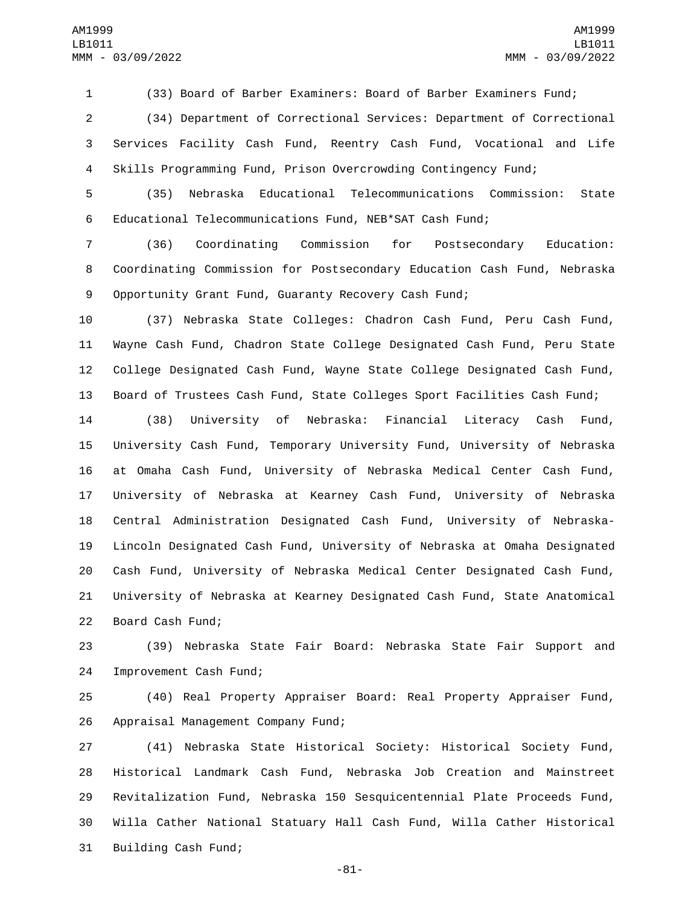(33) Board of Barber Examiners: Board of Barber Examiners Fund;

(34) Department of Correctional Services: Department of Correctional Services Facility Cash Fund, Reentry Cash Fund, Vocational and Life Skills Programming Fund, Prison Overcrowding Contingency Fund;

(35) Nebraska Educational Telecommunications Commission: State Educational Telecommunications Fund, NEB*SAT Cash Fund;

(36) Coordinating Commission for Postsecondary Education: Coordinating Commission for Postsecondary Education Cash Fund, Nebraska Opportunity Grant Fund, Guaranty Recovery Cash Fund;

(37) Nebraska State Colleges: Chadron Cash Fund, Peru Cash Fund, Wayne Cash Fund, Chadron State College Designated Cash Fund, Peru State College Designated Cash Fund, Wayne State College Designated Cash Fund, Board of Trustees Cash Fund, State Colleges Sport Facilities Cash Fund;

(38) University of Nebraska: Financial Literacy Cash Fund, University Cash Fund, Temporary University Fund, University of Nebraska at Omaha Cash Fund, University of Nebraska Medical Center Cash Fund, University of Nebraska at Kearney Cash Fund, University of Nebraska Central Administration Designated Cash Fund, University of Nebraska-Lincoln Designated Cash Fund, University of Nebraska at Omaha Designated Cash Fund, University of Nebraska Medical Center Designated Cash Fund, University of Nebraska at Kearney Designated Cash Fund, State Anatomical Board Cash Fund;

(39) Nebraska State Fair Board: Nebraska State Fair Support and Improvement Cash Fund;

(40) Real Property Appraiser Board: Real Property Appraiser Fund, Appraisal Management Company Fund;

(41) Nebraska State Historical Society: Historical Society Fund, Historical Landmark Cash Fund, Nebraska Job Creation and Mainstreet Revitalization Fund, Nebraska 150 Sesquicentennial Plate Proceeds Fund, Willa Cather National Statuary Hall Cash Fund, Willa Cather Historical Building Cash Fund;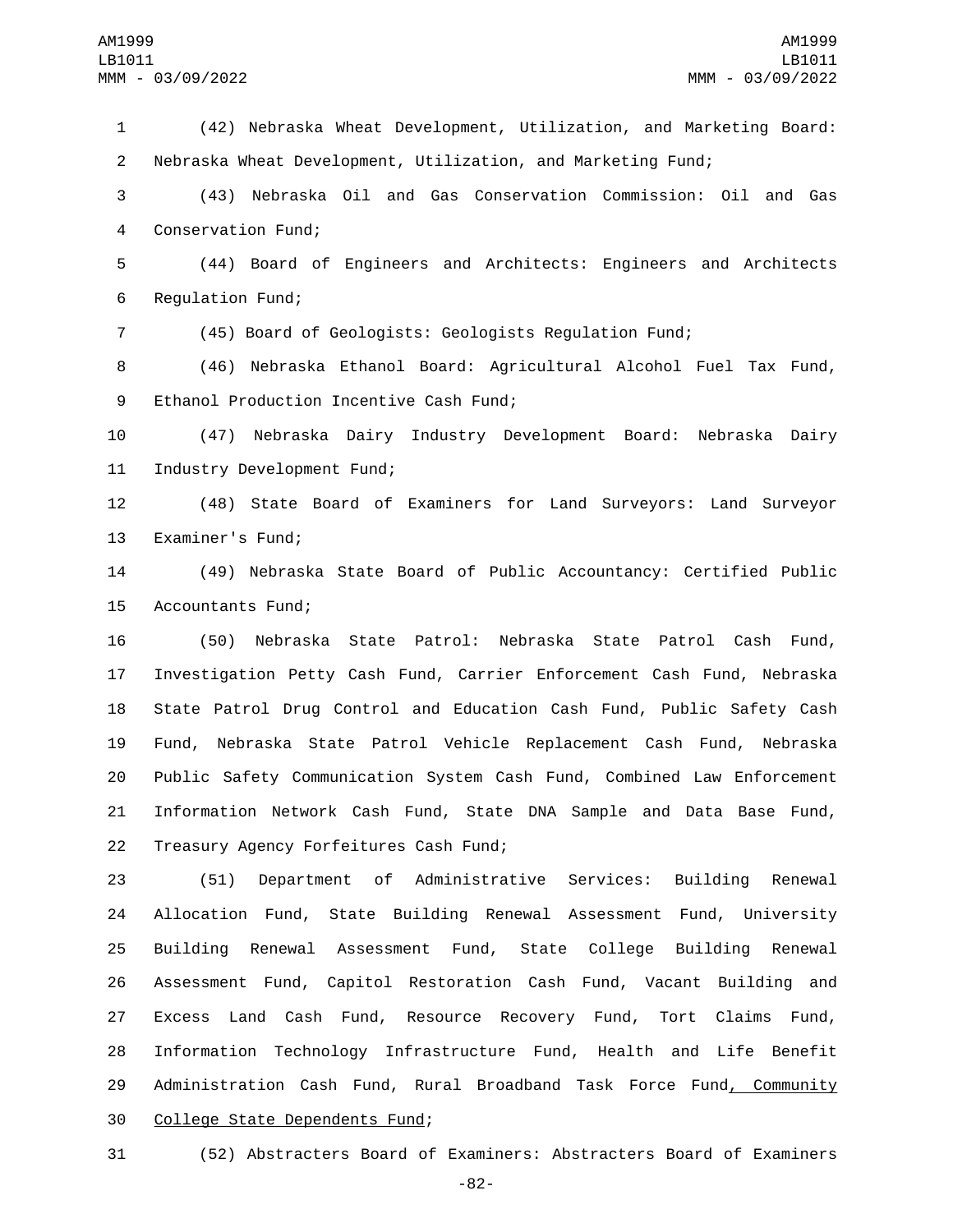(42) Nebraska Wheat Development, Utilization, and Marketing Board: Nebraska Wheat Development, Utilization, and Marketing Fund;

(43) Nebraska Oil and Gas Conservation Commission: Oil and Gas Conservation Fund;

(44) Board of Engineers and Architects: Engineers and Architects Regulation Fund;

(45) Board of Geologists: Geologists Regulation Fund;

(46) Nebraska Ethanol Board: Agricultural Alcohol Fuel Tax Fund, Ethanol Production Incentive Cash Fund;

(47) Nebraska Dairy Industry Development Board: Nebraska Dairy Industry Development Fund;

(48) State Board of Examiners for Land Surveyors: Land Surveyor Examiner's Fund;

(49) Nebraska State Board of Public Accountancy: Certified Public Accountants Fund;

(50) Nebraska State Patrol: Nebraska State Patrol Cash Fund, Investigation Petty Cash Fund, Carrier Enforcement Cash Fund, Nebraska State Patrol Drug Control and Education Cash Fund, Public Safety Cash Fund, Nebraska State Patrol Vehicle Replacement Cash Fund, Nebraska Public Safety Communication System Cash Fund, Combined Law Enforcement Information Network Cash Fund, State DNA Sample and Data Base Fund, Treasury Agency Forfeitures Cash Fund;

(51) Department of Administrative Services: Building Renewal Allocation Fund, State Building Renewal Assessment Fund, University Building Renewal Assessment Fund, State College Building Renewal Assessment Fund, Capitol Restoration Cash Fund, Vacant Building and Excess Land Cash Fund, Resource Recovery Fund, Tort Claims Fund, Information Technology Infrastructure Fund, Health and Life Benefit Administration Cash Fund, Rural Broadband Task Force Fund<u>, Community College State Dependents Fund</u>;

(52) Abstracters Board of Examiners: Abstracters Board of Examiners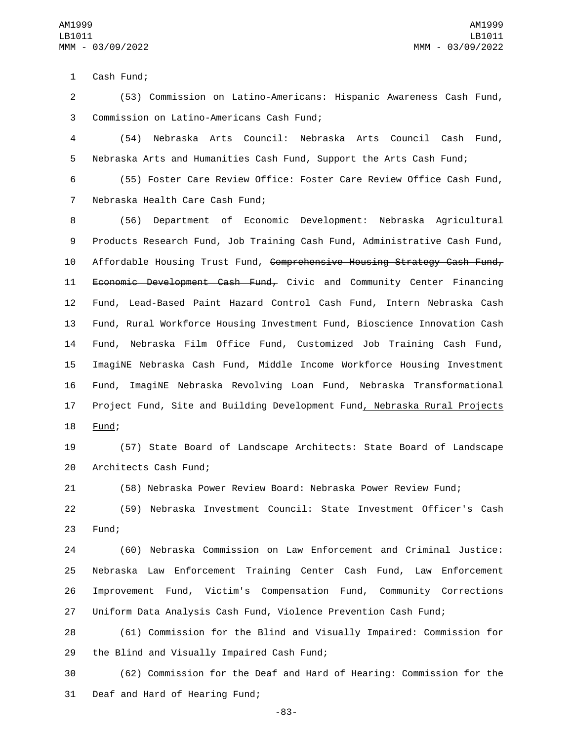Cash Fund;

(53) Commission on Latino-Americans: Hispanic Awareness Cash Fund, Commission on Latino-Americans Cash Fund;

(54) Nebraska Arts Council: Nebraska Arts Council Cash Fund, Nebraska Arts and Humanities Cash Fund, Support the Arts Cash Fund;

(55) Foster Care Review Office: Foster Care Review Office Cash Fund, Nebraska Health Care Cash Fund;

(56) Department of Economic Development: Nebraska Agricultural Products Research Fund, Job Training Cash Fund, Administrative Cash Fund, Affordable Housing Trust Fund, ~~Comprehensive Housing Strategy Cash Fund, Economic Development Cash Fund,~~ Civic and Community Center Financing Fund, Lead-Based Paint Hazard Control Cash Fund, Intern Nebraska Cash Fund, Rural Workforce Housing Investment Fund, Bioscience Innovation Cash Fund, Nebraska Film Office Fund, Customized Job Training Cash Fund, ImagiNE Nebraska Cash Fund, Middle Income Workforce Housing Investment Fund, ImagiNE Nebraska Revolving Loan Fund, Nebraska Transformational Project Fund, Site and Building Development Fund<u>, Nebraska Rural Projects Fund</u>;

(57) State Board of Landscape Architects: State Board of Landscape Architects Cash Fund;

(58) Nebraska Power Review Board: Nebraska Power Review Fund;

(59) Nebraska Investment Council: State Investment Officer's Cash Fund;

(60) Nebraska Commission on Law Enforcement and Criminal Justice: Nebraska Law Enforcement Training Center Cash Fund, Law Enforcement Improvement Fund, Victim's Compensation Fund, Community Corrections Uniform Data Analysis Cash Fund, Violence Prevention Cash Fund;

(61) Commission for the Blind and Visually Impaired: Commission for the Blind and Visually Impaired Cash Fund;

(62) Commission for the Deaf and Hard of Hearing: Commission for the Deaf and Hard of Hearing Fund;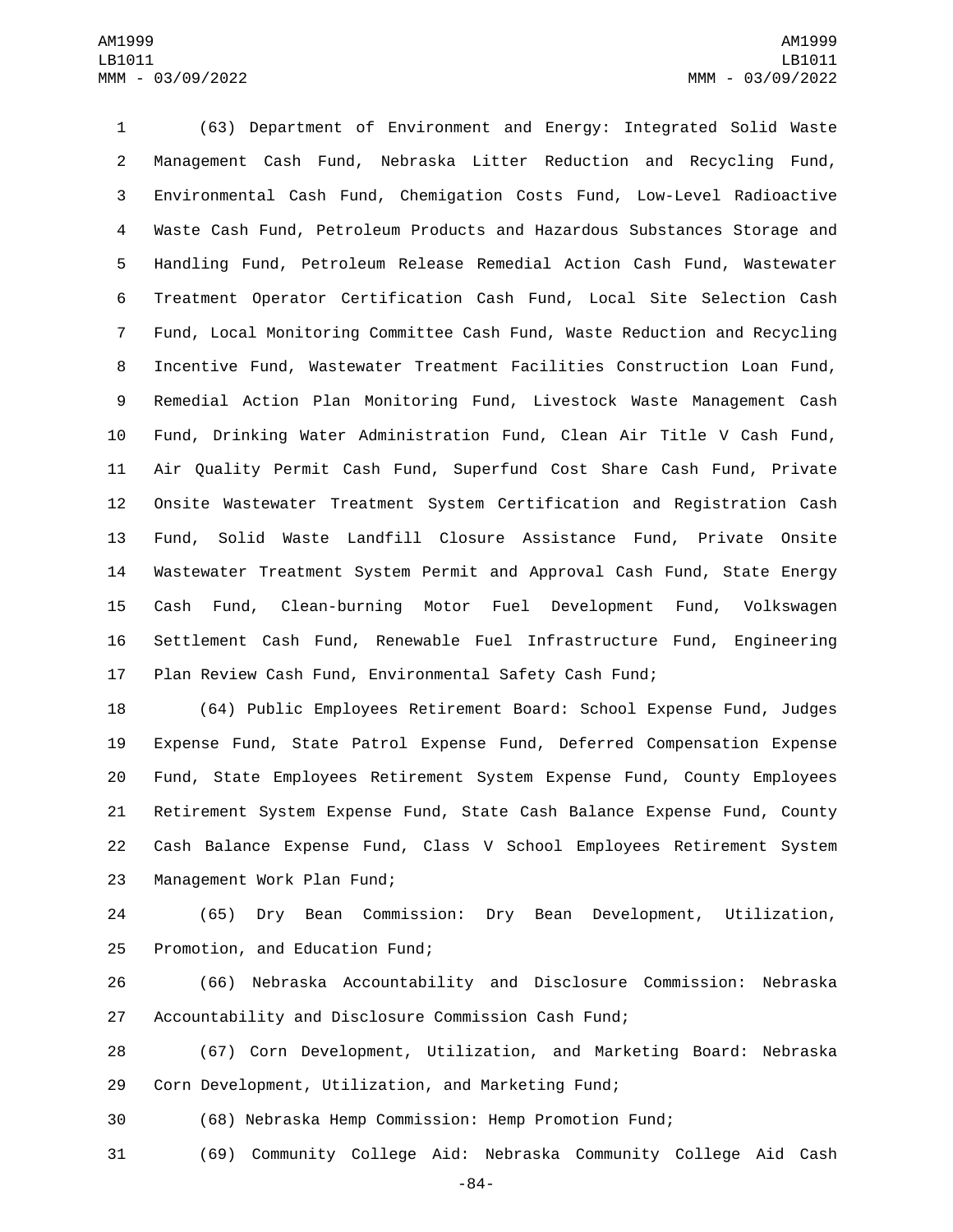(63) Department of Environment and Energy: Integrated Solid Waste Management Cash Fund, Nebraska Litter Reduction and Recycling Fund, Environmental Cash Fund, Chemigation Costs Fund, Low-Level Radioactive Waste Cash Fund, Petroleum Products and Hazardous Substances Storage and Handling Fund, Petroleum Release Remedial Action Cash Fund, Wastewater Treatment Operator Certification Cash Fund, Local Site Selection Cash Fund, Local Monitoring Committee Cash Fund, Waste Reduction and Recycling Incentive Fund, Wastewater Treatment Facilities Construction Loan Fund, Remedial Action Plan Monitoring Fund, Livestock Waste Management Cash Fund, Drinking Water Administration Fund, Clean Air Title V Cash Fund, Air Quality Permit Cash Fund, Superfund Cost Share Cash Fund, Private Onsite Wastewater Treatment System Certification and Registration Cash Fund, Solid Waste Landfill Closure Assistance Fund, Private Onsite Wastewater Treatment System Permit and Approval Cash Fund, State Energy Cash Fund, Clean-burning Motor Fuel Development Fund, Volkswagen Settlement Cash Fund, Renewable Fuel Infrastructure Fund, Engineering Plan Review Cash Fund, Environmental Safety Cash Fund;

(64) Public Employees Retirement Board: School Expense Fund, Judges Expense Fund, State Patrol Expense Fund, Deferred Compensation Expense Fund, State Employees Retirement System Expense Fund, County Employees Retirement System Expense Fund, State Cash Balance Expense Fund, County Cash Balance Expense Fund, Class V School Employees Retirement System Management Work Plan Fund;

(65) Dry Bean Commission: Dry Bean Development, Utilization, Promotion, and Education Fund;

(66) Nebraska Accountability and Disclosure Commission: Nebraska Accountability and Disclosure Commission Cash Fund;

(67) Corn Development, Utilization, and Marketing Board: Nebraska Corn Development, Utilization, and Marketing Fund;

(68) Nebraska Hemp Commission: Hemp Promotion Fund;

(69) Community College Aid: Nebraska Community College Aid Cash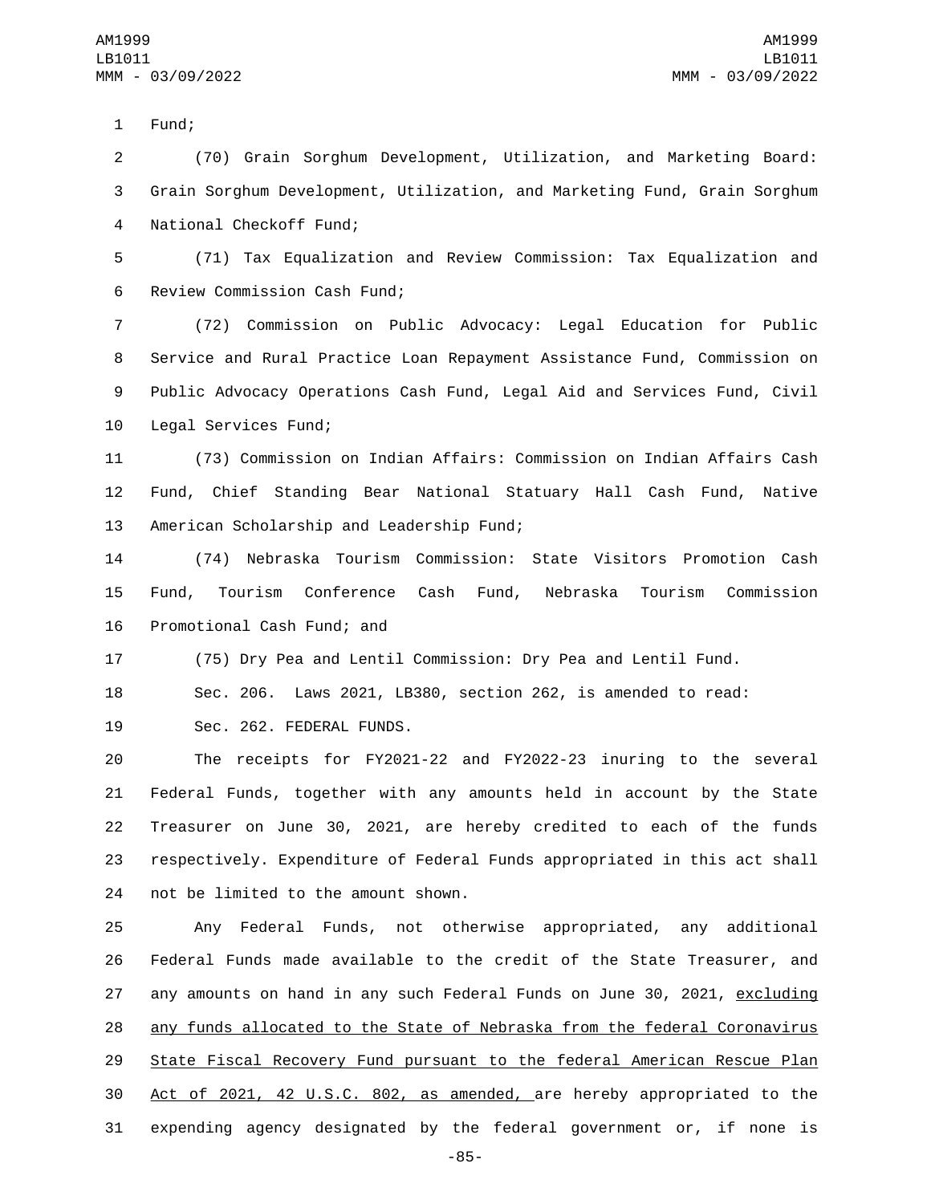Fund;

(70) Grain Sorghum Development, Utilization, and Marketing Board: Grain Sorghum Development, Utilization, and Marketing Fund, Grain Sorghum National Checkoff Fund;

(71) Tax Equalization and Review Commission: Tax Equalization and Review Commission Cash Fund;

(72) Commission on Public Advocacy: Legal Education for Public Service and Rural Practice Loan Repayment Assistance Fund, Commission on Public Advocacy Operations Cash Fund, Legal Aid and Services Fund, Civil Legal Services Fund;

(73) Commission on Indian Affairs: Commission on Indian Affairs Cash Fund, Chief Standing Bear National Statuary Hall Cash Fund, Native American Scholarship and Leadership Fund;

(74) Nebraska Tourism Commission: State Visitors Promotion Cash Fund, Tourism Conference Cash Fund, Nebraska Tourism Commission Promotional Cash Fund; and

(75) Dry Pea and Lentil Commission: Dry Pea and Lentil Fund.

Sec. 206. Laws 2021, LB380, section 262, is amended to read:

Sec. 262. FEDERAL FUNDS.

The receipts for FY2021-22 and FY2022-23 inuring to the several Federal Funds, together with any amounts held in account by the State Treasurer on June 30, 2021, are hereby credited to each of the funds respectively. Expenditure of Federal Funds appropriated in this act shall not be limited to the amount shown.

Any Federal Funds, not otherwise appropriated, any additional Federal Funds made available to the credit of the State Treasurer, and any amounts on hand in any such Federal Funds on June 30, 2021, <u>excluding any funds allocated to the State of Nebraska from the federal Coronavirus State Fiscal Recovery Fund pursuant to the federal American Rescue Plan Act of 2021, 42 U.S.C. 802, as amended,</u> are hereby appropriated to the expending agency designated by the federal government or, if none is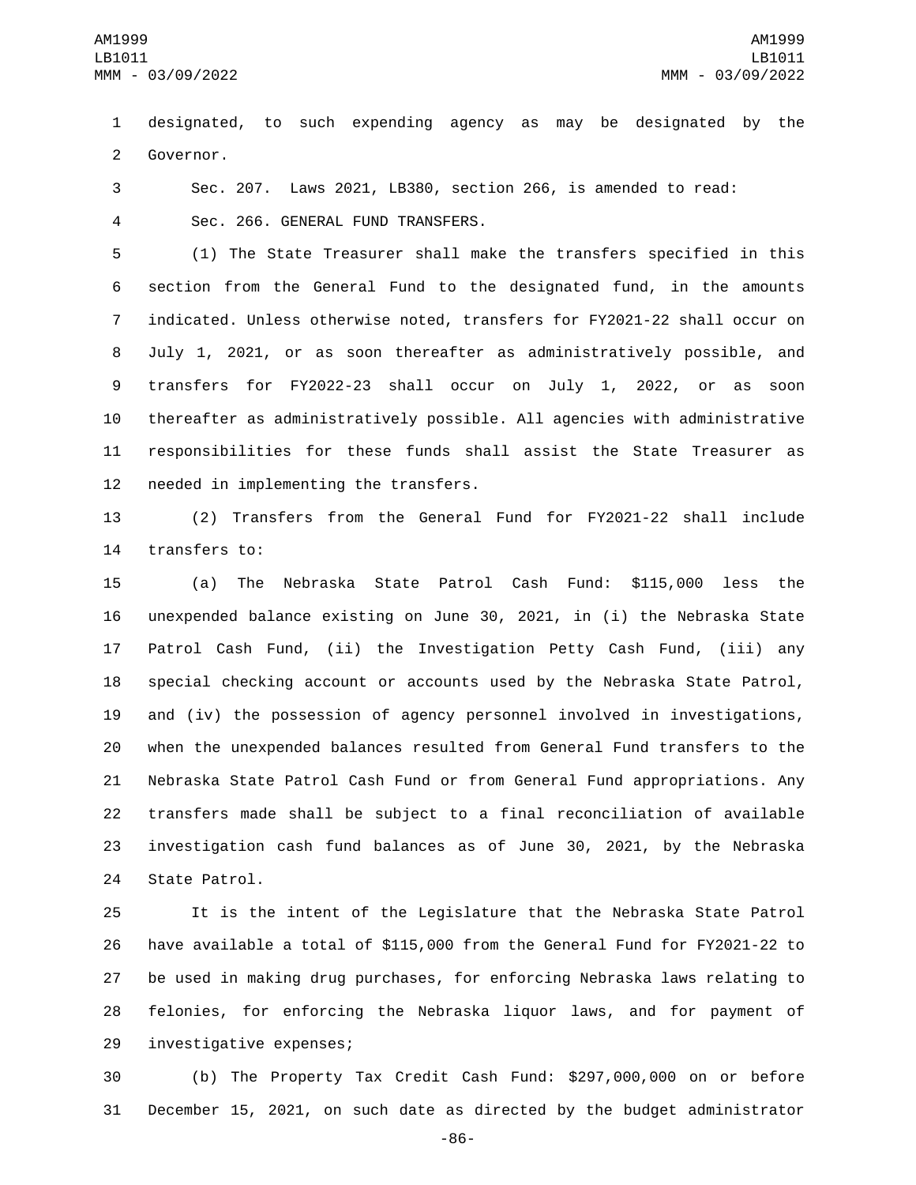designated, to such expending agency as may be designated by the Governor.

Sec. 207. Laws 2021, LB380, section 266, is amended to read:

Sec. 266. GENERAL FUND TRANSFERS.

(1) The State Treasurer shall make the transfers specified in this section from the General Fund to the designated fund, in the amounts indicated. Unless otherwise noted, transfers for FY2021-22 shall occur on July 1, 2021, or as soon thereafter as administratively possible, and transfers for FY2022-23 shall occur on July 1, 2022, or as soon thereafter as administratively possible. All agencies with administrative responsibilities for these funds shall assist the State Treasurer as needed in implementing the transfers.

(2) Transfers from the General Fund for FY2021-22 shall include transfers to:

(a) The Nebraska State Patrol Cash Fund: $115,000 less the unexpended balance existing on June 30, 2021, in (i) the Nebraska State Patrol Cash Fund, (ii) the Investigation Petty Cash Fund, (iii) any special checking account or accounts used by the Nebraska State Patrol, and (iv) the possession of agency personnel involved in investigations, when the unexpended balances resulted from General Fund transfers to the Nebraska State Patrol Cash Fund or from General Fund appropriations. Any transfers made shall be subject to a final reconciliation of available investigation cash fund balances as of June 30, 2021, by the Nebraska State Patrol.

It is the intent of the Legislature that the Nebraska State Patrol have available a total of $115,000 from the General Fund for FY2021-22 to be used in making drug purchases, for enforcing Nebraska laws relating to felonies, for enforcing the Nebraska liquor laws, and for payment of investigative expenses;

(b) The Property Tax Credit Cash Fund: $297,000,000 on or before December 15, 2021, on such date as directed by the budget administrator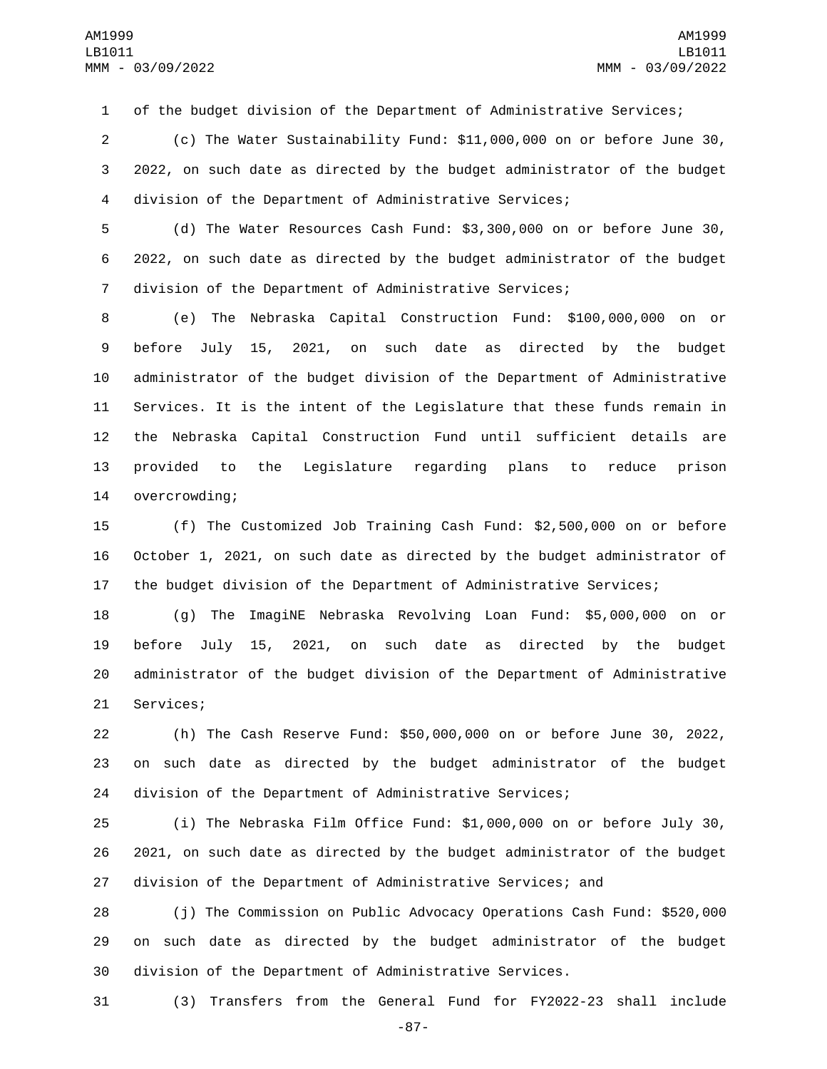of the budget division of the Department of Administrative Services;

(c) The Water Sustainability Fund: $11,000,000 on or before June 30, 2022, on such date as directed by the budget administrator of the budget division of the Department of Administrative Services;

(d) The Water Resources Cash Fund: $3,300,000 on or before June 30, 2022, on such date as directed by the budget administrator of the budget division of the Department of Administrative Services;

(e) The Nebraska Capital Construction Fund: $100,000,000 on or before July 15, 2021, on such date as directed by the budget administrator of the budget division of the Department of Administrative Services. It is the intent of the Legislature that these funds remain in the Nebraska Capital Construction Fund until sufficient details are provided to the Legislature regarding plans to reduce prison overcrowding;

(f) The Customized Job Training Cash Fund: $2,500,000 on or before October 1, 2021, on such date as directed by the budget administrator of the budget division of the Department of Administrative Services;

(g) The ImagiNE Nebraska Revolving Loan Fund: $5,000,000 on or before July 15, 2021, on such date as directed by the budget administrator of the budget division of the Department of Administrative Services;

(h) The Cash Reserve Fund: $50,000,000 on or before June 30, 2022, on such date as directed by the budget administrator of the budget division of the Department of Administrative Services;

(i) The Nebraska Film Office Fund: $1,000,000 on or before July 30, 2021, on such date as directed by the budget administrator of the budget division of the Department of Administrative Services; and

(j) The Commission on Public Advocacy Operations Cash Fund: $520,000 on such date as directed by the budget administrator of the budget division of the Department of Administrative Services.

(3) Transfers from the General Fund for FY2022-23 shall include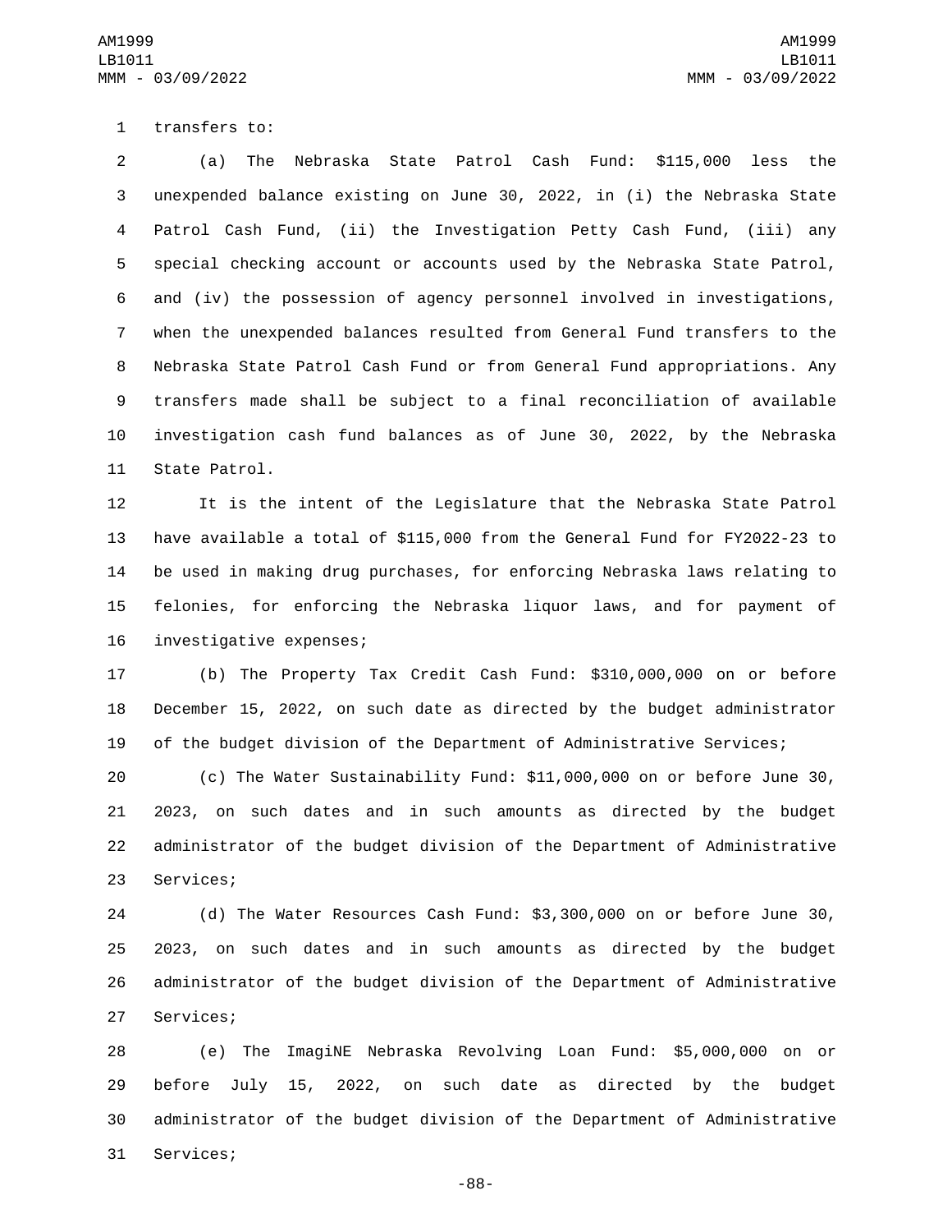transfers to:

(a) The Nebraska State Patrol Cash Fund: $115,000 less the unexpended balance existing on June 30, 2022, in (i) the Nebraska State Patrol Cash Fund, (ii) the Investigation Petty Cash Fund, (iii) any special checking account or accounts used by the Nebraska State Patrol, and (iv) the possession of agency personnel involved in investigations, when the unexpended balances resulted from General Fund transfers to the Nebraska State Patrol Cash Fund or from General Fund appropriations. Any transfers made shall be subject to a final reconciliation of available investigation cash fund balances as of June 30, 2022, by the Nebraska State Patrol.

It is the intent of the Legislature that the Nebraska State Patrol have available a total of $115,000 from the General Fund for FY2022-23 to be used in making drug purchases, for enforcing Nebraska laws relating to felonies, for enforcing the Nebraska liquor laws, and for payment of investigative expenses;

(b) The Property Tax Credit Cash Fund: $310,000,000 on or before December 15, 2022, on such date as directed by the budget administrator of the budget division of the Department of Administrative Services;

(c) The Water Sustainability Fund: $11,000,000 on or before June 30, 2023, on such dates and in such amounts as directed by the budget administrator of the budget division of the Department of Administrative Services;

(d) The Water Resources Cash Fund: $3,300,000 on or before June 30, 2023, on such dates and in such amounts as directed by the budget administrator of the budget division of the Department of Administrative Services;

(e) The ImagiNE Nebraska Revolving Loan Fund: $5,000,000 on or before July 15, 2022, on such date as directed by the budget administrator of the budget division of the Department of Administrative Services;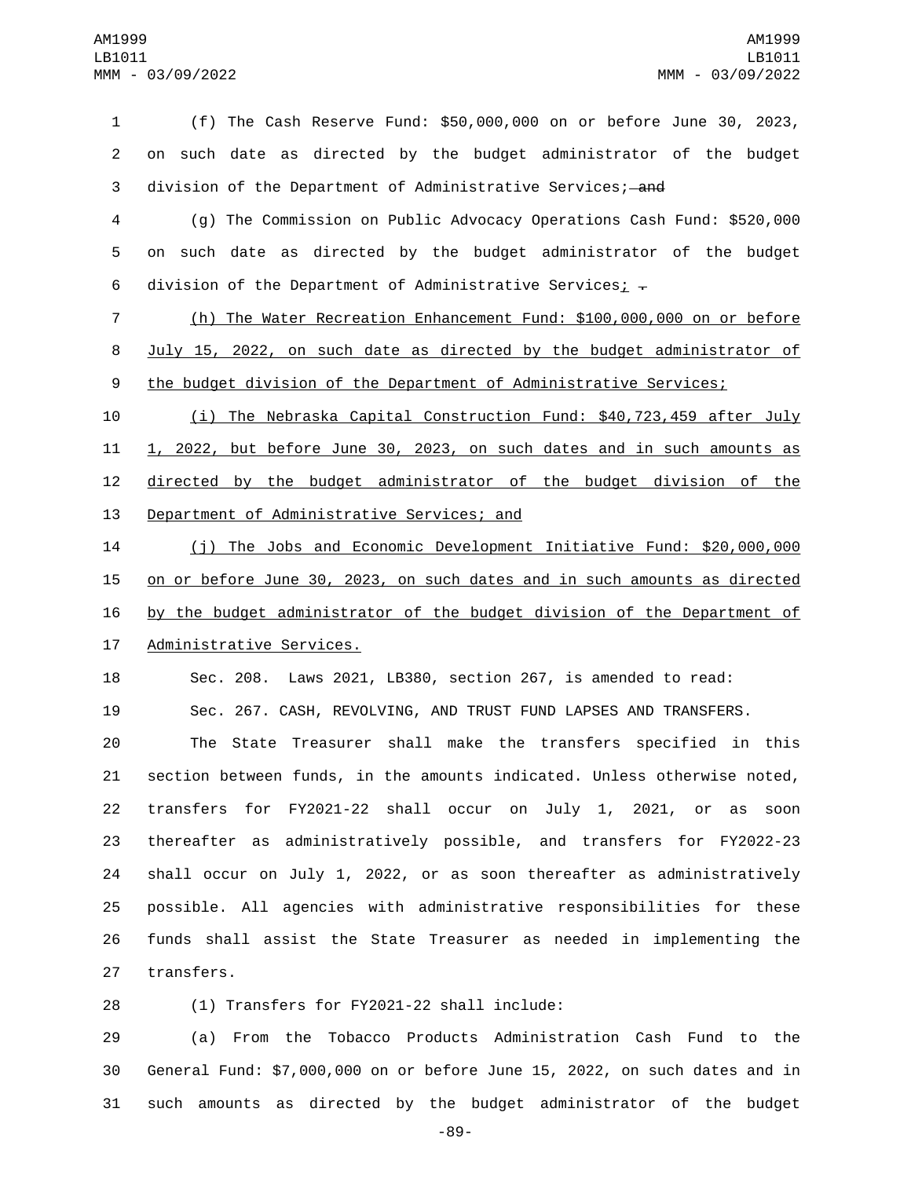(f) The Cash Reserve Fund: $50,000,000 on or before June 30, 2023, on such date as directed by the budget administrator of the budget division of the Department of Administrative Services; ~~and~~

(g) The Commission on Public Advocacy Operations Cash Fund: $520,000 on such date as directed by the budget administrator of the budget division of the Department of Administrative Services; ~~.~~

(h) The Water Recreation Enhancement Fund: $100,000,000 on or before July 15, 2022, on such date as directed by the budget administrator of the budget division of the Department of Administrative Services;

(i) The Nebraska Capital Construction Fund: $40,723,459 after July 1, 2022, but before June 30, 2023, on such dates and in such amounts as directed by the budget administrator of the budget division of the Department of Administrative Services; and

(j) The Jobs and Economic Development Initiative Fund: $20,000,000 on or before June 30, 2023, on such dates and in such amounts as directed by the budget administrator of the budget division of the Department of Administrative Services.

Sec. 208. Laws 2021, LB380, section 267, is amended to read:

Sec. 267. CASH, REVOLVING, AND TRUST FUND LAPSES AND TRANSFERS.

The State Treasurer shall make the transfers specified in this section between funds, in the amounts indicated. Unless otherwise noted, transfers for FY2021-22 shall occur on July 1, 2021, or as soon thereafter as administratively possible, and transfers for FY2022-23 shall occur on July 1, 2022, or as soon thereafter as administratively possible. All agencies with administrative responsibilities for these funds shall assist the State Treasurer as needed in implementing the transfers.

(1) Transfers for FY2021-22 shall include:

(a) From the Tobacco Products Administration Cash Fund to the General Fund: $7,000,000 on or before June 15, 2022, on such dates and in such amounts as directed by the budget administrator of the budget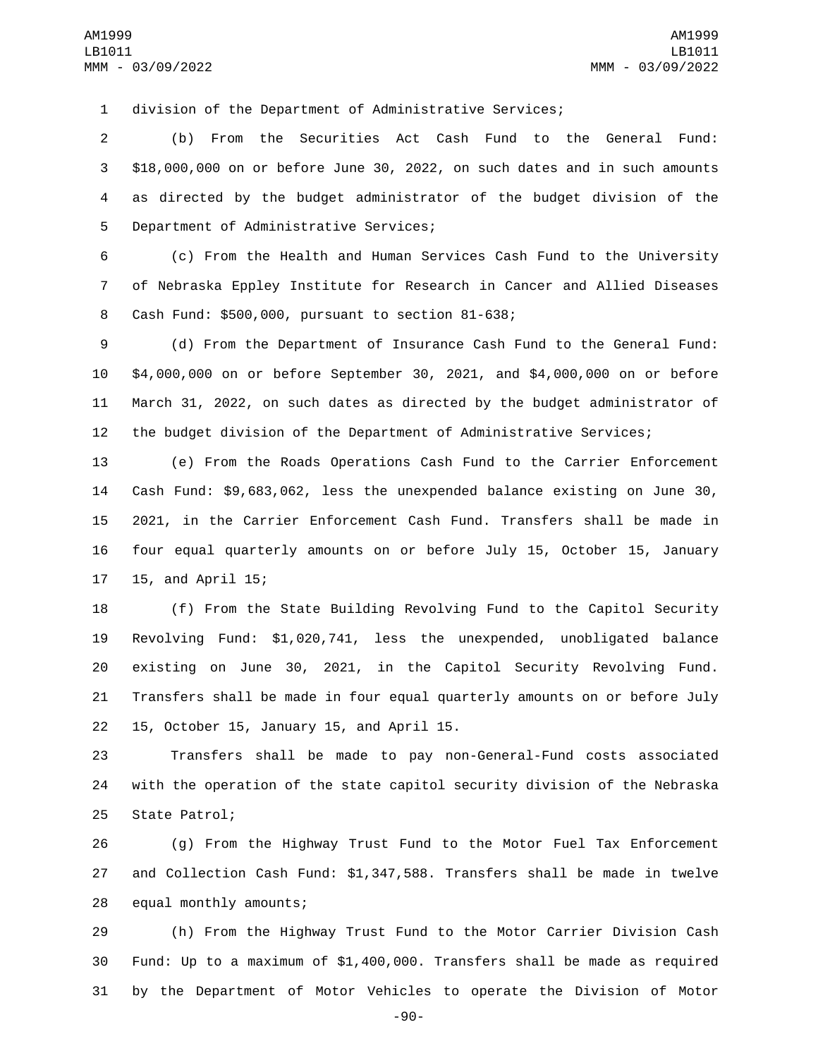division of the Department of Administrative Services;

(b) From the Securities Act Cash Fund to the General Fund: $18,000,000 on or before June 30, 2022, on such dates and in such amounts as directed by the budget administrator of the budget division of the Department of Administrative Services;

(c) From the Health and Human Services Cash Fund to the University of Nebraska Eppley Institute for Research in Cancer and Allied Diseases Cash Fund: $500,000, pursuant to section 81-638;

(d) From the Department of Insurance Cash Fund to the General Fund: $4,000,000 on or before September 30, 2021, and $4,000,000 on or before March 31, 2022, on such dates as directed by the budget administrator of the budget division of the Department of Administrative Services;

(e) From the Roads Operations Cash Fund to the Carrier Enforcement Cash Fund: $9,683,062, less the unexpended balance existing on June 30, 2021, in the Carrier Enforcement Cash Fund. Transfers shall be made in four equal quarterly amounts on or before July 15, October 15, January 15, and April 15;

(f) From the State Building Revolving Fund to the Capitol Security Revolving Fund: $1,020,741, less the unexpended, unobligated balance existing on June 30, 2021, in the Capitol Security Revolving Fund. Transfers shall be made in four equal quarterly amounts on or before July 15, October 15, January 15, and April 15.

Transfers shall be made to pay non-General-Fund costs associated with the operation of the state capitol security division of the Nebraska State Patrol;

(g) From the Highway Trust Fund to the Motor Fuel Tax Enforcement and Collection Cash Fund: $1,347,588. Transfers shall be made in twelve equal monthly amounts;

(h) From the Highway Trust Fund to the Motor Carrier Division Cash Fund: Up to a maximum of $1,400,000. Transfers shall be made as required by the Department of Motor Vehicles to operate the Division of Motor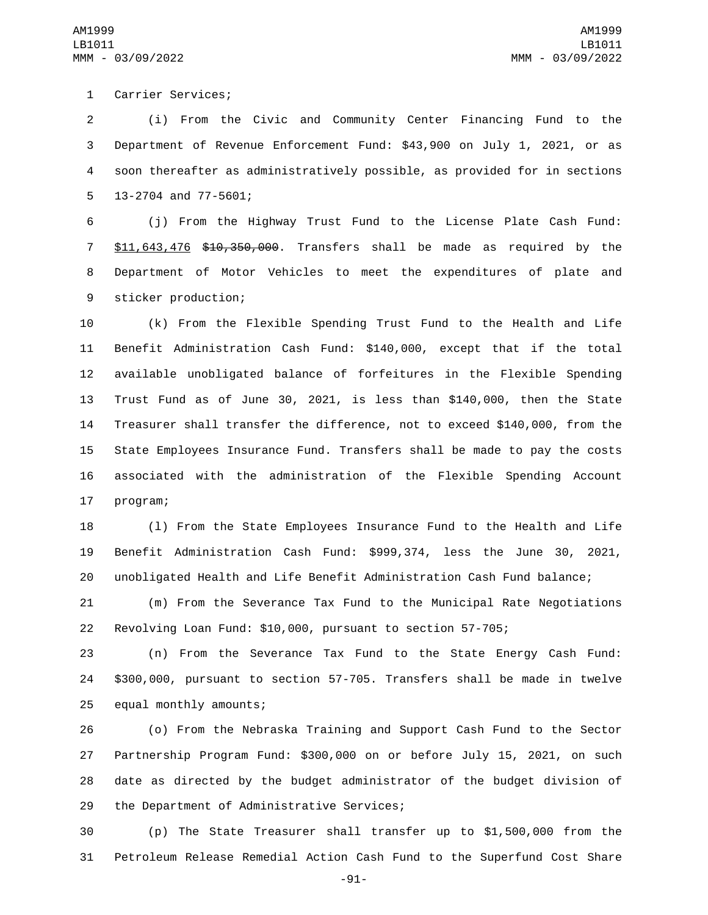Carrier Services;

(i) From the Civic and Community Center Financing Fund to the Department of Revenue Enforcement Fund: $43,900 on July 1, 2021, or as soon thereafter as administratively possible, as provided for in sections 13-2704 and 77-5601;

(j) From the Highway Trust Fund to the License Plate Cash Fund: <u>$11,643,476</u> ~~$10,350,000~~. Transfers shall be made as required by the Department of Motor Vehicles to meet the expenditures of plate and sticker production;

(k) From the Flexible Spending Trust Fund to the Health and Life Benefit Administration Cash Fund: $140,000, except that if the total available unobligated balance of forfeitures in the Flexible Spending Trust Fund as of June 30, 2021, is less than $140,000, then the State Treasurer shall transfer the difference, not to exceed $140,000, from the State Employees Insurance Fund. Transfers shall be made to pay the costs associated with the administration of the Flexible Spending Account program;

(l) From the State Employees Insurance Fund to the Health and Life Benefit Administration Cash Fund: $999,374, less the June 30, 2021, unobligated Health and Life Benefit Administration Cash Fund balance;

(m) From the Severance Tax Fund to the Municipal Rate Negotiations Revolving Loan Fund: $10,000, pursuant to section 57-705;

(n) From the Severance Tax Fund to the State Energy Cash Fund: $300,000, pursuant to section 57-705. Transfers shall be made in twelve equal monthly amounts;

(o) From the Nebraska Training and Support Cash Fund to the Sector Partnership Program Fund: $300,000 on or before July 15, 2021, on such date as directed by the budget administrator of the budget division of the Department of Administrative Services;

(p) The State Treasurer shall transfer up to $1,500,000 from the Petroleum Release Remedial Action Cash Fund to the Superfund Cost Share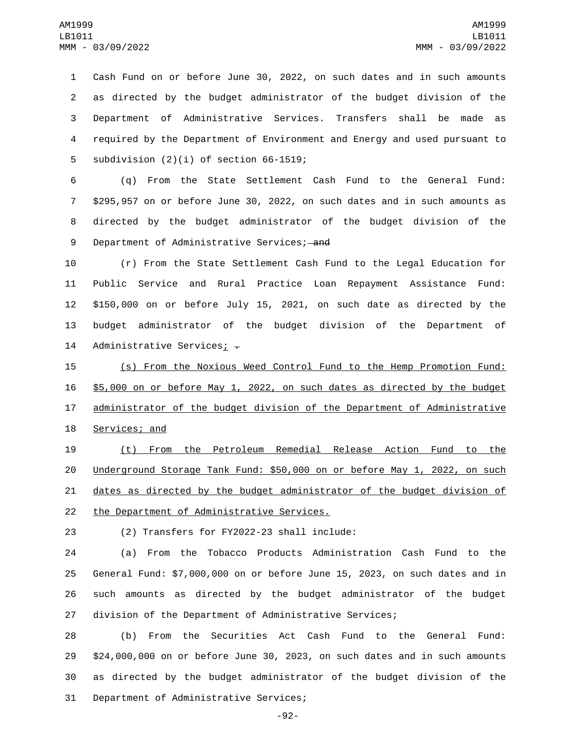Cash Fund on or before June 30, 2022, on such dates and in such amounts as directed by the budget administrator of the budget division of the Department of Administrative Services. Transfers shall be made as required by the Department of Environment and Energy and used pursuant to subdivision (2)(i) of section 66-1519;

(q) From the State Settlement Cash Fund to the General Fund: $295,957 on or before June 30, 2022, on such dates and in such amounts as directed by the budget administrator of the budget division of the Department of Administrative Services; ~~and~~

(r) From the State Settlement Cash Fund to the Legal Education for Public Service and Rural Practice Loan Repayment Assistance Fund: $150,000 on or before July 15, 2021, on such date as directed by the budget administrator of the budget division of the Department of Administrative Services; ~~.~~

(s) From the Noxious Weed Control Fund to the Hemp Promotion Fund: $5,000 on or before May 1, 2022, on such dates as directed by the budget administrator of the budget division of the Department of Administrative Services; and

(t) From the Petroleum Remedial Release Action Fund to the Underground Storage Tank Fund: $50,000 on or before May 1, 2022, on such dates as directed by the budget administrator of the budget division of the Department of Administrative Services.

(2) Transfers for FY2022-23 shall include:

(a) From the Tobacco Products Administration Cash Fund to the General Fund: $7,000,000 on or before June 15, 2023, on such dates and in such amounts as directed by the budget administrator of the budget division of the Department of Administrative Services;

(b) From the Securities Act Cash Fund to the General Fund: $24,000,000 on or before June 30, 2023, on such dates and in such amounts as directed by the budget administrator of the budget division of the Department of Administrative Services;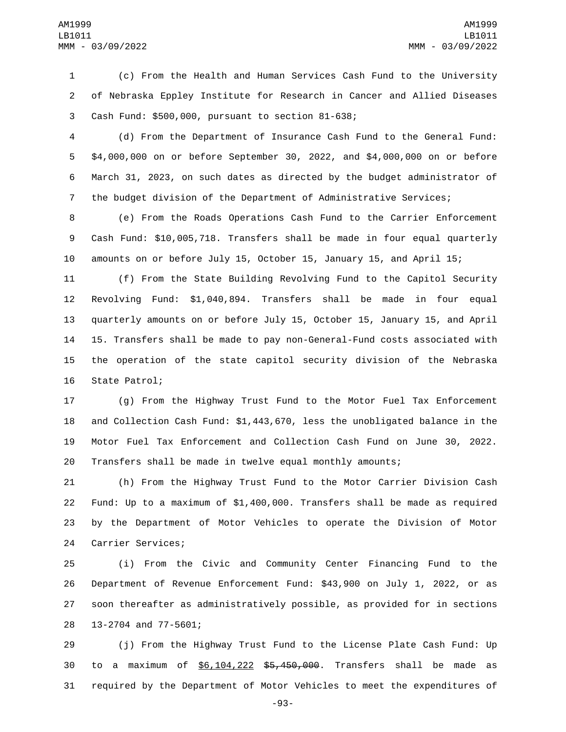(c) From the Health and Human Services Cash Fund to the University of Nebraska Eppley Institute for Research in Cancer and Allied Diseases Cash Fund: $500,000, pursuant to section 81-638;

(d) From the Department of Insurance Cash Fund to the General Fund: $4,000,000 on or before September 30, 2022, and $4,000,000 on or before March 31, 2023, on such dates as directed by the budget administrator of the budget division of the Department of Administrative Services;

(e) From the Roads Operations Cash Fund to the Carrier Enforcement Cash Fund: $10,005,718. Transfers shall be made in four equal quarterly amounts on or before July 15, October 15, January 15, and April 15;

(f) From the State Building Revolving Fund to the Capitol Security Revolving Fund: $1,040,894. Transfers shall be made in four equal quarterly amounts on or before July 15, October 15, January 15, and April 15. Transfers shall be made to pay non-General-Fund costs associated with the operation of the state capitol security division of the Nebraska State Patrol;

(g) From the Highway Trust Fund to the Motor Fuel Tax Enforcement and Collection Cash Fund: $1,443,670, less the unobligated balance in the Motor Fuel Tax Enforcement and Collection Cash Fund on June 30, 2022. Transfers shall be made in twelve equal monthly amounts;

(h) From the Highway Trust Fund to the Motor Carrier Division Cash Fund: Up to a maximum of $1,400,000. Transfers shall be made as required by the Department of Motor Vehicles to operate the Division of Motor Carrier Services;

(i) From the Civic and Community Center Financing Fund to the Department of Revenue Enforcement Fund: $43,900 on July 1, 2022, or as soon thereafter as administratively possible, as provided for in sections 13-2704 and 77-5601;

(j) From the Highway Trust Fund to the License Plate Cash Fund: Up to a maximum of <u>$6,104,222</u> ~~$5,450,000~~. Transfers shall be made as required by the Department of Motor Vehicles to meet the expenditures of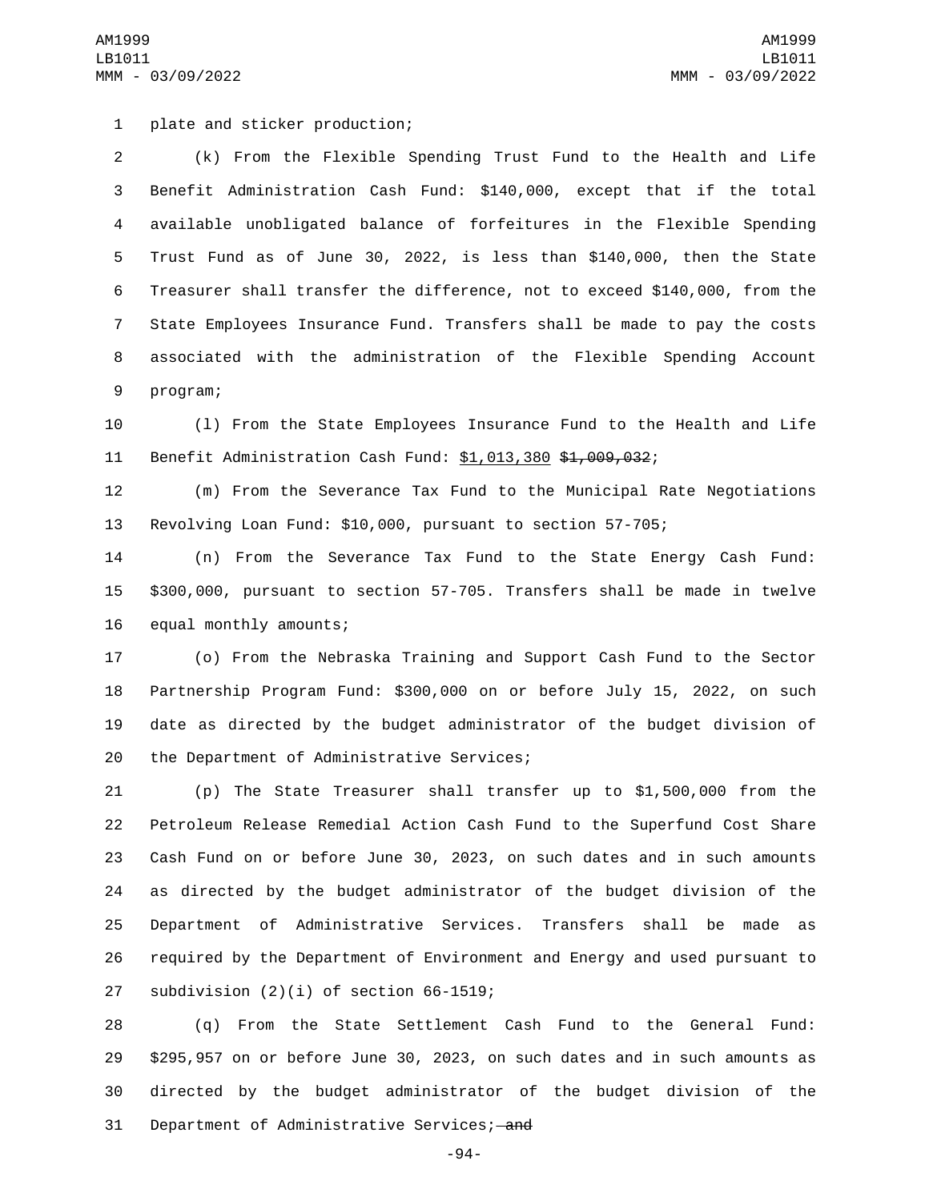plate and sticker production;

(k) From the Flexible Spending Trust Fund to the Health and Life Benefit Administration Cash Fund: $140,000, except that if the total available unobligated balance of forfeitures in the Flexible Spending Trust Fund as of June 30, 2022, is less than $140,000, then the State Treasurer shall transfer the difference, not to exceed $140,000, from the State Employees Insurance Fund. Transfers shall be made to pay the costs associated with the administration of the Flexible Spending Account program;

(l) From the State Employees Insurance Fund to the Health and Life Benefit Administration Cash Fund: $1,013,380 ~~$1,009,032~~;

(m) From the Severance Tax Fund to the Municipal Rate Negotiations Revolving Loan Fund: $10,000, pursuant to section 57-705;

(n) From the Severance Tax Fund to the State Energy Cash Fund: $300,000, pursuant to section 57-705. Transfers shall be made in twelve equal monthly amounts;

(o) From the Nebraska Training and Support Cash Fund to the Sector Partnership Program Fund: $300,000 on or before July 15, 2022, on such date as directed by the budget administrator of the budget division of the Department of Administrative Services;

(p) The State Treasurer shall transfer up to $1,500,000 from the Petroleum Release Remedial Action Cash Fund to the Superfund Cost Share Cash Fund on or before June 30, 2023, on such dates and in such amounts as directed by the budget administrator of the budget division of the Department of Administrative Services. Transfers shall be made as required by the Department of Environment and Energy and used pursuant to subdivision (2)(i) of section 66-1519;

(q) From the State Settlement Cash Fund to the General Fund: $295,957 on or before June 30, 2023, on such dates and in such amounts as directed by the budget administrator of the budget division of the Department of Administrative Services; ~~and~~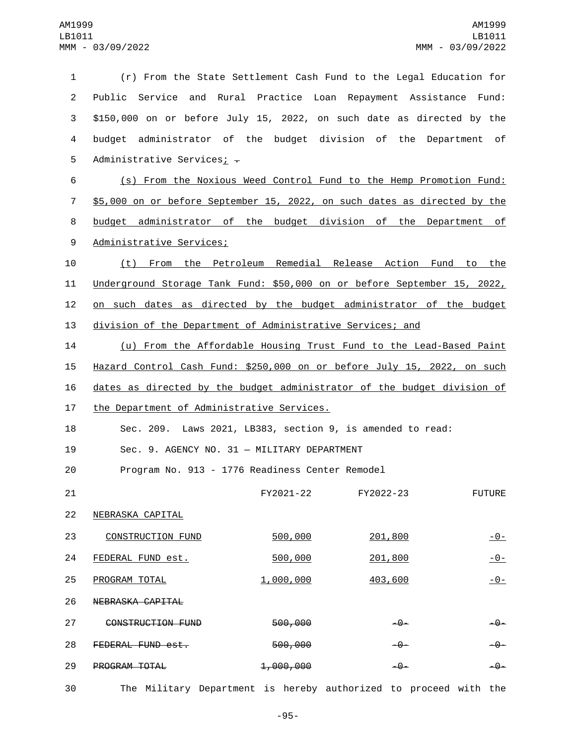(r) From the State Settlement Cash Fund to the Legal Education for Public Service and Rural Practice Loan Repayment Assistance Fund: $150,000 on or before July 15, 2022, on such date as directed by the budget administrator of the budget division of the Department of Administrative Services; ~~.~~

(s) From the Noxious Weed Control Fund to the Hemp Promotion Fund: $5,000 on or before September 15, 2022, on such dates as directed by the budget administrator of the budget division of the Department of Administrative Services;

(t) From the Petroleum Remedial Release Action Fund to the Underground Storage Tank Fund: $50,000 on or before September 15, 2022, on such dates as directed by the budget administrator of the budget division of the Department of Administrative Services; and

(u) From the Affordable Housing Trust Fund to the Lead-Based Paint Hazard Control Cash Fund: $250,000 on or before July 15, 2022, on such dates as directed by the budget administrator of the budget division of the Department of Administrative Services.

Sec. 209. Laws 2021, LB383, section 9, is amended to read:

Sec. 9. AGENCY NO. 31 — MILITARY DEPARTMENT

Program No. 913 - 1776 Readiness Center Remodel

| | FY2021-22 | FY2022-23 | FUTURE |
|---|---|---|---|
| NEBRASKA CAPITAL CONSTRUCTION FUND | 500,000 | 201,800 | -0- |
| FEDERAL FUND est. | 500,000 | 201,800 | -0- |
| PROGRAM TOTAL | 1,000,000 | 403,600 | -0- |
| ~~NEBRASKA CAPITAL CONSTRUCTION FUND~~ | ~~500,000~~ | ~~-0-~~ | ~~-0-~~ |
| ~~FEDERAL FUND est.~~ | ~~500,000~~ | ~~-0-~~ | ~~-0-~~ |
| ~~PROGRAM TOTAL~~ | ~~1,000,000~~ | ~~-0-~~ | ~~-0-~~ |

The Military Department is hereby authorized to proceed with the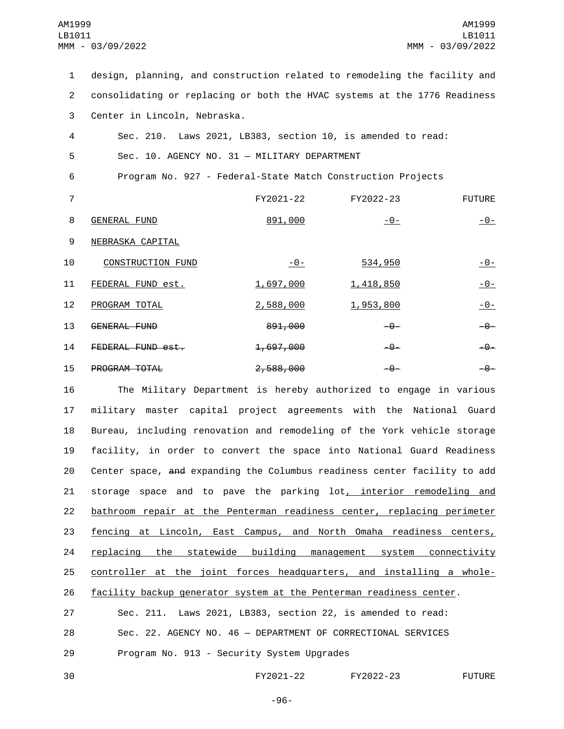design, planning, and construction related to remodeling the facility and consolidating or replacing or both the HVAC systems at the 1776 Readiness Center in Lincoln, Nebraska.

Sec. 210. Laws 2021, LB383, section 10, is amended to read:

Sec. 10. AGENCY NO. 31 — MILITARY DEPARTMENT

Program No. 927 - Federal-State Match Construction Projects

| | FY2021-22 | FY2022-23 | FUTURE |
|---|---|---|---|
| GENERAL FUND | 891,000 | -0- | -0- |
| NEBRASKA CAPITAL CONSTRUCTION FUND | -0- | 534,950 | -0- |
| FEDERAL FUND est. | 1,697,000 | 1,418,850 | -0- |
| PROGRAM TOTAL | 2,588,000 | 1,953,800 | -0- |
| ~~GENERAL FUND~~ | ~~891,000~~ | ~~-0-~~ | ~~-0-~~ |
| ~~FEDERAL FUND est.~~ | ~~1,697,000~~ | ~~-0-~~ | ~~-0-~~ |
| ~~PROGRAM TOTAL~~ | ~~2,588,000~~ | ~~-0-~~ | ~~-0-~~ |

The Military Department is hereby authorized to engage in various military master capital project agreements with the National Guard Bureau, including renovation and remodeling of the York vehicle storage facility, in order to convert the space into National Guard Readiness Center space, ~~and~~ expanding the Columbus readiness center facility to add storage space and to pave the parking lot, interior remodeling and bathroom repair at the Penterman readiness center, replacing perimeter fencing at Lincoln, East Campus, and North Omaha readiness centers, replacing the statewide building management system connectivity controller at the joint forces headquarters, and installing a whole-facility backup generator system at the Penterman readiness center.

Sec. 211. Laws 2021, LB383, section 22, is amended to read:

Sec. 22. AGENCY NO. 46 — DEPARTMENT OF CORRECTIONAL SERVICES

Program No. 913 - Security System Upgrades

| | FY2021-22 | FY2022-23 | FUTURE |
|---|---|---|---|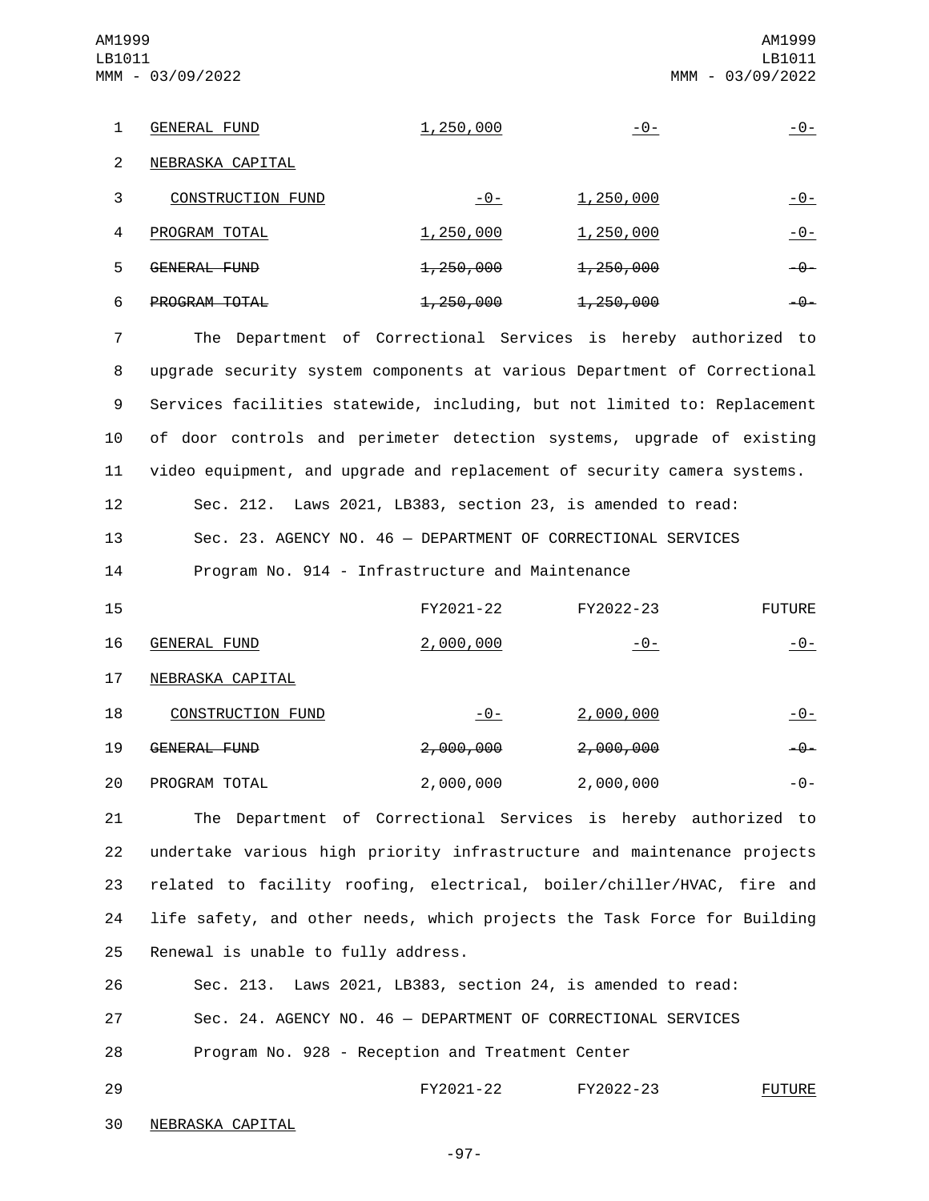| | FY2021-22 | FY2022-23 | FUTURE |
|---|---|---|---|
| <u>GENERAL FUND</u> | <u>1,250,000</u> | <u>-0-</u> | <u>-0-</u> |
| <u>NEBRASKA CAPITAL</u> | | | |
| <u>CONSTRUCTION FUND</u> | <u>-0-</u> | <u>1,250,000</u> | <u>-0-</u> |
| <u>PROGRAM TOTAL</u> | <u>1,250,000</u> | <u>1,250,000</u> | <u>-0-</u> |
| ~~GENERAL FUND~~ | ~~1,250,000~~ | ~~1,250,000~~ | ~~-0-~~ |
| ~~PROGRAM TOTAL~~ | ~~1,250,000~~ | ~~1,250,000~~ | ~~-0-~~ |

The Department of Correctional Services is hereby authorized to upgrade security system components at various Department of Correctional Services facilities statewide, including, but not limited to: Replacement of door controls and perimeter detection systems, upgrade of existing video equipment, and upgrade and replacement of security camera systems.

Sec. 212. Laws 2021, LB383, section 23, is amended to read:

Sec. 23. AGENCY NO. 46 — DEPARTMENT OF CORRECTIONAL SERVICES

Program No. 914 - Infrastructure and Maintenance

| | FY2021-22 | FY2022-23 | FUTURE |
|---|---|---|---|
| <u>GENERAL FUND</u> | <u>2,000,000</u> | <u>-0-</u> | <u>-0-</u> |
| <u>NEBRASKA CAPITAL</u> | | | |
| <u>CONSTRUCTION FUND</u> | <u>-0-</u> | <u>2,000,000</u> | <u>-0-</u> |
| ~~GENERAL FUND~~ | ~~2,000,000~~ | ~~2,000,000~~ | ~~-0-~~ |
| PROGRAM TOTAL | 2,000,000 | 2,000,000 | -0- |

The Department of Correctional Services is hereby authorized to undertake various high priority infrastructure and maintenance projects related to facility roofing, electrical, boiler/chiller/HVAC, fire and life safety, and other needs, which projects the Task Force for Building Renewal is unable to fully address.

Sec. 213. Laws 2021, LB383, section 24, is amended to read:

Sec. 24. AGENCY NO. 46 — DEPARTMENT OF CORRECTIONAL SERVICES

Program No. 928 - Reception and Treatment Center

| | FY2021-22 | FY2022-23 | <u>FUTURE</u> |
|---|---|---|---|
| <u>NEBRASKA CAPITAL</u> | | | |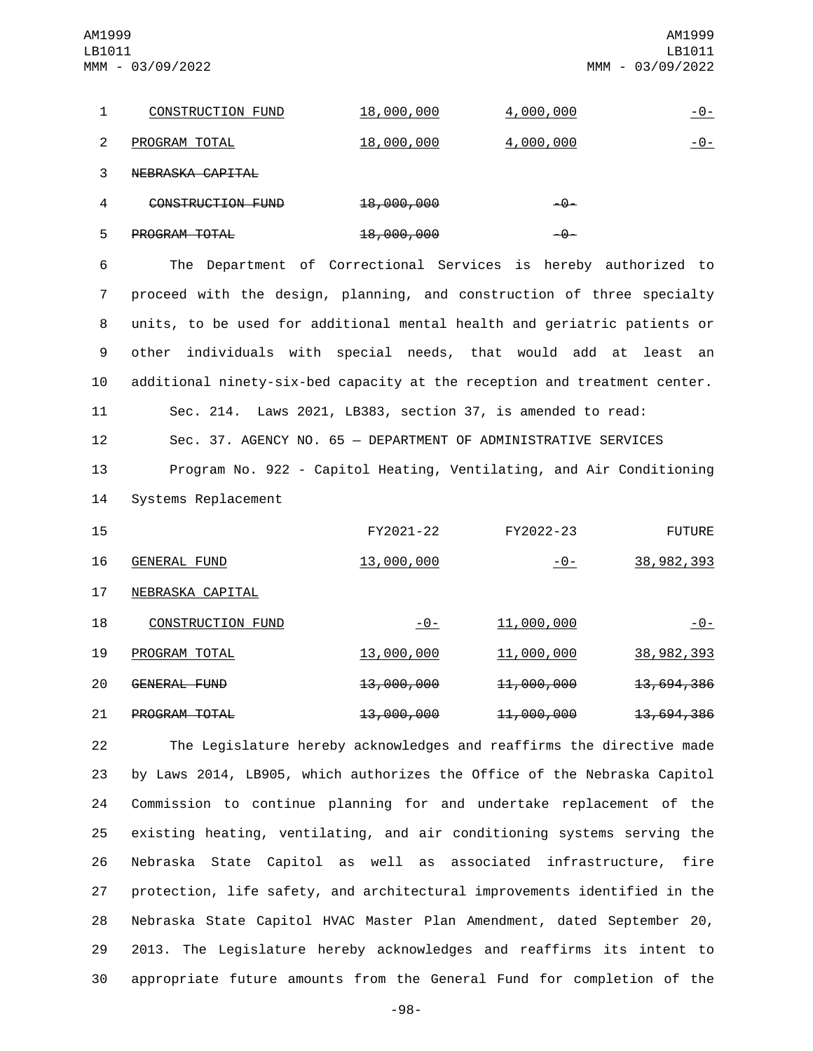| | | | |
|---|---|---|---|
| CONSTRUCTION FUND | 18,000,000 | 4,000,000 | -0- |
| PROGRAM TOTAL | 18,000,000 | 4,000,000 | -0- |
| ~~NEBRASKA CAPITAL~~ | | | |
| ~~CONSTRUCTION FUND~~ | ~~18,000,000~~ | ~~-0-~~ | |
| ~~PROGRAM TOTAL~~ | ~~18,000,000~~ | ~~-0-~~ | |

The Department of Correctional Services is hereby authorized to proceed with the design, planning, and construction of three specialty units, to be used for additional mental health and geriatric patients or other individuals with special needs, that would add at least an additional ninety-six-bed capacity at the reception and treatment center.

Sec. 214. Laws 2021, LB383, section 37, is amended to read:

Sec. 37. AGENCY NO. 65 — DEPARTMENT OF ADMINISTRATIVE SERVICES

Program No. 922 - Capitol Heating, Ventilating, and Air Conditioning Systems Replacement

| | FY2021-22 | FY2022-23 | FUTURE |
|---|---|---|---|
| GENERAL FUND | 13,000,000 | -0- | 38,982,393 |
| NEBRASKA CAPITAL | | | |
| CONSTRUCTION FUND | -0- | 11,000,000 | -0- |
| PROGRAM TOTAL | 13,000,000 | 11,000,000 | 38,982,393 |
| ~~GENERAL FUND~~ | ~~13,000,000~~ | ~~11,000,000~~ | ~~13,694,386~~ |
| ~~PROGRAM TOTAL~~ | ~~13,000,000~~ | ~~11,000,000~~ | ~~13,694,386~~ |

The Legislature hereby acknowledges and reaffirms the directive made by Laws 2014, LB905, which authorizes the Office of the Nebraska Capitol Commission to continue planning for and undertake replacement of the existing heating, ventilating, and air conditioning systems serving the Nebraska State Capitol as well as associated infrastructure, fire protection, life safety, and architectural improvements identified in the Nebraska State Capitol HVAC Master Plan Amendment, dated September 20, 2013. The Legislature hereby acknowledges and reaffirms its intent to appropriate future amounts from the General Fund for completion of the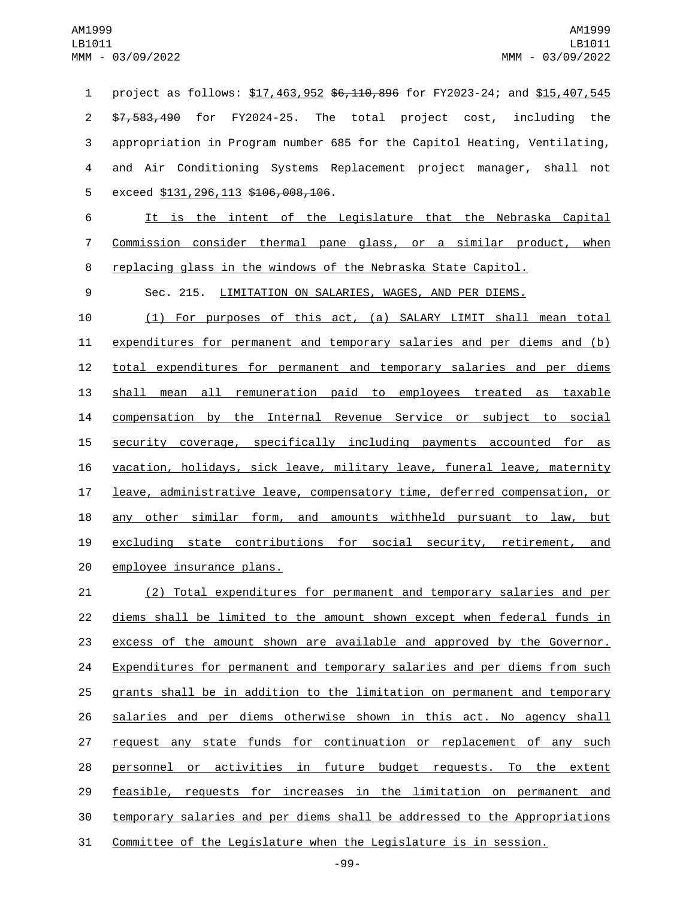project as follows: $17,463,952 ~~$6,110,896~~ for FY2023-24; and $15,407,545 ~~$7,583,490~~ for FY2024-25. The total project cost, including the appropriation in Program number 685 for the Capitol Heating, Ventilating, and Air Conditioning Systems Replacement project manager, shall not exceed $131,296,113 ~~$106,008,106~~.

It is the intent of the Legislature that the Nebraska Capital Commission consider thermal pane glass, or a similar product, when replacing glass in the windows of the Nebraska State Capitol.

Sec. 215. LIMITATION ON SALARIES, WAGES, AND PER DIEMS.

(1) For purposes of this act, (a) SALARY LIMIT shall mean total expenditures for permanent and temporary salaries and per diems and (b) total expenditures for permanent and temporary salaries and per diems shall mean all remuneration paid to employees treated as taxable compensation by the Internal Revenue Service or subject to social security coverage, specifically including payments accounted for as vacation, holidays, sick leave, military leave, funeral leave, maternity leave, administrative leave, compensatory time, deferred compensation, or any other similar form, and amounts withheld pursuant to law, but excluding state contributions for social security, retirement, and employee insurance plans.

(2) Total expenditures for permanent and temporary salaries and per diems shall be limited to the amount shown except when federal funds in excess of the amount shown are available and approved by the Governor. Expenditures for permanent and temporary salaries and per diems from such grants shall be in addition to the limitation on permanent and temporary salaries and per diems otherwise shown in this act. No agency shall request any state funds for continuation or replacement of any such personnel or activities in future budget requests. To the extent feasible, requests for increases in the limitation on permanent and temporary salaries and per diems shall be addressed to the Appropriations Committee of the Legislature when the Legislature is in session.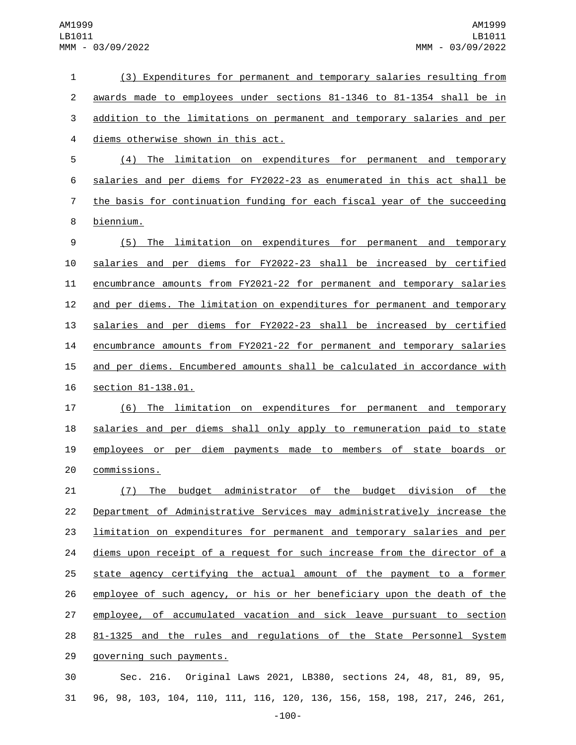(3) Expenditures for permanent and temporary salaries resulting from awards made to employees under sections 81-1346 to 81-1354 shall be in addition to the limitations on permanent and temporary salaries and per diems otherwise shown in this act.

(4) The limitation on expenditures for permanent and temporary salaries and per diems for FY2022-23 as enumerated in this act shall be the basis for continuation funding for each fiscal year of the succeeding biennium.

(5) The limitation on expenditures for permanent and temporary salaries and per diems for FY2022-23 shall be increased by certified encumbrance amounts from FY2021-22 for permanent and temporary salaries and per diems. The limitation on expenditures for permanent and temporary salaries and per diems for FY2022-23 shall be increased by certified encumbrance amounts from FY2021-22 for permanent and temporary salaries and per diems. Encumbered amounts shall be calculated in accordance with section 81-138.01.

(6) The limitation on expenditures for permanent and temporary salaries and per diems shall only apply to remuneration paid to state employees or per diem payments made to members of state boards or commissions.

(7) The budget administrator of the budget division of the Department of Administrative Services may administratively increase the limitation on expenditures for permanent and temporary salaries and per diems upon receipt of a request for such increase from the director of a state agency certifying the actual amount of the payment to a former employee of such agency, or his or her beneficiary upon the death of the employee, of accumulated vacation and sick leave pursuant to section 81-1325 and the rules and regulations of the State Personnel System governing such payments.

Sec. 216. Original Laws 2021, LB380, sections 24, 48, 81, 89, 95, 96, 98, 103, 104, 110, 111, 116, 120, 136, 156, 158, 198, 217, 246, 261,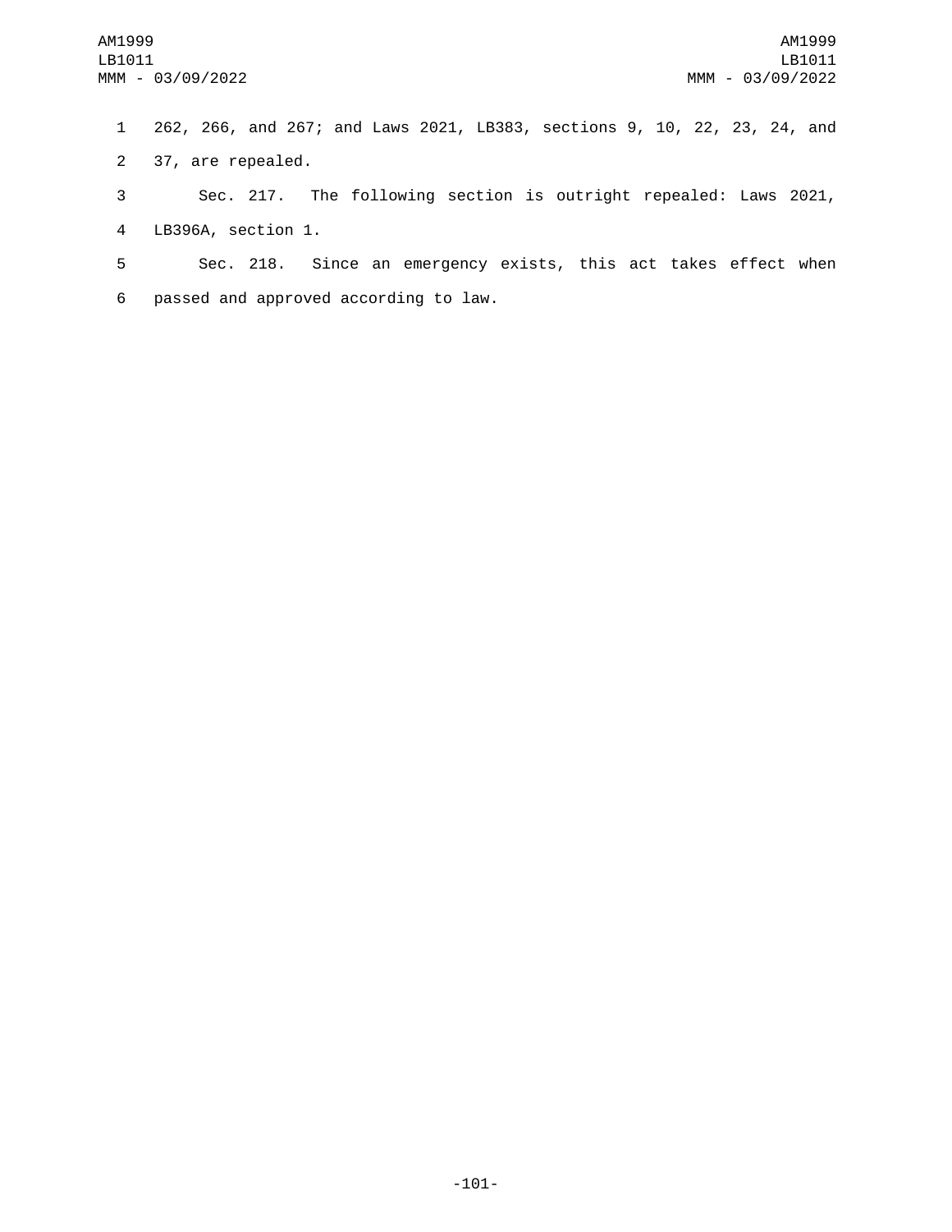262, 266, and 267; and Laws 2021, LB383, sections 9, 10, 22, 23, 24, and 37, are repealed.

Sec. 217. The following section is outright repealed: Laws 2021, LB396A, section 1.

Sec. 218. Since an emergency exists, this act takes effect when passed and approved according to law.